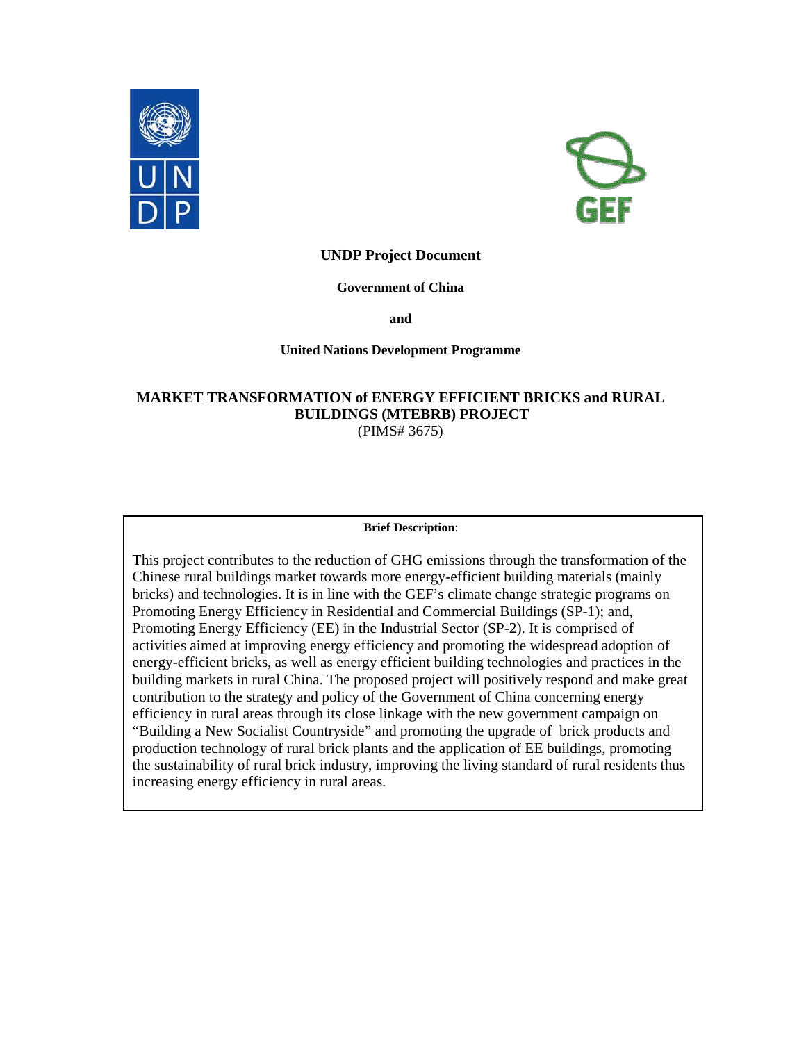**UNDP Project Document**

**Government of China**

**and**

**United Nations Development Programme**

# MARKET TRANSFORMATION of ENERGY EFFICIENT BRICKS and RURAL BUILDINGS (MTEBRB) PROJECT

(PIMS# 3675)

**Brief Description**:

This project contributes to the reduction of GHG emissions through the transformation of the Chinese rural buildings market towards more energy-efficient building materials (mainly bricks) and technologies. It is in line with the GEF's climate change strategic programs on Promoting Energy Efficiency in Residential and Commercial Buildings (SP-1); and, Promoting Energy Efficiency (EE) in the Industrial Sector (SP-2). It is comprised of activities aimed at improving energy efficiency and promoting the widespread adoption of energy-efficient bricks, as well as energy efficient building technologies and practices in the building markets in rural China. The proposed project will positively respond and make great contribution to the strategy and policy of the Government of China concerning energy efficiency in rural areas through its close linkage with the new government campaign on "Building a New Socialist Countryside" and promoting the upgrade of brick products and production technology of rural brick plants and the application of EE buildings, promoting the sustainability of rural brick industry, improving the living standard of rural residents thus increasing energy efficiency in rural areas.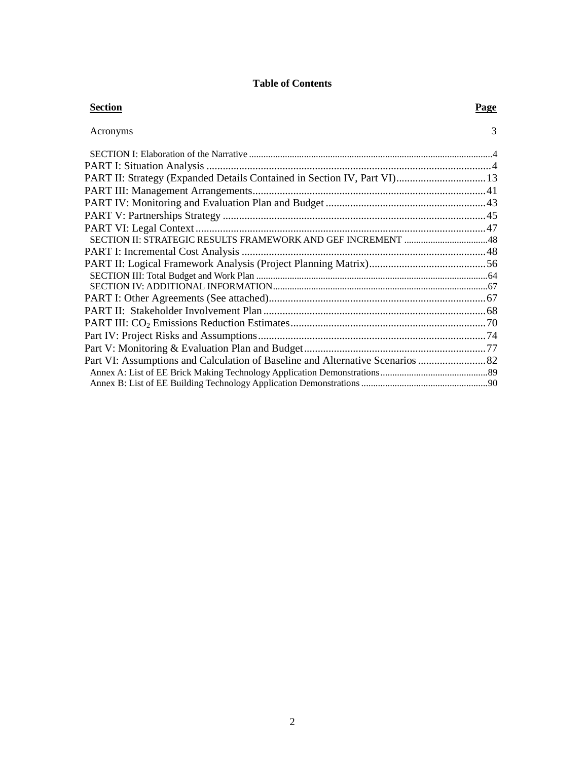# Table of Contents

| Section | Page |
|---|---|
| Acronyms | 3 |
| SECTION I: Elaboration of the Narrative | 4 |
| PART I: Situation Analysis | 4 |
| PART II: Strategy (Expanded Details Contained in Section IV, Part VI) | 13 |
| PART III: Management Arrangements | 41 |
| PART IV: Monitoring and Evaluation Plan and Budget | 43 |
| PART V: Partnerships Strategy | 45 |
| PART VI: Legal Context | 47 |
| SECTION II: STRATEGIC RESULTS FRAMEWORK AND GEF INCREMENT | 48 |
| PART I: Incremental Cost Analysis | 48 |
| PART II: Logical Framework Analysis (Project Planning Matrix) | 56 |
| SECTION III: Total Budget and Work Plan | 64 |
| SECTION IV: ADDITIONAL INFORMATION | 67 |
| PART I: Other Agreements (See attached) | 67 |
| PART II: Stakeholder Involvement Plan | 68 |
| PART III: $CO_2$ Emissions Reduction Estimates | 70 |
| Part IV: Project Risks and Assumptions | 74 |
| Part V: Monitoring & Evaluation Plan and Budget | 77 |
| Part VI: Assumptions and Calculation of Baseline and Alternative Scenarios | 82 |
| Annex A: List of EE Brick Making Technology Application Demonstrations | 89 |
| Annex B: List of EE Building Technology Application Demonstrations | 90 |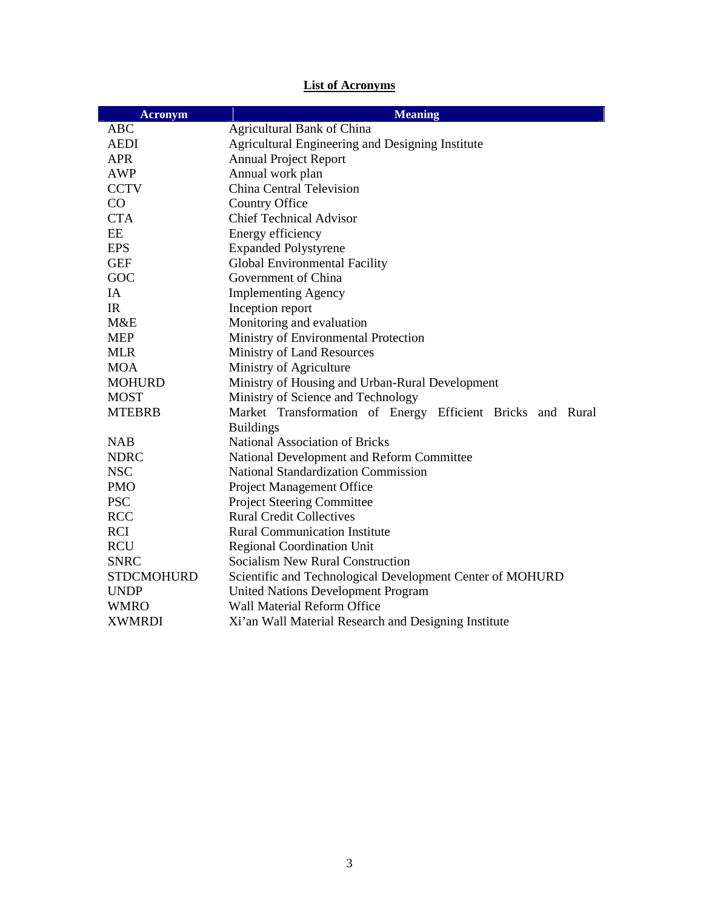## List of Acronyms

| Acronym | Meaning |
|---|---|
| ABC | Agricultural Bank of China |
| AEDI | Agricultural Engineering and Designing Institute |
| APR | Annual Project Report |
| AWP | Annual work plan |
| CCTV | China Central Television |
| CO | Country Office |
| CTA | Chief Technical Advisor |
| EE | Energy efficiency |
| EPS | Expanded Polystyrene |
| GEF | Global Environmental Facility |
| GOC | Government of China |
| IA | Implementing Agency |
| IR | Inception report |
| M&E | Monitoring and evaluation |
| MEP | Ministry of Environmental Protection |
| MLR | Ministry of Land Resources |
| MOA | Ministry of Agriculture |
| MOHURD | Ministry of Housing and Urban-Rural Development |
| MOST | Ministry of Science and Technology |
| MTEBRB | Market Transformation of Energy Efficient Bricks and Rural Buildings |
| NAB | National Association of Bricks |
| NDRC | National Development and Reform Committee |
| NSC | National Standardization Commission |
| PMO | Project Management Office |
| PSC | Project Steering Committee |
| RCC | Rural Credit Collectives |
| RCI | Rural Communication Institute |
| RCU | Regional Coordination Unit |
| SNRC | Socialism New Rural Construction |
| STDCMOHURD | Scientific and Technological Development Center of MOHURD |
| UNDP | United Nations Development Program |
| WMRO | Wall Material Reform Office |
| XWMRDI | Xi'an Wall Material Research and Designing Institute |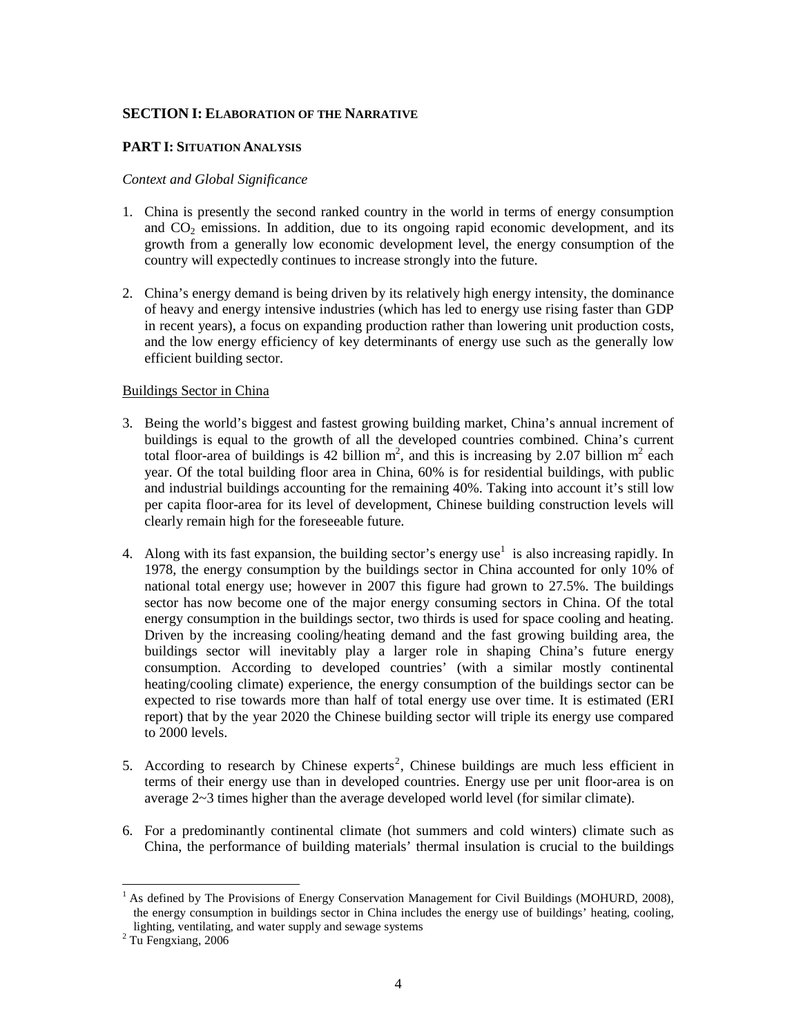**SECTION I: ELABORATION OF THE NARRATIVE**

**PART I: SITUATION ANALYSIS**

*Context and Global Significance*

1. China is presently the second ranked country in the world in terms of energy consumption and $CO_2$ emissions. In addition, due to its ongoing rapid economic development, and its growth from a generally low economic development level, the energy consumption of the country will expectedly continues to increase strongly into the future.

2. China's energy demand is being driven by its relatively high energy intensity, the dominance of heavy and energy intensive industries (which has led to energy use rising faster than GDP in recent years), a focus on expanding production rather than lowering unit production costs, and the low energy efficiency of key determinants of energy use such as the generally low efficient building sector.

Buildings Sector in China

3. Being the world's biggest and fastest growing building market, China's annual increment of buildings is equal to the growth of all the developed countries combined. China's current total floor-area of buildings is 42 billion $m^2$, and this is increasing by 2.07 billion $m^2$ each year. Of the total building floor area in China, 60% is for residential buildings, with public and industrial buildings accounting for the remaining 40%. Taking into account it's still low per capita floor-area for its level of development, Chinese building construction levels will clearly remain high for the foreseeable future.

4. Along with its fast expansion, the building sector's energy use[1] is also increasing rapidly. In 1978, the energy consumption by the buildings sector in China accounted for only 10% of national total energy use; however in 2007 this figure had grown to 27.5%. The buildings sector has now become one of the major energy consuming sectors in China. Of the total energy consumption in the buildings sector, two thirds is used for space cooling and heating. Driven by the increasing cooling/heating demand and the fast growing building area, the buildings sector will inevitably play a larger role in shaping China's future energy consumption. According to developed countries' (with a similar mostly continental heating/cooling climate) experience, the energy consumption of the buildings sector can be expected to rise towards more than half of total energy use over time. It is estimated (ERI report) that by the year 2020 the Chinese building sector will triple its energy use compared to 2000 levels.

5. According to research by Chinese experts[2], Chinese buildings are much less efficient in terms of their energy use than in developed countries. Energy use per unit floor-area is on average 2~3 times higher than the average developed world level (for similar climate).

6. For a predominantly continental climate (hot summers and cold winters) climate such as China, the performance of building materials' thermal insulation is crucial to the buildings

---

[1] As defined by The Provisions of Energy Conservation Management for Civil Buildings (MOHURD, 2008), the energy consumption in buildings sector in China includes the energy use of buildings' heating, cooling, lighting, ventilating, and water supply and sewage systems

[2] Tu Fengxiang, 2006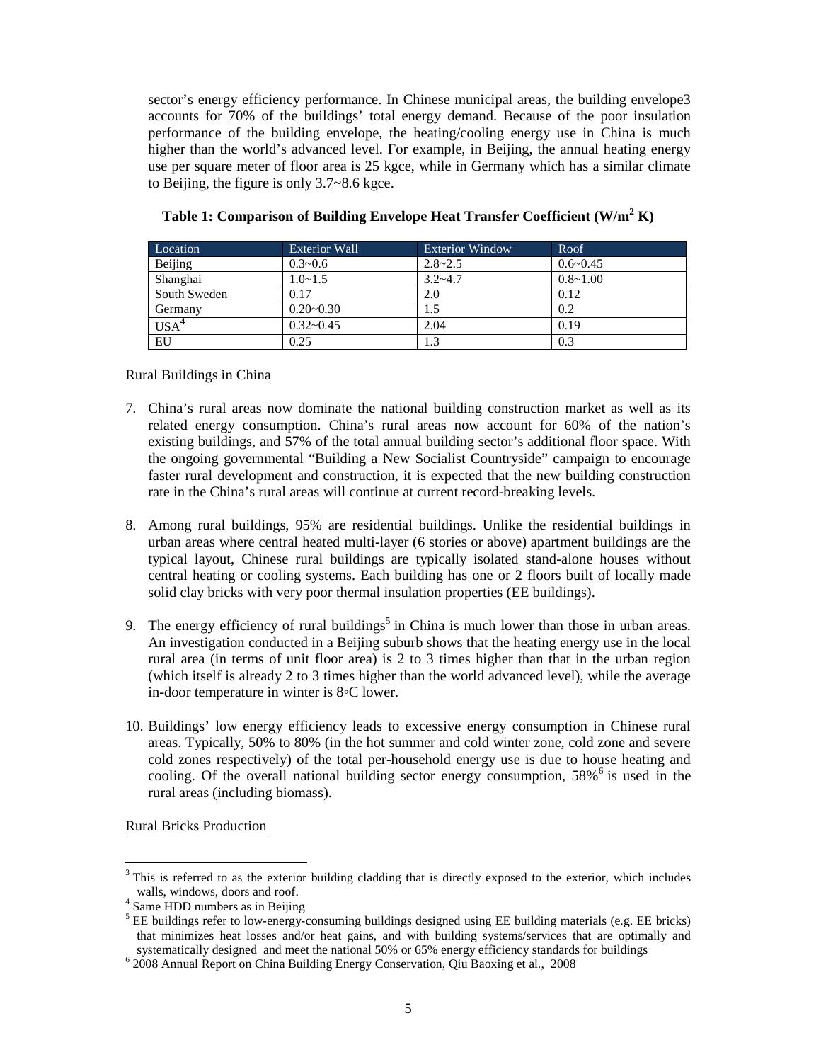sector's energy efficiency performance. In Chinese municipal areas, the building envelope[3] accounts for 70% of the buildings' total energy demand. Because of the poor insulation performance of the building envelope, the heating/cooling energy use in China is much higher than the world's advanced level. For example, in Beijing, the annual heating energy use per square meter of floor area is 25 kgce, while in Germany which has a similar climate to Beijing, the figure is only 3.7~8.6 kgce.

**Table 1: Comparison of Building Envelope Heat Transfer Coefficient ($W/m^2$ K)**

| Location | Exterior Wall | Exterior Window | Roof |
|---|---|---|---|
| Beijing | 0.3~0.6 | 2.8~2.5 | 0.6~0.45 |
| Shanghai | 1.0~1.5 | 3.2~4.7 | 0.8~1.00 |
| South Sweden | 0.17 | 2.0 | 0.12 |
| Germany | 0.20~0.30 | 1.5 | 0.2 |
| USA[4] | 0.32~0.45 | 2.04 | 0.19 |
| EU | 0.25 | 1.3 | 0.3 |

Rural Buildings in China

7. China's rural areas now dominate the national building construction market as well as its related energy consumption. China's rural areas now account for 60% of the nation's existing buildings, and 57% of the total annual building sector's additional floor space. With the ongoing governmental "Building a New Socialist Countryside" campaign to encourage faster rural development and construction, it is expected that the new building construction rate in the China's rural areas will continue at current record-breaking levels.

8. Among rural buildings, 95% are residential buildings. Unlike the residential buildings in urban areas where central heated multi-layer (6 stories or above) apartment buildings are the typical layout, Chinese rural buildings are typically isolated stand-alone houses without central heating or cooling systems. Each building has one or 2 floors built of locally made solid clay bricks with very poor thermal insulation properties (EE buildings).

9. The energy efficiency of rural buildings[5] in China is much lower than those in urban areas. An investigation conducted in a Beijing suburb shows that the heating energy use in the local rural area (in terms of unit floor area) is 2 to 3 times higher than that in the urban region (which itself is already 2 to 3 times higher than the world advanced level), while the average in-door temperature in winter is 8◦C lower.

10. Buildings' low energy efficiency leads to excessive energy consumption in Chinese rural areas. Typically, 50% to 80% (in the hot summer and cold winter zone, cold zone and severe cold zones respectively) of the total per-household energy use is due to house heating and cooling. Of the overall national building sector energy consumption, 58%[6] is used in the rural areas (including biomass).

Rural Bricks Production

[3] This is referred to as the exterior building cladding that is directly exposed to the exterior, which includes walls, windows, doors and roof.

[4] Same HDD numbers as in Beijing

[5] EE buildings refer to low-energy-consuming buildings designed using EE building materials (e.g. EE bricks) that minimizes heat losses and/or heat gains, and with building systems/services that are optimally and systematically designed and meet the national 50% or 65% energy efficiency standards for buildings

[6] 2008 Annual Report on China Building Energy Conservation, Qiu Baoxing et al., 2008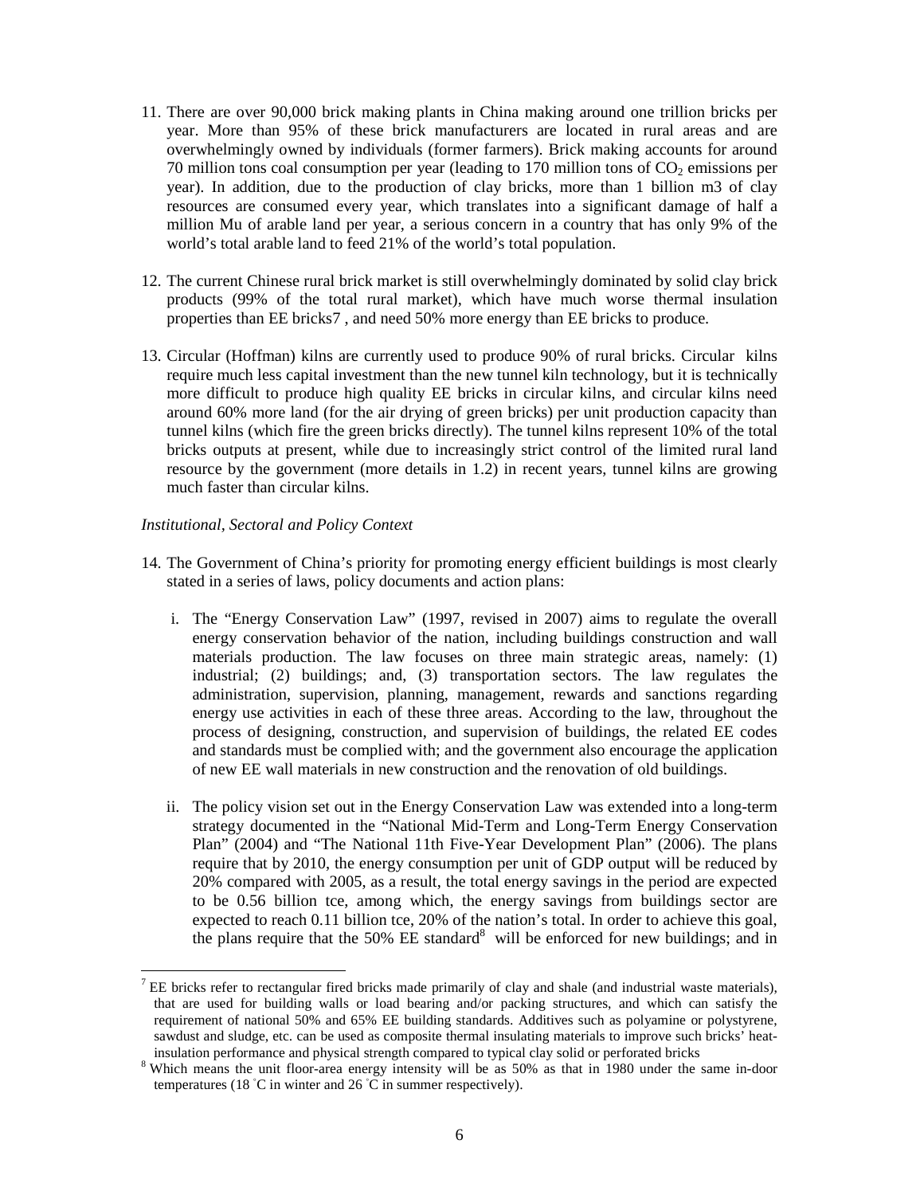11. There are over 90,000 brick making plants in China making around one trillion bricks per year. More than 95% of these brick manufacturers are located in rural areas and are overwhelmingly owned by individuals (former farmers). Brick making accounts for around 70 million tons coal consumption per year (leading to 170 million tons of $CO_2$ emissions per year). In addition, due to the production of clay bricks, more than 1 billion m3 of clay resources are consumed every year, which translates into a significant damage of half a million Mu of arable land per year, a serious concern in a country that has only 9% of the world's total arable land to feed 21% of the world's total population.

12. The current Chinese rural brick market is still overwhelmingly dominated by solid clay brick products (99% of the total rural market), which have much worse thermal insulation properties than EE bricks7 , and need 50% more energy than EE bricks to produce.

13. Circular (Hoffman) kilns are currently used to produce 90% of rural bricks. Circular kilns require much less capital investment than the new tunnel kiln technology, but it is technically more difficult to produce high quality EE bricks in circular kilns, and circular kilns need around 60% more land (for the air drying of green bricks) per unit production capacity than tunnel kilns (which fire the green bricks directly). The tunnel kilns represent 10% of the total bricks outputs at present, while due to increasingly strict control of the limited rural land resource by the government (more details in 1.2) in recent years, tunnel kilns are growing much faster than circular kilns.

*Institutional, Sectoral and Policy Context*

14. The Government of China's priority for promoting energy efficient buildings is most clearly stated in a series of laws, policy documents and action plans:

    i. The "Energy Conservation Law" (1997, revised in 2007) aims to regulate the overall energy conservation behavior of the nation, including buildings construction and wall materials production. The law focuses on three main strategic areas, namely: (1) industrial; (2) buildings; and, (3) transportation sectors. The law regulates the administration, supervision, planning, management, rewards and sanctions regarding energy use activities in each of these three areas. According to the law, throughout the process of designing, construction, and supervision of buildings, the related EE codes and standards must be complied with; and the government also encourage the application of new EE wall materials in new construction and the renovation of old buildings.

    ii. The policy vision set out in the Energy Conservation Law was extended into a long-term strategy documented in the "National Mid-Term and Long-Term Energy Conservation Plan" (2004) and "The National 11th Five-Year Development Plan" (2006). The plans require that by 2010, the energy consumption per unit of GDP output will be reduced by 20% compared with 2005, as a result, the total energy savings in the period are expected to be 0.56 billion tce, among which, the energy savings from buildings sector are expected to reach 0.11 billion tce, 20% of the nation's total. In order to achieve this goal, the plans require that the 50% EE standard[8] will be enforced for new buildings; and in

[7] EE bricks refer to rectangular fired bricks made primarily of clay and shale (and industrial waste materials), that are used for building walls or load bearing and/or packing structures, and which can satisfy the requirement of national 50% and 65% EE building standards. Additives such as polyamine or polystyrene, sawdust and sludge, etc. can be used as composite thermal insulating materials to improve such bricks' heat-insulation performance and physical strength compared to typical clay solid or perforated bricks

[8] Which means the unit floor-area energy intensity will be as 50% as that in 1980 under the same in-door temperatures (18 °C in winter and 26 °C in summer respectively).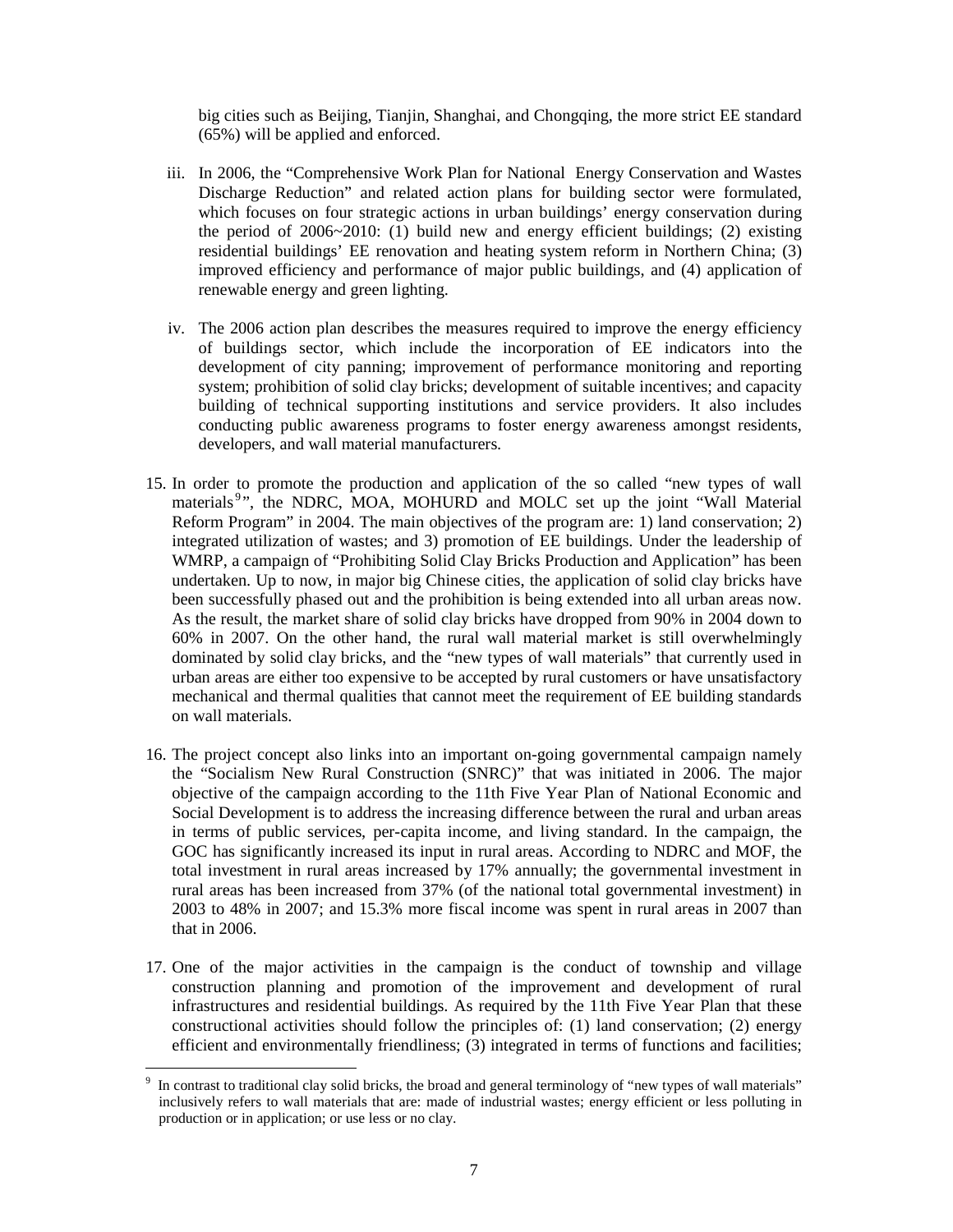big cities such as Beijing, Tianjin, Shanghai, and Chongqing, the more strict EE standard (65%) will be applied and enforced.

iii. In 2006, the "Comprehensive Work Plan for National Energy Conservation and Wastes Discharge Reduction" and related action plans for building sector were formulated, which focuses on four strategic actions in urban buildings' energy conservation during the period of 2006~2010: (1) build new and energy efficient buildings; (2) existing residential buildings' EE renovation and heating system reform in Northern China; (3) improved efficiency and performance of major public buildings, and (4) application of renewable energy and green lighting.

iv. The 2006 action plan describes the measures required to improve the energy efficiency of buildings sector, which include the incorporation of EE indicators into the development of city panning; improvement of performance monitoring and reporting system; prohibition of solid clay bricks; development of suitable incentives; and capacity building of technical supporting institutions and service providers. It also includes conducting public awareness programs to foster energy awareness amongst residents, developers, and wall material manufacturers.

15. In order to promote the production and application of the so called "new types of wall materials[9]", the NDRC, MOA, MOHURD and MOLC set up the joint "Wall Material Reform Program" in 2004. The main objectives of the program are: 1) land conservation; 2) integrated utilization of wastes; and 3) promotion of EE buildings. Under the leadership of WMRP, a campaign of "Prohibiting Solid Clay Bricks Production and Application" has been undertaken. Up to now, in major big Chinese cities, the application of solid clay bricks have been successfully phased out and the prohibition is being extended into all urban areas now. As the result, the market share of solid clay bricks have dropped from 90% in 2004 down to 60% in 2007. On the other hand, the rural wall material market is still overwhelmingly dominated by solid clay bricks, and the "new types of wall materials" that currently used in urban areas are either too expensive to be accepted by rural customers or have unsatisfactory mechanical and thermal qualities that cannot meet the requirement of EE building standards on wall materials.

16. The project concept also links into an important on-going governmental campaign namely the "Socialism New Rural Construction (SNRC)" that was initiated in 2006. The major objective of the campaign according to the 11th Five Year Plan of National Economic and Social Development is to address the increasing difference between the rural and urban areas in terms of public services, per-capita income, and living standard. In the campaign, the GOC has significantly increased its input in rural areas. According to NDRC and MOF, the total investment in rural areas increased by 17% annually; the governmental investment in rural areas has been increased from 37% (of the national total governmental investment) in 2003 to 48% in 2007; and 15.3% more fiscal income was spent in rural areas in 2007 than that in 2006.

17. One of the major activities in the campaign is the conduct of township and village construction planning and promotion of the improvement and development of rural infrastructures and residential buildings. As required by the 11th Five Year Plan that these constructional activities should follow the principles of: (1) land conservation; (2) energy efficient and environmentally friendliness; (3) integrated in terms of functions and facilities;

[9] In contrast to traditional clay solid bricks, the broad and general terminology of "new types of wall materials" inclusively refers to wall materials that are: made of industrial wastes; energy efficient or less polluting in production or in application; or use less or no clay.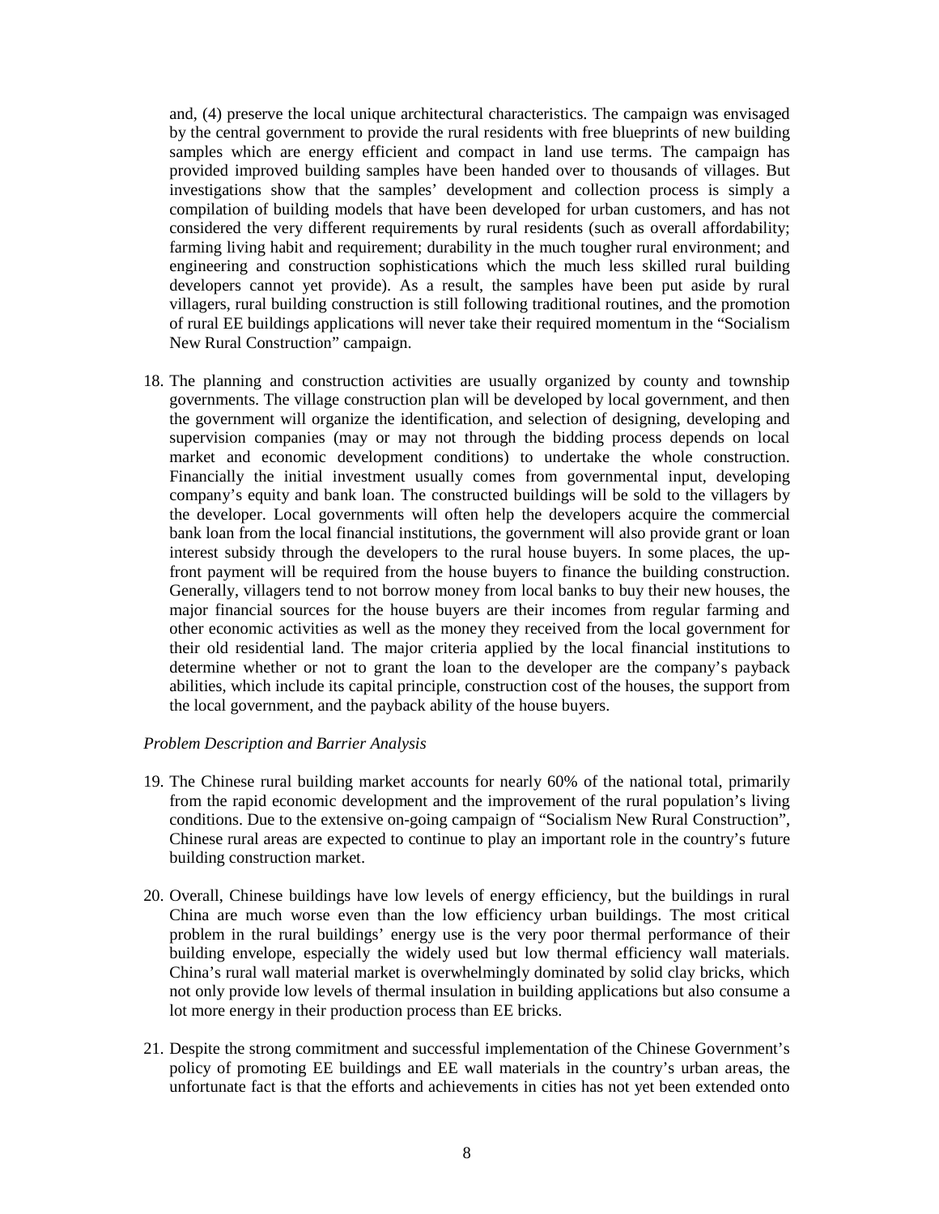and, (4) preserve the local unique architectural characteristics. The campaign was envisaged by the central government to provide the rural residents with free blueprints of new building samples which are energy efficient and compact in land use terms. The campaign has provided improved building samples have been handed over to thousands of villages. But investigations show that the samples' development and collection process is simply a compilation of building models that have been developed for urban customers, and has not considered the very different requirements by rural residents (such as overall affordability; farming living habit and requirement; durability in the much tougher rural environment; and engineering and construction sophistications which the much less skilled rural building developers cannot yet provide). As a result, the samples have been put aside by rural villagers, rural building construction is still following traditional routines, and the promotion of rural EE buildings applications will never take their required momentum in the "Socialism New Rural Construction" campaign.

18. The planning and construction activities are usually organized by county and township governments. The village construction plan will be developed by local government, and then the government will organize the identification, and selection of designing, developing and supervision companies (may or may not through the bidding process depends on local market and economic development conditions) to undertake the whole construction. Financially the initial investment usually comes from governmental input, developing company's equity and bank loan. The constructed buildings will be sold to the villagers by the developer. Local governments will often help the developers acquire the commercial bank loan from the local financial institutions, the government will also provide grant or loan interest subsidy through the developers to the rural house buyers. In some places, the up-front payment will be required from the house buyers to finance the building construction. Generally, villagers tend to not borrow money from local banks to buy their new houses, the major financial sources for the house buyers are their incomes from regular farming and other economic activities as well as the money they received from the local government for their old residential land. The major criteria applied by the local financial institutions to determine whether or not to grant the loan to the developer are the company's payback abilities, which include its capital principle, construction cost of the houses, the support from the local government, and the payback ability of the house buyers.

*Problem Description and Barrier Analysis*

19. The Chinese rural building market accounts for nearly 60% of the national total, primarily from the rapid economic development and the improvement of the rural population's living conditions. Due to the extensive on-going campaign of "Socialism New Rural Construction", Chinese rural areas are expected to continue to play an important role in the country's future building construction market.

20. Overall, Chinese buildings have low levels of energy efficiency, but the buildings in rural China are much worse even than the low efficiency urban buildings. The most critical problem in the rural buildings' energy use is the very poor thermal performance of their building envelope, especially the widely used but low thermal efficiency wall materials. China's rural wall material market is overwhelmingly dominated by solid clay bricks, which not only provide low levels of thermal insulation in building applications but also consume a lot more energy in their production process than EE bricks.

21. Despite the strong commitment and successful implementation of the Chinese Government's policy of promoting EE buildings and EE wall materials in the country's urban areas, the unfortunate fact is that the efforts and achievements in cities has not yet been extended onto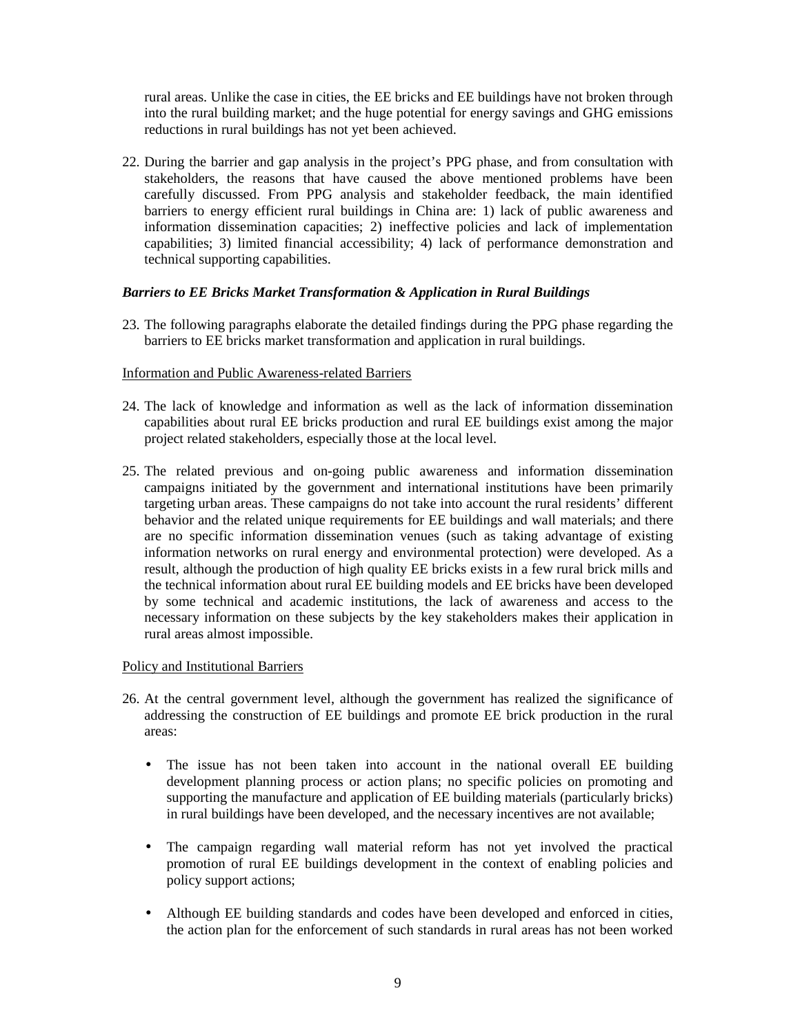rural areas. Unlike the case in cities, the EE bricks and EE buildings have not broken through into the rural building market; and the huge potential for energy savings and GHG emissions reductions in rural buildings has not yet been achieved.

22. During the barrier and gap analysis in the project's PPG phase, and from consultation with stakeholders, the reasons that have caused the above mentioned problems have been carefully discussed. From PPG analysis and stakeholder feedback, the main identified barriers to energy efficient rural buildings in China are: 1) lack of public awareness and information dissemination capacities; 2) ineffective policies and lack of implementation capabilities; 3) limited financial accessibility; 4) lack of performance demonstration and technical supporting capabilities.

***Barriers to EE Bricks Market Transformation & Application in Rural Buildings***

23. The following paragraphs elaborate the detailed findings during the PPG phase regarding the barriers to EE bricks market transformation and application in rural buildings.

Information and Public Awareness-related Barriers

24. The lack of knowledge and information as well as the lack of information dissemination capabilities about rural EE bricks production and rural EE buildings exist among the major project related stakeholders, especially those at the local level.

25. The related previous and on-going public awareness and information dissemination campaigns initiated by the government and international institutions have been primarily targeting urban areas. These campaigns do not take into account the rural residents' different behavior and the related unique requirements for EE buildings and wall materials; and there are no specific information dissemination venues (such as taking advantage of existing information networks on rural energy and environmental protection) were developed. As a result, although the production of high quality EE bricks exists in a few rural brick mills and the technical information about rural EE building models and EE bricks have been developed by some technical and academic institutions, the lack of awareness and access to the necessary information on these subjects by the key stakeholders makes their application in rural areas almost impossible.

Policy and Institutional Barriers

26. At the central government level, although the government has realized the significance of addressing the construction of EE buildings and promote EE brick production in the rural areas:

   - The issue has not been taken into account in the national overall EE building development planning process or action plans; no specific policies on promoting and supporting the manufacture and application of EE building materials (particularly bricks) in rural buildings have been developed, and the necessary incentives are not available;

   - The campaign regarding wall material reform has not yet involved the practical promotion of rural EE buildings development in the context of enabling policies and policy support actions;

   - Although EE building standards and codes have been developed and enforced in cities, the action plan for the enforcement of such standards in rural areas has not been worked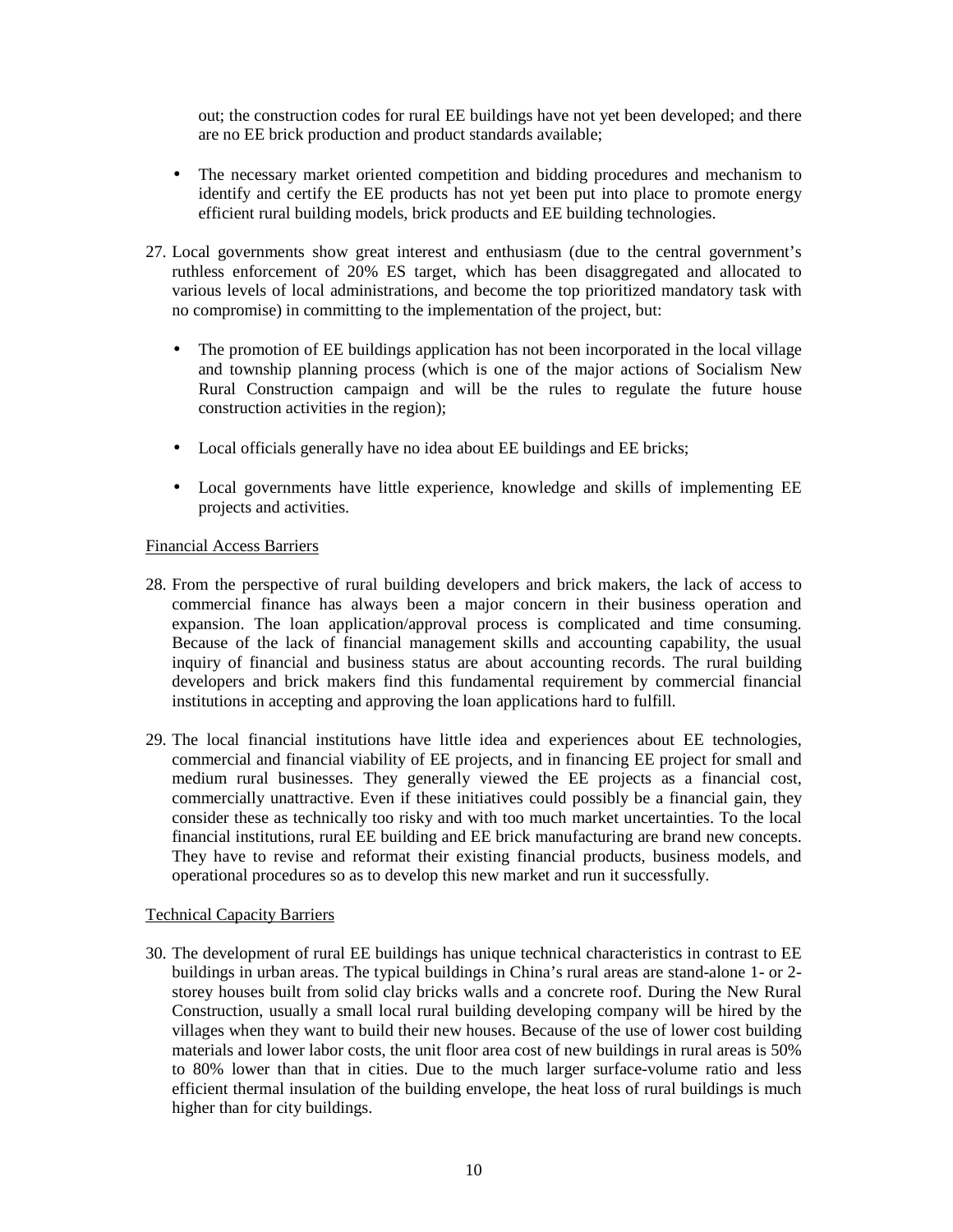out; the construction codes for rural EE buildings have not yet been developed; and there are no EE brick production and product standards available;

- The necessary market oriented competition and bidding procedures and mechanism to identify and certify the EE products has not yet been put into place to promote energy efficient rural building models, brick products and EE building technologies.

27. Local governments show great interest and enthusiasm (due to the central government's ruthless enforcement of 20% ES target, which has been disaggregated and allocated to various levels of local administrations, and become the top prioritized mandatory task with no compromise) in committing to the implementation of the project, but:

    - The promotion of EE buildings application has not been incorporated in the local village and township planning process (which is one of the major actions of Socialism New Rural Construction campaign and will be the rules to regulate the future house construction activities in the region);
    - Local officials generally have no idea about EE buildings and EE bricks;
    - Local governments have little experience, knowledge and skills of implementing EE projects and activities.

<u>Financial Access Barriers</u>

28. From the perspective of rural building developers and brick makers, the lack of access to commercial finance has always been a major concern in their business operation and expansion. The loan application/approval process is complicated and time consuming. Because of the lack of financial management skills and accounting capability, the usual inquiry of financial and business status are about accounting records. The rural building developers and brick makers find this fundamental requirement by commercial financial institutions in accepting and approving the loan applications hard to fulfill.

29. The local financial institutions have little idea and experiences about EE technologies, commercial and financial viability of EE projects, and in financing EE project for small and medium rural businesses. They generally viewed the EE projects as a financial cost, commercially unattractive. Even if these initiatives could possibly be a financial gain, they consider these as technically too risky and with too much market uncertainties. To the local financial institutions, rural EE building and EE brick manufacturing are brand new concepts. They have to revise and reformat their existing financial products, business models, and operational procedures so as to develop this new market and run it successfully.

<u>Technical Capacity Barriers</u>

30. The development of rural EE buildings has unique technical characteristics in contrast to EE buildings in urban areas. The typical buildings in China's rural areas are stand-alone 1- or 2-storey houses built from solid clay bricks walls and a concrete roof. During the New Rural Construction, usually a small local rural building developing company will be hired by the villages when they want to build their new houses. Because of the use of lower cost building materials and lower labor costs, the unit floor area cost of new buildings in rural areas is 50% to 80% lower than that in cities. Due to the much larger surface-volume ratio and less efficient thermal insulation of the building envelope, the heat loss of rural buildings is much higher than for city buildings.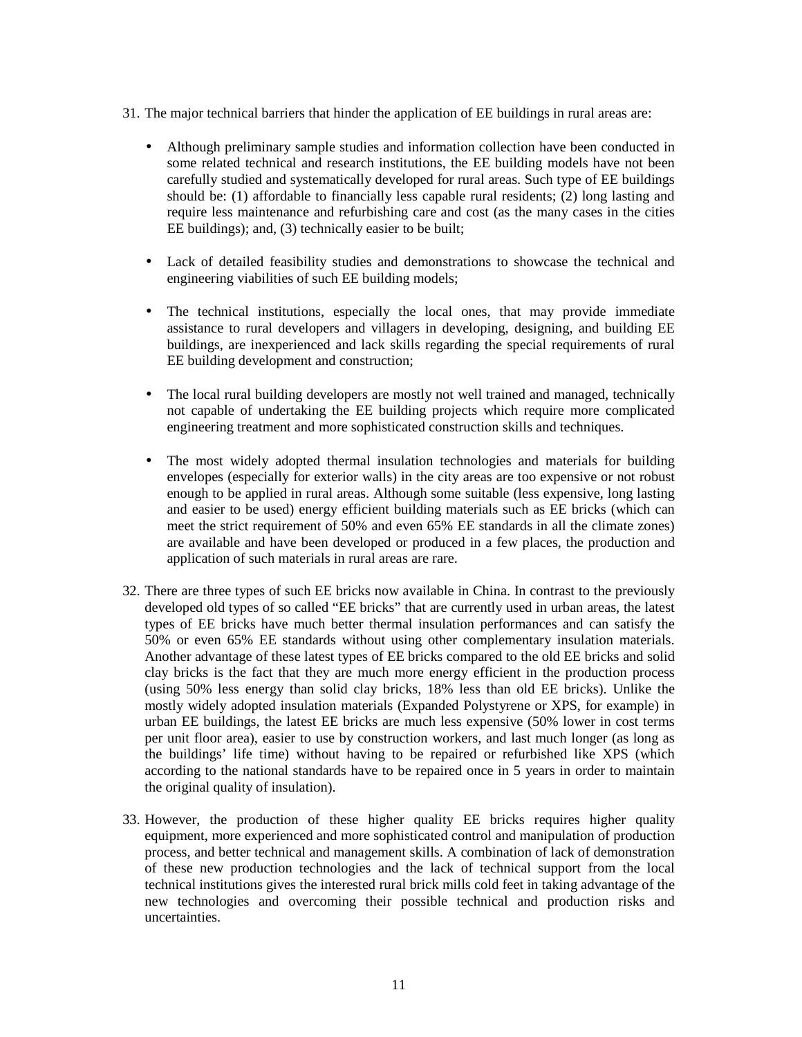31. The major technical barriers that hinder the application of EE buildings in rural areas are:

    - Although preliminary sample studies and information collection have been conducted in some related technical and research institutions, the EE building models have not been carefully studied and systematically developed for rural areas. Such type of EE buildings should be: (1) affordable to financially less capable rural residents; (2) long lasting and require less maintenance and refurbishing care and cost (as the many cases in the cities EE buildings); and, (3) technically easier to be built;

    - Lack of detailed feasibility studies and demonstrations to showcase the technical and engineering viabilities of such EE building models;

    - The technical institutions, especially the local ones, that may provide immediate assistance to rural developers and villagers in developing, designing, and building EE buildings, are inexperienced and lack skills regarding the special requirements of rural EE building development and construction;

    - The local rural building developers are mostly not well trained and managed, technically not capable of undertaking the EE building projects which require more complicated engineering treatment and more sophisticated construction skills and techniques.

    - The most widely adopted thermal insulation technologies and materials for building envelopes (especially for exterior walls) in the city areas are too expensive or not robust enough to be applied in rural areas. Although some suitable (less expensive, long lasting and easier to be used) energy efficient building materials such as EE bricks (which can meet the strict requirement of 50% and even 65% EE standards in all the climate zones) are available and have been developed or produced in a few places, the production and application of such materials in rural areas are rare.

32. There are three types of such EE bricks now available in China. In contrast to the previously developed old types of so called "EE bricks" that are currently used in urban areas, the latest types of EE bricks have much better thermal insulation performances and can satisfy the 50% or even 65% EE standards without using other complementary insulation materials. Another advantage of these latest types of EE bricks compared to the old EE bricks and solid clay bricks is the fact that they are much more energy efficient in the production process (using 50% less energy than solid clay bricks, 18% less than old EE bricks). Unlike the mostly widely adopted insulation materials (Expanded Polystyrene or XPS, for example) in urban EE buildings, the latest EE bricks are much less expensive (50% lower in cost terms per unit floor area), easier to use by construction workers, and last much longer (as long as the buildings' life time) without having to be repaired or refurbished like XPS (which according to the national standards have to be repaired once in 5 years in order to maintain the original quality of insulation).

33. However, the production of these higher quality EE bricks requires higher quality equipment, more experienced and more sophisticated control and manipulation of production process, and better technical and management skills. A combination of lack of demonstration of these new production technologies and the lack of technical support from the local technical institutions gives the interested rural brick mills cold feet in taking advantage of the new technologies and overcoming their possible technical and production risks and uncertainties.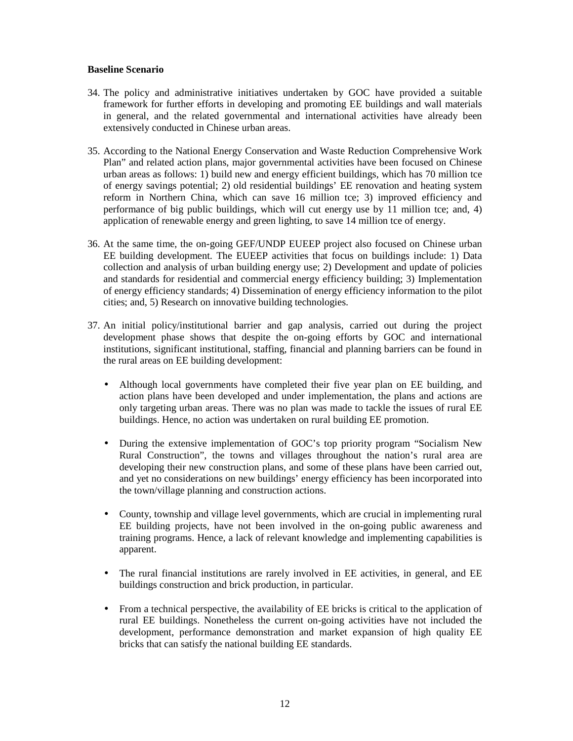**Baseline Scenario**

34. The policy and administrative initiatives undertaken by GOC have provided a suitable framework for further efforts in developing and promoting EE buildings and wall materials in general, and the related governmental and international activities have already been extensively conducted in Chinese urban areas.

35. According to the National Energy Conservation and Waste Reduction Comprehensive Work Plan" and related action plans, major governmental activities have been focused on Chinese urban areas as follows: 1) build new and energy efficient buildings, which has 70 million tce of energy savings potential; 2) old residential buildings' EE renovation and heating system reform in Northern China, which can save 16 million tce; 3) improved efficiency and performance of big public buildings, which will cut energy use by 11 million tce; and, 4) application of renewable energy and green lighting, to save 14 million tce of energy.

36. At the same time, the on-going GEF/UNDP EUEEP project also focused on Chinese urban EE building development. The EUEEP activities that focus on buildings include: 1) Data collection and analysis of urban building energy use; 2) Development and update of policies and standards for residential and commercial energy efficiency building; 3) Implementation of energy efficiency standards; 4) Dissemination of energy efficiency information to the pilot cities; and, 5) Research on innovative building technologies.

37. An initial policy/institutional barrier and gap analysis, carried out during the project development phase shows that despite the on-going efforts by GOC and international institutions, significant institutional, staffing, financial and planning barriers can be found in the rural areas on EE building development:

   - Although local governments have completed their five year plan on EE building, and action plans have been developed and under implementation, the plans and actions are only targeting urban areas. There was no plan was made to tackle the issues of rural EE buildings. Hence, no action was undertaken on rural building EE promotion.

   - During the extensive implementation of GOC's top priority program "Socialism New Rural Construction", the towns and villages throughout the nation's rural area are developing their new construction plans, and some of these plans have been carried out, and yet no considerations on new buildings' energy efficiency has been incorporated into the town/village planning and construction actions.

   - County, township and village level governments, which are crucial in implementing rural EE building projects, have not been involved in the on-going public awareness and training programs. Hence, a lack of relevant knowledge and implementing capabilities is apparent.

   - The rural financial institutions are rarely involved in EE activities, in general, and EE buildings construction and brick production, in particular.

   - From a technical perspective, the availability of EE bricks is critical to the application of rural EE buildings. Nonetheless the current on-going activities have not included the development, performance demonstration and market expansion of high quality EE bricks that can satisfy the national building EE standards.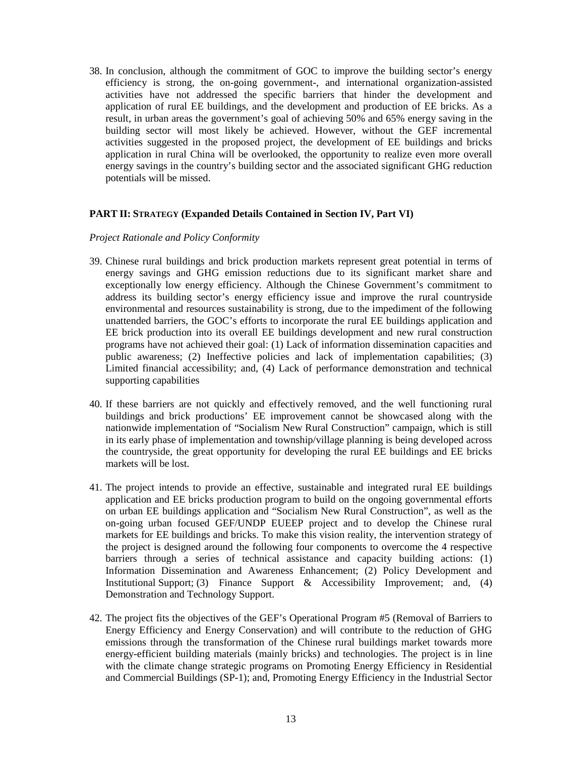38. In conclusion, although the commitment of GOC to improve the building sector's energy efficiency is strong, the on-going government-, and international organization-assisted activities have not addressed the specific barriers that hinder the development and application of rural EE buildings, and the development and production of EE bricks. As a result, in urban areas the government's goal of achieving 50% and 65% energy saving in the building sector will most likely be achieved. However, without the GEF incremental activities suggested in the proposed project, the development of EE buildings and bricks application in rural China will be overlooked, the opportunity to realize even more overall energy savings in the country's building sector and the associated significant GHG reduction potentials will be missed.

## PART II: STRATEGY (Expanded Details Contained in Section IV, Part VI)

*Project Rationale and Policy Conformity*

39. Chinese rural buildings and brick production markets represent great potential in terms of energy savings and GHG emission reductions due to its significant market share and exceptionally low energy efficiency. Although the Chinese Government's commitment to address its building sector's energy efficiency issue and improve the rural countryside environmental and resources sustainability is strong, due to the impediment of the following unattended barriers, the GOC's efforts to incorporate the rural EE buildings application and EE brick production into its overall EE buildings development and new rural construction programs have not achieved their goal: (1) Lack of information dissemination capacities and public awareness; (2) Ineffective policies and lack of implementation capabilities; (3) Limited financial accessibility; and, (4) Lack of performance demonstration and technical supporting capabilities

40. If these barriers are not quickly and effectively removed, and the well functioning rural buildings and brick productions' EE improvement cannot be showcased along with the nationwide implementation of "Socialism New Rural Construction" campaign, which is still in its early phase of implementation and township/village planning is being developed across the countryside, the great opportunity for developing the rural EE buildings and EE bricks markets will be lost.

41. The project intends to provide an effective, sustainable and integrated rural EE buildings application and EE bricks production program to build on the ongoing governmental efforts on urban EE buildings application and "Socialism New Rural Construction", as well as the on-going urban focused GEF/UNDP EUEEP project and to develop the Chinese rural markets for EE buildings and bricks. To make this vision reality, the intervention strategy of the project is designed around the following four components to overcome the 4 respective barriers through a series of technical assistance and capacity building actions: (1) Information Dissemination and Awareness Enhancement; (2) Policy Development and Institutional Support; (3) Finance Support & Accessibility Improvement; and, (4) Demonstration and Technology Support.

42. The project fits the objectives of the GEF's Operational Program #5 (Removal of Barriers to Energy Efficiency and Energy Conservation) and will contribute to the reduction of GHG emissions through the transformation of the Chinese rural buildings market towards more energy-efficient building materials (mainly bricks) and technologies. The project is in line with the climate change strategic programs on Promoting Energy Efficiency in Residential and Commercial Buildings (SP-1); and, Promoting Energy Efficiency in the Industrial Sector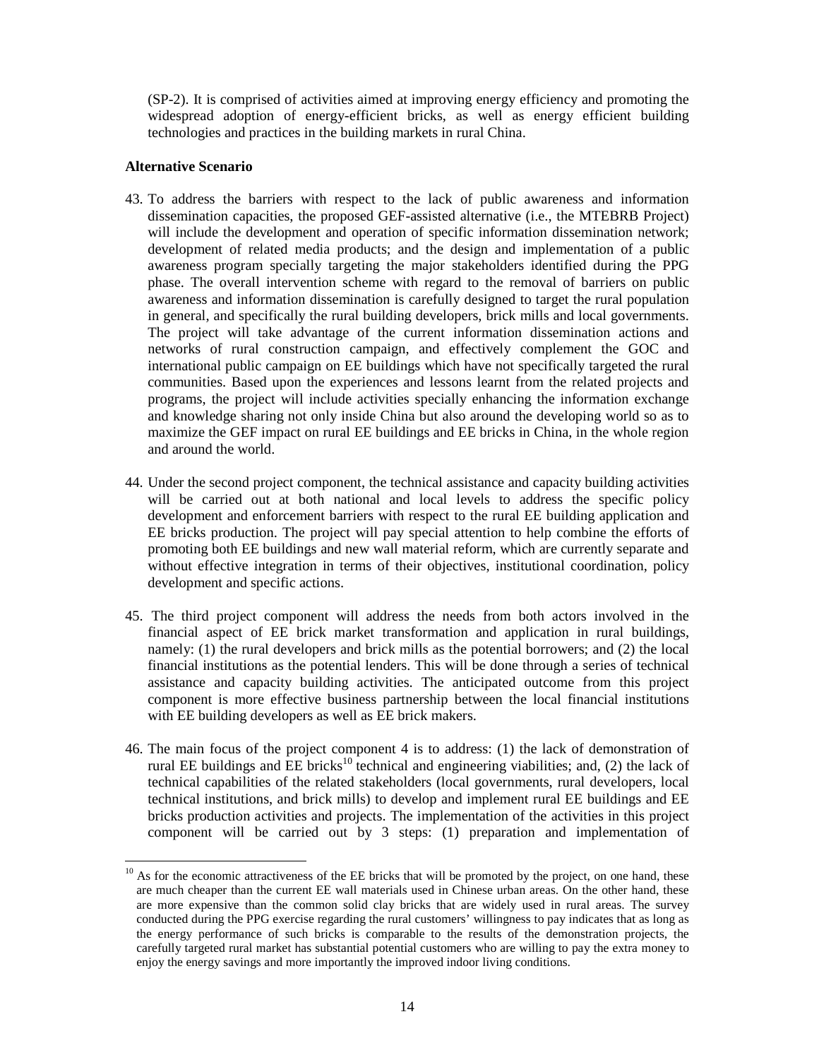(SP-2). It is comprised of activities aimed at improving energy efficiency and promoting the widespread adoption of energy-efficient bricks, as well as energy efficient building technologies and practices in the building markets in rural China.

**Alternative Scenario**

43. To address the barriers with respect to the lack of public awareness and information dissemination capacities, the proposed GEF-assisted alternative (i.e., the MTEBRB Project) will include the development and operation of specific information dissemination network; development of related media products; and the design and implementation of a public awareness program specially targeting the major stakeholders identified during the PPG phase. The overall intervention scheme with regard to the removal of barriers on public awareness and information dissemination is carefully designed to target the rural population in general, and specifically the rural building developers, brick mills and local governments. The project will take advantage of the current information dissemination actions and networks of rural construction campaign, and effectively complement the GOC and international public campaign on EE buildings which have not specifically targeted the rural communities. Based upon the experiences and lessons learnt from the related projects and programs, the project will include activities specially enhancing the information exchange and knowledge sharing not only inside China but also around the developing world so as to maximize the GEF impact on rural EE buildings and EE bricks in China, in the whole region and around the world.

44. Under the second project component, the technical assistance and capacity building activities will be carried out at both national and local levels to address the specific policy development and enforcement barriers with respect to the rural EE building application and EE bricks production. The project will pay special attention to help combine the efforts of promoting both EE buildings and new wall material reform, which are currently separate and without effective integration in terms of their objectives, institutional coordination, policy development and specific actions.

45. The third project component will address the needs from both actors involved in the financial aspect of EE brick market transformation and application in rural buildings, namely: (1) the rural developers and brick mills as the potential borrowers; and (2) the local financial institutions as the potential lenders. This will be done through a series of technical assistance and capacity building activities. The anticipated outcome from this project component is more effective business partnership between the local financial institutions with EE building developers as well as EE brick makers.

46. The main focus of the project component 4 is to address: (1) the lack of demonstration of rural EE buildings and EE bricks[10] technical and engineering viabilities; and, (2) the lack of technical capabilities of the related stakeholders (local governments, rural developers, local technical institutions, and brick mills) to develop and implement rural EE buildings and EE bricks production activities and projects. The implementation of the activities in this project component will be carried out by 3 steps: (1) preparation and implementation of

---

[10] As for the economic attractiveness of the EE bricks that will be promoted by the project, on one hand, these are much cheaper than the current EE wall materials used in Chinese urban areas. On the other hand, these are more expensive than the common solid clay bricks that are widely used in rural areas. The survey conducted during the PPG exercise regarding the rural customers' willingness to pay indicates that as long as the energy performance of such bricks is comparable to the results of the demonstration projects, the carefully targeted rural market has substantial potential customers who are willing to pay the extra money to enjoy the energy savings and more importantly the improved indoor living conditions.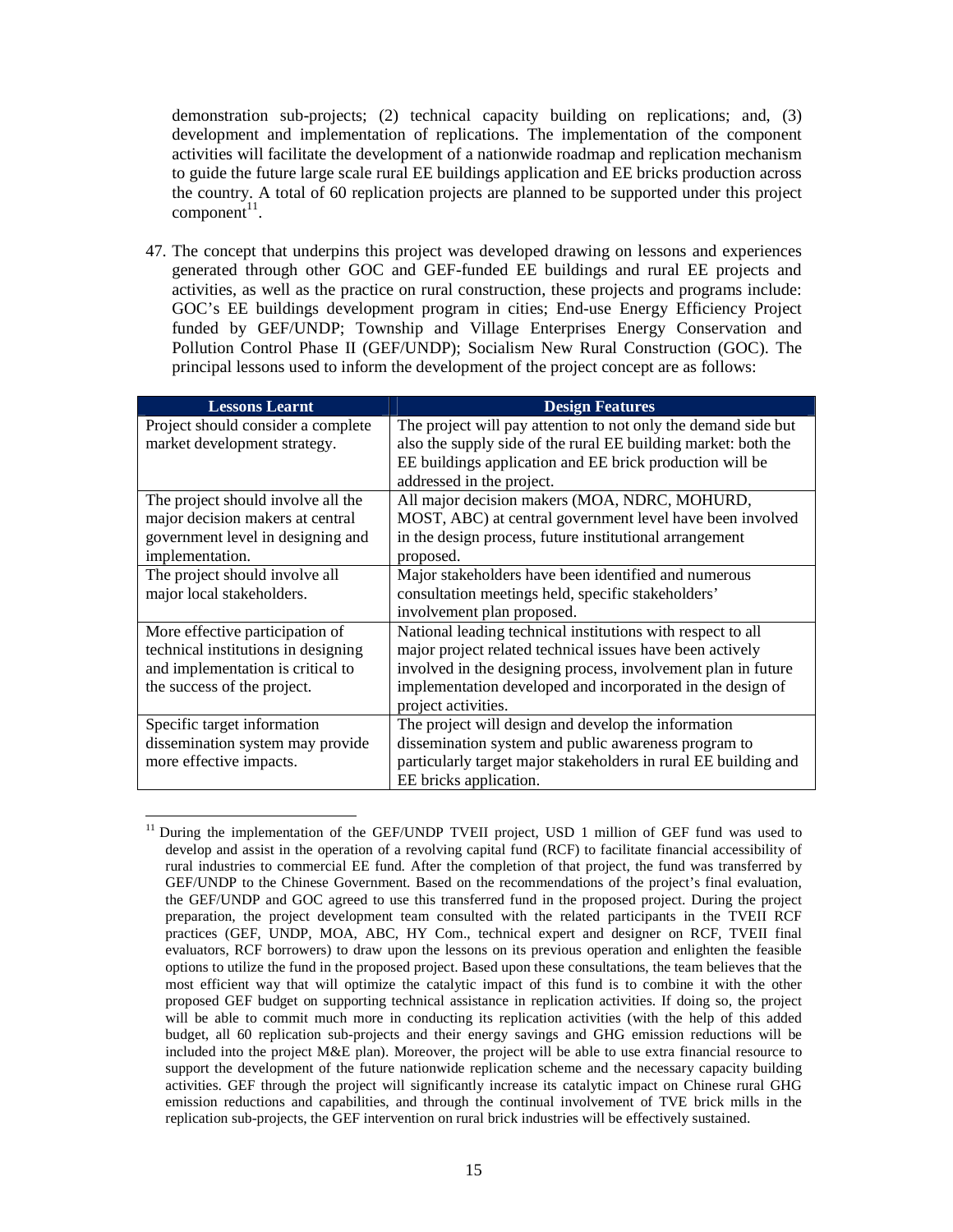demonstration sub-projects; (2) technical capacity building on replications; and, (3) development and implementation of replications. The implementation of the component activities will facilitate the development of a nationwide roadmap and replication mechanism to guide the future large scale rural EE buildings application and EE bricks production across the country. A total of 60 replication projects are planned to be supported under this project component[11].

47. The concept that underpins this project was developed drawing on lessons and experiences generated through other GOC and GEF-funded EE buildings and rural EE projects and activities, as well as the practice on rural construction, these projects and programs include: GOC's EE buildings development program in cities; End-use Energy Efficiency Project funded by GEF/UNDP; Township and Village Enterprises Energy Conservation and Pollution Control Phase II (GEF/UNDP); Socialism New Rural Construction (GOC). The principal lessons used to inform the development of the project concept are as follows:

| Lessons Learnt | Design Features |
|---|---|
| Project should consider a complete market development strategy. | The project will pay attention to not only the demand side but also the supply side of the rural EE building market: both the EE buildings application and EE brick production will be addressed in the project. |
| The project should involve all the major decision makers at central government level in designing and implementation. | All major decision makers (MOA, NDRC, MOHURD, MOST, ABC) at central government level have been involved in the design process, future institutional arrangement proposed. |
| The project should involve all major local stakeholders. | Major stakeholders have been identified and numerous consultation meetings held, specific stakeholders' involvement plan proposed. |
| More effective participation of technical institutions in designing and implementation is critical to the success of the project. | National leading technical institutions with respect to all major project related technical issues have been actively involved in the designing process, involvement plan in future implementation developed and incorporated in the design of project activities. |
| Specific target information dissemination system may provide more effective impacts. | The project will design and develop the information dissemination system and public awareness program to particularly target major stakeholders in rural EE building and EE bricks application. |

[11] During the implementation of the GEF/UNDP TVEII project, USD 1 million of GEF fund was used to develop and assist in the operation of a revolving capital fund (RCF) to facilitate financial accessibility of rural industries to commercial EE fund. After the completion of that project, the fund was transferred by GEF/UNDP to the Chinese Government. Based on the recommendations of the project's final evaluation, the GEF/UNDP and GOC agreed to use this transferred fund in the proposed project. During the project preparation, the project development team consulted with the related participants in the TVEII RCF practices (GEF, UNDP, MOA, ABC, HY Com., technical expert and designer on RCF, TVEII final evaluators, RCF borrowers) to draw upon the lessons on its previous operation and enlighten the feasible options to utilize the fund in the proposed project. Based upon these consultations, the team believes that the most efficient way that will optimize the catalytic impact of this fund is to combine it with the other proposed GEF budget on supporting technical assistance in replication activities. If doing so, the project will be able to commit much more in conducting its replication activities (with the help of this added budget, all 60 replication sub-projects and their energy savings and GHG emission reductions will be included into the project M&E plan). Moreover, the project will be able to use extra financial resource to support the development of the future nationwide replication scheme and the necessary capacity building activities. GEF through the project will significantly increase its catalytic impact on Chinese rural GHG emission reductions and capabilities, and through the continual involvement of TVE brick mills in the replication sub-projects, the GEF intervention on rural brick industries will be effectively sustained.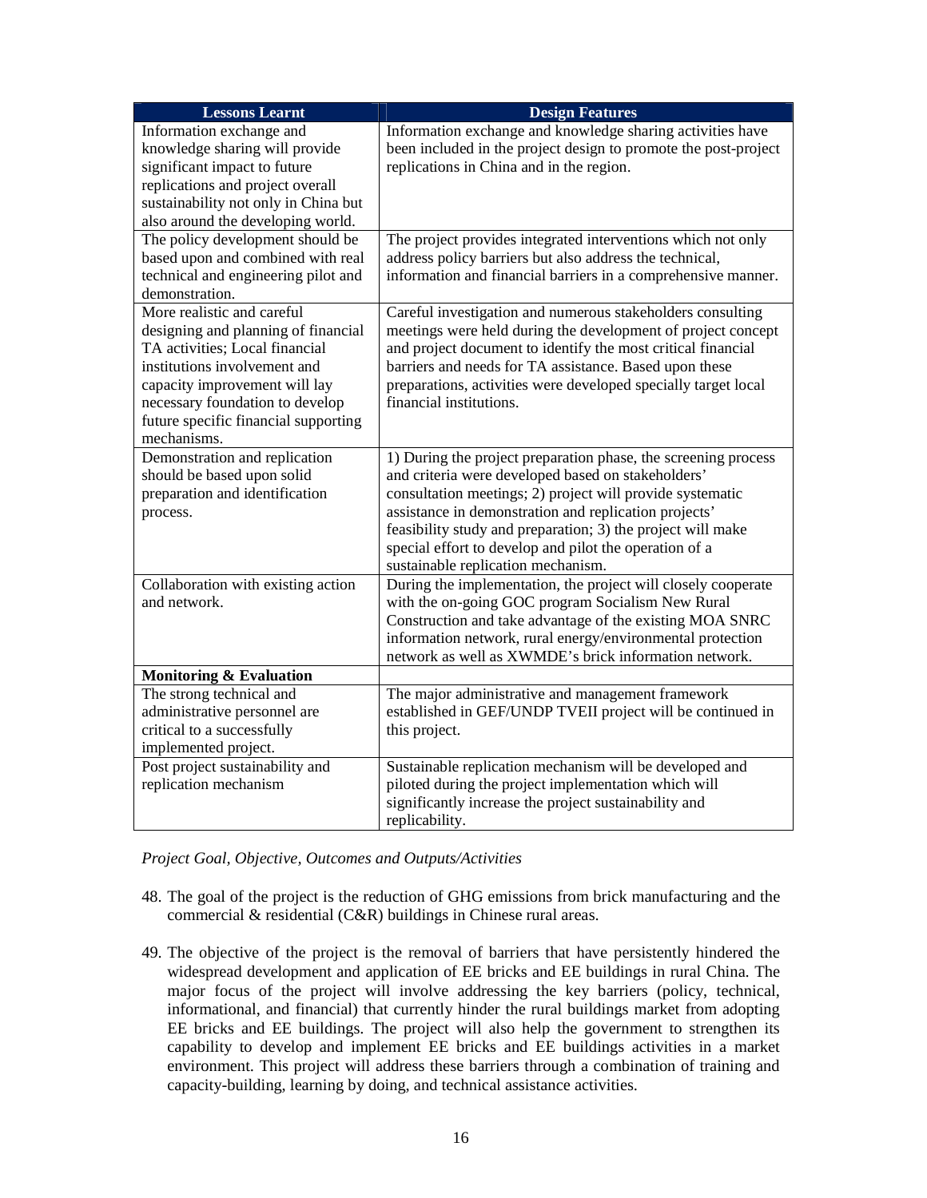| Lessons Learnt | Design Features |
|---|---|
| Information exchange and knowledge sharing will provide significant impact to future replications and project overall sustainability not only in China but also around the developing world. | Information exchange and knowledge sharing activities have been included in the project design to promote the post-project replications in China and in the region. |
| The policy development should be based upon and combined with real technical and engineering pilot and demonstration. | The project provides integrated interventions which not only address policy barriers but also address the technical, information and financial barriers in a comprehensive manner. |
| More realistic and careful designing and planning of financial TA activities; Local financial institutions involvement and capacity improvement will lay necessary foundation to develop future specific financial supporting mechanisms. | Careful investigation and numerous stakeholders consulting meetings were held during the development of project concept and project document to identify the most critical financial barriers and needs for TA assistance. Based upon these preparations, activities were developed specially target local financial institutions. |
| Demonstration and replication should be based upon solid preparation and identification process. | 1) During the project preparation phase, the screening process and criteria were developed based on stakeholders' consultation meetings; 2) project will provide systematic assistance in demonstration and replication projects' feasibility study and preparation; 3) the project will make special effort to develop and pilot the operation of a sustainable replication mechanism. |
| Collaboration with existing action and network. | During the implementation, the project will closely cooperate with the on-going GOC program Socialism New Rural Construction and take advantage of the existing MOA SNRC information network, rural energy/environmental protection network as well as XWMDE's brick information network. |
| **Monitoring & Evaluation** | |
| The strong technical and administrative personnel are critical to a successfully implemented project. | The major administrative and management framework established in GEF/UNDP TVEII project will be continued in this project. |
| Post project sustainability and replication mechanism | Sustainable replication mechanism will be developed and piloted during the project implementation which will significantly increase the project sustainability and replicability. |

*Project Goal, Objective, Outcomes and Outputs/Activities*

48. The goal of the project is the reduction of GHG emissions from brick manufacturing and the commercial & residential (C&R) buildings in Chinese rural areas.

49. The objective of the project is the removal of barriers that have persistently hindered the widespread development and application of EE bricks and EE buildings in rural China. The major focus of the project will involve addressing the key barriers (policy, technical, informational, and financial) that currently hinder the rural buildings market from adopting EE bricks and EE buildings. The project will also help the government to strengthen its capability to develop and implement EE bricks and EE buildings activities in a market environment. This project will address these barriers through a combination of training and capacity-building, learning by doing, and technical assistance activities.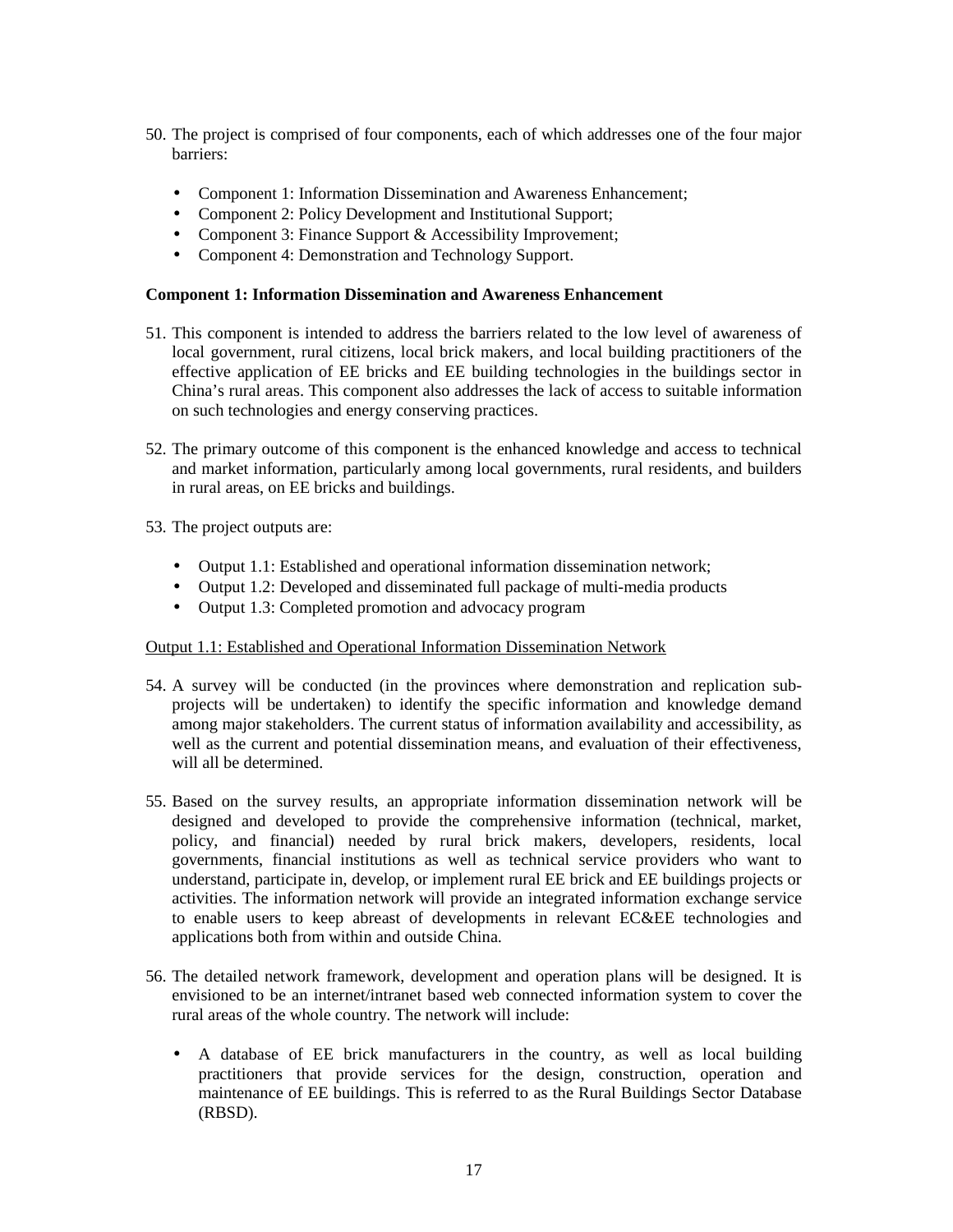50. The project is comprised of four components, each of which addresses one of the four major barriers:

    - Component 1: Information Dissemination and Awareness Enhancement;
    - Component 2: Policy Development and Institutional Support;
    - Component 3: Finance Support & Accessibility Improvement;
    - Component 4: Demonstration and Technology Support.

**Component 1: Information Dissemination and Awareness Enhancement**

51. This component is intended to address the barriers related to the low level of awareness of local government, rural citizens, local brick makers, and local building practitioners of the effective application of EE bricks and EE building technologies in the buildings sector in China's rural areas. This component also addresses the lack of access to suitable information on such technologies and energy conserving practices.

52. The primary outcome of this component is the enhanced knowledge and access to technical and market information, particularly among local governments, rural residents, and builders in rural areas, on EE bricks and buildings.

53. The project outputs are:

    - Output 1.1: Established and operational information dissemination network;
    - Output 1.2: Developed and disseminated full package of multi-media products
    - Output 1.3: Completed promotion and advocacy program

<u>Output 1.1: Established and Operational Information Dissemination Network</u>

54. A survey will be conducted (in the provinces where demonstration and replication sub-projects will be undertaken) to identify the specific information and knowledge demand among major stakeholders. The current status of information availability and accessibility, as well as the current and potential dissemination means, and evaluation of their effectiveness, will all be determined.

55. Based on the survey results, an appropriate information dissemination network will be designed and developed to provide the comprehensive information (technical, market, policy, and financial) needed by rural brick makers, developers, residents, local governments, financial institutions as well as technical service providers who want to understand, participate in, develop, or implement rural EE brick and EE buildings projects or activities. The information network will provide an integrated information exchange service to enable users to keep abreast of developments in relevant EC&EE technologies and applications both from within and outside China.

56. The detailed network framework, development and operation plans will be designed. It is envisioned to be an internet/intranet based web connected information system to cover the rural areas of the whole country. The network will include:

    - A database of EE brick manufacturers in the country, as well as local building practitioners that provide services for the design, construction, operation and maintenance of EE buildings. This is referred to as the Rural Buildings Sector Database (RBSD).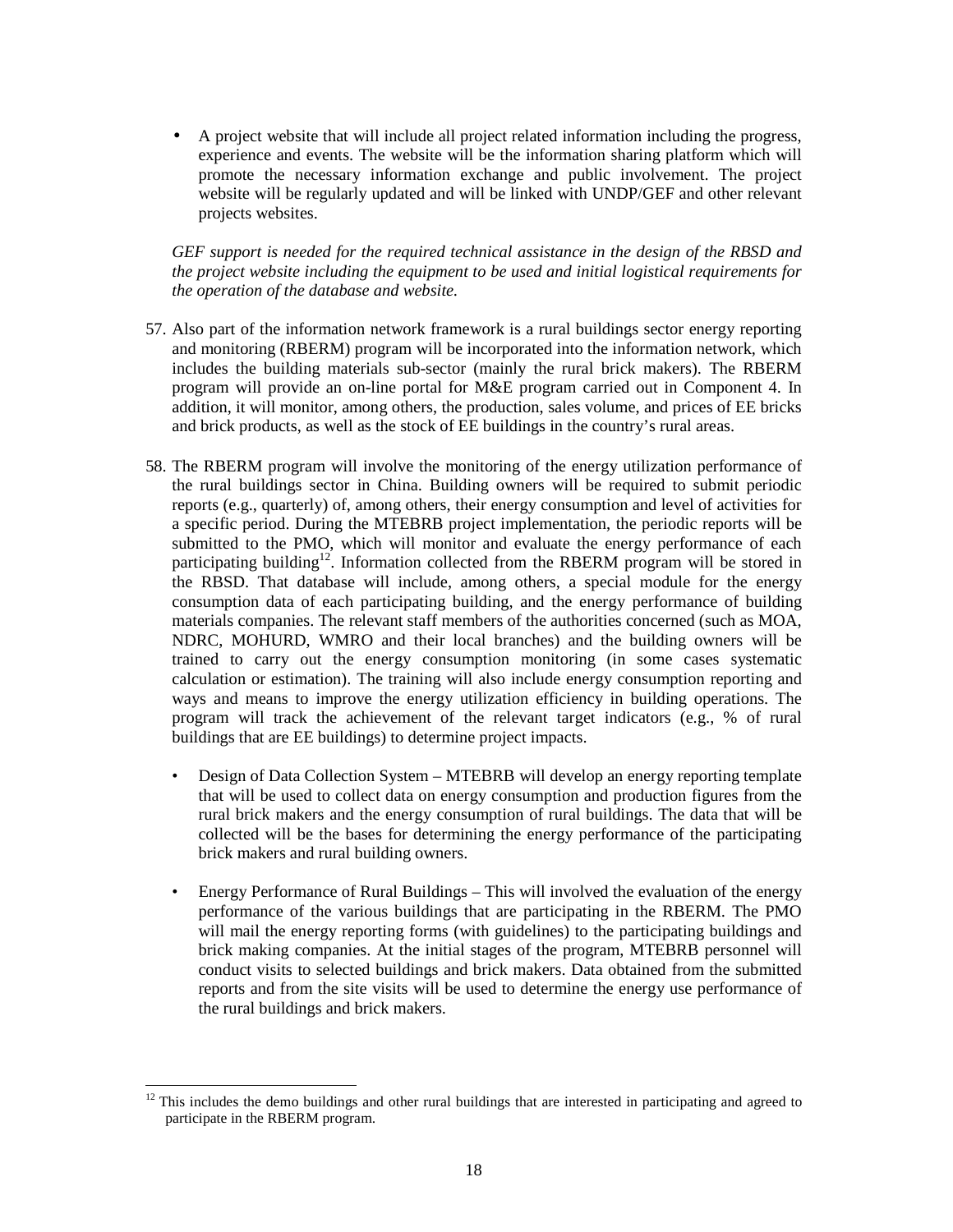- A project website that will include all project related information including the progress, experience and events. The website will be the information sharing platform which will promote the necessary information exchange and public involvement. The project website will be regularly updated and will be linked with UNDP/GEF and other relevant projects websites.

*GEF support is needed for the required technical assistance in the design of the RBSD and the project website including the equipment to be used and initial logistical requirements for the operation of the database and website.*

57. Also part of the information network framework is a rural buildings sector energy reporting and monitoring (RBERM) program will be incorporated into the information network, which includes the building materials sub-sector (mainly the rural brick makers). The RBERM program will provide an on-line portal for M&E program carried out in Component 4. In addition, it will monitor, among others, the production, sales volume, and prices of EE bricks and brick products, as well as the stock of EE buildings in the country's rural areas.

58. The RBERM program will involve the monitoring of the energy utilization performance of the rural buildings sector in China. Building owners will be required to submit periodic reports (e.g., quarterly) of, among others, their energy consumption and level of activities for a specific period. During the MTEBRB project implementation, the periodic reports will be submitted to the PMO, which will monitor and evaluate the energy performance of each participating building[12]. Information collected from the RBERM program will be stored in the RBSD. That database will include, among others, a special module for the energy consumption data of each participating building, and the energy performance of building materials companies. The relevant staff members of the authorities concerned (such as MOA, NDRC, MOHURD, WMRO and their local branches) and the building owners will be trained to carry out the energy consumption monitoring (in some cases systematic calculation or estimation). The training will also include energy consumption reporting and ways and means to improve the energy utilization efficiency in building operations. The program will track the achievement of the relevant target indicators (e.g., % of rural buildings that are EE buildings) to determine project impacts.

    - Design of Data Collection System – MTEBRB will develop an energy reporting template that will be used to collect data on energy consumption and production figures from the rural brick makers and the energy consumption of rural buildings. The data that will be collected will be the bases for determining the energy performance of the participating brick makers and rural building owners.

    - Energy Performance of Rural Buildings – This will involved the evaluation of the energy performance of the various buildings that are participating in the RBERM. The PMO will mail the energy reporting forms (with guidelines) to the participating buildings and brick making companies. At the initial stages of the program, MTEBRB personnel will conduct visits to selected buildings and brick makers. Data obtained from the submitted reports and from the site visits will be used to determine the energy use performance of the rural buildings and brick makers.

[12] This includes the demo buildings and other rural buildings that are interested in participating and agreed to participate in the RBERM program.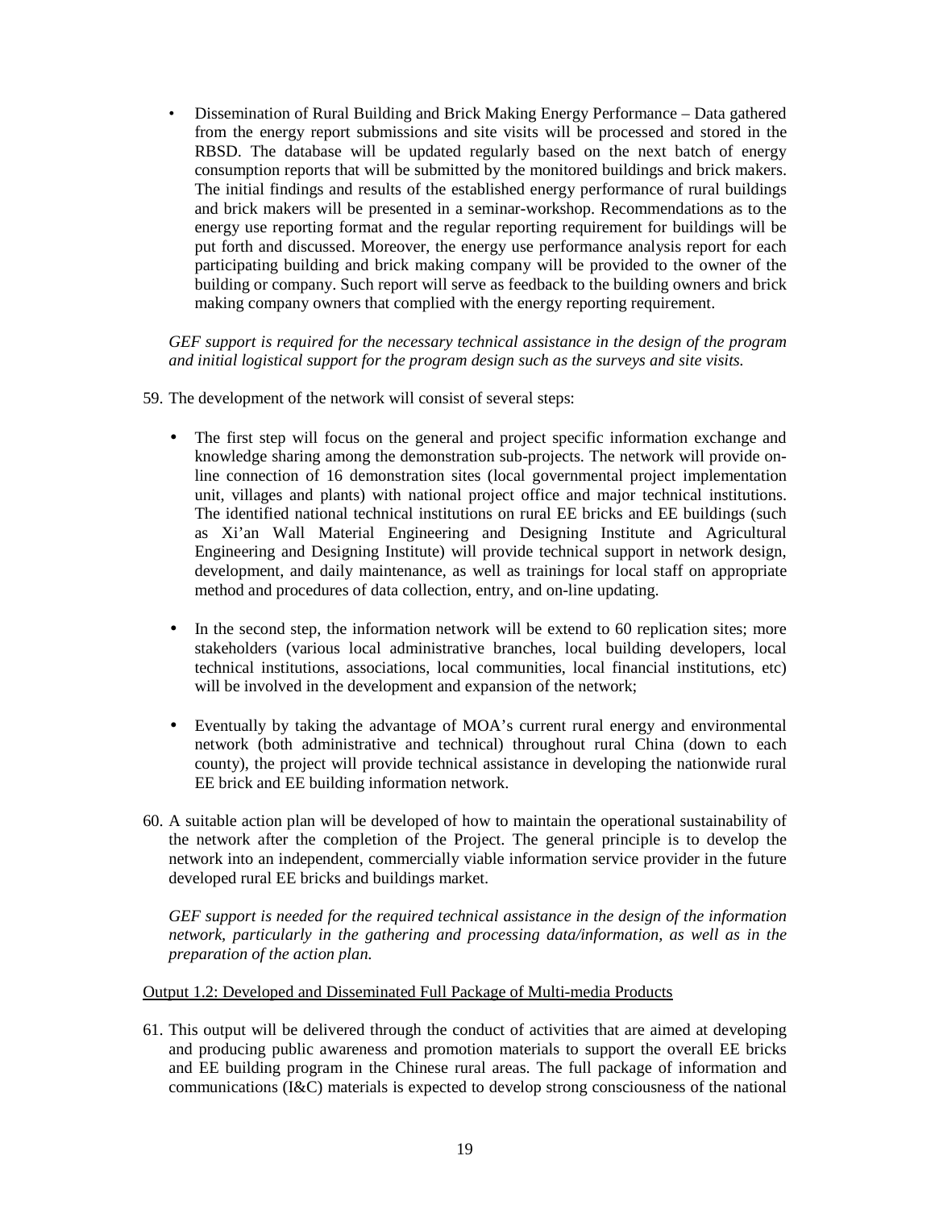- Dissemination of Rural Building and Brick Making Energy Performance – Data gathered from the energy report submissions and site visits will be processed and stored in the RBSD. The database will be updated regularly based on the next batch of energy consumption reports that will be submitted by the monitored buildings and brick makers. The initial findings and results of the established energy performance of rural buildings and brick makers will be presented in a seminar-workshop. Recommendations as to the energy use reporting format and the regular reporting requirement for buildings will be put forth and discussed. Moreover, the energy use performance analysis report for each participating building and brick making company will be provided to the owner of the building or company. Such report will serve as feedback to the building owners and brick making company owners that complied with the energy reporting requirement.

*GEF support is required for the necessary technical assistance in the design of the program and initial logistical support for the program design such as the surveys and site visits.*

59. The development of the network will consist of several steps:

- The first step will focus on the general and project specific information exchange and knowledge sharing among the demonstration sub-projects. The network will provide on-line connection of 16 demonstration sites (local governmental project implementation unit, villages and plants) with national project office and major technical institutions. The identified national technical institutions on rural EE bricks and EE buildings (such as Xi'an Wall Material Engineering and Designing Institute and Agricultural Engineering and Designing Institute) will provide technical support in network design, development, and daily maintenance, as well as trainings for local staff on appropriate method and procedures of data collection, entry, and on-line updating.

- In the second step, the information network will be extend to 60 replication sites; more stakeholders (various local administrative branches, local building developers, local technical institutions, associations, local communities, local financial institutions, etc) will be involved in the development and expansion of the network;

- Eventually by taking the advantage of MOA's current rural energy and environmental network (both administrative and technical) throughout rural China (down to each county), the project will provide technical assistance in developing the nationwide rural EE brick and EE building information network.

60. A suitable action plan will be developed of how to maintain the operational sustainability of the network after the completion of the Project. The general principle is to develop the network into an independent, commercially viable information service provider in the future developed rural EE bricks and buildings market.

*GEF support is needed for the required technical assistance in the design of the information network, particularly in the gathering and processing data/information, as well as in the preparation of the action plan.*

Output 1.2: Developed and Disseminated Full Package of Multi-media Products

61. This output will be delivered through the conduct of activities that are aimed at developing and producing public awareness and promotion materials to support the overall EE bricks and EE building program in the Chinese rural areas. The full package of information and communications (I&C) materials is expected to develop strong consciousness of the national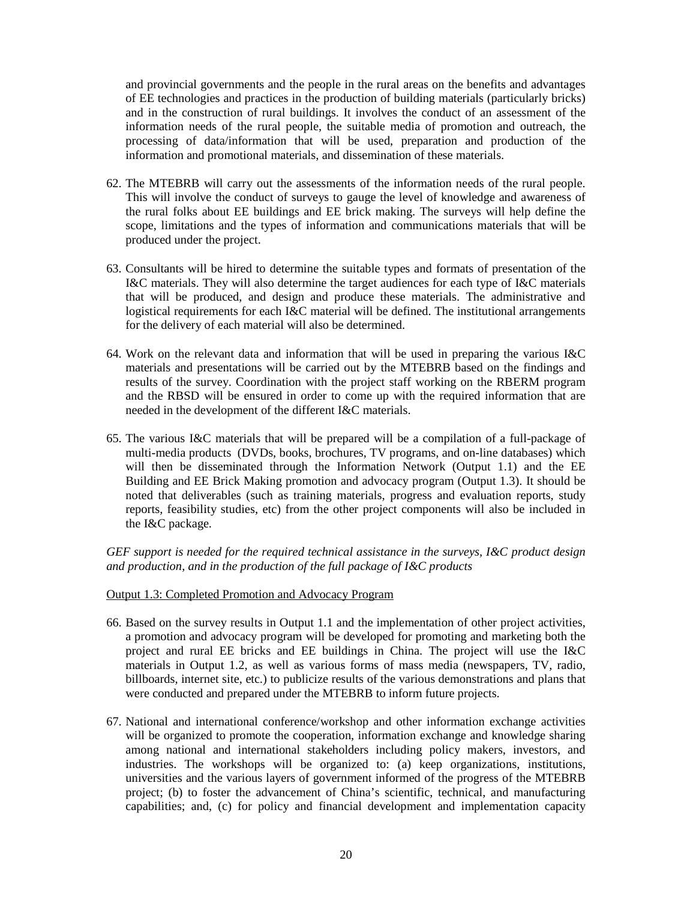and provincial governments and the people in the rural areas on the benefits and advantages of EE technologies and practices in the production of building materials (particularly bricks) and in the construction of rural buildings. It involves the conduct of an assessment of the information needs of the rural people, the suitable media of promotion and outreach, the processing of data/information that will be used, preparation and production of the information and promotional materials, and dissemination of these materials.

62. The MTEBRB will carry out the assessments of the information needs of the rural people. This will involve the conduct of surveys to gauge the level of knowledge and awareness of the rural folks about EE buildings and EE brick making. The surveys will help define the scope, limitations and the types of information and communications materials that will be produced under the project.

63. Consultants will be hired to determine the suitable types and formats of presentation of the I&C materials. They will also determine the target audiences for each type of I&C materials that will be produced, and design and produce these materials. The administrative and logistical requirements for each I&C material will be defined. The institutional arrangements for the delivery of each material will also be determined.

64. Work on the relevant data and information that will be used in preparing the various I&C materials and presentations will be carried out by the MTEBRB based on the findings and results of the survey. Coordination with the project staff working on the RBERM program and the RBSD will be ensured in order to come up with the required information that are needed in the development of the different I&C materials.

65. The various I&C materials that will be prepared will be a compilation of a full-package of multi-media products (DVDs, books, brochures, TV programs, and on-line databases) which will then be disseminated through the Information Network (Output 1.1) and the EE Building and EE Brick Making promotion and advocacy program (Output 1.3). It should be noted that deliverables (such as training materials, progress and evaluation reports, study reports, feasibility studies, etc) from the other project components will also be included in the I&C package.

*GEF support is needed for the required technical assistance in the surveys, I&C product design and production, and in the production of the full package of I&C products*

<u>Output 1.3: Completed Promotion and Advocacy Program</u>

66. Based on the survey results in Output 1.1 and the implementation of other project activities, a promotion and advocacy program will be developed for promoting and marketing both the project and rural EE bricks and EE buildings in China. The project will use the I&C materials in Output 1.2, as well as various forms of mass media (newspapers, TV, radio, billboards, internet site, etc.) to publicize results of the various demonstrations and plans that were conducted and prepared under the MTEBRB to inform future projects.

67. National and international conference/workshop and other information exchange activities will be organized to promote the cooperation, information exchange and knowledge sharing among national and international stakeholders including policy makers, investors, and industries. The workshops will be organized to: (a) keep organizations, institutions, universities and the various layers of government informed of the progress of the MTEBRB project; (b) to foster the advancement of China's scientific, technical, and manufacturing capabilities; and, (c) for policy and financial development and implementation capacity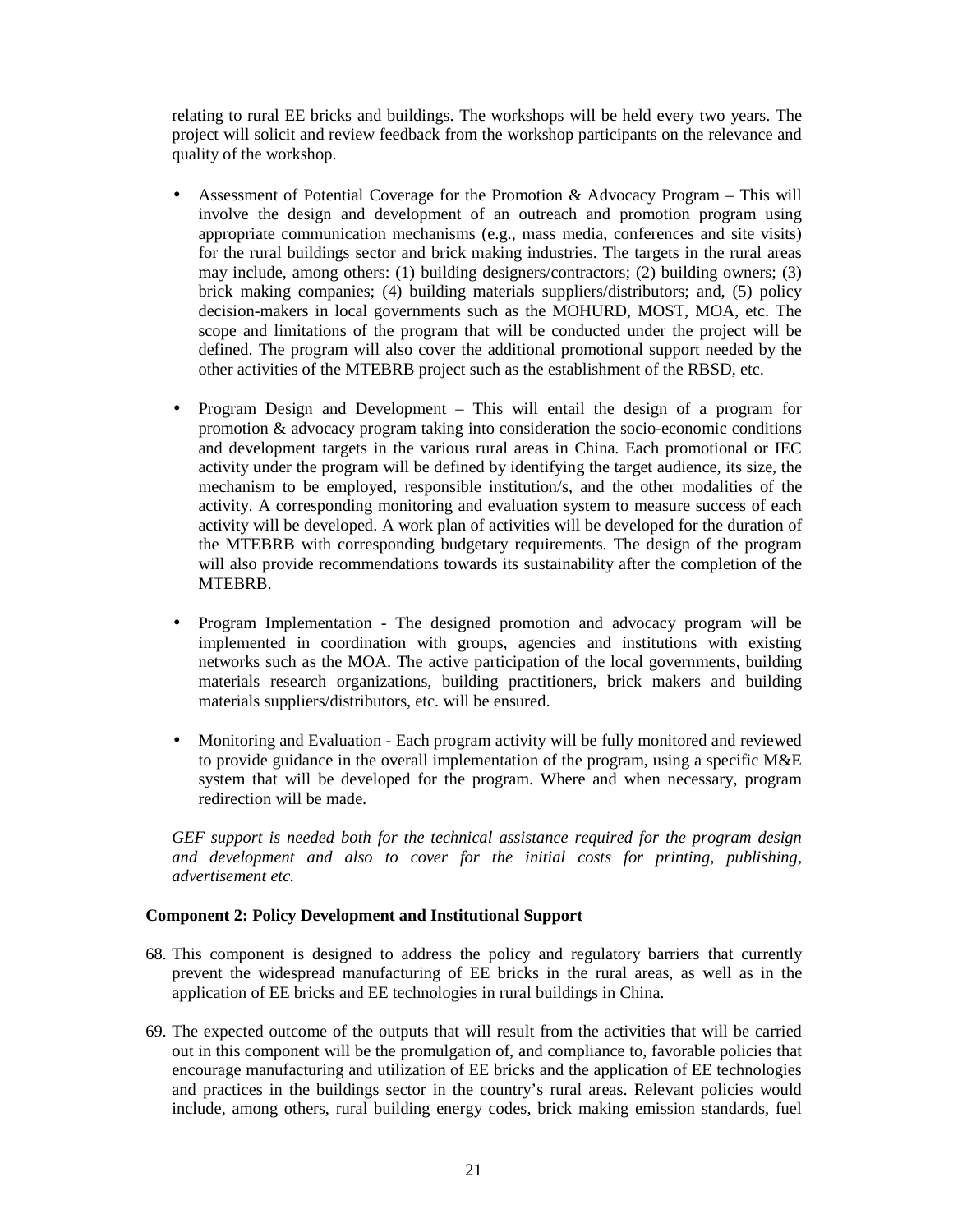relating to rural EE bricks and buildings. The workshops will be held every two years. The project will solicit and review feedback from the workshop participants on the relevance and quality of the workshop.

- Assessment of Potential Coverage for the Promotion & Advocacy Program – This will involve the design and development of an outreach and promotion program using appropriate communication mechanisms (e.g., mass media, conferences and site visits) for the rural buildings sector and brick making industries. The targets in the rural areas may include, among others: (1) building designers/contractors; (2) building owners; (3) brick making companies; (4) building materials suppliers/distributors; and, (5) policy decision-makers in local governments such as the MOHURD, MOST, MOA, etc. The scope and limitations of the program that will be conducted under the project will be defined. The program will also cover the additional promotional support needed by the other activities of the MTEBRB project such as the establishment of the RBSD, etc.

- Program Design and Development – This will entail the design of a program for promotion & advocacy program taking into consideration the socio-economic conditions and development targets in the various rural areas in China. Each promotional or IEC activity under the program will be defined by identifying the target audience, its size, the mechanism to be employed, responsible institution/s, and the other modalities of the activity. A corresponding monitoring and evaluation system to measure success of each activity will be developed. A work plan of activities will be developed for the duration of the MTEBRB with corresponding budgetary requirements. The design of the program will also provide recommendations towards its sustainability after the completion of the MTEBRB.

- Program Implementation - The designed promotion and advocacy program will be implemented in coordination with groups, agencies and institutions with existing networks such as the MOA. The active participation of the local governments, building materials research organizations, building practitioners, brick makers and building materials suppliers/distributors, etc. will be ensured.

- Monitoring and Evaluation - Each program activity will be fully monitored and reviewed to provide guidance in the overall implementation of the program, using a specific M&E system that will be developed for the program. Where and when necessary, program redirection will be made.

*GEF support is needed both for the technical assistance required for the program design and development and also to cover for the initial costs for printing, publishing, advertisement etc.*

**Component 2: Policy Development and Institutional Support**

68. This component is designed to address the policy and regulatory barriers that currently prevent the widespread manufacturing of EE bricks in the rural areas, as well as in the application of EE bricks and EE technologies in rural buildings in China.

69. The expected outcome of the outputs that will result from the activities that will be carried out in this component will be the promulgation of, and compliance to, favorable policies that encourage manufacturing and utilization of EE bricks and the application of EE technologies and practices in the buildings sector in the country's rural areas. Relevant policies would include, among others, rural building energy codes, brick making emission standards, fuel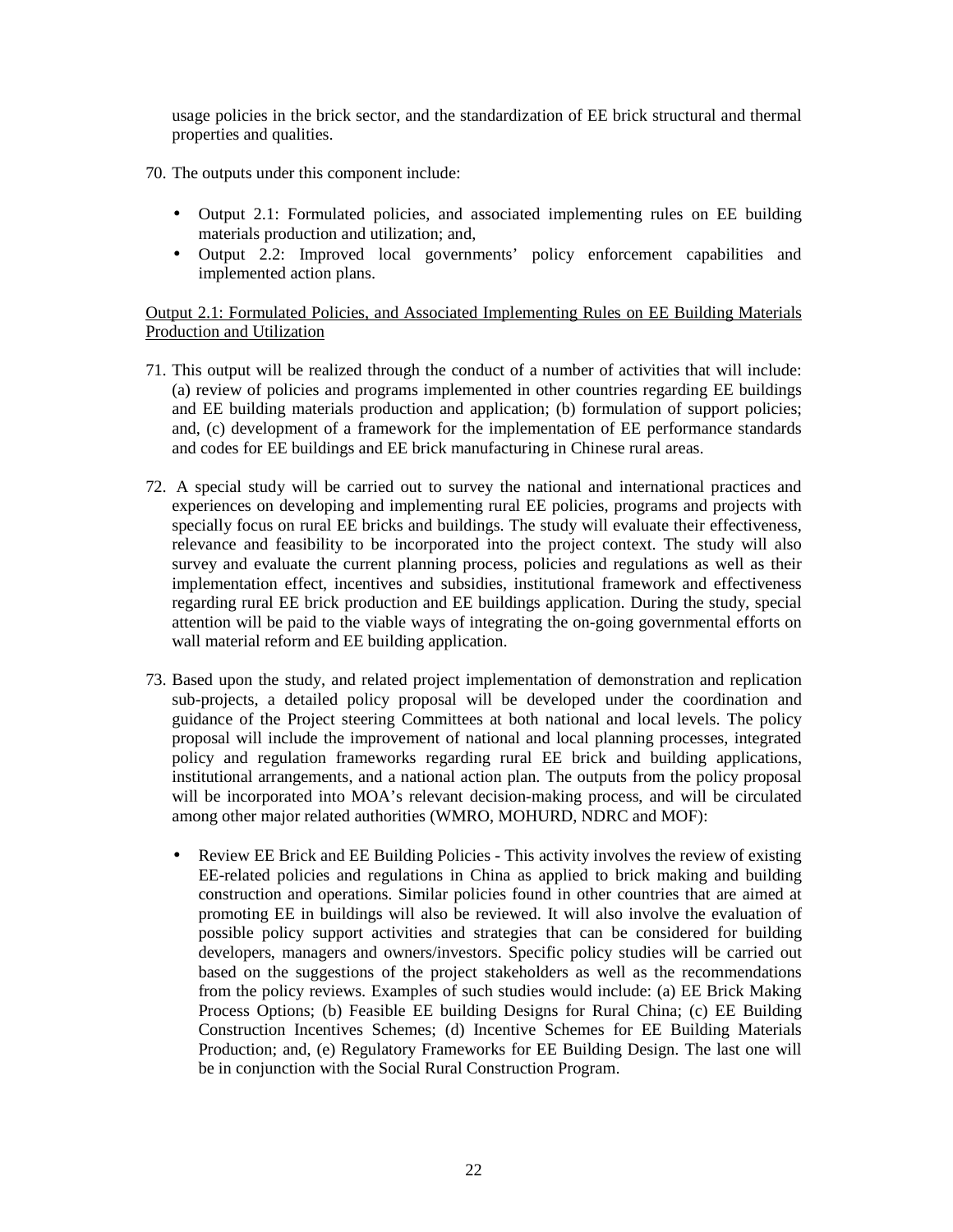usage policies in the brick sector, and the standardization of EE brick structural and thermal properties and qualities.

70. The outputs under this component include:

- Output 2.1: Formulated policies, and associated implementing rules on EE building materials production and utilization; and,
- Output 2.2: Improved local governments' policy enforcement capabilities and implemented action plans.

Output 2.1: Formulated Policies, and Associated Implementing Rules on EE Building Materials Production and Utilization

71. This output will be realized through the conduct of a number of activities that will include: (a) review of policies and programs implemented in other countries regarding EE buildings and EE building materials production and application; (b) formulation of support policies; and, (c) development of a framework for the implementation of EE performance standards and codes for EE buildings and EE brick manufacturing in Chinese rural areas.

72. A special study will be carried out to survey the national and international practices and experiences on developing and implementing rural EE policies, programs and projects with specially focus on rural EE bricks and buildings. The study will evaluate their effectiveness, relevance and feasibility to be incorporated into the project context. The study will also survey and evaluate the current planning process, policies and regulations as well as their implementation effect, incentives and subsidies, institutional framework and effectiveness regarding rural EE brick production and EE buildings application. During the study, special attention will be paid to the viable ways of integrating the on-going governmental efforts on wall material reform and EE building application.

73. Based upon the study, and related project implementation of demonstration and replication sub-projects, a detailed policy proposal will be developed under the coordination and guidance of the Project steering Committees at both national and local levels. The policy proposal will include the improvement of national and local planning processes, integrated policy and regulation frameworks regarding rural EE brick and building applications, institutional arrangements, and a national action plan. The outputs from the policy proposal will be incorporated into MOA's relevant decision-making process, and will be circulated among other major related authorities (WMRO, MOHURD, NDRC and MOF):

   - Review EE Brick and EE Building Policies - This activity involves the review of existing EE-related policies and regulations in China as applied to brick making and building construction and operations. Similar policies found in other countries that are aimed at promoting EE in buildings will also be reviewed. It will also involve the evaluation of possible policy support activities and strategies that can be considered for building developers, managers and owners/investors. Specific policy studies will be carried out based on the suggestions of the project stakeholders as well as the recommendations from the policy reviews. Examples of such studies would include: (a) EE Brick Making Process Options; (b) Feasible EE building Designs for Rural China; (c) EE Building Construction Incentives Schemes; (d) Incentive Schemes for EE Building Materials Production; and, (e) Regulatory Frameworks for EE Building Design. The last one will be in conjunction with the Social Rural Construction Program.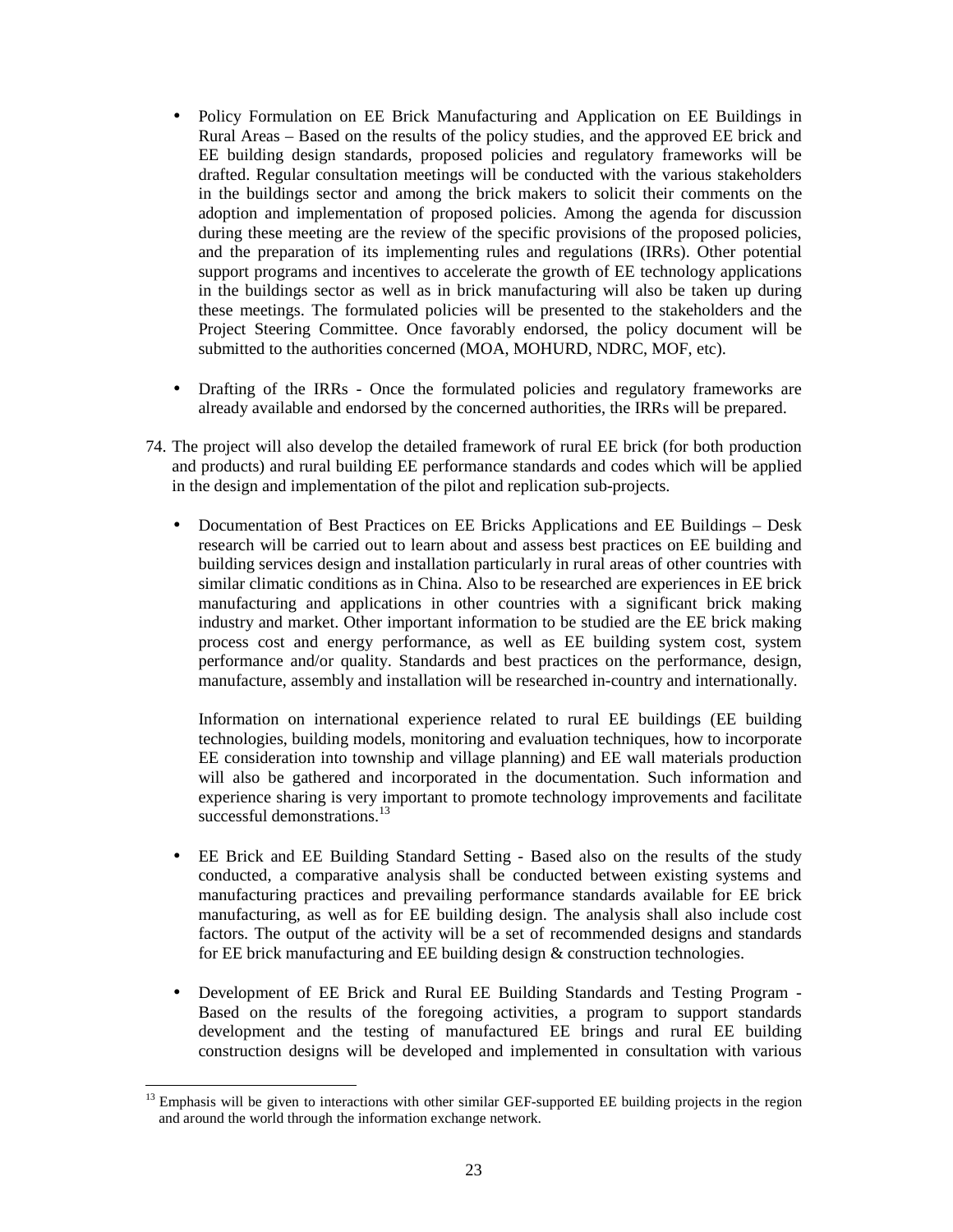- Policy Formulation on EE Brick Manufacturing and Application on EE Buildings in Rural Areas – Based on the results of the policy studies, and the approved EE brick and EE building design standards, proposed policies and regulatory frameworks will be drafted. Regular consultation meetings will be conducted with the various stakeholders in the buildings sector and among the brick makers to solicit their comments on the adoption and implementation of proposed policies. Among the agenda for discussion during these meeting are the review of the specific provisions of the proposed policies, and the preparation of its implementing rules and regulations (IRRs). Other potential support programs and incentives to accelerate the growth of EE technology applications in the buildings sector as well as in brick manufacturing will also be taken up during these meetings. The formulated policies will be presented to the stakeholders and the Project Steering Committee. Once favorably endorsed, the policy document will be submitted to the authorities concerned (MOA, MOHURD, NDRC, MOF, etc).

- Drafting of the IRRs - Once the formulated policies and regulatory frameworks are already available and endorsed by the concerned authorities, the IRRs will be prepared.

74. The project will also develop the detailed framework of rural EE brick (for both production and products) and rural building EE performance standards and codes which will be applied in the design and implementation of the pilot and replication sub-projects.

- Documentation of Best Practices on EE Bricks Applications and EE Buildings – Desk research will be carried out to learn about and assess best practices on EE building and building services design and installation particularly in rural areas of other countries with similar climatic conditions as in China. Also to be researched are experiences in EE brick manufacturing and applications in other countries with a significant brick making industry and market. Other important information to be studied are the EE brick making process cost and energy performance, as well as EE building system cost, system performance and/or quality. Standards and best practices on the performance, design, manufacture, assembly and installation will be researched in-country and internationally.

  Information on international experience related to rural EE buildings (EE building technologies, building models, monitoring and evaluation techniques, how to incorporate EE consideration into township and village planning) and EE wall materials production will also be gathered and incorporated in the documentation. Such information and experience sharing is very important to promote technology improvements and facilitate successful demonstrations.[13]

- EE Brick and EE Building Standard Setting - Based also on the results of the study conducted, a comparative analysis shall be conducted between existing systems and manufacturing practices and prevailing performance standards available for EE brick manufacturing, as well as for EE building design. The analysis shall also include cost factors. The output of the activity will be a set of recommended designs and standards for EE brick manufacturing and EE building design & construction technologies.

- Development of EE Brick and Rural EE Building Standards and Testing Program - Based on the results of the foregoing activities, a program to support standards development and the testing of manufactured EE brings and rural EE building construction designs will be developed and implemented in consultation with various

---

[13] Emphasis will be given to interactions with other similar GEF-supported EE building projects in the region and around the world through the information exchange network.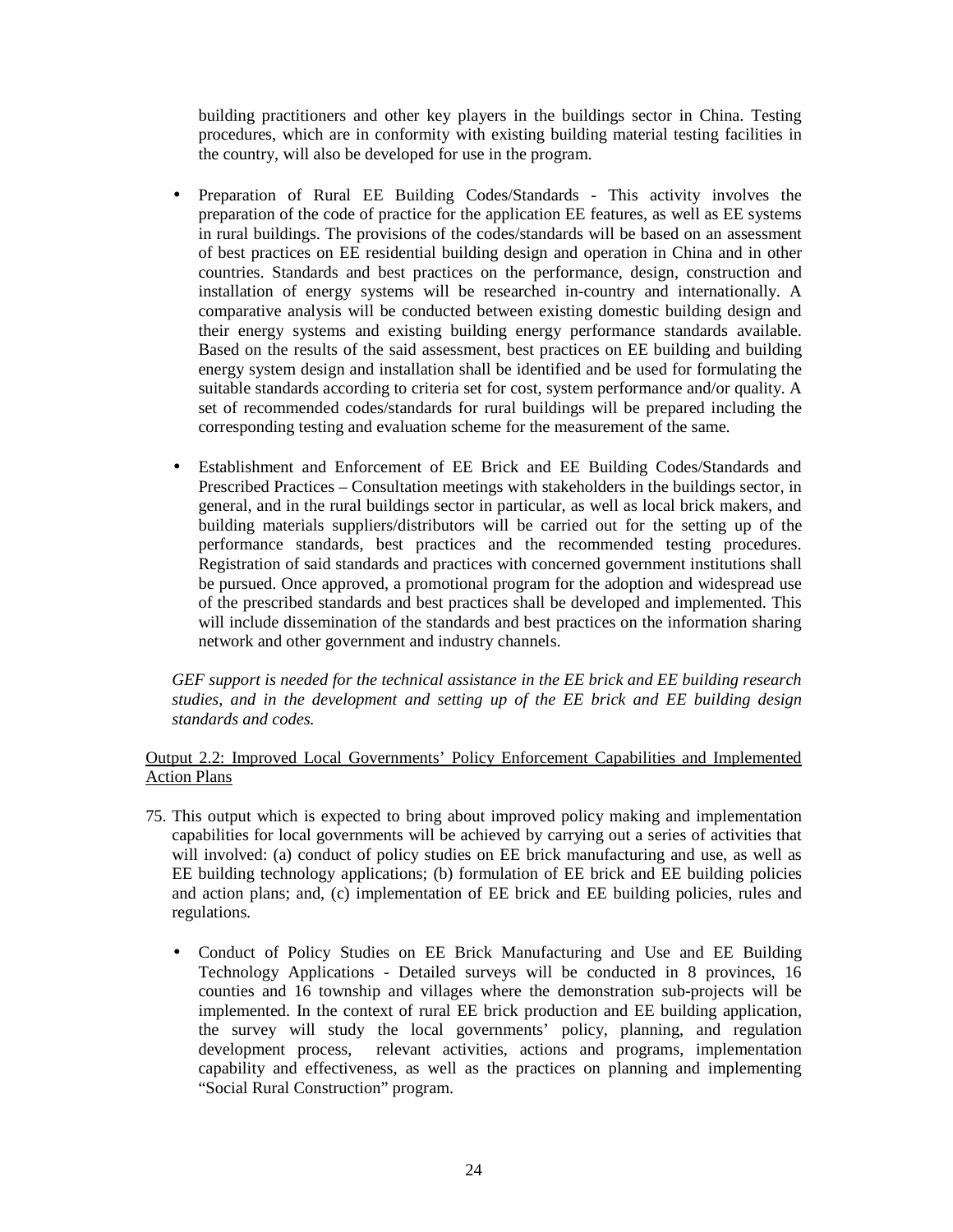building practitioners and other key players in the buildings sector in China. Testing procedures, which are in conformity with existing building material testing facilities in the country, will also be developed for use in the program.

- Preparation of Rural EE Building Codes/Standards - This activity involves the preparation of the code of practice for the application EE features, as well as EE systems in rural buildings. The provisions of the codes/standards will be based on an assessment of best practices on EE residential building design and operation in China and in other countries. Standards and best practices on the performance, design, construction and installation of energy systems will be researched in-country and internationally. A comparative analysis will be conducted between existing domestic building design and their energy systems and existing building energy performance standards available. Based on the results of the said assessment, best practices on EE building and building energy system design and installation shall be identified and be used for formulating the suitable standards according to criteria set for cost, system performance and/or quality. A set of recommended codes/standards for rural buildings will be prepared including the corresponding testing and evaluation scheme for the measurement of the same.

- Establishment and Enforcement of EE Brick and EE Building Codes/Standards and Prescribed Practices – Consultation meetings with stakeholders in the buildings sector, in general, and in the rural buildings sector in particular, as well as local brick makers, and building materials suppliers/distributors will be carried out for the setting up of the performance standards, best practices and the recommended testing procedures. Registration of said standards and practices with concerned government institutions shall be pursued. Once approved, a promotional program for the adoption and widespread use of the prescribed standards and best practices shall be developed and implemented. This will include dissemination of the standards and best practices on the information sharing network and other government and industry channels.

*GEF support is needed for the technical assistance in the EE brick and EE building research studies, and in the development and setting up of the EE brick and EE building design standards and codes.*

<u>Output 2.2: Improved Local Governments' Policy Enforcement Capabilities and Implemented Action Plans</u>

75. This output which is expected to bring about improved policy making and implementation capabilities for local governments will be achieved by carrying out a series of activities that will involved: (a) conduct of policy studies on EE brick manufacturing and use, as well as EE building technology applications; (b) formulation of EE brick and EE building policies and action plans; and, (c) implementation of EE brick and EE building policies, rules and regulations.

    - Conduct of Policy Studies on EE Brick Manufacturing and Use and EE Building Technology Applications - Detailed surveys will be conducted in 8 provinces, 16 counties and 16 township and villages where the demonstration sub-projects will be implemented. In the context of rural EE brick production and EE building application, the survey will study the local governments' policy, planning, and regulation development process, relevant activities, actions and programs, implementation capability and effectiveness, as well as the practices on planning and implementing "Social Rural Construction" program.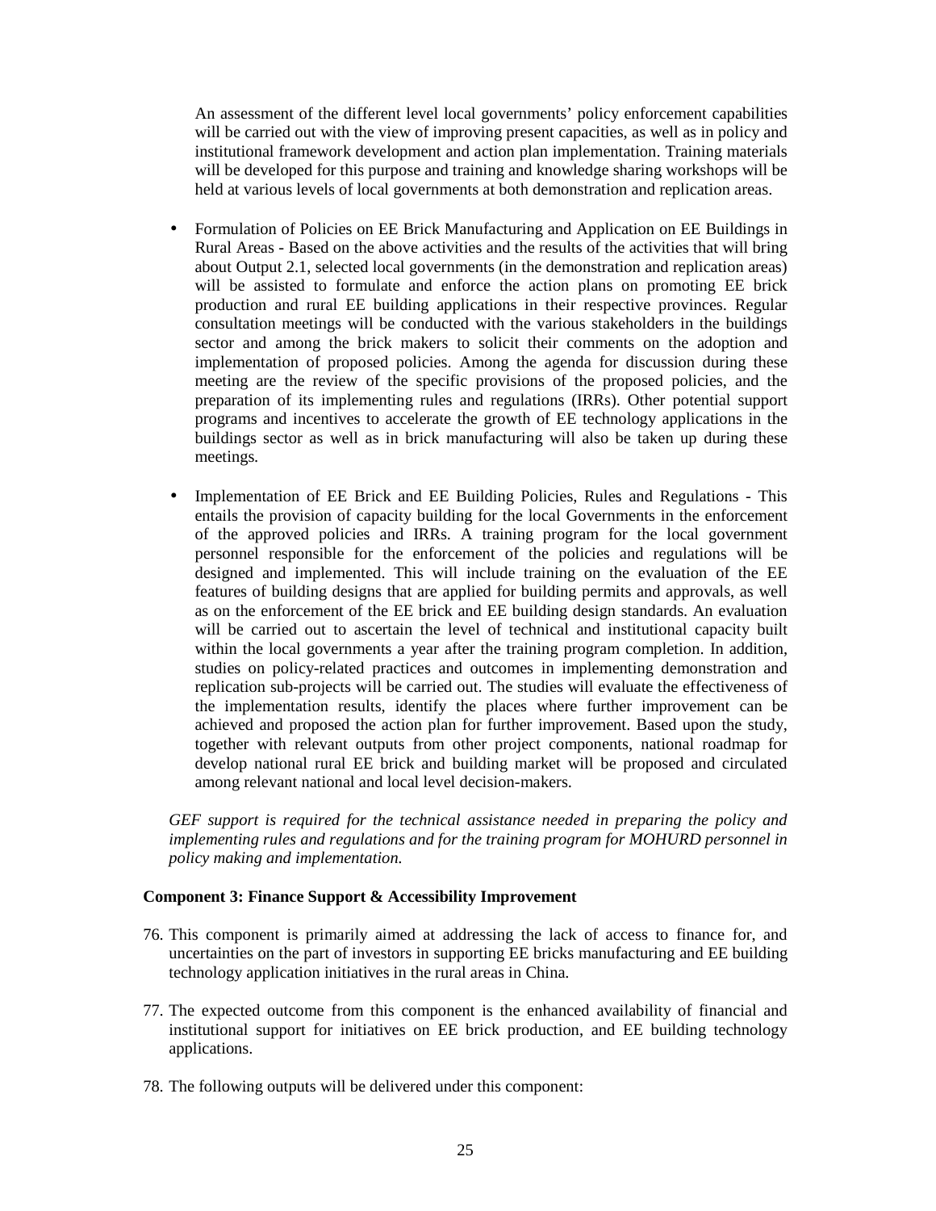An assessment of the different level local governments' policy enforcement capabilities will be carried out with the view of improving present capacities, as well as in policy and institutional framework development and action plan implementation. Training materials will be developed for this purpose and training and knowledge sharing workshops will be held at various levels of local governments at both demonstration and replication areas.

- Formulation of Policies on EE Brick Manufacturing and Application on EE Buildings in Rural Areas - Based on the above activities and the results of the activities that will bring about Output 2.1, selected local governments (in the demonstration and replication areas) will be assisted to formulate and enforce the action plans on promoting EE brick production and rural EE building applications in their respective provinces. Regular consultation meetings will be conducted with the various stakeholders in the buildings sector and among the brick makers to solicit their comments on the adoption and implementation of proposed policies. Among the agenda for discussion during these meeting are the review of the specific provisions of the proposed policies, and the preparation of its implementing rules and regulations (IRRs). Other potential support programs and incentives to accelerate the growth of EE technology applications in the buildings sector as well as in brick manufacturing will also be taken up during these meetings.

- Implementation of EE Brick and EE Building Policies, Rules and Regulations - This entails the provision of capacity building for the local Governments in the enforcement of the approved policies and IRRs. A training program for the local government personnel responsible for the enforcement of the policies and regulations will be designed and implemented. This will include training on the evaluation of the EE features of building designs that are applied for building permits and approvals, as well as on the enforcement of the EE brick and EE building design standards. An evaluation will be carried out to ascertain the level of technical and institutional capacity built within the local governments a year after the training program completion. In addition, studies on policy-related practices and outcomes in implementing demonstration and replication sub-projects will be carried out. The studies will evaluate the effectiveness of the implementation results, identify the places where further improvement can be achieved and proposed the action plan for further improvement. Based upon the study, together with relevant outputs from other project components, national roadmap for develop national rural EE brick and building market will be proposed and circulated among relevant national and local level decision-makers.

*GEF support is required for the technical assistance needed in preparing the policy and implementing rules and regulations and for the training program for MOHURD personnel in policy making and implementation.*

**Component 3: Finance Support & Accessibility Improvement**

76. This component is primarily aimed at addressing the lack of access to finance for, and uncertainties on the part of investors in supporting EE bricks manufacturing and EE building technology application initiatives in the rural areas in China.

77. The expected outcome from this component is the enhanced availability of financial and institutional support for initiatives on EE brick production, and EE building technology applications.

78. The following outputs will be delivered under this component: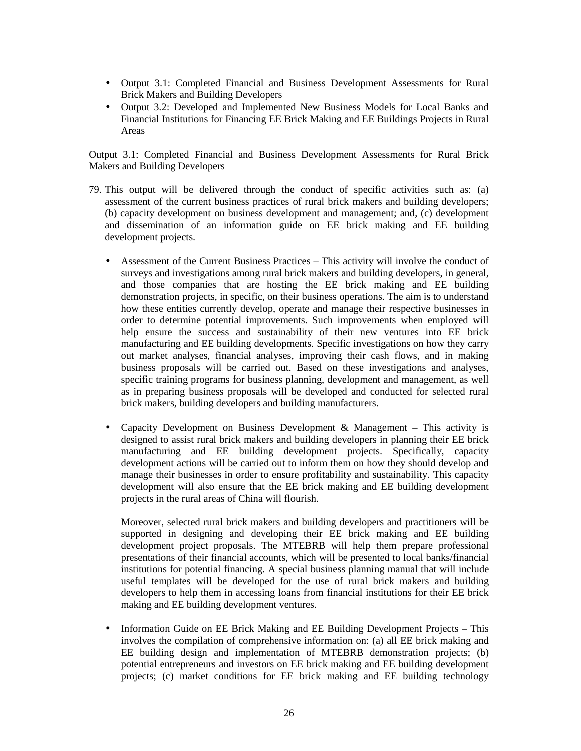- Output 3.1: Completed Financial and Business Development Assessments for Rural Brick Makers and Building Developers
- Output 3.2: Developed and Implemented New Business Models for Local Banks and Financial Institutions for Financing EE Brick Making and EE Buildings Projects in Rural Areas

<u>Output 3.1: Completed Financial and Business Development Assessments for Rural Brick Makers and Building Developers</u>

79. This output will be delivered through the conduct of specific activities such as: (a) assessment of the current business practices of rural brick makers and building developers; (b) capacity development on business development and management; and, (c) development and dissemination of an information guide on EE brick making and EE building development projects.

    - Assessment of the Current Business Practices – This activity will involve the conduct of surveys and investigations among rural brick makers and building developers, in general, and those companies that are hosting the EE brick making and EE building demonstration projects, in specific, on their business operations. The aim is to understand how these entities currently develop, operate and manage their respective businesses in order to determine potential improvements. Such improvements when employed will help ensure the success and sustainability of their new ventures into EE brick manufacturing and EE building developments. Specific investigations on how they carry out market analyses, financial analyses, improving their cash flows, and in making business proposals will be carried out. Based on these investigations and analyses, specific training programs for business planning, development and management, as well as in preparing business proposals will be developed and conducted for selected rural brick makers, building developers and building manufacturers.

    - Capacity Development on Business Development & Management – This activity is designed to assist rural brick makers and building developers in planning their EE brick manufacturing and EE building development projects. Specifically, capacity development actions will be carried out to inform them on how they should develop and manage their businesses in order to ensure profitability and sustainability. This capacity development will also ensure that the EE brick making and EE building development projects in the rural areas of China will flourish.

      Moreover, selected rural brick makers and building developers and practitioners will be supported in designing and developing their EE brick making and EE building development project proposals. The MTEBRB will help them prepare professional presentations of their financial accounts, which will be presented to local banks/financial institutions for potential financing. A special business planning manual that will include useful templates will be developed for the use of rural brick makers and building developers to help them in accessing loans from financial institutions for their EE brick making and EE building development ventures.

    - Information Guide on EE Brick Making and EE Building Development Projects – This involves the compilation of comprehensive information on: (a) all EE brick making and EE building design and implementation of MTEBRB demonstration projects; (b) potential entrepreneurs and investors on EE brick making and EE building development projects; (c) market conditions for EE brick making and EE building technology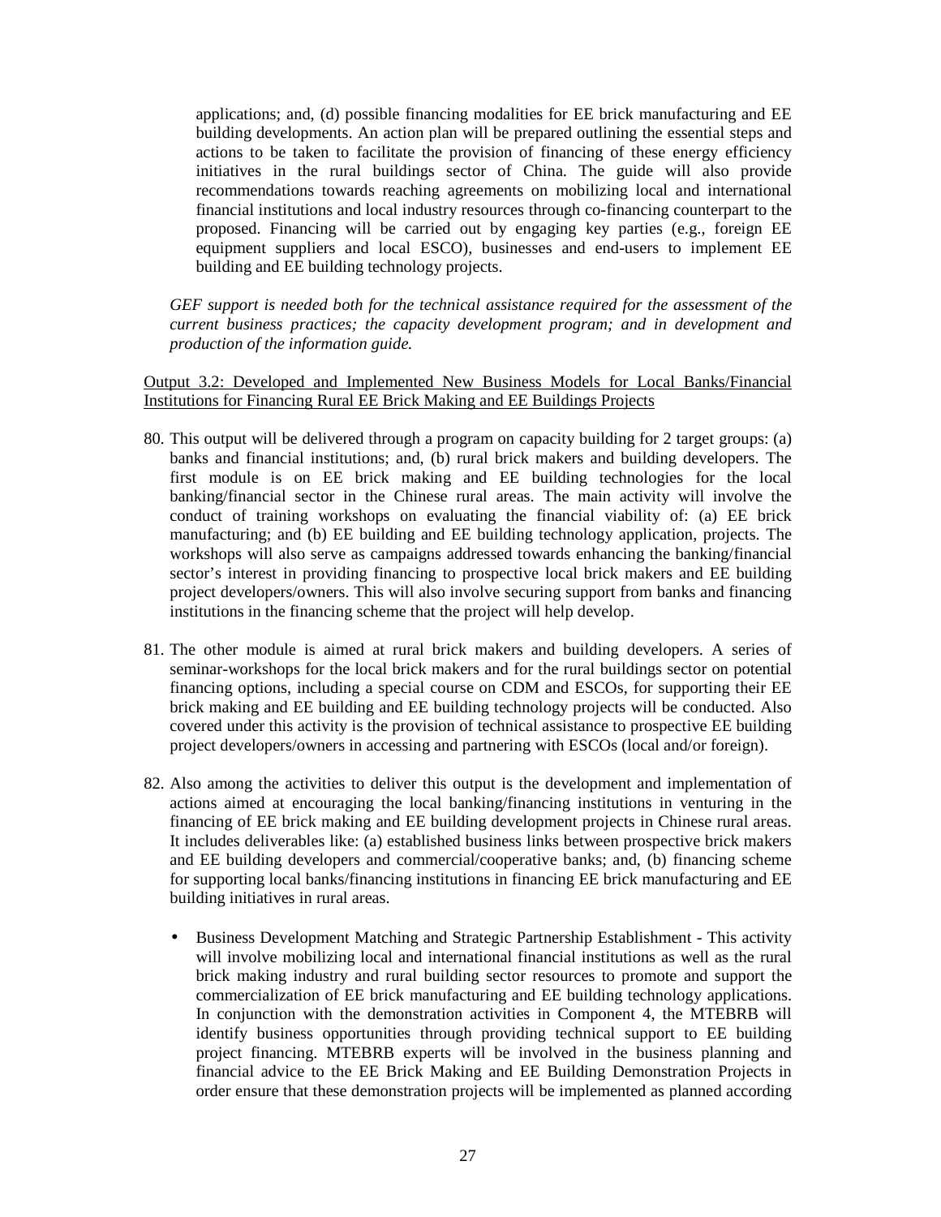applications; and, (d) possible financing modalities for EE brick manufacturing and EE building developments. An action plan will be prepared outlining the essential steps and actions to be taken to facilitate the provision of financing of these energy efficiency initiatives in the rural buildings sector of China. The guide will also provide recommendations towards reaching agreements on mobilizing local and international financial institutions and local industry resources through co-financing counterpart to the proposed. Financing will be carried out by engaging key parties (e.g., foreign EE equipment suppliers and local ESCO), businesses and end-users to implement EE building and EE building technology projects.

*GEF support is needed both for the technical assistance required for the assessment of the current business practices; the capacity development program; and in development and production of the information guide.*

<u>Output 3.2: Developed and Implemented New Business Models for Local Banks/Financial Institutions for Financing Rural EE Brick Making and EE Buildings Projects</u>

80. This output will be delivered through a program on capacity building for 2 target groups: (a) banks and financial institutions; and, (b) rural brick makers and building developers. The first module is on EE brick making and EE building technologies for the local banking/financial sector in the Chinese rural areas. The main activity will involve the conduct of training workshops on evaluating the financial viability of: (a) EE brick manufacturing; and (b) EE building and EE building technology application, projects. The workshops will also serve as campaigns addressed towards enhancing the banking/financial sector's interest in providing financing to prospective local brick makers and EE building project developers/owners. This will also involve securing support from banks and financing institutions in the financing scheme that the project will help develop.

81. The other module is aimed at rural brick makers and building developers. A series of seminar-workshops for the local brick makers and for the rural buildings sector on potential financing options, including a special course on CDM and ESCOs, for supporting their EE brick making and EE building and EE building technology projects will be conducted. Also covered under this activity is the provision of technical assistance to prospective EE building project developers/owners in accessing and partnering with ESCOs (local and/or foreign).

82. Also among the activities to deliver this output is the development and implementation of actions aimed at encouraging the local banking/financing institutions in venturing in the financing of EE brick making and EE building development projects in Chinese rural areas. It includes deliverables like: (a) established business links between prospective brick makers and EE building developers and commercial/cooperative banks; and, (b) financing scheme for supporting local banks/financing institutions in financing EE brick manufacturing and EE building initiatives in rural areas.

   - Business Development Matching and Strategic Partnership Establishment - This activity will involve mobilizing local and international financial institutions as well as the rural brick making industry and rural building sector resources to promote and support the commercialization of EE brick manufacturing and EE building technology applications. In conjunction with the demonstration activities in Component 4, the MTEBRB will identify business opportunities through providing technical support to EE building project financing. MTEBRB experts will be involved in the business planning and financial advice to the EE Brick Making and EE Building Demonstration Projects in order ensure that these demonstration projects will be implemented as planned according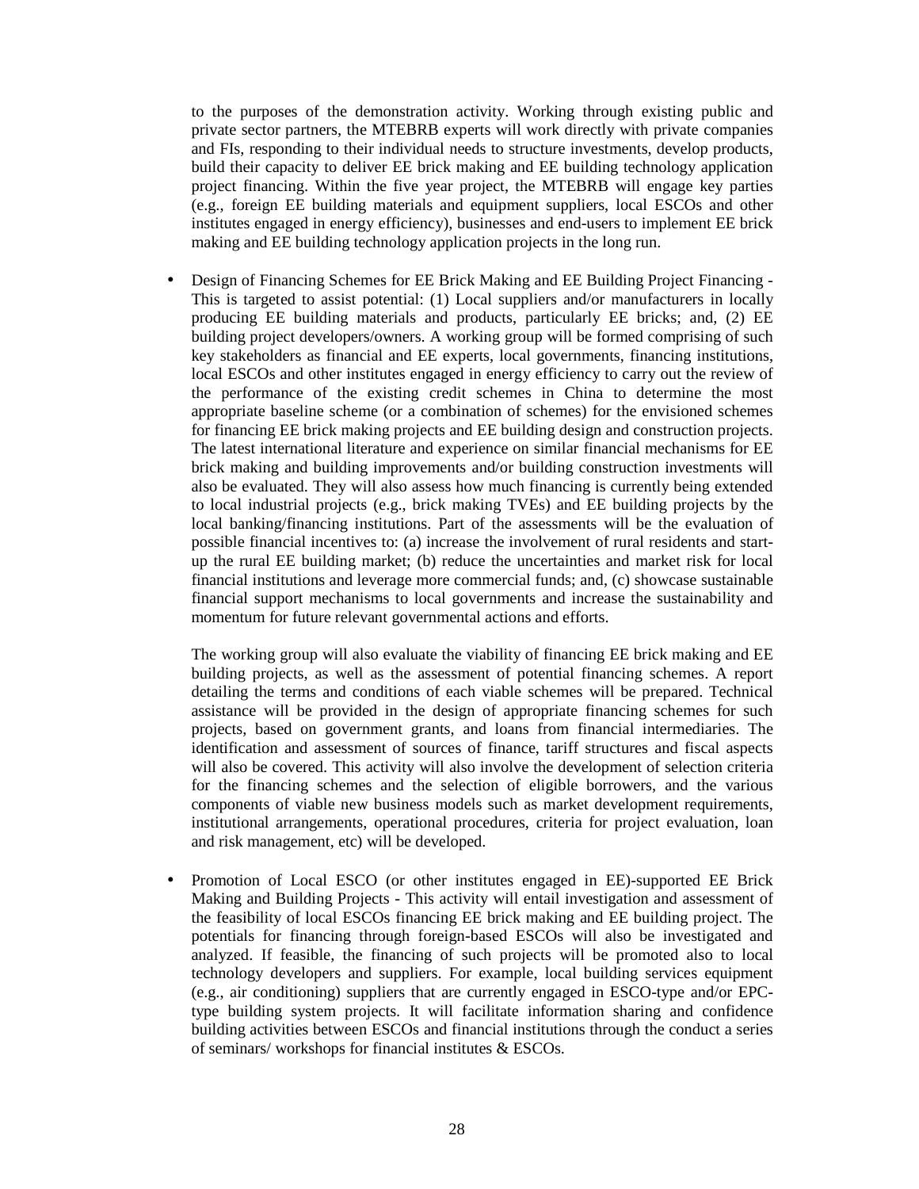to the purposes of the demonstration activity. Working through existing public and private sector partners, the MTEBRB experts will work directly with private companies and FIs, responding to their individual needs to structure investments, develop products, build their capacity to deliver EE brick making and EE building technology application project financing. Within the five year project, the MTEBRB will engage key parties (e.g., foreign EE building materials and equipment suppliers, local ESCOs and other institutes engaged in energy efficiency), businesses and end-users to implement EE brick making and EE building technology application projects in the long run.

- Design of Financing Schemes for EE Brick Making and EE Building Project Financing - This is targeted to assist potential: (1) Local suppliers and/or manufacturers in locally producing EE building materials and products, particularly EE bricks; and, (2) EE building project developers/owners. A working group will be formed comprising of such key stakeholders as financial and EE experts, local governments, financing institutions, local ESCOs and other institutes engaged in energy efficiency to carry out the review of the performance of the existing credit schemes in China to determine the most appropriate baseline scheme (or a combination of schemes) for the envisioned schemes for financing EE brick making projects and EE building design and construction projects. The latest international literature and experience on similar financial mechanisms for EE brick making and building improvements and/or building construction investments will also be evaluated. They will also assess how much financing is currently being extended to local industrial projects (e.g., brick making TVEs) and EE building projects by the local banking/financing institutions. Part of the assessments will be the evaluation of possible financial incentives to: (a) increase the involvement of rural residents and start-up the rural EE building market; (b) reduce the uncertainties and market risk for local financial institutions and leverage more commercial funds; and, (c) showcase sustainable financial support mechanisms to local governments and increase the sustainability and momentum for future relevant governmental actions and efforts.

  The working group will also evaluate the viability of financing EE brick making and EE building projects, as well as the assessment of potential financing schemes. A report detailing the terms and conditions of each viable schemes will be prepared. Technical assistance will be provided in the design of appropriate financing schemes for such projects, based on government grants, and loans from financial intermediaries. The identification and assessment of sources of finance, tariff structures and fiscal aspects will also be covered. This activity will also involve the development of selection criteria for the financing schemes and the selection of eligible borrowers, and the various components of viable new business models such as market development requirements, institutional arrangements, operational procedures, criteria for project evaluation, loan and risk management, etc) will be developed.

- Promotion of Local ESCO (or other institutes engaged in EE)-supported EE Brick Making and Building Projects - This activity will entail investigation and assessment of the feasibility of local ESCOs financing EE brick making and EE building project. The potentials for financing through foreign-based ESCOs will also be investigated and analyzed. If feasible, the financing of such projects will be promoted also to local technology developers and suppliers. For example, local building services equipment (e.g., air conditioning) suppliers that are currently engaged in ESCO-type and/or EPC-type building system projects. It will facilitate information sharing and confidence building activities between ESCOs and financial institutions through the conduct a series of seminars/ workshops for financial institutes & ESCOs.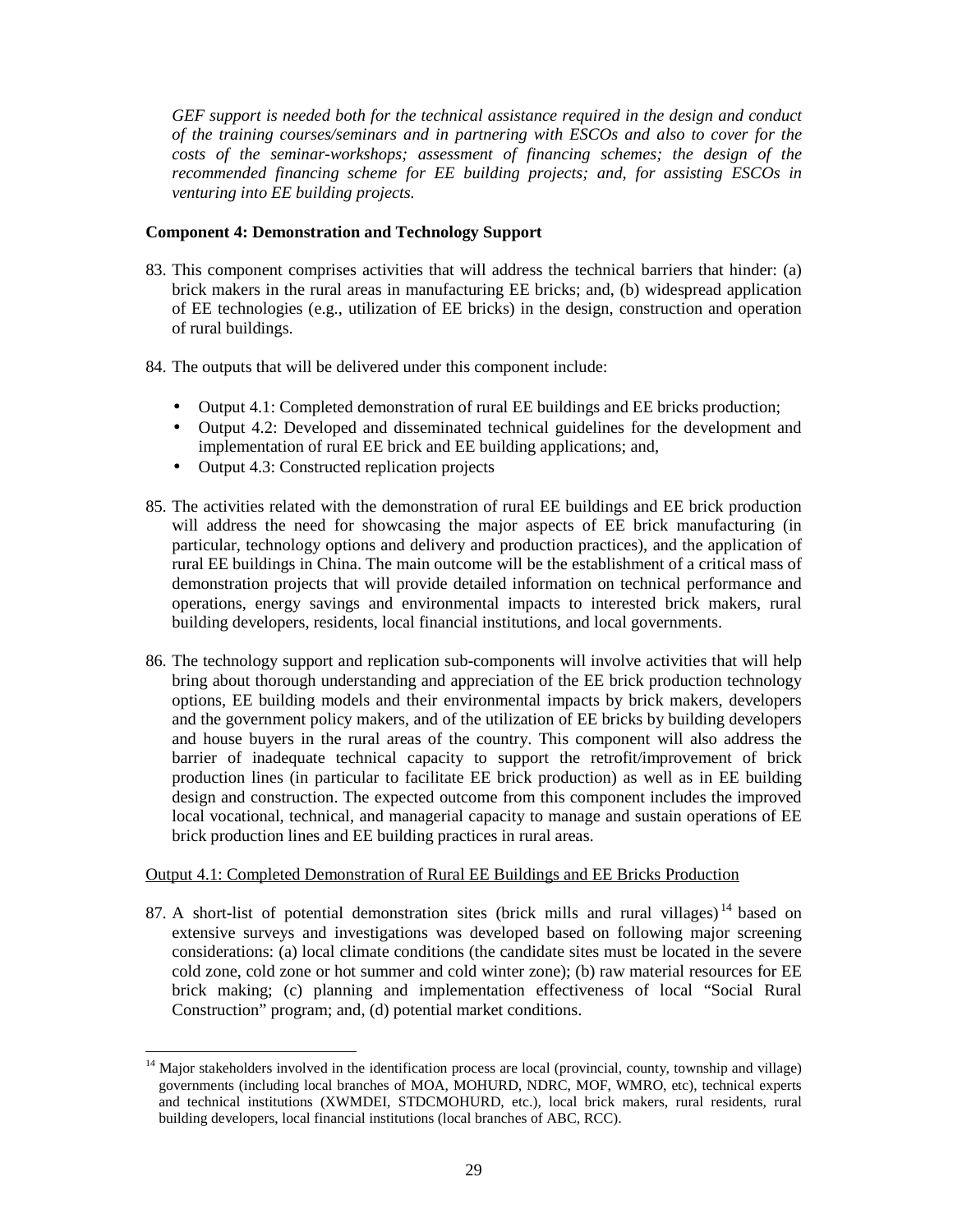*GEF support is needed both for the technical assistance required in the design and conduct of the training courses/seminars and in partnering with ESCOs and also to cover for the costs of the seminar-workshops; assessment of financing schemes; the design of the recommended financing scheme for EE building projects; and, for assisting ESCOs in venturing into EE building projects.*

**Component 4: Demonstration and Technology Support**

83. This component comprises activities that will address the technical barriers that hinder: (a) brick makers in the rural areas in manufacturing EE bricks; and, (b) widespread application of EE technologies (e.g., utilization of EE bricks) in the design, construction and operation of rural buildings.

84. The outputs that will be delivered under this component include:

- Output 4.1: Completed demonstration of rural EE buildings and EE bricks production;
- Output 4.2: Developed and disseminated technical guidelines for the development and implementation of rural EE brick and EE building applications; and,
- Output 4.3: Constructed replication projects

85. The activities related with the demonstration of rural EE buildings and EE brick production will address the need for showcasing the major aspects of EE brick manufacturing (in particular, technology options and delivery and production practices), and the application of rural EE buildings in China. The main outcome will be the establishment of a critical mass of demonstration projects that will provide detailed information on technical performance and operations, energy savings and environmental impacts to interested brick makers, rural building developers, residents, local financial institutions, and local governments.

86. The technology support and replication sub-components will involve activities that will help bring about thorough understanding and appreciation of the EE brick production technology options, EE building models and their environmental impacts by brick makers, developers and the government policy makers, and of the utilization of EE bricks by building developers and house buyers in the rural areas of the country. This component will also address the barrier of inadequate technical capacity to support the retrofit/improvement of brick production lines (in particular to facilitate EE brick production) as well as in EE building design and construction. The expected outcome from this component includes the improved local vocational, technical, and managerial capacity to manage and sustain operations of EE brick production lines and EE building practices in rural areas.

Output 4.1: Completed Demonstration of Rural EE Buildings and EE Bricks Production

87. A short-list of potential demonstration sites (brick mills and rural villages)[14] based on extensive surveys and investigations was developed based on following major screening considerations: (a) local climate conditions (the candidate sites must be located in the severe cold zone, cold zone or hot summer and cold winter zone); (b) raw material resources for EE brick making; (c) planning and implementation effectiveness of local "Social Rural Construction" program; and, (d) potential market conditions.

---

[14] Major stakeholders involved in the identification process are local (provincial, county, township and village) governments (including local branches of MOA, MOHURD, NDRC, MOF, WMRO, etc), technical experts and technical institutions (XWMDEI, STDCMOHURD, etc.), local brick makers, rural residents, rural building developers, local financial institutions (local branches of ABC, RCC).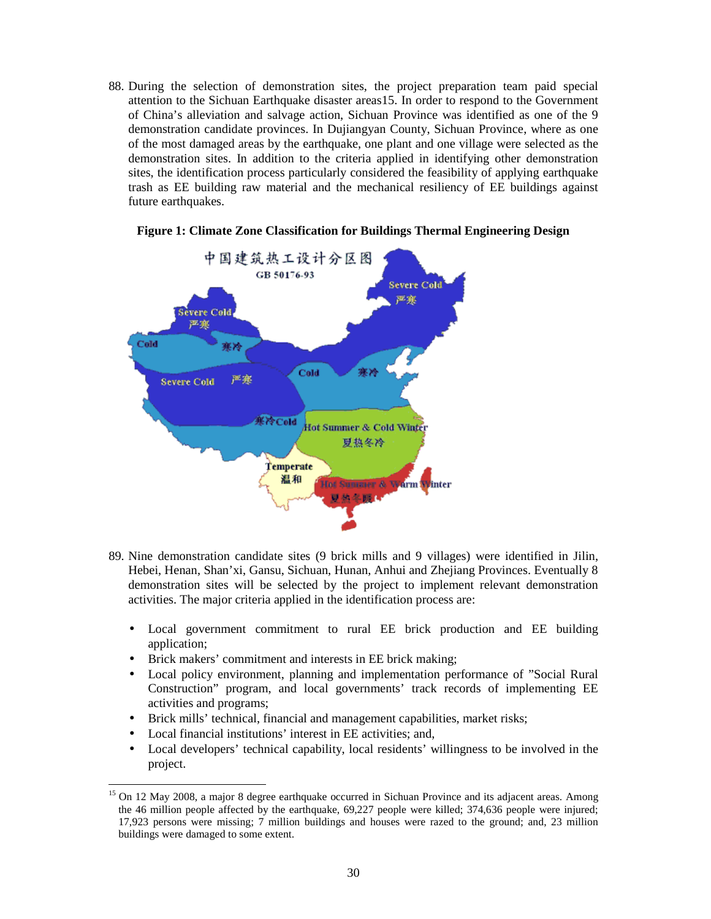88. During the selection of demonstration sites, the project preparation team paid special attention to the Sichuan Earthquake disaster areas[15]. In order to respond to the Government of China's alleviation and salvage action, Sichuan Province was identified as one of the 9 demonstration candidate provinces. In Dujiangyan County, Sichuan Province, where as one of the most damaged areas by the earthquake, one plant and one village were selected as the demonstration sites. In addition to the criteria applied in identifying other demonstration sites, the identification process particularly considered the feasibility of applying earthquake trash as EE building raw material and the mechanical resiliency of EE buildings against future earthquakes.

**Figure 1: Climate Zone Classification for Buildings Thermal Engineering Design**

89. Nine demonstration candidate sites (9 brick mills and 9 villages) were identified in Jilin, Hebei, Henan, Shan'xi, Gansu, Sichuan, Hunan, Anhui and Zhejiang Provinces. Eventually 8 demonstration sites will be selected by the project to implement relevant demonstration activities. The major criteria applied in the identification process are:

- Local government commitment to rural EE brick production and EE building application;
- Brick makers' commitment and interests in EE brick making;
- Local policy environment, planning and implementation performance of "Social Rural Construction" program, and local governments' track records of implementing EE activities and programs;
- Brick mills' technical, financial and management capabilities, market risks;
- Local financial institutions' interest in EE activities; and,
- Local developers' technical capability, local residents' willingness to be involved in the project.

[15] On 12 May 2008, a major 8 degree earthquake occurred in Sichuan Province and its adjacent areas. Among the 46 million people affected by the earthquake, 69,227 people were killed; 374,636 people were injured; 17,923 persons were missing; 7 million buildings and houses were razed to the ground; and, 23 million buildings were damaged to some extent.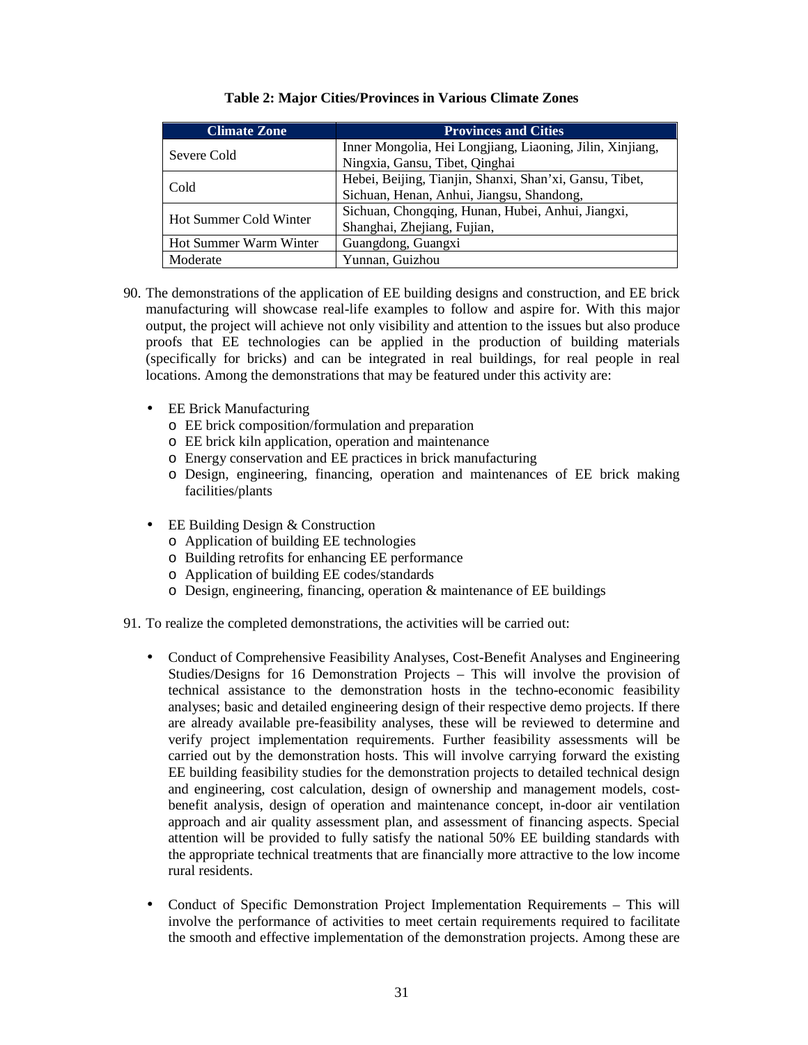**Table 2: Major Cities/Provinces in Various Climate Zones**

| Climate Zone | Provinces and Cities |
|---|---|
| Severe Cold | Inner Mongolia, Hei Longjiang, Liaoning, Jilin, Xinjiang, Ningxia, Gansu, Tibet, Qinghai |
| Cold | Hebei, Beijing, Tianjin, Shanxi, Shan'xi, Gansu, Tibet, Sichuan, Henan, Anhui, Jiangsu, Shandong, |
| Hot Summer Cold Winter | Sichuan, Chongqing, Hunan, Hubei, Anhui, Jiangxi, Shanghai, Zhejiang, Fujian, |
| Hot Summer Warm Winter | Guangdong, Guangxi |
| Moderate | Yunnan, Guizhou |

90. The demonstrations of the application of EE building designs and construction, and EE brick manufacturing will showcase real-life examples to follow and aspire for. With this major output, the project will achieve not only visibility and attention to the issues but also produce proofs that EE technologies can be applied in the production of building materials (specifically for bricks) and can be integrated in real buildings, for real people in real locations. Among the demonstrations that may be featured under this activity are:

- EE Brick Manufacturing
  - EE brick composition/formulation and preparation
  - EE brick kiln application, operation and maintenance
  - Energy conservation and EE practices in brick manufacturing
  - Design, engineering, financing, operation and maintenances of EE brick making facilities/plants

- EE Building Design & Construction
  - Application of building EE technologies
  - Building retrofits for enhancing EE performance
  - Application of building EE codes/standards
  - Design, engineering, financing, operation & maintenance of EE buildings

91. To realize the completed demonstrations, the activities will be carried out:

- Conduct of Comprehensive Feasibility Analyses, Cost-Benefit Analyses and Engineering Studies/Designs for 16 Demonstration Projects – This will involve the provision of technical assistance to the demonstration hosts in the techno-economic feasibility analyses; basic and detailed engineering design of their respective demo projects. If there are already available pre-feasibility analyses, these will be reviewed to determine and verify project implementation requirements. Further feasibility assessments will be carried out by the demonstration hosts. This will involve carrying forward the existing EE building feasibility studies for the demonstration projects to detailed technical design and engineering, cost calculation, design of ownership and management models, cost-benefit analysis, design of operation and maintenance concept, in-door air ventilation approach and air quality assessment plan, and assessment of financing aspects. Special attention will be provided to fully satisfy the national 50% EE building standards with the appropriate technical treatments that are financially more attractive to the low income rural residents.

- Conduct of Specific Demonstration Project Implementation Requirements – This will involve the performance of activities to meet certain requirements required to facilitate the smooth and effective implementation of the demonstration projects. Among these are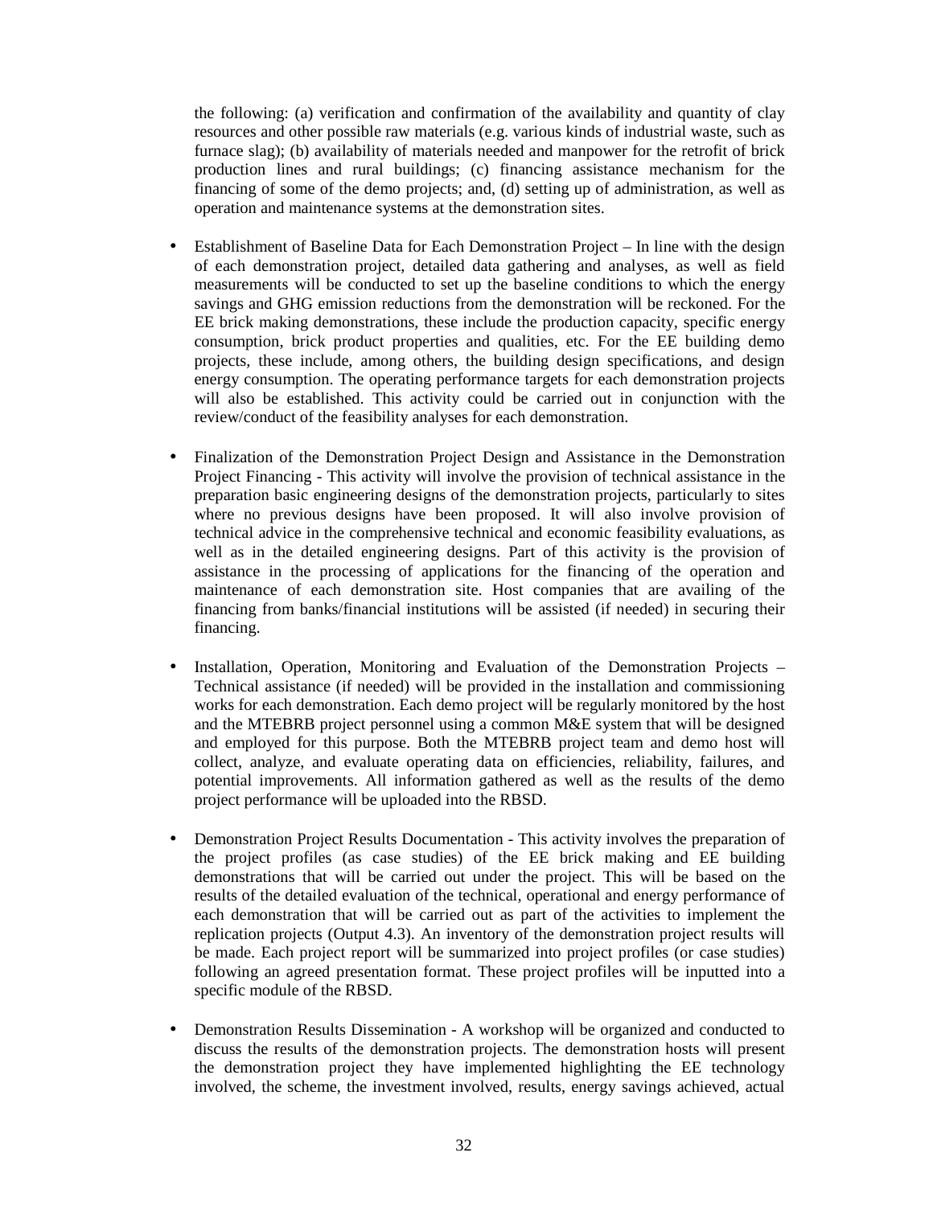the following: (a) verification and confirmation of the availability and quantity of clay resources and other possible raw materials (e.g. various kinds of industrial waste, such as furnace slag); (b) availability of materials needed and manpower for the retrofit of brick production lines and rural buildings; (c) financing assistance mechanism for the financing of some of the demo projects; and, (d) setting up of administration, as well as operation and maintenance systems at the demonstration sites.

- Establishment of Baseline Data for Each Demonstration Project – In line with the design of each demonstration project, detailed data gathering and analyses, as well as field measurements will be conducted to set up the baseline conditions to which the energy savings and GHG emission reductions from the demonstration will be reckoned. For the EE brick making demonstrations, these include the production capacity, specific energy consumption, brick product properties and qualities, etc. For the EE building demo projects, these include, among others, the building design specifications, and design energy consumption. The operating performance targets for each demonstration projects will also be established. This activity could be carried out in conjunction with the review/conduct of the feasibility analyses for each demonstration.

- Finalization of the Demonstration Project Design and Assistance in the Demonstration Project Financing - This activity will involve the provision of technical assistance in the preparation basic engineering designs of the demonstration projects, particularly to sites where no previous designs have been proposed. It will also involve provision of technical advice in the comprehensive technical and economic feasibility evaluations, as well as in the detailed engineering designs. Part of this activity is the provision of assistance in the processing of applications for the financing of the operation and maintenance of each demonstration site. Host companies that are availing of the financing from banks/financial institutions will be assisted (if needed) in securing their financing.

- Installation, Operation, Monitoring and Evaluation of the Demonstration Projects – Technical assistance (if needed) will be provided in the installation and commissioning works for each demonstration. Each demo project will be regularly monitored by the host and the MTEBRB project personnel using a common M&E system that will be designed and employed for this purpose. Both the MTEBRB project team and demo host will collect, analyze, and evaluate operating data on efficiencies, reliability, failures, and potential improvements. All information gathered as well as the results of the demo project performance will be uploaded into the RBSD.

- Demonstration Project Results Documentation - This activity involves the preparation of the project profiles (as case studies) of the EE brick making and EE building demonstrations that will be carried out under the project. This will be based on the results of the detailed evaluation of the technical, operational and energy performance of each demonstration that will be carried out as part of the activities to implement the replication projects (Output 4.3). An inventory of the demonstration project results will be made. Each project report will be summarized into project profiles (or case studies) following an agreed presentation format. These project profiles will be inputted into a specific module of the RBSD.

- Demonstration Results Dissemination - A workshop will be organized and conducted to discuss the results of the demonstration projects. The demonstration hosts will present the demonstration project they have implemented highlighting the EE technology involved, the scheme, the investment involved, results, energy savings achieved, actual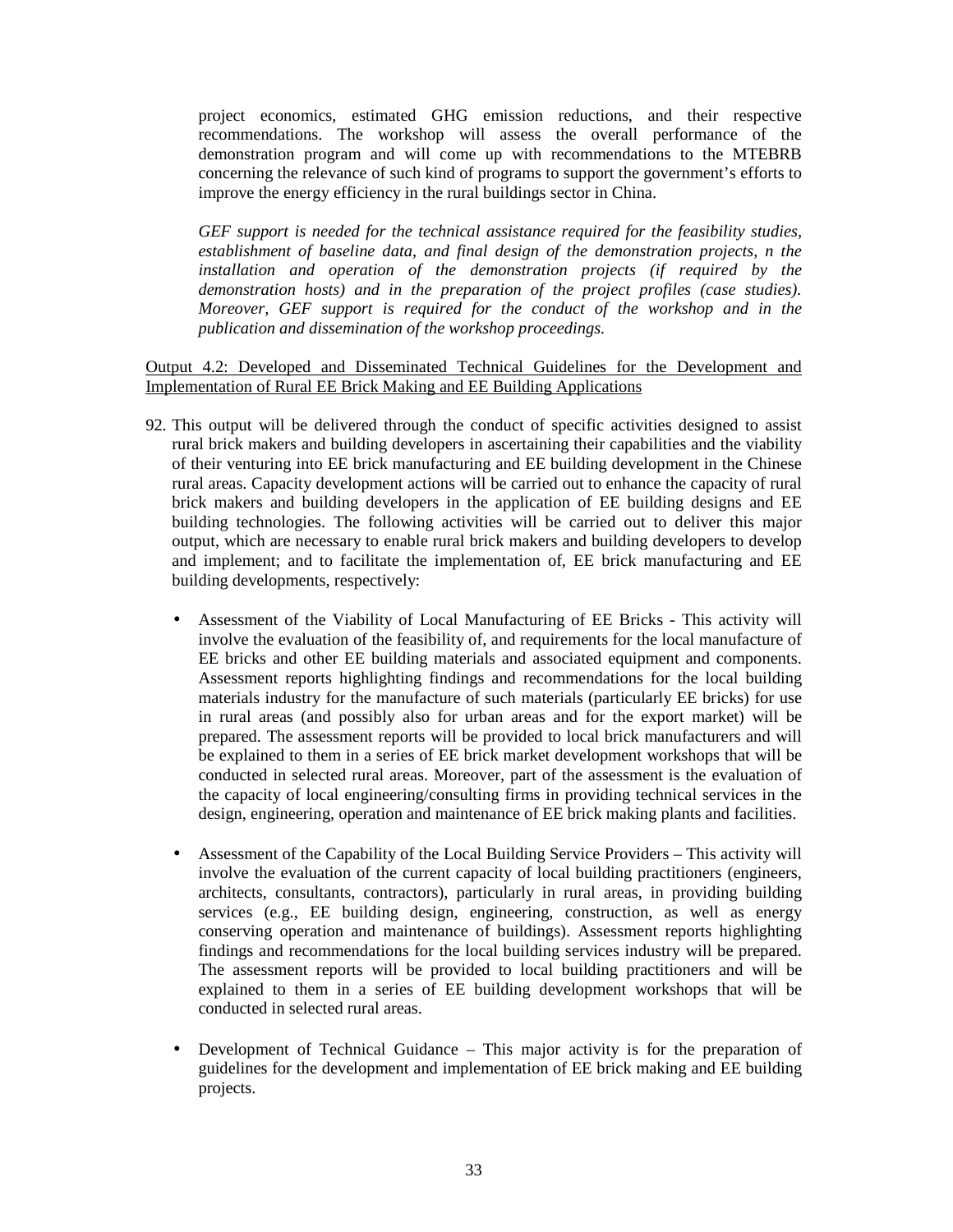project economics, estimated GHG emission reductions, and their respective recommendations. The workshop will assess the overall performance of the demonstration program and will come up with recommendations to the MTEBRB concerning the relevance of such kind of programs to support the government's efforts to improve the energy efficiency in the rural buildings sector in China.

*GEF support is needed for the technical assistance required for the feasibility studies, establishment of baseline data, and final design of the demonstration projects, n the installation and operation of the demonstration projects (if required by the demonstration hosts) and in the preparation of the project profiles (case studies). Moreover, GEF support is required for the conduct of the workshop and in the publication and dissemination of the workshop proceedings.*

<u>Output 4.2: Developed and Disseminated Technical Guidelines for the Development and Implementation of Rural EE Brick Making and EE Building Applications</u>

92. This output will be delivered through the conduct of specific activities designed to assist rural brick makers and building developers in ascertaining their capabilities and the viability of their venturing into EE brick manufacturing and EE building development in the Chinese rural areas. Capacity development actions will be carried out to enhance the capacity of rural brick makers and building developers in the application of EE building designs and EE building technologies. The following activities will be carried out to deliver this major output, which are necessary to enable rural brick makers and building developers to develop and implement; and to facilitate the implementation of, EE brick manufacturing and EE building developments, respectively:

    - Assessment of the Viability of Local Manufacturing of EE Bricks - This activity will involve the evaluation of the feasibility of, and requirements for the local manufacture of EE bricks and other EE building materials and associated equipment and components. Assessment reports highlighting findings and recommendations for the local building materials industry for the manufacture of such materials (particularly EE bricks) for use in rural areas (and possibly also for urban areas and for the export market) will be prepared. The assessment reports will be provided to local brick manufacturers and will be explained to them in a series of EE brick market development workshops that will be conducted in selected rural areas. Moreover, part of the assessment is the evaluation of the capacity of local engineering/consulting firms in providing technical services in the design, engineering, operation and maintenance of EE brick making plants and facilities.

    - Assessment of the Capability of the Local Building Service Providers – This activity will involve the evaluation of the current capacity of local building practitioners (engineers, architects, consultants, contractors), particularly in rural areas, in providing building services (e.g., EE building design, engineering, construction, as well as energy conserving operation and maintenance of buildings). Assessment reports highlighting findings and recommendations for the local building services industry will be prepared. The assessment reports will be provided to local building practitioners and will be explained to them in a series of EE building development workshops that will be conducted in selected rural areas.

    - Development of Technical Guidance – This major activity is for the preparation of guidelines for the development and implementation of EE brick making and EE building projects.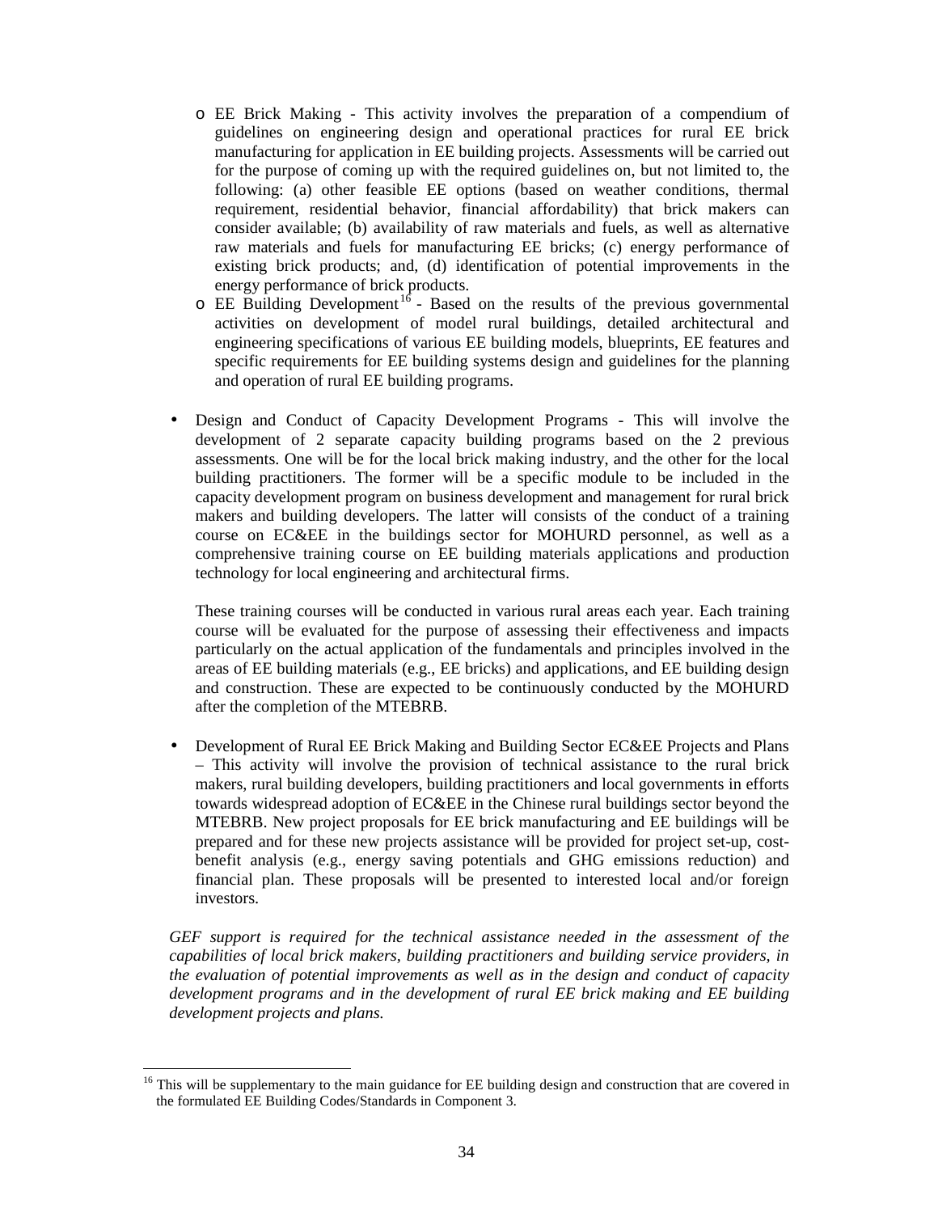- EE Brick Making - This activity involves the preparation of a compendium of guidelines on engineering design and operational practices for rural EE brick manufacturing for application in EE building projects. Assessments will be carried out for the purpose of coming up with the required guidelines on, but not limited to, the following: (a) other feasible EE options (based on weather conditions, thermal requirement, residential behavior, financial affordability) that brick makers can consider available; (b) availability of raw materials and fuels, as well as alternative raw materials and fuels for manufacturing EE bricks; (c) energy performance of existing brick products; and, (d) identification of potential improvements in the energy performance of brick products.
  - EE Building Development[16] - Based on the results of the previous governmental activities on development of model rural buildings, detailed architectural and engineering specifications of various EE building models, blueprints, EE features and specific requirements for EE building systems design and guidelines for the planning and operation of rural EE building programs.

- Design and Conduct of Capacity Development Programs - This will involve the development of 2 separate capacity building programs based on the 2 previous assessments. One will be for the local brick making industry, and the other for the local building practitioners. The former will be a specific module to be included in the capacity development program on business development and management for rural brick makers and building developers. The latter will consists of the conduct of a training course on EC&EE in the buildings sector for MOHURD personnel, as well as a comprehensive training course on EE building materials applications and production technology for local engineering and architectural firms.

  These training courses will be conducted in various rural areas each year. Each training course will be evaluated for the purpose of assessing their effectiveness and impacts particularly on the actual application of the fundamentals and principles involved in the areas of EE building materials (e.g., EE bricks) and applications, and EE building design and construction. These are expected to be continuously conducted by the MOHURD after the completion of the MTEBRB.

- Development of Rural EE Brick Making and Building Sector EC&EE Projects and Plans – This activity will involve the provision of technical assistance to the rural brick makers, rural building developers, building practitioners and local governments in efforts towards widespread adoption of EC&EE in the Chinese rural buildings sector beyond the MTEBRB. New project proposals for EE brick manufacturing and EE buildings will be prepared and for these new projects assistance will be provided for project set-up, cost-benefit analysis (e.g., energy saving potentials and GHG emissions reduction) and financial plan. These proposals will be presented to interested local and/or foreign investors.

*GEF support is required for the technical assistance needed in the assessment of the capabilities of local brick makers, building practitioners and building service providers, in the evaluation of potential improvements as well as in the design and conduct of capacity development programs and in the development of rural EE brick making and EE building development projects and plans.*

[16] This will be supplementary to the main guidance for EE building design and construction that are covered in the formulated EE Building Codes/Standards in Component 3.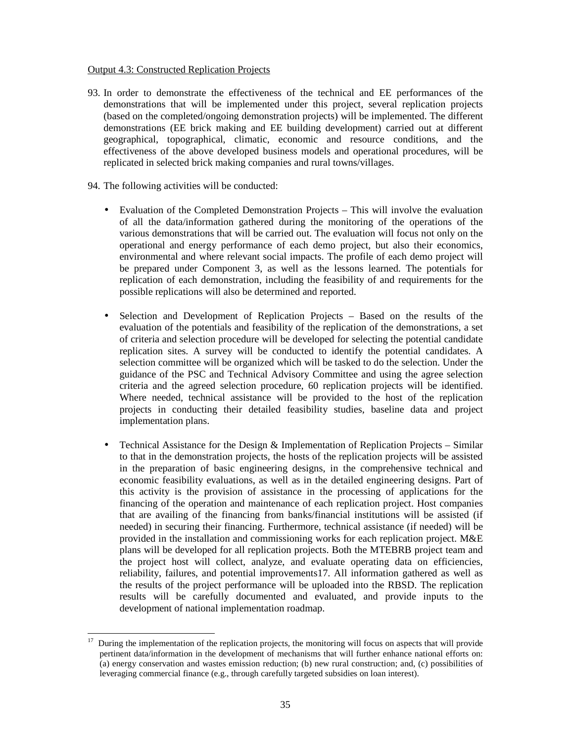Output 4.3: Constructed Replication Projects

93. In order to demonstrate the effectiveness of the technical and EE performances of the demonstrations that will be implemented under this project, several replication projects (based on the completed/ongoing demonstration projects) will be implemented. The different demonstrations (EE brick making and EE building development) carried out at different geographical, topographical, climatic, economic and resource conditions, and the effectiveness of the above developed business models and operational procedures, will be replicated in selected brick making companies and rural towns/villages.

94. The following activities will be conducted:

- Evaluation of the Completed Demonstration Projects – This will involve the evaluation of all the data/information gathered during the monitoring of the operations of the various demonstrations that will be carried out. The evaluation will focus not only on the operational and energy performance of each demo project, but also their economics, environmental and where relevant social impacts. The profile of each demo project will be prepared under Component 3, as well as the lessons learned. The potentials for replication of each demonstration, including the feasibility of and requirements for the possible replications will also be determined and reported.

- Selection and Development of Replication Projects – Based on the results of the evaluation of the potentials and feasibility of the replication of the demonstrations, a set of criteria and selection procedure will be developed for selecting the potential candidate replication sites. A survey will be conducted to identify the potential candidates. A selection committee will be organized which will be tasked to do the selection. Under the guidance of the PSC and Technical Advisory Committee and using the agree selection criteria and the agreed selection procedure, 60 replication projects will be identified. Where needed, technical assistance will be provided to the host of the replication projects in conducting their detailed feasibility studies, baseline data and project implementation plans.

- Technical Assistance for the Design & Implementation of Replication Projects – Similar to that in the demonstration projects, the hosts of the replication projects will be assisted in the preparation of basic engineering designs, in the comprehensive technical and economic feasibility evaluations, as well as in the detailed engineering designs. Part of this activity is the provision of assistance in the processing of applications for the financing of the operation and maintenance of each replication project. Host companies that are availing of the financing from banks/financial institutions will be assisted (if needed) in securing their financing. Furthermore, technical assistance (if needed) will be provided in the installation and commissioning works for each replication project. M&E plans will be developed for all replication projects. Both the MTEBRB project team and the project host will collect, analyze, and evaluate operating data on efficiencies, reliability, failures, and potential improvements[17]. All information gathered as well as the results of the project performance will be uploaded into the RBSD. The replication results will be carefully documented and evaluated, and provide inputs to the development of national implementation roadmap.

[17] During the implementation of the replication projects, the monitoring will focus on aspects that will provide pertinent data/information in the development of mechanisms that will further enhance national efforts on: (a) energy conservation and wastes emission reduction; (b) new rural construction; and, (c) possibilities of leveraging commercial finance (e.g., through carefully targeted subsidies on loan interest).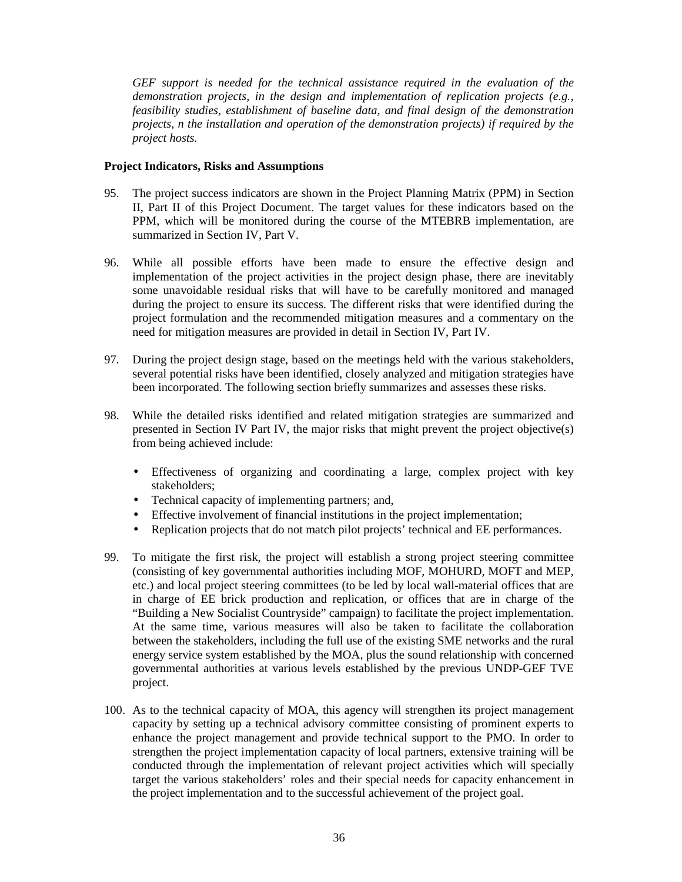*GEF support is needed for the technical assistance required in the evaluation of the demonstration projects, in the design and implementation of replication projects (e.g., feasibility studies, establishment of baseline data, and final design of the demonstration projects, n the installation and operation of the demonstration projects) if required by the project hosts.*

**Project Indicators, Risks and Assumptions**

95. The project success indicators are shown in the Project Planning Matrix (PPM) in Section II, Part II of this Project Document. The target values for these indicators based on the PPM, which will be monitored during the course of the MTEBRB implementation, are summarized in Section IV, Part V.

96. While all possible efforts have been made to ensure the effective design and implementation of the project activities in the project design phase, there are inevitably some unavoidable residual risks that will have to be carefully monitored and managed during the project to ensure its success. The different risks that were identified during the project formulation and the recommended mitigation measures and a commentary on the need for mitigation measures are provided in detail in Section IV, Part IV.

97. During the project design stage, based on the meetings held with the various stakeholders, several potential risks have been identified, closely analyzed and mitigation strategies have been incorporated. The following section briefly summarizes and assesses these risks.

98. While the detailed risks identified and related mitigation strategies are summarized and presented in Section IV Part IV, the major risks that might prevent the project objective(s) from being achieved include:

    - Effectiveness of organizing and coordinating a large, complex project with key stakeholders;
    - Technical capacity of implementing partners; and,
    - Effective involvement of financial institutions in the project implementation;
    - Replication projects that do not match pilot projects' technical and EE performances.

99. To mitigate the first risk, the project will establish a strong project steering committee (consisting of key governmental authorities including MOF, MOHURD, MOFT and MEP, etc.) and local project steering committees (to be led by local wall-material offices that are in charge of EE brick production and replication, or offices that are in charge of the "Building a New Socialist Countryside" campaign) to facilitate the project implementation. At the same time, various measures will also be taken to facilitate the collaboration between the stakeholders, including the full use of the existing SME networks and the rural energy service system established by the MOA, plus the sound relationship with concerned governmental authorities at various levels established by the previous UNDP-GEF TVE project.

100. As to the technical capacity of MOA, this agency will strengthen its project management capacity by setting up a technical advisory committee consisting of prominent experts to enhance the project management and provide technical support to the PMO. In order to strengthen the project implementation capacity of local partners, extensive training will be conducted through the implementation of relevant project activities which will specially target the various stakeholders' roles and their special needs for capacity enhancement in the project implementation and to the successful achievement of the project goal.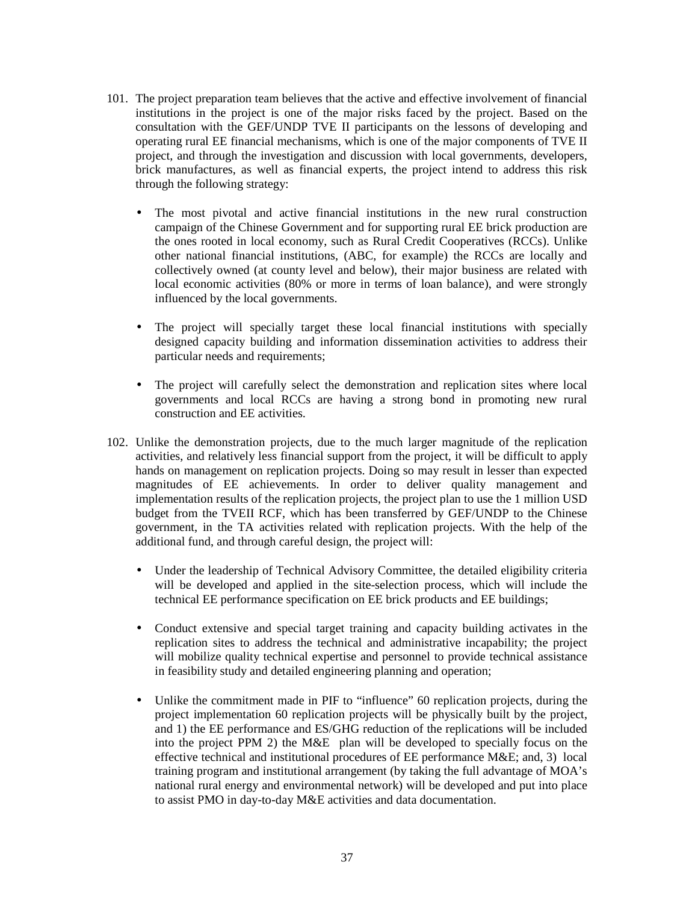101. The project preparation team believes that the active and effective involvement of financial institutions in the project is one of the major risks faced by the project. Based on the consultation with the GEF/UNDP TVE II participants on the lessons of developing and operating rural EE financial mechanisms, which is one of the major components of TVE II project, and through the investigation and discussion with local governments, developers, brick manufactures, as well as financial experts, the project intend to address this risk through the following strategy:

   - The most pivotal and active financial institutions in the new rural construction campaign of the Chinese Government and for supporting rural EE brick production are the ones rooted in local economy, such as Rural Credit Cooperatives (RCCs). Unlike other national financial institutions, (ABC, for example) the RCCs are locally and collectively owned (at county level and below), their major business are related with local economic activities (80% or more in terms of loan balance), and were strongly influenced by the local governments.

   - The project will specially target these local financial institutions with specially designed capacity building and information dissemination activities to address their particular needs and requirements;

   - The project will carefully select the demonstration and replication sites where local governments and local RCCs are having a strong bond in promoting new rural construction and EE activities.

102. Unlike the demonstration projects, due to the much larger magnitude of the replication activities, and relatively less financial support from the project, it will be difficult to apply hands on management on replication projects. Doing so may result in lesser than expected magnitudes of EE achievements. In order to deliver quality management and implementation results of the replication projects, the project plan to use the 1 million USD budget from the TVEII RCF, which has been transferred by GEF/UNDP to the Chinese government, in the TA activities related with replication projects. With the help of the additional fund, and through careful design, the project will:

   - Under the leadership of Technical Advisory Committee, the detailed eligibility criteria will be developed and applied in the site-selection process, which will include the technical EE performance specification on EE brick products and EE buildings;

   - Conduct extensive and special target training and capacity building activates in the replication sites to address the technical and administrative incapability; the project will mobilize quality technical expertise and personnel to provide technical assistance in feasibility study and detailed engineering planning and operation;

   - Unlike the commitment made in PIF to "influence" 60 replication projects, during the project implementation 60 replication projects will be physically built by the project, and 1) the EE performance and ES/GHG reduction of the replications will be included into the project PPM 2) the M&E plan will be developed to specially focus on the effective technical and institutional procedures of EE performance M&E; and, 3) local training program and institutional arrangement (by taking the full advantage of MOA's national rural energy and environmental network) will be developed and put into place to assist PMO in day-to-day M&E activities and data documentation.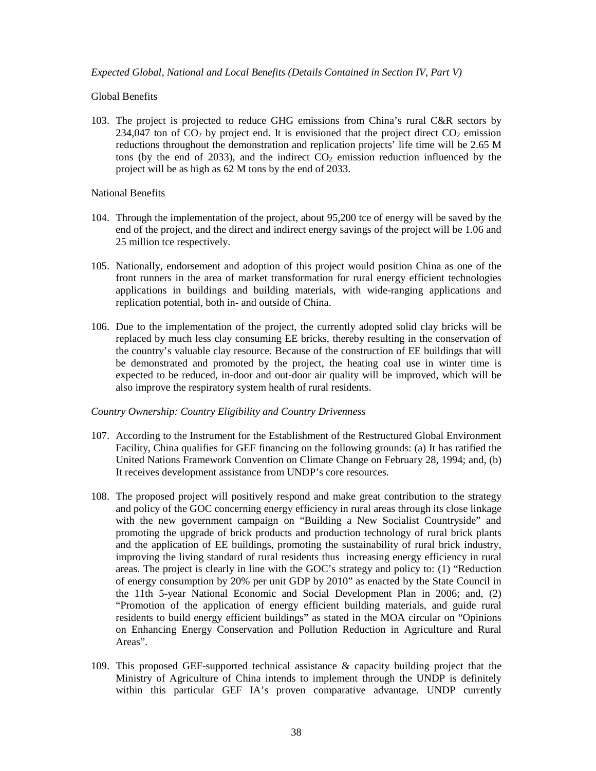*Expected Global, National and Local Benefits (Details Contained in Section IV, Part V)*

Global Benefits

103. The project is projected to reduce GHG emissions from China's rural C&R sectors by 234,047 ton of $CO_2$ by project end. It is envisioned that the project direct $CO_2$ emission reductions throughout the demonstration and replication projects' life time will be 2.65 M tons (by the end of 2033), and the indirect $CO_2$ emission reduction influenced by the project will be as high as 62 M tons by the end of 2033.

National Benefits

104. Through the implementation of the project, about 95,200 tce of energy will be saved by the end of the project, and the direct and indirect energy savings of the project will be 1.06 and 25 million tce respectively.

105. Nationally, endorsement and adoption of this project would position China as one of the front runners in the area of market transformation for rural energy efficient technologies applications in buildings and building materials, with wide-ranging applications and replication potential, both in- and outside of China.

106. Due to the implementation of the project, the currently adopted solid clay bricks will be replaced by much less clay consuming EE bricks, thereby resulting in the conservation of the country's valuable clay resource. Because of the construction of EE buildings that will be demonstrated and promoted by the project, the heating coal use in winter time is expected to be reduced, in-door and out-door air quality will be improved, which will be also improve the respiratory system health of rural residents.

*Country Ownership: Country Eligibility and Country Drivenness*

107. According to the Instrument for the Establishment of the Restructured Global Environment Facility, China qualifies for GEF financing on the following grounds: (a) It has ratified the United Nations Framework Convention on Climate Change on February 28, 1994; and, (b) It receives development assistance from UNDP's core resources.

108. The proposed project will positively respond and make great contribution to the strategy and policy of the GOC concerning energy efficiency in rural areas through its close linkage with the new government campaign on "Building a New Socialist Countryside" and promoting the upgrade of brick products and production technology of rural brick plants and the application of EE buildings, promoting the sustainability of rural brick industry, improving the living standard of rural residents thus increasing energy efficiency in rural areas. The project is clearly in line with the GOC's strategy and policy to: (1) "Reduction of energy consumption by 20% per unit GDP by 2010" as enacted by the State Council in the 11th 5-year National Economic and Social Development Plan in 2006; and, (2) "Promotion of the application of energy efficient building materials, and guide rural residents to build energy efficient buildings" as stated in the MOA circular on "Opinions on Enhancing Energy Conservation and Pollution Reduction in Agriculture and Rural Areas".

109. This proposed GEF-supported technical assistance & capacity building project that the Ministry of Agriculture of China intends to implement through the UNDP is definitely within this particular GEF IA's proven comparative advantage. UNDP currently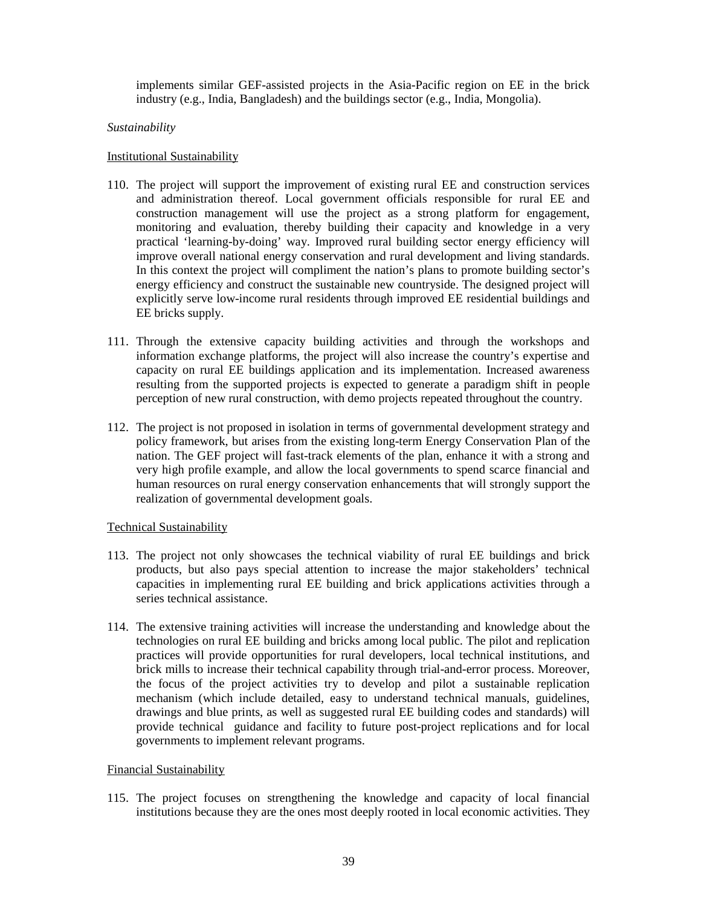implements similar GEF-assisted projects in the Asia-Pacific region on EE in the brick industry (e.g., India, Bangladesh) and the buildings sector (e.g., India, Mongolia).

*Sustainability*

Institutional Sustainability

110. The project will support the improvement of existing rural EE and construction services and administration thereof. Local government officials responsible for rural EE and construction management will use the project as a strong platform for engagement, monitoring and evaluation, thereby building their capacity and knowledge in a very practical 'learning-by-doing' way. Improved rural building sector energy efficiency will improve overall national energy conservation and rural development and living standards. In this context the project will compliment the nation's plans to promote building sector's energy efficiency and construct the sustainable new countryside. The designed project will explicitly serve low-income rural residents through improved EE residential buildings and EE bricks supply.

111. Through the extensive capacity building activities and through the workshops and information exchange platforms, the project will also increase the country's expertise and capacity on rural EE buildings application and its implementation. Increased awareness resulting from the supported projects is expected to generate a paradigm shift in people perception of new rural construction, with demo projects repeated throughout the country.

112. The project is not proposed in isolation in terms of governmental development strategy and policy framework, but arises from the existing long-term Energy Conservation Plan of the nation. The GEF project will fast-track elements of the plan, enhance it with a strong and very high profile example, and allow the local governments to spend scarce financial and human resources on rural energy conservation enhancements that will strongly support the realization of governmental development goals.

Technical Sustainability

113. The project not only showcases the technical viability of rural EE buildings and brick products, but also pays special attention to increase the major stakeholders' technical capacities in implementing rural EE building and brick applications activities through a series technical assistance.

114. The extensive training activities will increase the understanding and knowledge about the technologies on rural EE building and bricks among local public. The pilot and replication practices will provide opportunities for rural developers, local technical institutions, and brick mills to increase their technical capability through trial-and-error process. Moreover, the focus of the project activities try to develop and pilot a sustainable replication mechanism (which include detailed, easy to understand technical manuals, guidelines, drawings and blue prints, as well as suggested rural EE building codes and standards) will provide technical guidance and facility to future post-project replications and for local governments to implement relevant programs.

Financial Sustainability

115. The project focuses on strengthening the knowledge and capacity of local financial institutions because they are the ones most deeply rooted in local economic activities. They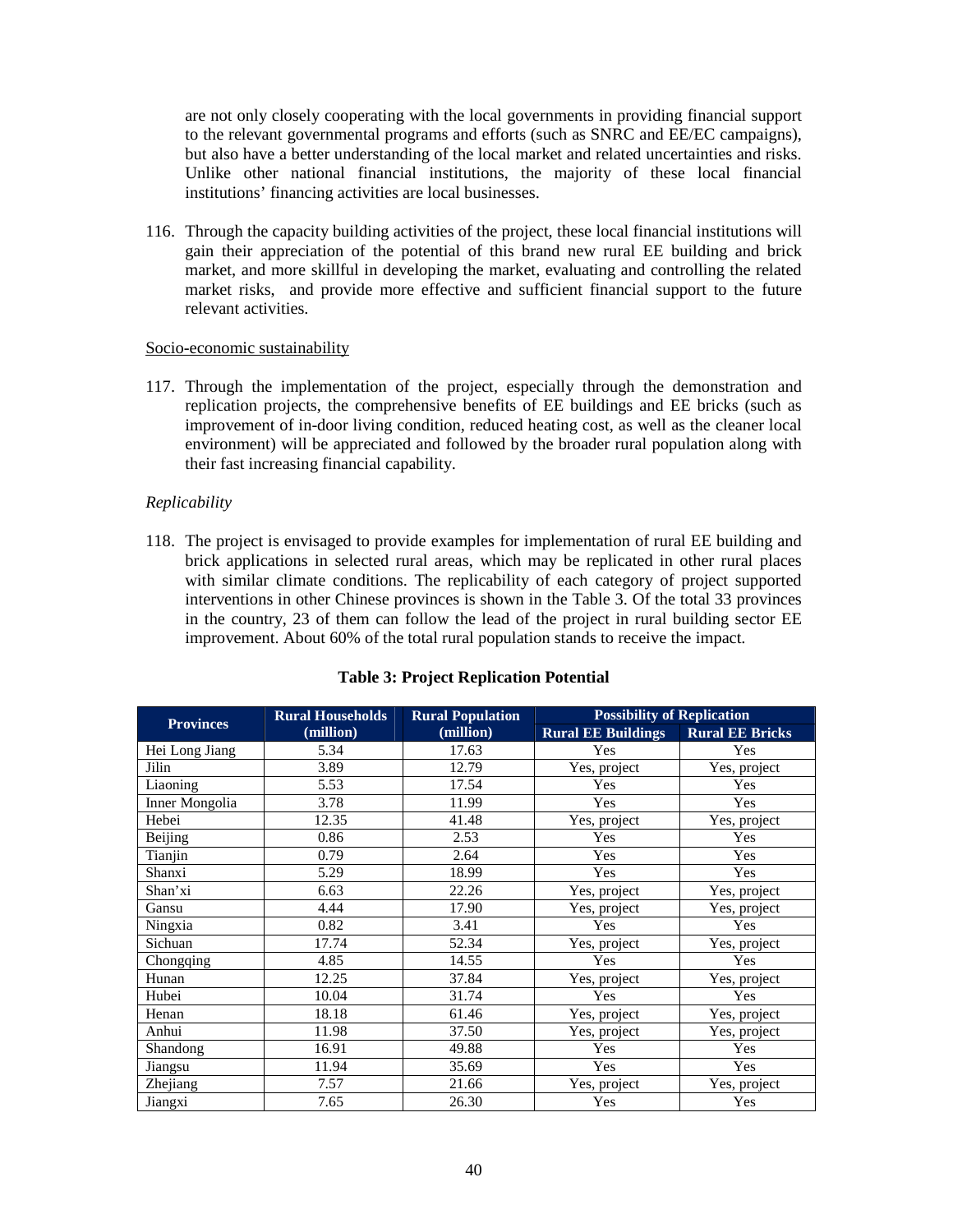are not only closely cooperating with the local governments in providing financial support to the relevant governmental programs and efforts (such as SNRC and EE/EC campaigns), but also have a better understanding of the local market and related uncertainties and risks. Unlike other national financial institutions, the majority of these local financial institutions' financing activities are local businesses.

116. Through the capacity building activities of the project, these local financial institutions will gain their appreciation of the potential of this brand new rural EE building and brick market, and more skillful in developing the market, evaluating and controlling the related market risks, and provide more effective and sufficient financial support to the future relevant activities.

<u>Socio-economic sustainability</u>

117. Through the implementation of the project, especially through the demonstration and replication projects, the comprehensive benefits of EE buildings and EE bricks (such as improvement of in-door living condition, reduced heating cost, as well as the cleaner local environment) will be appreciated and followed by the broader rural population along with their fast increasing financial capability.

*Replicability*

118. The project is envisaged to provide examples for implementation of rural EE building and brick applications in selected rural areas, which may be replicated in other rural places with similar climate conditions. The replicability of each category of project supported interventions in other Chinese provinces is shown in the Table 3. Of the total 33 provinces in the country, 23 of them can follow the lead of the project in rural building sector EE improvement. About 60% of the total rural population stands to receive the impact.

**Table 3: Project Replication Potential**

| Provinces | Rural Households (million) | Rural Population (million) | Possibility of Replication | |
|---|---|---|---|---|
| | | | Rural EE Buildings | Rural EE Bricks |
| Hei Long Jiang | 5.34 | 17.63 | Yes | Yes |
| Jilin | 3.89 | 12.79 | Yes, project | Yes, project |
| Liaoning | 5.53 | 17.54 | Yes | Yes |
| Inner Mongolia | 3.78 | 11.99 | Yes | Yes |
| Hebei | 12.35 | 41.48 | Yes, project | Yes, project |
| Beijing | 0.86 | 2.53 | Yes | Yes |
| Tianjin | 0.79 | 2.64 | Yes | Yes |
| Shanxi | 5.29 | 18.99 | Yes | Yes |
| Shan'xi | 6.63 | 22.26 | Yes, project | Yes, project |
| Gansu | 4.44 | 17.90 | Yes, project | Yes, project |
| Ningxia | 0.82 | 3.41 | Yes | Yes |
| Sichuan | 17.74 | 52.34 | Yes, project | Yes, project |
| Chongqing | 4.85 | 14.55 | Yes | Yes |
| Hunan | 12.25 | 37.84 | Yes, project | Yes, project |
| Hubei | 10.04 | 31.74 | Yes | Yes |
| Henan | 18.18 | 61.46 | Yes, project | Yes, project |
| Anhui | 11.98 | 37.50 | Yes, project | Yes, project |
| Shandong | 16.91 | 49.88 | Yes | Yes |
| Jiangsu | 11.94 | 35.69 | Yes | Yes |
| Zhejiang | 7.57 | 21.66 | Yes, project | Yes, project |
| Jiangxi | 7.65 | 26.30 | Yes | Yes |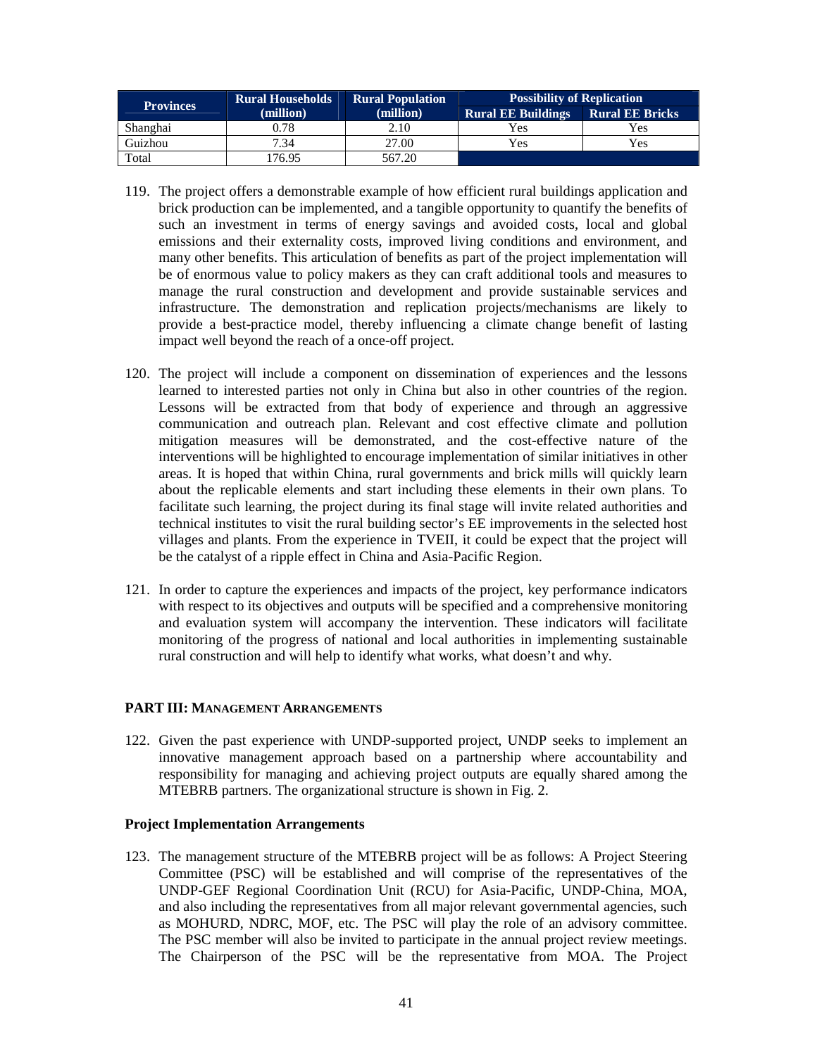| Provinces | Rural Households (million) | Rural Population (million) | Possibility of Replication | |
|---|---|---|---|---|
| | | | Rural EE Buildings | Rural EE Bricks |
| Shanghai | 0.78 | 2.10 | Yes | Yes |
| Guizhou | 7.34 | 27.00 | Yes | Yes |
| Total | 176.95 | 567.20 | | |

119. The project offers a demonstrable example of how efficient rural buildings application and brick production can be implemented, and a tangible opportunity to quantify the benefits of such an investment in terms of energy savings and avoided costs, local and global emissions and their externality costs, improved living conditions and environment, and many other benefits. This articulation of benefits as part of the project implementation will be of enormous value to policy makers as they can craft additional tools and measures to manage the rural construction and development and provide sustainable services and infrastructure. The demonstration and replication projects/mechanisms are likely to provide a best-practice model, thereby influencing a climate change benefit of lasting impact well beyond the reach of a once-off project.

120. The project will include a component on dissemination of experiences and the lessons learned to interested parties not only in China but also in other countries of the region. Lessons will be extracted from that body of experience and through an aggressive communication and outreach plan. Relevant and cost effective climate and pollution mitigation measures will be demonstrated, and the cost-effective nature of the interventions will be highlighted to encourage implementation of similar initiatives in other areas. It is hoped that within China, rural governments and brick mills will quickly learn about the replicable elements and start including these elements in their own plans. To facilitate such learning, the project during its final stage will invite related authorities and technical institutes to visit the rural building sector's EE improvements in the selected host villages and plants. From the experience in TVEII, it could be expect that the project will be the catalyst of a ripple effect in China and Asia-Pacific Region.

121. In order to capture the experiences and impacts of the project, key performance indicators with respect to its objectives and outputs will be specified and a comprehensive monitoring and evaluation system will accompany the intervention. These indicators will facilitate monitoring of the progress of national and local authorities in implementing sustainable rural construction and will help to identify what works, what doesn't and why.

## PART III: MANAGEMENT ARRANGEMENTS

122. Given the past experience with UNDP-supported project, UNDP seeks to implement an innovative management approach based on a partnership where accountability and responsibility for managing and achieving project outputs are equally shared among the MTEBRB partners. The organizational structure is shown in Fig. 2.

### Project Implementation Arrangements

123. The management structure of the MTEBRB project will be as follows: A Project Steering Committee (PSC) will be established and will comprise of the representatives of the UNDP-GEF Regional Coordination Unit (RCU) for Asia-Pacific, UNDP-China, MOA, and also including the representatives from all major relevant governmental agencies, such as MOHURD, NDRC, MOF, etc. The PSC will play the role of an advisory committee. The PSC member will also be invited to participate in the annual project review meetings. The Chairperson of the PSC will be the representative from MOA. The Project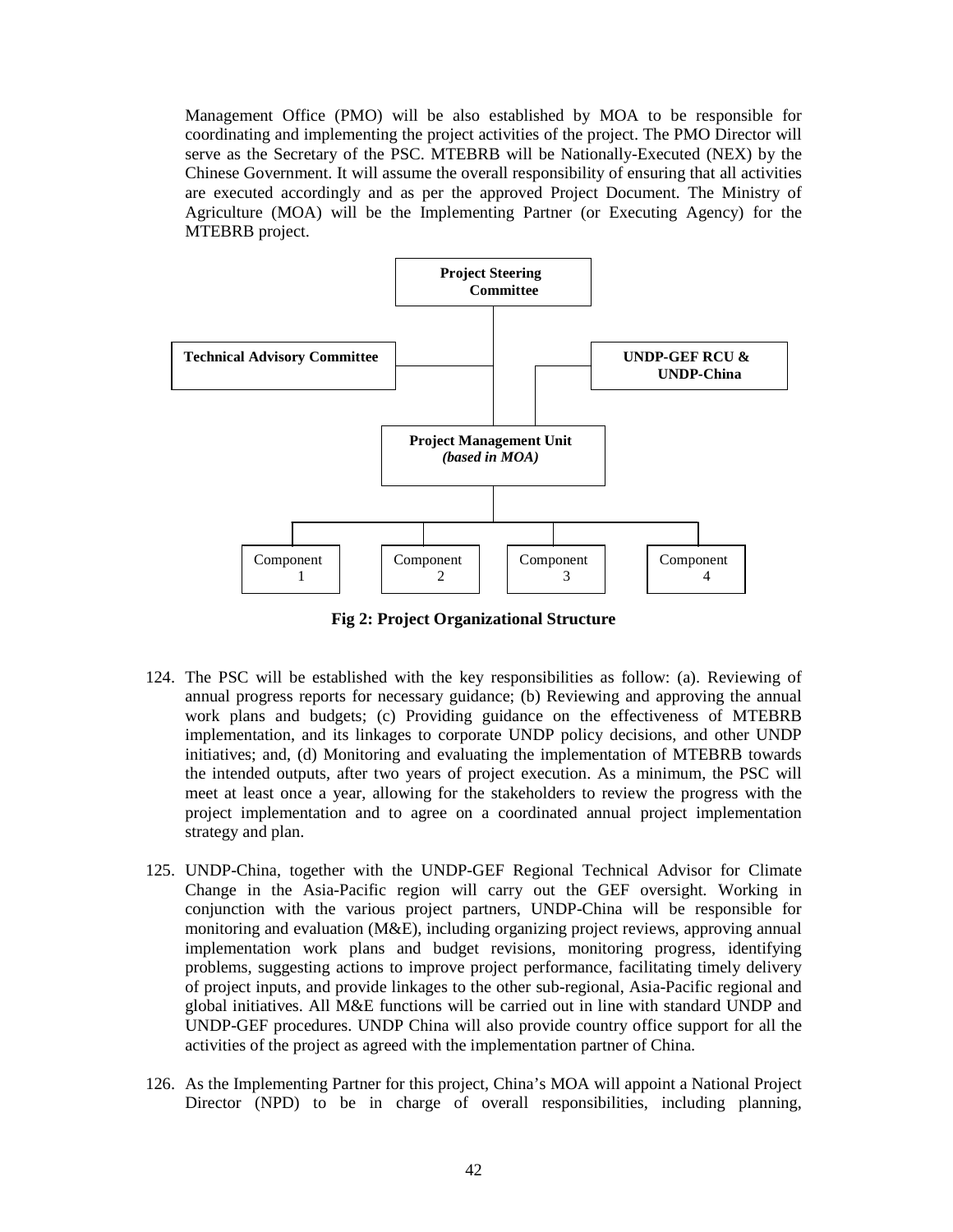Management Office (PMO) will be also established by MOA to be responsible for coordinating and implementing the project activities of the project. The PMO Director will serve as the Secretary of the PSC. MTEBRB will be Nationally-Executed (NEX) by the Chinese Government. It will assume the overall responsibility of ensuring that all activities are executed accordingly and as per the approved Project Document. The Ministry of Agriculture (MOA) will be the Implementing Partner (or Executing Agency) for the MTEBRB project.

**Project Steering Committee**

**Technical Advisory Committee**

**UNDP-GEF RCU & UNDP-China**

**Project Management Unit** ***(based in MOA)***

Component 1

Component 2

Component 3

Component 4

**Fig 2: Project Organizational Structure**

124. The PSC will be established with the key responsibilities as follow: (a). Reviewing of annual progress reports for necessary guidance; (b) Reviewing and approving the annual work plans and budgets; (c) Providing guidance on the effectiveness of MTEBRB implementation, and its linkages to corporate UNDP policy decisions, and other UNDP initiatives; and, (d) Monitoring and evaluating the implementation of MTEBRB towards the intended outputs, after two years of project execution. As a minimum, the PSC will meet at least once a year, allowing for the stakeholders to review the progress with the project implementation and to agree on a coordinated annual project implementation strategy and plan.

125. UNDP-China, together with the UNDP-GEF Regional Technical Advisor for Climate Change in the Asia-Pacific region will carry out the GEF oversight. Working in conjunction with the various project partners, UNDP-China will be responsible for monitoring and evaluation (M&E), including organizing project reviews, approving annual implementation work plans and budget revisions, monitoring progress, identifying problems, suggesting actions to improve project performance, facilitating timely delivery of project inputs, and provide linkages to the other sub-regional, Asia-Pacific regional and global initiatives. All M&E functions will be carried out in line with standard UNDP and UNDP-GEF procedures. UNDP China will also provide country office support for all the activities of the project as agreed with the implementation partner of China.

126. As the Implementing Partner for this project, China's MOA will appoint a National Project Director (NPD) to be in charge of overall responsibilities, including planning,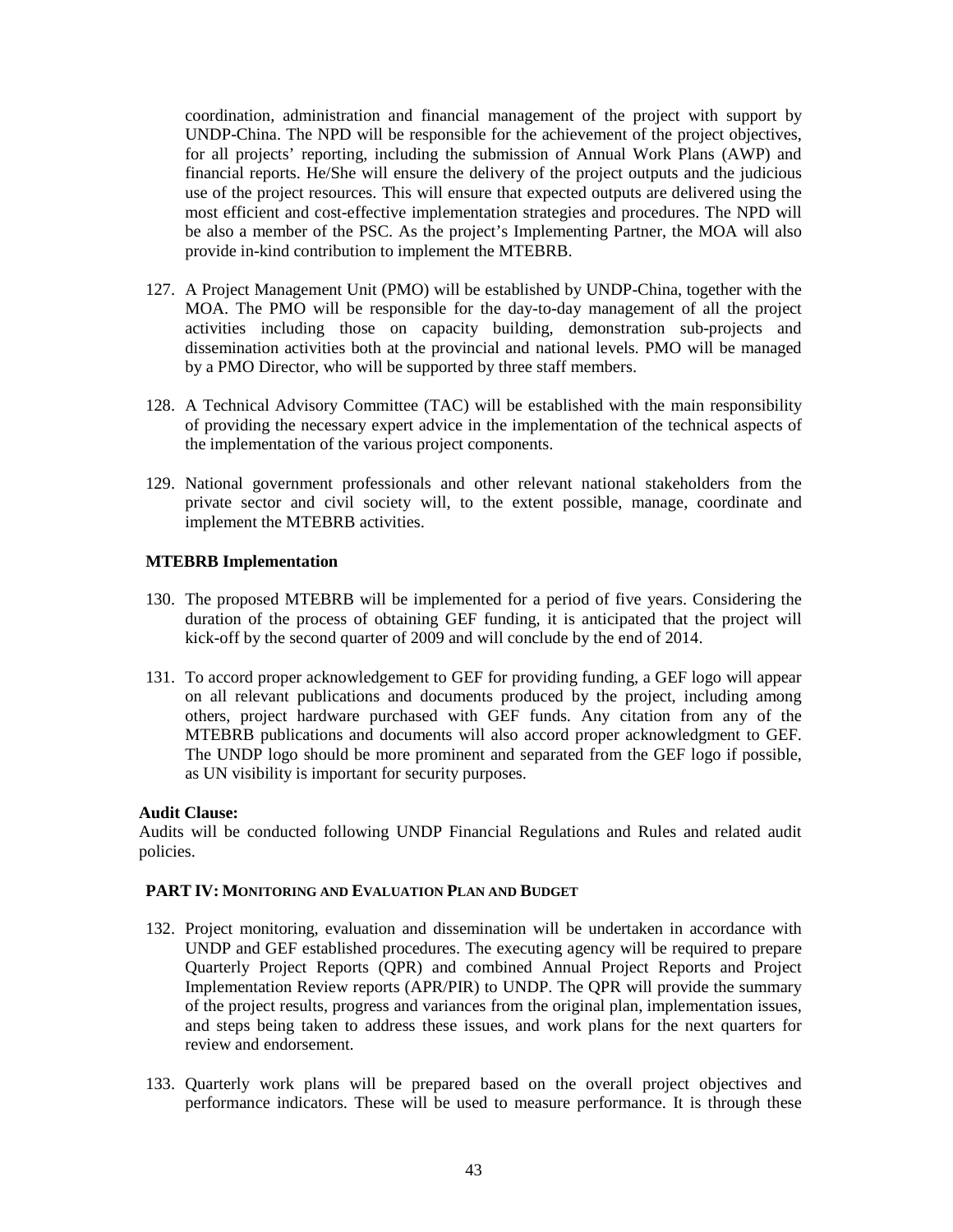coordination, administration and financial management of the project with support by UNDP-China. The NPD will be responsible for the achievement of the project objectives, for all projects' reporting, including the submission of Annual Work Plans (AWP) and financial reports. He/She will ensure the delivery of the project outputs and the judicious use of the project resources. This will ensure that expected outputs are delivered using the most efficient and cost-effective implementation strategies and procedures. The NPD will be also a member of the PSC. As the project's Implementing Partner, the MOA will also provide in-kind contribution to implement the MTEBRB.

127. A Project Management Unit (PMO) will be established by UNDP-China, together with the MOA. The PMO will be responsible for the day-to-day management of all the project activities including those on capacity building, demonstration sub-projects and dissemination activities both at the provincial and national levels. PMO will be managed by a PMO Director, who will be supported by three staff members.

128. A Technical Advisory Committee (TAC) will be established with the main responsibility of providing the necessary expert advice in the implementation of the technical aspects of the implementation of the various project components.

129. National government professionals and other relevant national stakeholders from the private sector and civil society will, to the extent possible, manage, coordinate and implement the MTEBRB activities.

**MTEBRB Implementation**

130. The proposed MTEBRB will be implemented for a period of five years. Considering the duration of the process of obtaining GEF funding, it is anticipated that the project will kick-off by the second quarter of 2009 and will conclude by the end of 2014.

131. To accord proper acknowledgement to GEF for providing funding, a GEF logo will appear on all relevant publications and documents produced by the project, including among others, project hardware purchased with GEF funds. Any citation from any of the MTEBRB publications and documents will also accord proper acknowledgment to GEF. The UNDP logo should be more prominent and separated from the GEF logo if possible, as UN visibility is important for security purposes.

**Audit Clause:**
Audits will be conducted following UNDP Financial Regulations and Rules and related audit policies.

## PART IV: MONITORING AND EVALUATION PLAN AND BUDGET

132. Project monitoring, evaluation and dissemination will be undertaken in accordance with UNDP and GEF established procedures. The executing agency will be required to prepare Quarterly Project Reports (QPR) and combined Annual Project Reports and Project Implementation Review reports (APR/PIR) to UNDP. The QPR will provide the summary of the project results, progress and variances from the original plan, implementation issues, and steps being taken to address these issues, and work plans for the next quarters for review and endorsement.

133. Quarterly work plans will be prepared based on the overall project objectives and performance indicators. These will be used to measure performance. It is through these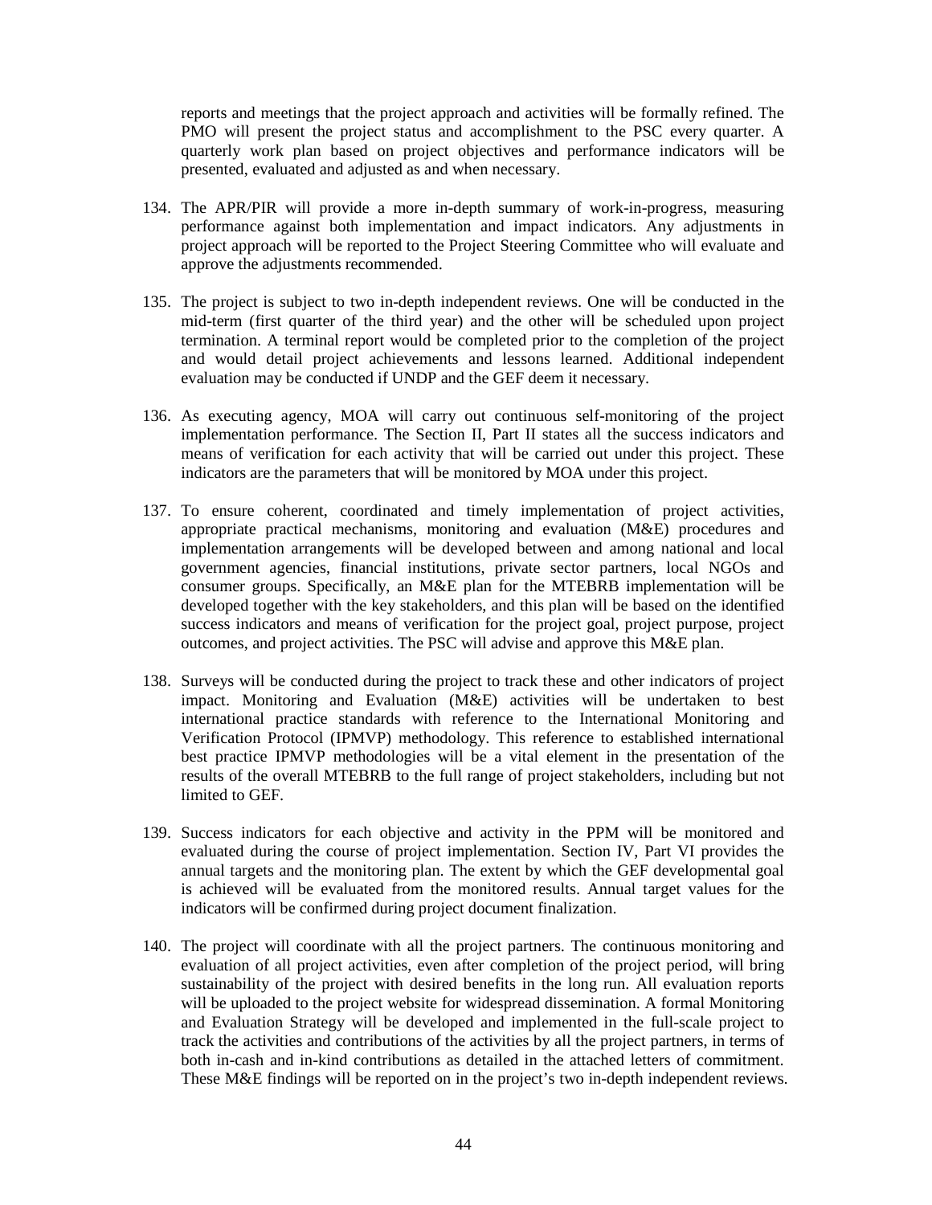reports and meetings that the project approach and activities will be formally refined. The PMO will present the project status and accomplishment to the PSC every quarter. A quarterly work plan based on project objectives and performance indicators will be presented, evaluated and adjusted as and when necessary.

134. The APR/PIR will provide a more in-depth summary of work-in-progress, measuring performance against both implementation and impact indicators. Any adjustments in project approach will be reported to the Project Steering Committee who will evaluate and approve the adjustments recommended.

135. The project is subject to two in-depth independent reviews. One will be conducted in the mid-term (first quarter of the third year) and the other will be scheduled upon project termination. A terminal report would be completed prior to the completion of the project and would detail project achievements and lessons learned. Additional independent evaluation may be conducted if UNDP and the GEF deem it necessary.

136. As executing agency, MOA will carry out continuous self-monitoring of the project implementation performance. The Section II, Part II states all the success indicators and means of verification for each activity that will be carried out under this project. These indicators are the parameters that will be monitored by MOA under this project.

137. To ensure coherent, coordinated and timely implementation of project activities, appropriate practical mechanisms, monitoring and evaluation (M&E) procedures and implementation arrangements will be developed between and among national and local government agencies, financial institutions, private sector partners, local NGOs and consumer groups. Specifically, an M&E plan for the MTEBRB implementation will be developed together with the key stakeholders, and this plan will be based on the identified success indicators and means of verification for the project goal, project purpose, project outcomes, and project activities. The PSC will advise and approve this M&E plan.

138. Surveys will be conducted during the project to track these and other indicators of project impact. Monitoring and Evaluation (M&E) activities will be undertaken to best international practice standards with reference to the International Monitoring and Verification Protocol (IPMVP) methodology. This reference to established international best practice IPMVP methodologies will be a vital element in the presentation of the results of the overall MTEBRB to the full range of project stakeholders, including but not limited to GEF.

139. Success indicators for each objective and activity in the PPM will be monitored and evaluated during the course of project implementation. Section IV, Part VI provides the annual targets and the monitoring plan. The extent by which the GEF developmental goal is achieved will be evaluated from the monitored results. Annual target values for the indicators will be confirmed during project document finalization.

140. The project will coordinate with all the project partners. The continuous monitoring and evaluation of all project activities, even after completion of the project period, will bring sustainability of the project with desired benefits in the long run. All evaluation reports will be uploaded to the project website for widespread dissemination. A formal Monitoring and Evaluation Strategy will be developed and implemented in the full-scale project to track the activities and contributions of the activities by all the project partners, in terms of both in-cash and in-kind contributions as detailed in the attached letters of commitment. These M&E findings will be reported on in the project's two in-depth independent reviews.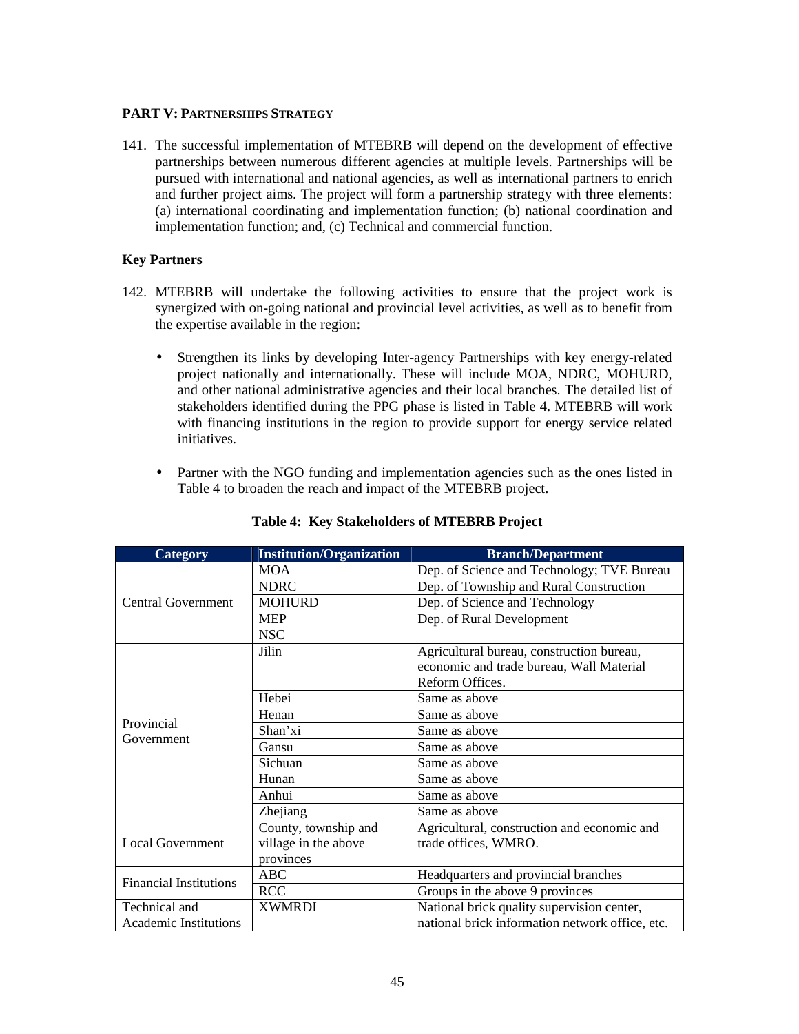## PART V: PARTNERSHIPS STRATEGY

141. The successful implementation of MTEBRB will depend on the development of effective partnerships between numerous different agencies at multiple levels. Partnerships will be pursued with international and national agencies, as well as international partners to enrich and further project aims. The project will form a partnership strategy with three elements: (a) international coordinating and implementation function; (b) national coordination and implementation function; and, (c) Technical and commercial function.

### Key Partners

142. MTEBRB will undertake the following activities to ensure that the project work is synergized with on-going national and provincial level activities, as well as to benefit from the expertise available in the region:

- Strengthen its links by developing Inter-agency Partnerships with key energy-related project nationally and internationally. These will include MOA, NDRC, MOHURD, and other national administrative agencies and their local branches. The detailed list of stakeholders identified during the PPG phase is listed in Table 4. MTEBRB will work with financing institutions in the region to provide support for energy service related initiatives.

- Partner with the NGO funding and implementation agencies such as the ones listed in Table 4 to broaden the reach and impact of the MTEBRB project.

**Table 4: Key Stakeholders of MTEBRB Project**

| Category | Institution/Organization | Branch/Department |
|---|---|---|
| Central Government | MOA | Dep. of Science and Technology; TVE Bureau |
| | NDRC | Dep. of Township and Rural Construction |
| | MOHURD | Dep. of Science and Technology |
| | MEP | Dep. of Rural Development |
| | NSC | |
| Provincial Government | Jilin | Agricultural bureau, construction bureau, economic and trade bureau, Wall Material Reform Offices. |
| | Hebei | Same as above |
| | Henan | Same as above |
| | Shan'xi | Same as above |
| | Gansu | Same as above |
| | Sichuan | Same as above |
| | Hunan | Same as above |
| | Anhui | Same as above |
| | Zhejiang | Same as above |
| Local Government | County, township and village in the above provinces | Agricultural, construction and economic and trade offices, WMRO. |
| Financial Institutions | ABC | Headquarters and provincial branches |
| | RCC | Groups in the above 9 provinces |
| Technical and Academic Institutions | XWMRDI | National brick quality supervision center, national brick information network office, etc. |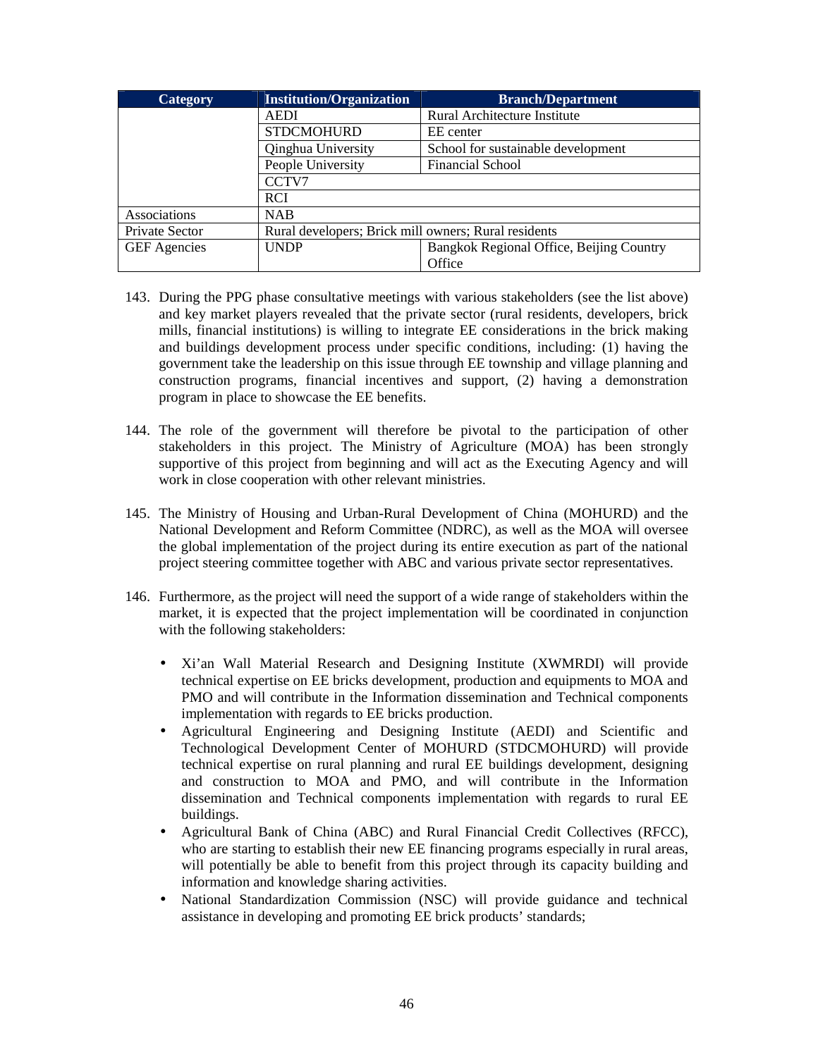| Category | Institution/Organization | Branch/Department |
|---|---|---|
| | AEDI | Rural Architecture Institute |
| | STDCMOHURD | EE center |
| | Qinghua University | School for sustainable development |
| | People University | Financial School |
| | CCTV7 | |
| | RCI | |
| Associations | NAB | |
| Private Sector | Rural developers; Brick mill owners; Rural residents | |
| GEF Agencies | UNDP | Bangkok Regional Office, Beijing Country Office |

143. During the PPG phase consultative meetings with various stakeholders (see the list above) and key market players revealed that the private sector (rural residents, developers, brick mills, financial institutions) is willing to integrate EE considerations in the brick making and buildings development process under specific conditions, including: (1) having the government take the leadership on this issue through EE township and village planning and construction programs, financial incentives and support, (2) having a demonstration program in place to showcase the EE benefits.

144. The role of the government will therefore be pivotal to the participation of other stakeholders in this project. The Ministry of Agriculture (MOA) has been strongly supportive of this project from beginning and will act as the Executing Agency and will work in close cooperation with other relevant ministries.

145. The Ministry of Housing and Urban-Rural Development of China (MOHURD) and the National Development and Reform Committee (NDRC), as well as the MOA will oversee the global implementation of the project during its entire execution as part of the national project steering committee together with ABC and various private sector representatives.

146. Furthermore, as the project will need the support of a wide range of stakeholders within the market, it is expected that the project implementation will be coordinated in conjunction with the following stakeholders:

- Xi'an Wall Material Research and Designing Institute (XWMRDI) will provide technical expertise on EE bricks development, production and equipments to MOA and PMO and will contribute in the Information dissemination and Technical components implementation with regards to EE bricks production.
- Agricultural Engineering and Designing Institute (AEDI) and Scientific and Technological Development Center of MOHURD (STDCMOHURD) will provide technical expertise on rural planning and rural EE buildings development, designing and construction to MOA and PMO, and will contribute in the Information dissemination and Technical components implementation with regards to rural EE buildings.
- Agricultural Bank of China (ABC) and Rural Financial Credit Collectives (RFCC), who are starting to establish their new EE financing programs especially in rural areas, will potentially be able to benefit from this project through its capacity building and information and knowledge sharing activities.
- National Standardization Commission (NSC) will provide guidance and technical assistance in developing and promoting EE brick products' standards;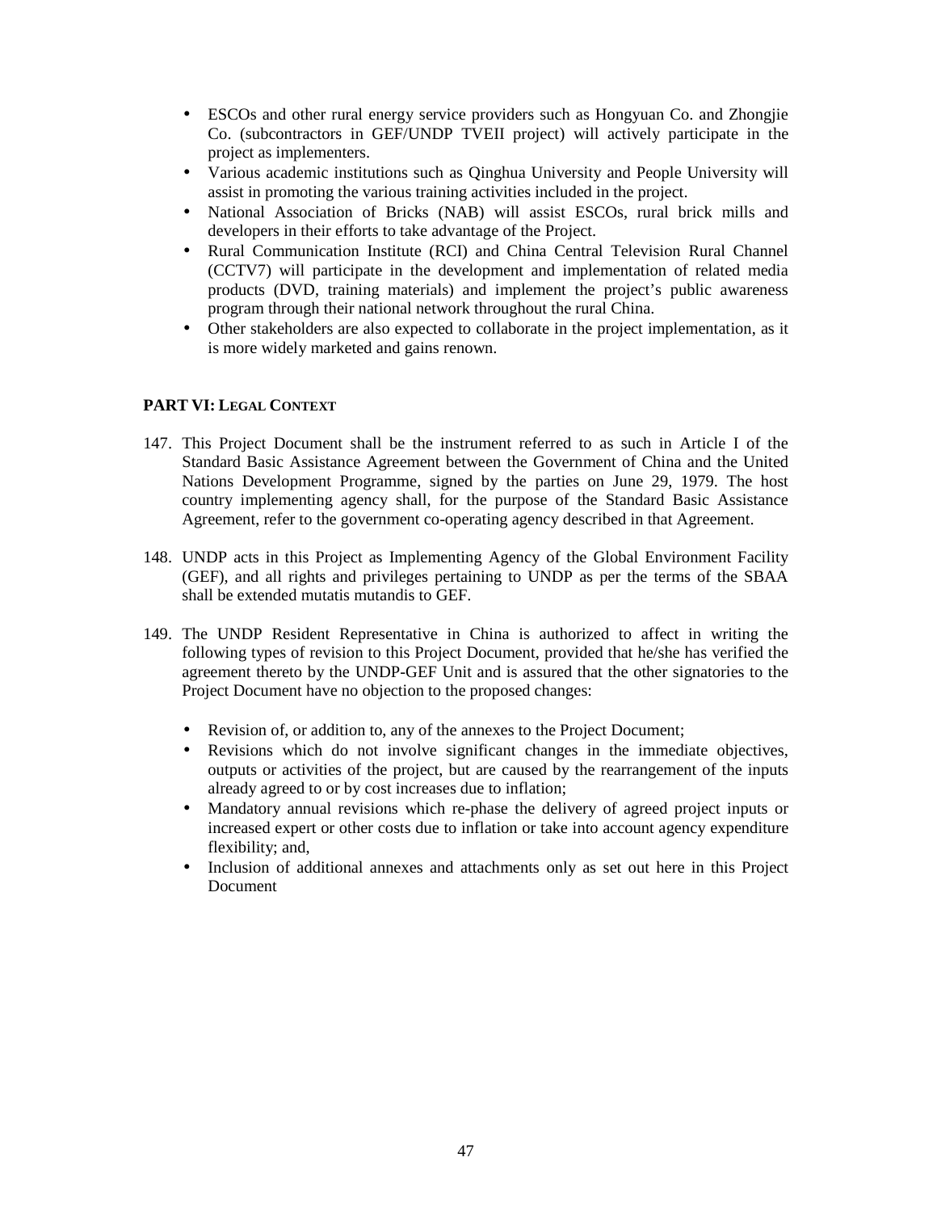- ESCOs and other rural energy service providers such as Hongyuan Co. and Zhongjie Co. (subcontractors in GEF/UNDP TVEII project) will actively participate in the project as implementers.
- Various academic institutions such as Qinghua University and People University will assist in promoting the various training activities included in the project.
- National Association of Bricks (NAB) will assist ESCOs, rural brick mills and developers in their efforts to take advantage of the Project.
- Rural Communication Institute (RCI) and China Central Television Rural Channel (CCTV7) will participate in the development and implementation of related media products (DVD, training materials) and implement the project's public awareness program through their national network throughout the rural China.
- Other stakeholders are also expected to collaborate in the project implementation, as it is more widely marketed and gains renown.

## PART VI: LEGAL CONTEXT

147. This Project Document shall be the instrument referred to as such in Article I of the Standard Basic Assistance Agreement between the Government of China and the United Nations Development Programme, signed by the parties on June 29, 1979. The host country implementing agency shall, for the purpose of the Standard Basic Assistance Agreement, refer to the government co-operating agency described in that Agreement.

148. UNDP acts in this Project as Implementing Agency of the Global Environment Facility (GEF), and all rights and privileges pertaining to UNDP as per the terms of the SBAA shall be extended mutatis mutandis to GEF.

149. The UNDP Resident Representative in China is authorized to affect in writing the following types of revision to this Project Document, provided that he/she has verified the agreement thereto by the UNDP-GEF Unit and is assured that the other signatories to the Project Document have no objection to the proposed changes:

    - Revision of, or addition to, any of the annexes to the Project Document;
    - Revisions which do not involve significant changes in the immediate objectives, outputs or activities of the project, but are caused by the rearrangement of the inputs already agreed to or by cost increases due to inflation;
    - Mandatory annual revisions which re-phase the delivery of agreed project inputs or increased expert or other costs due to inflation or take into account agency expenditure flexibility; and,
    - Inclusion of additional annexes and attachments only as set out here in this Project Document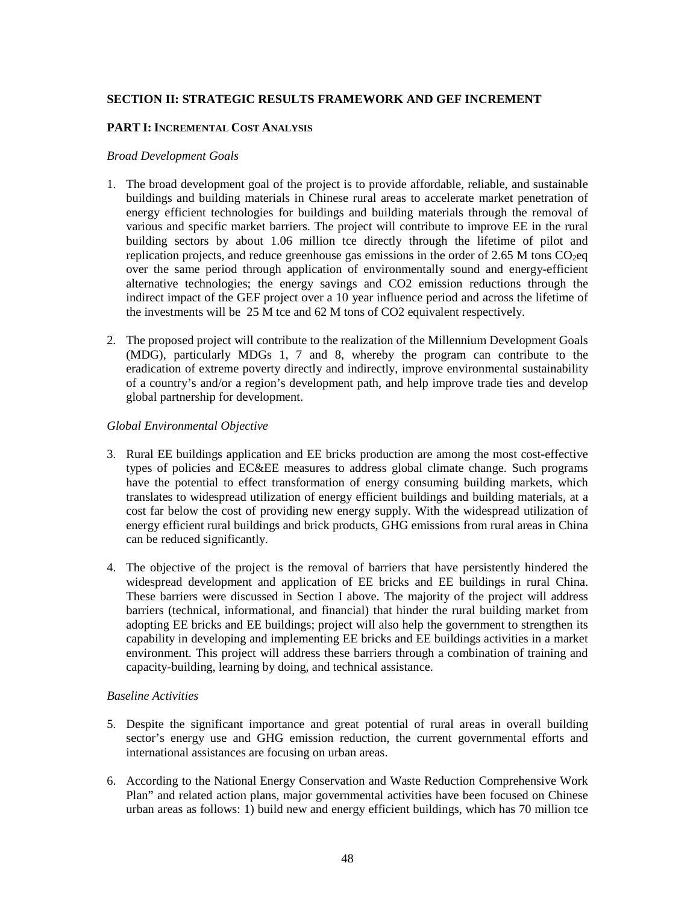**SECTION II: STRATEGIC RESULTS FRAMEWORK AND GEF INCREMENT**

**PART I: INCREMENTAL COST ANALYSIS**

*Broad Development Goals*

1. The broad development goal of the project is to provide affordable, reliable, and sustainable buildings and building materials in Chinese rural areas to accelerate market penetration of energy efficient technologies for buildings and building materials through the removal of various and specific market barriers. The project will contribute to improve EE in the rural building sectors by about 1.06 million tce directly through the lifetime of pilot and replication projects, and reduce greenhouse gas emissions in the order of 2.65 M tons $CO_2$eq over the same period through application of environmentally sound and energy-efficient alternative technologies; the energy savings and CO2 emission reductions through the indirect impact of the GEF project over a 10 year influence period and across the lifetime of the investments will be 25 M tce and 62 M tons of CO2 equivalent respectively.

2. The proposed project will contribute to the realization of the Millennium Development Goals (MDG), particularly MDGs 1, 7 and 8, whereby the program can contribute to the eradication of extreme poverty directly and indirectly, improve environmental sustainability of a country's and/or a region's development path, and help improve trade ties and develop global partnership for development.

*Global Environmental Objective*

3. Rural EE buildings application and EE bricks production are among the most cost-effective types of policies and EC&EE measures to address global climate change. Such programs have the potential to effect transformation of energy consuming building markets, which translates to widespread utilization of energy efficient buildings and building materials, at a cost far below the cost of providing new energy supply. With the widespread utilization of energy efficient rural buildings and brick products, GHG emissions from rural areas in China can be reduced significantly.

4. The objective of the project is the removal of barriers that have persistently hindered the widespread development and application of EE bricks and EE buildings in rural China. These barriers were discussed in Section I above. The majority of the project will address barriers (technical, informational, and financial) that hinder the rural building market from adopting EE bricks and EE buildings; project will also help the government to strengthen its capability in developing and implementing EE bricks and EE buildings activities in a market environment. This project will address these barriers through a combination of training and capacity-building, learning by doing, and technical assistance.

*Baseline Activities*

5. Despite the significant importance and great potential of rural areas in overall building sector's energy use and GHG emission reduction, the current governmental efforts and international assistances are focusing on urban areas.

6. According to the National Energy Conservation and Waste Reduction Comprehensive Work Plan" and related action plans, major governmental activities have been focused on Chinese urban areas as follows: 1) build new and energy efficient buildings, which has 70 million tce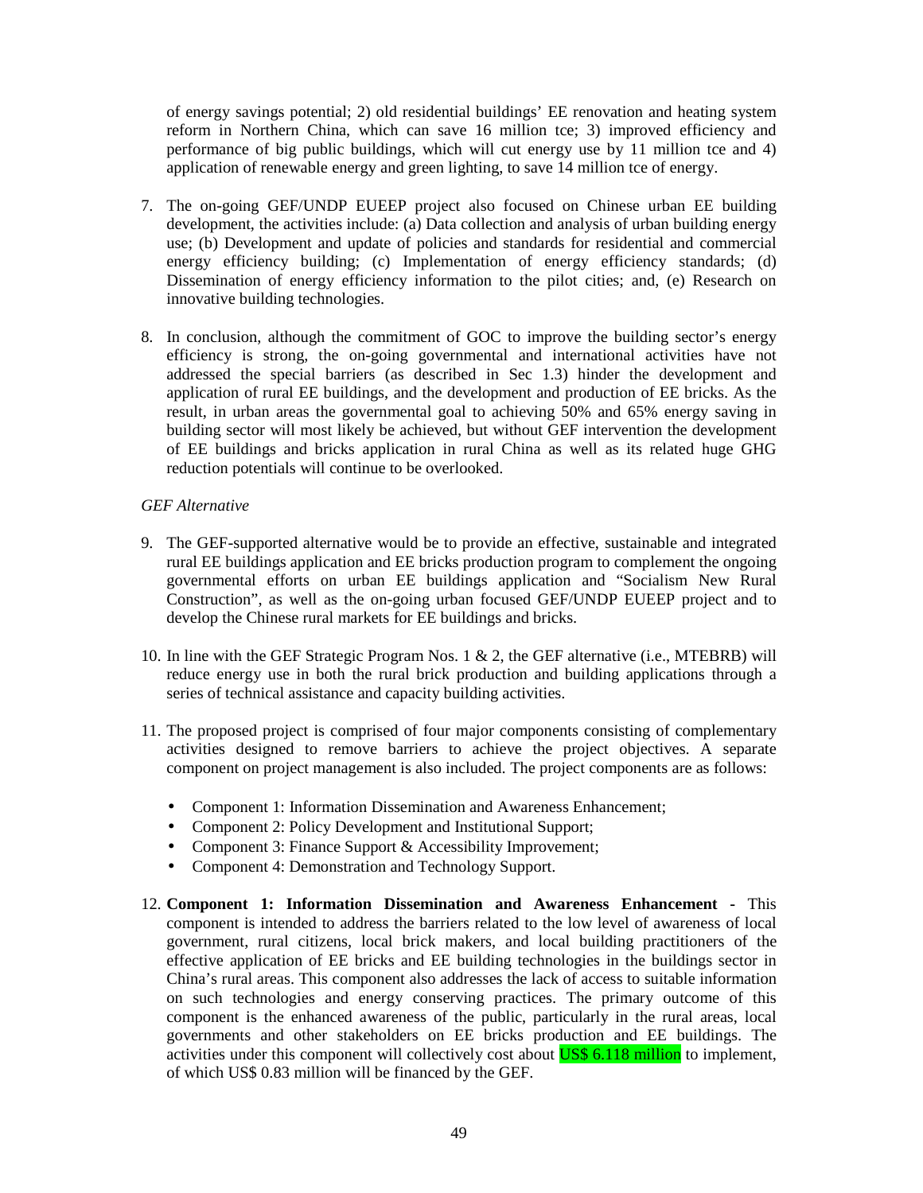of energy savings potential; 2) old residential buildings' EE renovation and heating system reform in Northern China, which can save 16 million tce; 3) improved efficiency and performance of big public buildings, which will cut energy use by 11 million tce and 4) application of renewable energy and green lighting, to save 14 million tce of energy.

7. The on-going GEF/UNDP EUEEP project also focused on Chinese urban EE building development, the activities include: (a) Data collection and analysis of urban building energy use; (b) Development and update of policies and standards for residential and commercial energy efficiency building; (c) Implementation of energy efficiency standards; (d) Dissemination of energy efficiency information to the pilot cities; and, (e) Research on innovative building technologies.

8. In conclusion, although the commitment of GOC to improve the building sector's energy efficiency is strong, the on-going governmental and international activities have not addressed the special barriers (as described in Sec 1.3) hinder the development and application of rural EE buildings, and the development and production of EE bricks. As the result, in urban areas the governmental goal to achieving 50% and 65% energy saving in building sector will most likely be achieved, but without GEF intervention the development of EE buildings and bricks application in rural China as well as its related huge GHG reduction potentials will continue to be overlooked.

*GEF Alternative*

9. The GEF-supported alternative would be to provide an effective, sustainable and integrated rural EE buildings application and EE bricks production program to complement the ongoing governmental efforts on urban EE buildings application and "Socialism New Rural Construction", as well as the on-going urban focused GEF/UNDP EUEEP project and to develop the Chinese rural markets for EE buildings and bricks.

10. In line with the GEF Strategic Program Nos. 1 & 2, the GEF alternative (i.e., MTEBRB) will reduce energy use in both the rural brick production and building applications through a series of technical assistance and capacity building activities.

11. The proposed project is comprised of four major components consisting of complementary activities designed to remove barriers to achieve the project objectives. A separate component on project management is also included. The project components are as follows:

   - Component 1: Information Dissemination and Awareness Enhancement;
   - Component 2: Policy Development and Institutional Support;
   - Component 3: Finance Support & Accessibility Improvement;
   - Component 4: Demonstration and Technology Support.

12. **Component 1: Information Dissemination and Awareness Enhancement** - This component is intended to address the barriers related to the low level of awareness of local government, rural citizens, local brick makers, and local building practitioners of the effective application of EE bricks and EE building technologies in the buildings sector in China's rural areas. This component also addresses the lack of access to suitable information on such technologies and energy conserving practices. The primary outcome of this component is the enhanced awareness of the public, particularly in the rural areas, local governments and other stakeholders on EE bricks production and EE buildings. The activities under this component will collectively cost about US$ 6.118 million to implement, of which US$ 0.83 million will be financed by the GEF.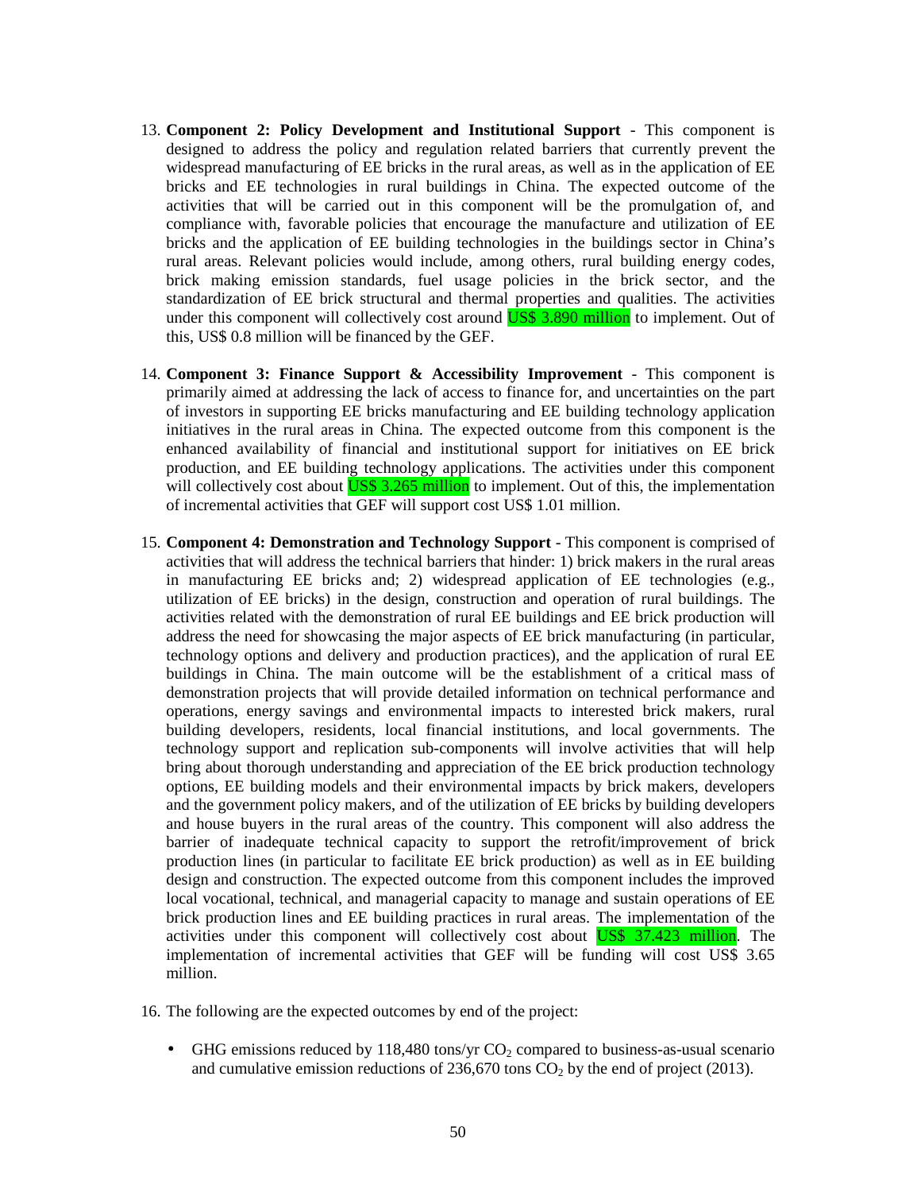13. **Component 2: Policy Development and Institutional Support** - This component is designed to address the policy and regulation related barriers that currently prevent the widespread manufacturing of EE bricks in the rural areas, as well as in the application of EE bricks and EE technologies in rural buildings in China. The expected outcome of the activities that will be carried out in this component will be the promulgation of, and compliance with, favorable policies that encourage the manufacture and utilization of EE bricks and the application of EE building technologies in the buildings sector in China's rural areas. Relevant policies would include, among others, rural building energy codes, brick making emission standards, fuel usage policies in the brick sector, and the standardization of EE brick structural and thermal properties and qualities. The activities under this component will collectively cost around US$ 3.890 million to implement. Out of this, US$ 0.8 million will be financed by the GEF.

14. **Component 3: Finance Support & Accessibility Improvement** - This component is primarily aimed at addressing the lack of access to finance for, and uncertainties on the part of investors in supporting EE bricks manufacturing and EE building technology application initiatives in the rural areas in China. The expected outcome from this component is the enhanced availability of financial and institutional support for initiatives on EE brick production, and EE building technology applications. The activities under this component will collectively cost about US$ 3.265 million to implement. Out of this, the implementation of incremental activities that GEF will support cost US$ 1.01 million.

15. **Component 4: Demonstration and Technology Support** - This component is comprised of activities that will address the technical barriers that hinder: 1) brick makers in the rural areas in manufacturing EE bricks and; 2) widespread application of EE technologies (e.g., utilization of EE bricks) in the design, construction and operation of rural buildings. The activities related with the demonstration of rural EE buildings and EE brick production will address the need for showcasing the major aspects of EE brick manufacturing (in particular, technology options and delivery and production practices), and the application of rural EE buildings in China. The main outcome will be the establishment of a critical mass of demonstration projects that will provide detailed information on technical performance and operations, energy savings and environmental impacts to interested brick makers, rural building developers, residents, local financial institutions, and local governments. The technology support and replication sub-components will involve activities that will help bring about thorough understanding and appreciation of the EE brick production technology options, EE building models and their environmental impacts by brick makers, developers and the government policy makers, and of the utilization of EE bricks by building developers and house buyers in the rural areas of the country. This component will also address the barrier of inadequate technical capacity to support the retrofit/improvement of brick production lines (in particular to facilitate EE brick production) as well as in EE building design and construction. The expected outcome from this component includes the improved local vocational, technical, and managerial capacity to manage and sustain operations of EE brick production lines and EE building practices in rural areas. The implementation of the activities under this component will collectively cost about US$ 37.423 million. The implementation of incremental activities that GEF will be funding will cost US$ 3.65 million.

16. The following are the expected outcomes by end of the project:

- GHG emissions reduced by 118,480 tons/yr $CO_2$ compared to business-as-usual scenario and cumulative emission reductions of 236,670 tons $CO_2$ by the end of project (2013).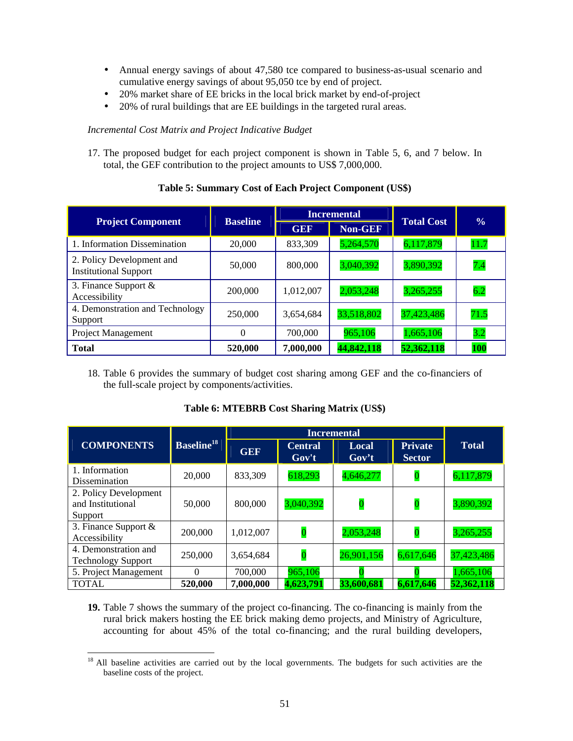- Annual energy savings of about 47,580 tce compared to business-as-usual scenario and cumulative energy savings of about 95,050 tce by end of project.
- 20% market share of EE bricks in the local brick market by end-of-project
- 20% of rural buildings that are EE buildings in the targeted rural areas.

*Incremental Cost Matrix and Project Indicative Budget*

17. The proposed budget for each project component is shown in Table 5, 6, and 7 below. In total, the GEF contribution to the project amounts to US$ 7,000,000.

**Table 5: Summary Cost of Each Project Component (US$)**

| Project Component | Baseline | Incremental | | Total Cost | % |
|---|---|---|---|---|---|
| | | GEF | Non-GEF | | |
| 1. Information Dissemination | 20,000 | 833,309 | 5,264,570 | 6,117,879 | 11.7 |
| 2. Policy Development and Institutional Support | 50,000 | 800,000 | 3,040,392 | 3,890,392 | 7.4 |
| 3. Finance Support & Accessibility | 200,000 | 1,012,007 | 2,053,248 | 3,265,255 | 6.2 |
| 4. Demonstration and Technology Support | 250,000 | 3,654,684 | 33,518,802 | 37,423,486 | 71.5 |
| Project Management | 0 | 700,000 | 965,106 | 1,665,106 | 3.2 |
| **Total** | **520,000** | **7,000,000** | **44,842,118** | **52,362,118** | **100** |

18. Table 6 provides the summary of budget cost sharing among GEF and the co-financiers of the full-scale project by components/activities.

**Table 6: MTEBRB Cost Sharing Matrix (US$)**

| COMPONENTS | Baseline[18] | Incremental | | | | Total |
|---|---|---|---|---|---|---|
| | | GEF | Central Gov't | Local Gov't | Private Sector | |
| 1. Information Dissemination | 20,000 | 833,309 | 618,293 | 4,646,277 | 0 | 6,117,879 |
| 2. Policy Development and Institutional Support | 50,000 | 800,000 | 3,040,392 | 0 | 0 | 3,890,392 |
| 3. Finance Support & Accessibility | 200,000 | 1,012,007 | 0 | 2,053,248 | 0 | 3,265,255 |
| 4. Demonstration and Technology Support | 250,000 | 3,654,684 | 0 | 26,901,156 | 6,617,646 | 37,423,486 |
| 5. Project Management | 0 | 700,000 | 965,106 | 0 | 0 | 1,665,106 |
| TOTAL | **520,000** | **7,000,000** | **4,623,791** | **33,600,681** | **6,617,646** | **52,362,118** |

**19.** Table 7 shows the summary of the project co-financing. The co-financing is mainly from the rural brick makers hosting the EE brick making demo projects, and Ministry of Agriculture, accounting for about 45% of the total co-financing; and the rural building developers,

[18] All baseline activities are carried out by the local governments. The budgets for such activities are the baseline costs of the project.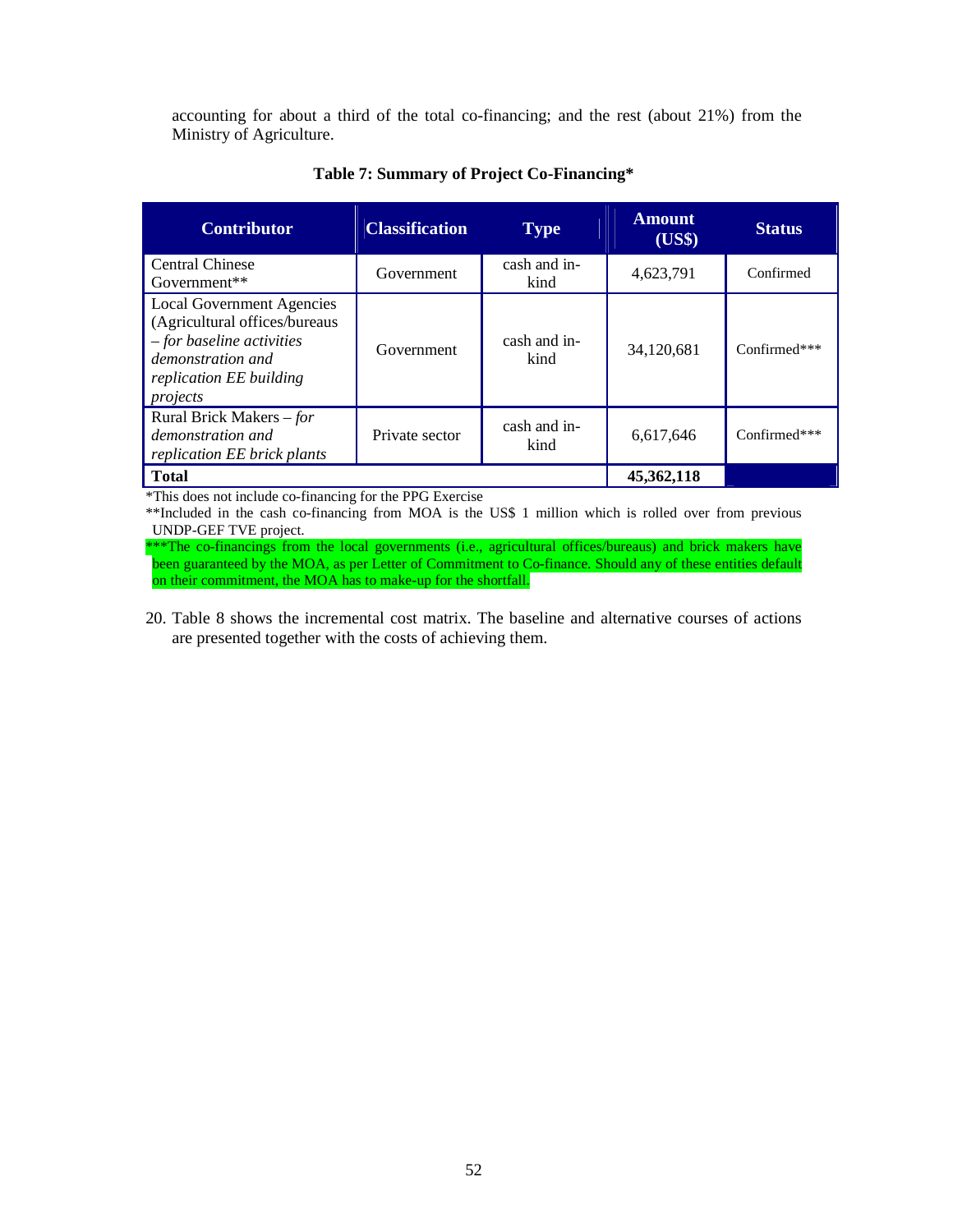accounting for about a third of the total co-financing; and the rest (about 21%) from the Ministry of Agriculture.

**Table 7: Summary of Project Co-Financing***

| Contributor | Classification | Type | Amount (US$) | Status |
|---|---|---|---|---|
| Central Chinese Government** | Government | cash and in-kind | 4,623,791 | Confirmed |
| Local Government Agencies (Agricultural offices/bureaus – *for baseline activities demonstration and replication EE building projects* | Government | cash and in-kind | 34,120,681 | Confirmed*** |
| Rural Brick Makers – *for demonstration and replication EE brick plants* | Private sector | cash and in-kind | 6,617,646 | Confirmed*** |
| **Total** | | | **45,362,118** | |

*This does not include co-financing for the PPG Exercise

**Included in the cash co-financing from MOA is the US$ 1 million which is rolled over from previous UNDP-GEF TVE project.

***The co-financings from the local governments (i.e., agricultural offices/bureaus) and brick makers have been guaranteed by the MOA, as per Letter of Commitment to Co-finance. Should any of these entities default on their commitment, the MOA has to make-up for the shortfall.

20. Table 8 shows the incremental cost matrix. The baseline and alternative courses of actions are presented together with the costs of achieving them.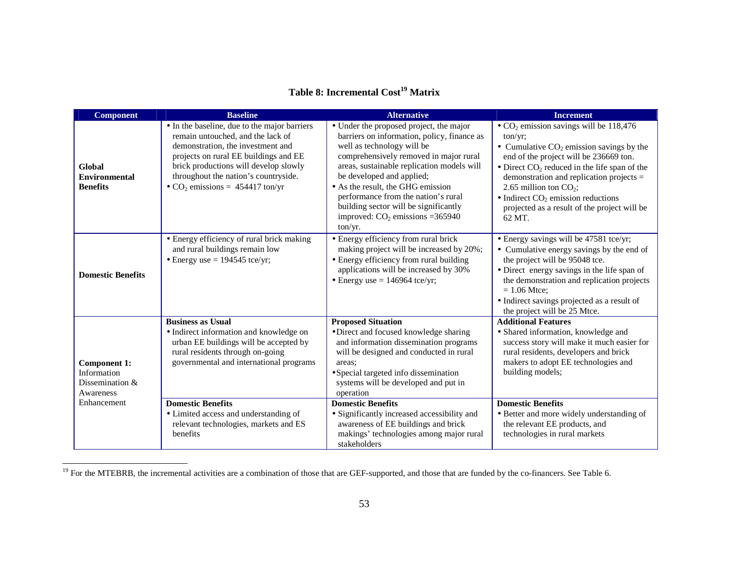## Table 8: Incremental Cost[19] Matrix

| Component | Baseline | Alternative | Increment |
|---|---|---|---|
| **Global Environmental Benefits** | • In the baseline, due to the major barriers remain untouched, and the lack of demonstration, the investment and projects on rural EE buildings and EE brick productions will develop slowly throughout the nation's countryside.<br>• $CO_2$ emissions = 454417 ton/yr | • Under the proposed project, the major barriers on information, policy, finance as well as technology will be comprehensively removed in major rural areas, sustainable replication models will be developed and applied;<br>• As the result, the GHG emission performance from the nation's rural building sector will be significantly improved: $CO_2$ emissions =365940 ton/yr. | • $CO_2$ emission savings will be 118,476 ton/yr;<br>• Cumulative $CO_2$ emission savings by the end of the project will be 236669 ton.<br>• Direct $CO_2$ reduced in the life span of the demonstration and replication projects = 2.65 million ton $CO_2$;<br>• Indirect $CO_2$ emission reductions projected as a result of the project will be 62 MT. |
| **Domestic Benefits** | • Energy efficiency of rural brick making and rural buildings remain low<br>• Energy use = 194545 tce/yr; | • Energy efficiency from rural brick making project will be increased by 20%;<br>• Energy efficiency from rural building applications will be increased by 30%<br>• Energy use = 146964 tce/yr; | • Energy savings will be 47581 tce/yr;<br>• Cumulative energy savings by the end of the project will be 95048 tce.<br>• Direct energy savings in the life span of the demonstration and replication projects = 1.06 Mtce;<br>• Indirect savings projected as a result of the project will be 25 Mtce. |
| **Component 1:** Information Dissemination & Awareness Enhancement | **Business as Usual**<br>• Indirect information and knowledge on urban EE buildings will be accepted by rural residents through on-going governmental and international programs | **Proposed Situation**<br>• Direct and focused knowledge sharing and information dissemination programs will be designed and conducted in rural areas;<br>• Special targeted info dissemination systems will be developed and put in operation | **Additional Features**<br>• Shared information, knowledge and success story will make it much easier for rural residents, developers and brick makers to adopt EE technologies and building models; |
| | **Domestic Benefits**<br>• Limited access and understanding of relevant technologies, markets and ES benefits | **Domestic Benefits**<br>• Significantly increased accessibility and awareness of EE buildings and brick makings' technologies among major rural stakeholders | **Domestic Benefits**<br>• Better and more widely understanding of the relevant EE products, and technologies in rural markets |

[19] For the MTEBRB, the incremental activities are a combination of those that are GEF-supported, and those that are funded by the co-financers. See Table 6.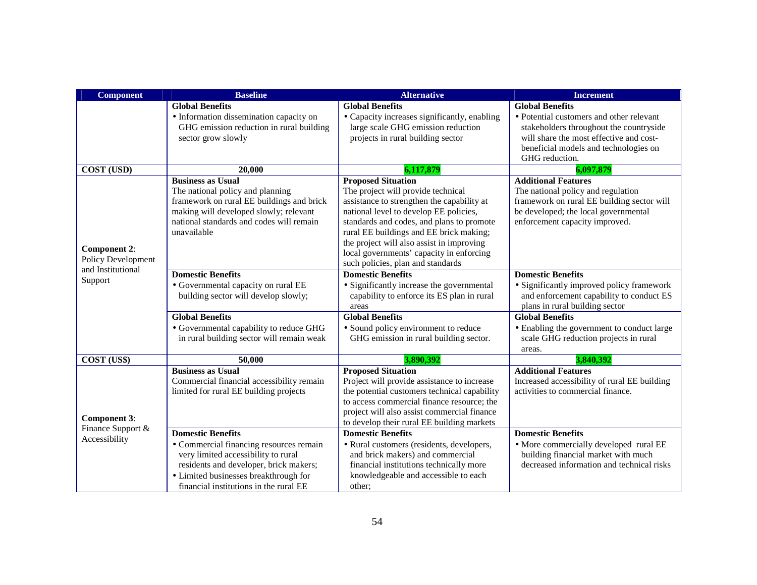| Component | Baseline | Alternative | Increment |
|---|---|---|---|
| | **Global Benefits**<br>• Information dissemination capacity on GHG emission reduction in rural building sector grow slowly | **Global Benefits**<br>• Capacity increases significantly, enabling large scale GHG emission reduction projects in rural building sector | **Global Benefits**<br>• Potential customers and other relevant stakeholders throughout the countryside will share the most effective and cost-beneficial models and technologies on GHG reduction. |
| **COST (USD)** | **20,000** | **6,117,879** | **6,097,879** |
| **Component 2**: Policy Development and Institutional Support | **Business as Usual**<br>The national policy and planning framework on rural EE buildings and brick making will developed slowly; relevant national standards and codes will remain unavailable | **Proposed Situation**<br>The project will provide technical assistance to strengthen the capability at national level to develop EE policies, standards and codes, and plans to promote rural EE buildings and EE brick making; the project will also assist in improving local governments' capacity in enforcing such policies, plan and standards | **Additional Features**<br>The national policy and regulation framework on rural EE building sector will be developed; the local governmental enforcement capacity improved. |
| | **Domestic Benefits**<br>• Governmental capacity on rural EE building sector will develop slowly; | **Domestic Benefits**<br>• Significantly increase the governmental capability to enforce its ES plan in rural areas | **Domestic Benefits**<br>• Significantly improved policy framework and enforcement capability to conduct ES plans in rural building sector |
| | **Global Benefits**<br>• Governmental capability to reduce GHG in rural building sector will remain weak | **Global Benefits**<br>• Sound policy environment to reduce GHG emission in rural building sector. | **Global Benefits**<br>• Enabling the government to conduct large scale GHG reduction projects in rural areas. |
| **COST (US$)** | **50,000** | **3,890,392** | **3,840,392** |
| **Component 3**: Finance Support & Accessibility | **Business as Usual**<br>Commercial financial accessibility remain limited for rural EE building projects | **Proposed Situation**<br>Project will provide assistance to increase the potential customers technical capability to access commercial finance resource; the project will also assist commercial finance to develop their rural EE building markets | **Additional Features**<br>Increased accessibility of rural EE building activities to commercial finance. |
| | **Domestic Benefits**<br>• Commercial financing resources remain very limited accessibility to rural residents and developer, brick makers;<br>• Limited businesses breakthrough for financial institutions in the rural EE | **Domestic Benefits**<br>• Rural customers (residents, developers, and brick makers) and commercial financial institutions technically more knowledgeable and accessible to each other; | **Domestic Benefits**<br>• More commercially developed rural EE building financial market with much decreased information and technical risks |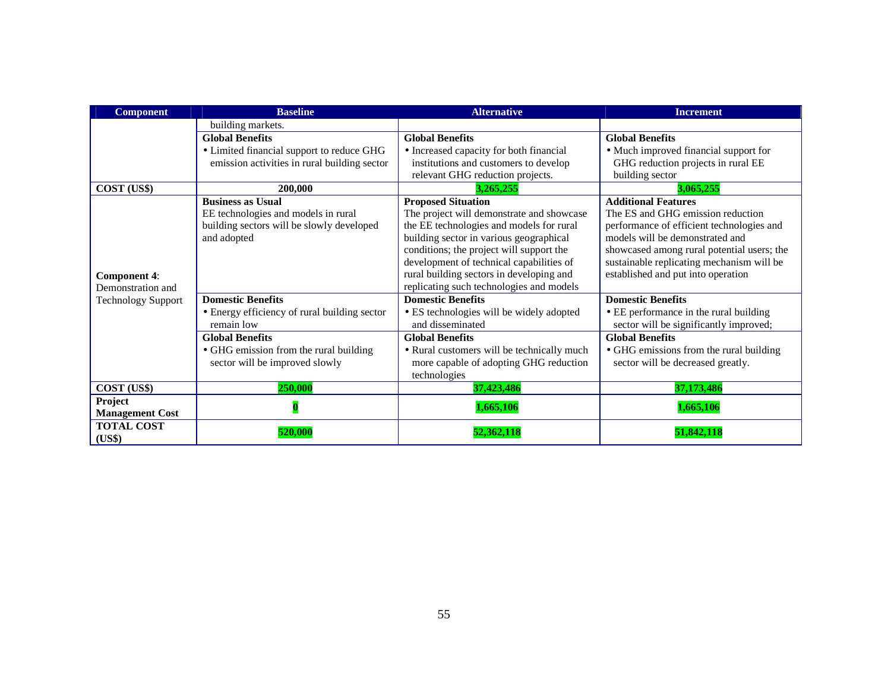| Component | Baseline | Alternative | Increment |
|---|---|---|---|
| | building markets. | | |
| | **Global Benefits**<br>• Limited financial support to reduce GHG emission activities in rural building sector | **Global Benefits**<br>• Increased capacity for both financial institutions and customers to develop relevant GHG reduction projects. | **Global Benefits**<br>• Much improved financial support for GHG reduction projects in rural EE building sector |
| **COST (US$)** | **200,000** | **3,265,255** | **3,065,255** |
| **Component 4**: Demonstration and Technology Support | **Business as Usual**<br>EE technologies and models in rural building sectors will be slowly developed and adopted | **Proposed Situation**<br>The project will demonstrate and showcase the EE technologies and models for rural building sector in various geographical conditions; the project will support the development of technical capabilities of rural building sectors in developing and replicating such technologies and models | **Additional Features**<br>The ES and GHG emission reduction performance of efficient technologies and models will be demonstrated and showcased among rural potential users; the sustainable replicating mechanism will be established and put into operation |
| | **Domestic Benefits**<br>• Energy efficiency of rural building sector remain low | **Domestic Benefits**<br>• ES technologies will be widely adopted and disseminated | **Domestic Benefits**<br>• EE performance in the rural building sector will be significantly improved; |
| | **Global Benefits**<br>• GHG emission from the rural building sector will be improved slowly | **Global Benefits**<br>• Rural customers will be technically much more capable of adopting GHG reduction technologies | **Global Benefits**<br>• GHG emissions from the rural building sector will be decreased greatly. |
| **COST (US$)** | **250,000** | **37,423,486** | **37,173,486** |
| **Project Management Cost** | **0** | **1,665,106** | **1,665,106** |
| **TOTAL COST (US$)** | **520,000** | **52,362,118** | **51,842,118** |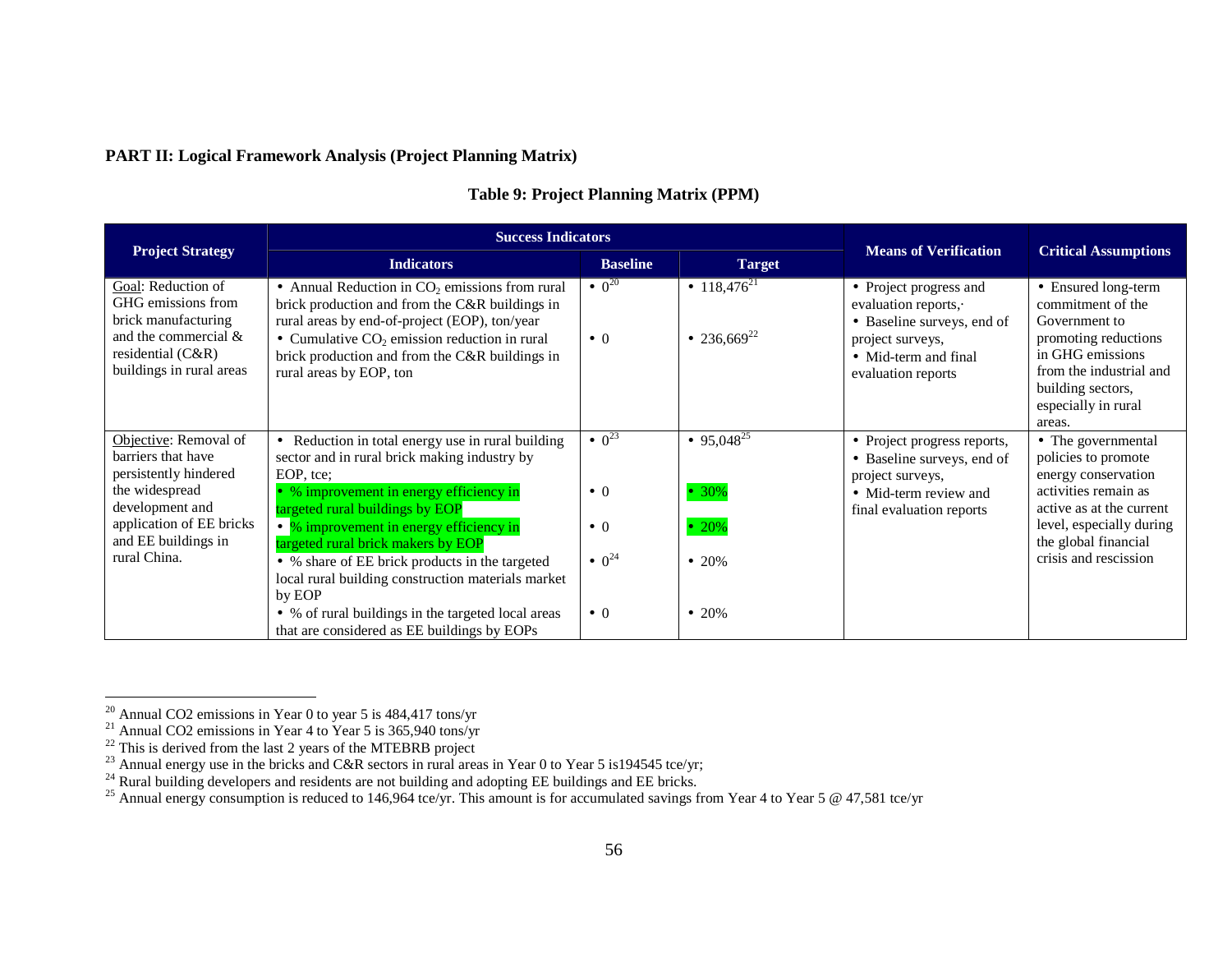**PART II: Logical Framework Analysis (Project Planning Matrix)**

**Table 9: Project Planning Matrix (PPM)**

| Project Strategy | Success Indicators | | | Means of Verification | Critical Assumptions |
|---|---|---|---|---|---|
| | Indicators | Baseline | Target | | |
| Goal: Reduction of GHG emissions from brick manufacturing and the commercial & residential (C&R) buildings in rural areas | • Annual Reduction in $CO_2$ emissions from rural brick production and from the C&R buildings in rural areas by end-of-project (EOP), ton/year<br>• Cumulative $CO_2$ emission reduction in rural brick production and from the C&R buildings in rural areas by EOP, ton | • 0[20]<br><br>• 0 | • 118,476[21]<br><br>• 236,669[22] | • Project progress and evaluation reports,·<br>• Baseline surveys, end of project surveys,<br>• Mid-term and final evaluation reports | • Ensured long-term commitment of the Government to promoting reductions in GHG emissions from the industrial and building sectors, especially in rural areas. |
| Objective: Removal of barriers that have persistently hindered the widespread development and application of EE bricks and EE buildings in rural China. | • Reduction in total energy use in rural building sector and in rural brick making industry by EOP, tce;<br>• % improvement in energy efficiency in targeted rural buildings by EOP<br>• % improvement in energy efficiency in targeted rural brick makers by EOP<br>• % share of EE brick products in the targeted local rural building construction materials market by EOP<br>• % of rural buildings in the targeted local areas that are considered as EE buildings by EOPs | • 0[23]<br><br>• 0<br><br>• 0<br><br>• 0[24]<br><br>• 0 | • 95,048[25]<br><br>• 30%<br><br>• 20%<br><br>• 20%<br><br>• 20% | • Project progress reports,<br>• Baseline surveys, end of project surveys,<br>• Mid-term review and final evaluation reports | • The governmental policies to promote energy conservation activities remain as active as at the current level, especially during the global financial crisis and rescission |

[20] Annual CO2 emissions in Year 0 to year 5 is 484,417 tons/yr
[21] Annual CO2 emissions in Year 4 to Year 5 is 365,940 tons/yr
[22] This is derived from the last 2 years of the MTEBRB project
[23] Annual energy use in the bricks and C&R sectors in rural areas in Year 0 to Year 5 is194545 tce/yr;
[24] Rural building developers and residents are not building and adopting EE buildings and EE bricks.
[25] Annual energy consumption is reduced to 146,964 tce/yr. This amount is for accumulated savings from Year 4 to Year 5 @ 47,581 tce/yr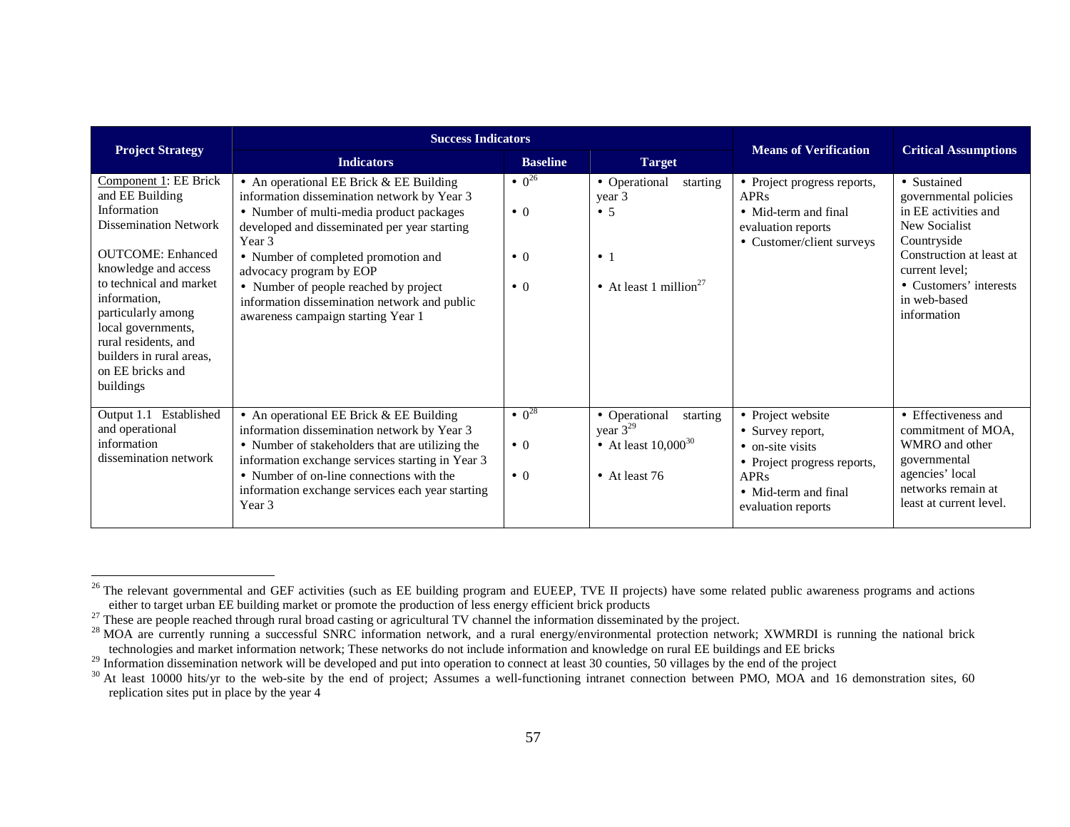| Project Strategy | Success Indicators | | | Means of Verification | Critical Assumptions |
|---|---|---|---|---|---|
| | **Indicators** | **Baseline** | **Target** | | |
| Component 1: EE Brick and EE Building Information Dissemination Network<br><br>OUTCOME: Enhanced knowledge and access to technical and market information, particularly among local governments, rural residents, and builders in rural areas, on EE bricks and buildings | • An operational EE Brick & EE Building information dissemination network by Year 3<br>• Number of multi-media product packages developed and disseminated per year starting Year 3<br>• Number of completed promotion and advocacy program by EOP<br>• Number of people reached by project information dissemination network and public awareness campaign starting Year 1 | • 0[26]<br>• 0<br>• 0<br>• 0 | • Operational starting year 3<br>• 5<br>• 1<br>• At least 1 million[27] | • Project progress reports, APRs<br>• Mid-term and final evaluation reports<br>• Customer/client surveys | • Sustained governmental policies in EE activities and New Socialist Countryside Construction at least at current level;<br>• Customers' interests in web-based information |
| Output 1.1 Established and operational information dissemination network | • An operational EE Brick & EE Building information dissemination network by Year 3<br>• Number of stakeholders that are utilizing the information exchange services starting in Year 3<br>• Number of on-line connections with the information exchange services each year starting Year 3 | • 0[28]<br>• 0<br>• 0 | • Operational starting year 3[29]<br>• At least 10,000[30]<br>• At least 76 | • Project website<br>• Survey report,<br>• on-site visits<br>• Project progress reports, APRs<br>• Mid-term and final evaluation reports | • Effectiveness and commitment of MOA, WMRO and other governmental agencies' local networks remain at least at current level. |

[26] The relevant governmental and GEF activities (such as EE building program and EUEEP, TVE II projects) have some related public awareness programs and actions either to target urban EE building market or promote the production of less energy efficient brick products

[27] These are people reached through rural broad casting or agricultural TV channel the information disseminated by the project.

[28] MOA are currently running a successful SNRC information network, and a rural energy/environmental protection network; XWMRDI is running the national brick technologies and market information network; These networks do not include information and knowledge on rural EE buildings and EE bricks

[29] Information dissemination network will be developed and put into operation to connect at least 30 counties, 50 villages by the end of the project

[30] At least 10000 hits/yr to the web-site by the end of project; Assumes a well-functioning intranet connection between PMO, MOA and 16 demonstration sites, 60 replication sites put in place by the year 4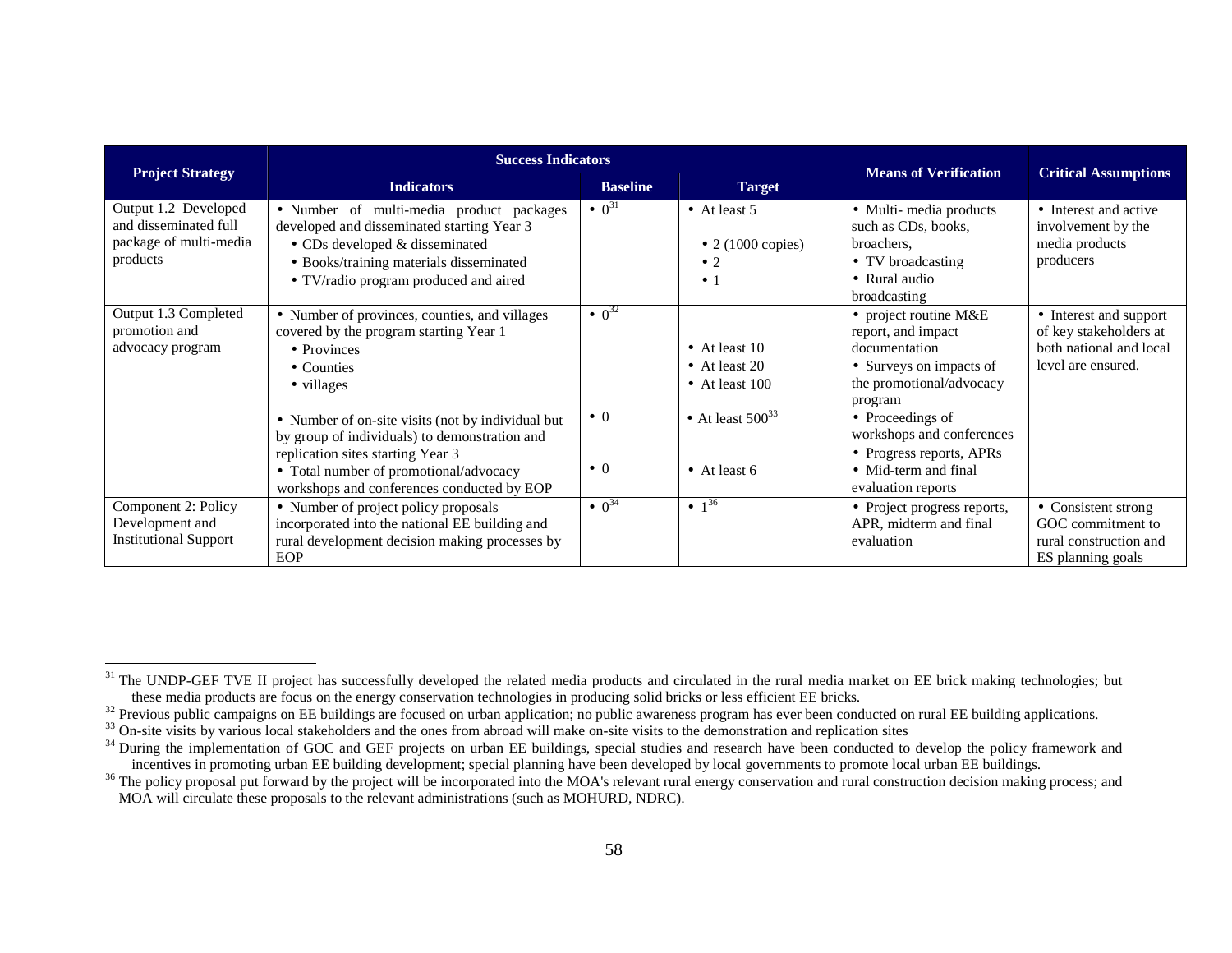| Project Strategy | Success Indicators | | | Means of Verification | Critical Assumptions |
|---|---|---|---|---|---|
| | Indicators | Baseline | Target | | |
| Output 1.2 Developed and disseminated full package of multi-media products | • Number of multi-media product packages developed and disseminated starting Year 3<br>• CDs developed & disseminated<br>• Books/training materials disseminated<br>• TV/radio program produced and aired | • 0[31] | • At least 5<br><br>• 2 (1000 copies)<br>• 2<br>• 1 | • Multi- media products such as CDs, books, broachers,<br>• TV broadcasting<br>• Rural audio broadcasting | • Interest and active involvement by the media products producers |
| Output 1.3 Completed promotion and advocacy program | • Number of provinces, counties, and villages covered by the program starting Year 1<br>• Provinces<br>• Counties<br>• villages<br><br>• Number of on-site visits (not by individual but by group of individuals) to demonstration and replication sites starting Year 3<br>• Total number of promotional/advocacy workshops and conferences conducted by EOP | • 0[32]<br><br><br><br><br><br>• 0<br><br><br>• 0 | <br><br>• At least 10<br>• At least 20<br>• At least 100<br><br>• At least 500[33]<br><br><br>• At least 6 | • project routine M&E report, and impact documentation<br>• Surveys on impacts of the promotional/advocacy program<br>• Proceedings of workshops and conferences<br>• Progress reports, APRs<br>• Mid-term and final evaluation reports | • Interest and support of key stakeholders at both national and local level are ensured. |
| Component 2: Policy Development and Institutional Support | • Number of project policy proposals incorporated into the national EE building and rural development decision making processes by EOP | • 0[34] | • 1[36] | • Project progress reports, APR, midterm and final evaluation | • Consistent strong GOC commitment to rural construction and ES planning goals |

[31] The UNDP-GEF TVE II project has successfully developed the related media products and circulated in the rural media market on EE brick making technologies; but these media products are focus on the energy conservation technologies in producing solid bricks or less efficient EE bricks.

[32] Previous public campaigns on EE buildings are focused on urban application; no public awareness program has ever been conducted on rural EE building applications.

[33] On-site visits by various local stakeholders and the ones from abroad will make on-site visits to the demonstration and replication sites

[34] During the implementation of GOC and GEF projects on urban EE buildings, special studies and research have been conducted to develop the policy framework and incentives in promoting urban EE building development; special planning have been developed by local governments to promote local urban EE buildings.

[36] The policy proposal put forward by the project will be incorporated into the MOA's relevant rural energy conservation and rural construction decision making process; and MOA will circulate these proposals to the relevant administrations (such as MOHURD, NDRC).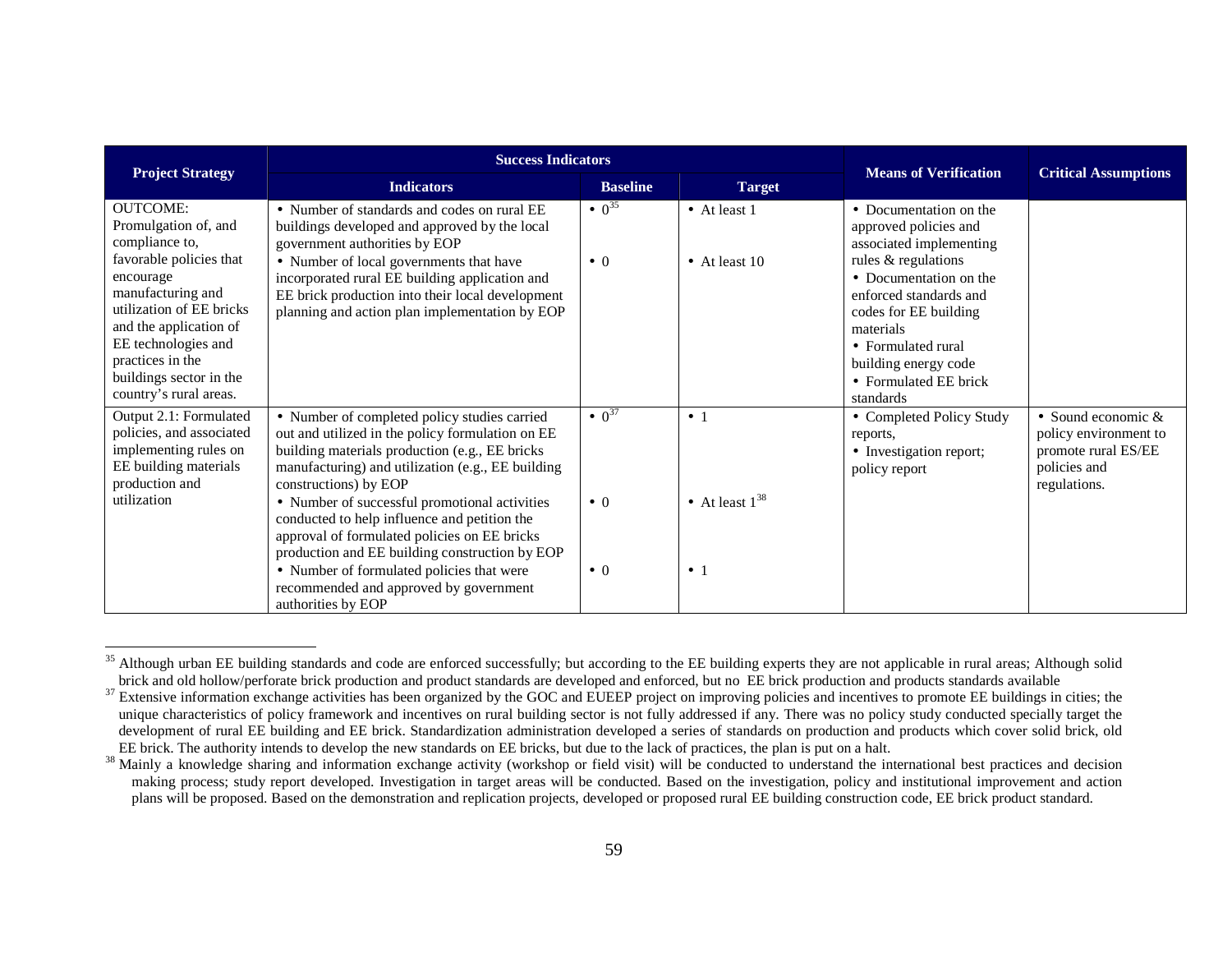| Project Strategy | Success Indicators | | | Means of Verification | Critical Assumptions |
|---|---|---|---|---|---|
| | Indicators | Baseline | Target | | |
| OUTCOME: Promulgation of, and compliance to, favorable policies that encourage manufacturing and utilization of EE bricks and the application of EE technologies and practices in the buildings sector in the country's rural areas. | • Number of standards and codes on rural EE buildings developed and approved by the local government authorities by EOP<br>• Number of local governments that have incorporated rural EE building application and EE brick production into their local development planning and action plan implementation by EOP | • 0[35]<br><br>• 0 | • At least 1<br><br>• At least 10 | • Documentation on the approved policies and associated implementing rules & regulations<br>• Documentation on the enforced standards and codes for EE building materials<br>• Formulated rural building energy code<br>• Formulated EE brick standards | |
| Output 2.1: Formulated policies, and associated implementing rules on EE building materials production and utilization | • Number of completed policy studies carried out and utilized in the policy formulation on EE building materials production (e.g., EE bricks manufacturing) and utilization (e.g., EE building constructions) by EOP<br>• Number of successful promotional activities conducted to help influence and petition the approval of formulated policies on EE bricks production and EE building construction by EOP<br>• Number of formulated policies that were recommended and approved by government authorities by EOP | • 0[37]<br><br>• 0<br><br>• 0 | • 1<br><br>• At least 1[38]<br><br>• 1 | • Completed Policy Study reports,<br>• Investigation report; policy report | • Sound economic & policy environment to promote rural ES/EE policies and regulations. |

[35] Although urban EE building standards and code are enforced successfully; but according to the EE building experts they are not applicable in rural areas; Although solid brick and old hollow/perforate brick production and product standards are developed and enforced, but no EE brick production and products standards available

[37] Extensive information exchange activities has been organized by the GOC and EUEEP project on improving policies and incentives to promote EE buildings in cities; the unique characteristics of policy framework and incentives on rural building sector is not fully addressed if any. There was no policy study conducted specially target the development of rural EE building and EE brick. Standardization administration developed a series of standards on production and products which cover solid brick, old EE brick. The authority intends to develop the new standards on EE bricks, but due to the lack of practices, the plan is put on a halt.

[38] Mainly a knowledge sharing and information exchange activity (workshop or field visit) will be conducted to understand the international best practices and decision making process; study report developed. Investigation in target areas will be conducted. Based on the investigation, policy and institutional improvement and action plans will be proposed. Based on the demonstration and replication projects, developed or proposed rural EE building construction code, EE brick product standard.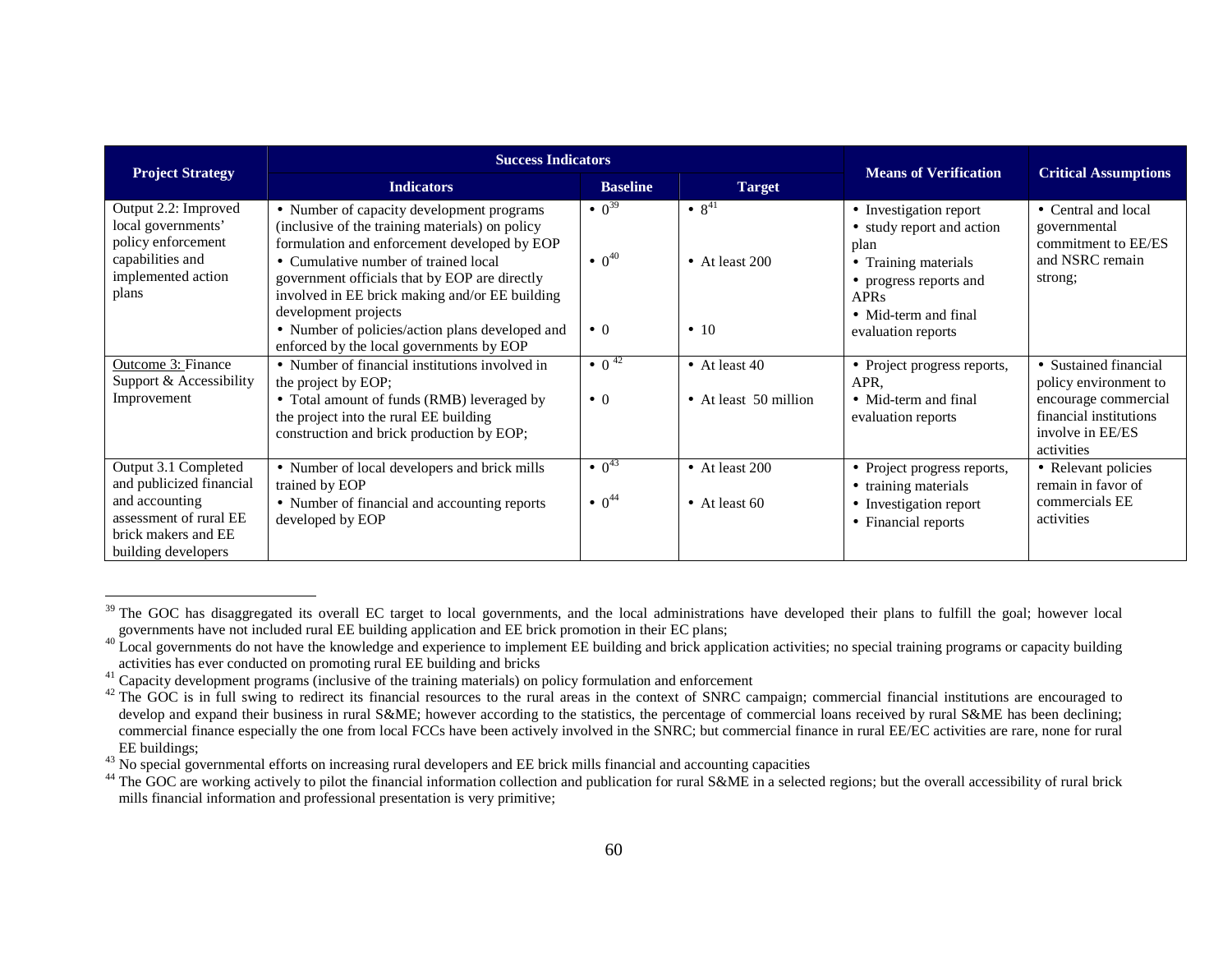| Project Strategy | Success Indicators | | | Means of Verification | Critical Assumptions |
|---|---|---|---|---|---|
| | Indicators | Baseline | Target | | |
| Output 2.2: Improved local governments' policy enforcement capabilities and implemented action plans | • Number of capacity development programs (inclusive of the training materials) on policy formulation and enforcement developed by EOP<br>• Cumulative number of trained local government officials that by EOP are directly involved in EE brick making and/or EE building development projects<br>• Number of policies/action plans developed and enforced by the local governments by EOP | • 0[39]<br>• 0[40]<br>• 0 | • 8[41]<br>• At least 200<br>• 10 | • Investigation report<br>• study report and action plan<br>• Training materials<br>• progress reports and APRs<br>• Mid-term and final evaluation reports | • Central and local governmental commitment to EE/ES and NSRC remain strong; |
| Outcome 3: Finance Support & Accessibility Improvement | • Number of financial institutions involved in the project by EOP;<br>• Total amount of funds (RMB) leveraged by the project into the rural EE building construction and brick production by EOP; | • 0 [42]<br>• 0 | • At least 40<br>• At least 50 million | • Project progress reports, APR,<br>• Mid-term and final evaluation reports | • Sustained financial policy environment to encourage commercial financial institutions involve in EE/ES activities |
| Output 3.1 Completed and publicized financial and accounting assessment of rural EE brick makers and EE building developers | • Number of local developers and brick mills trained by EOP<br>• Number of financial and accounting reports developed by EOP | • 0[43]<br>• 0[44] | • At least 200<br>• At least 60 | • Project progress reports,<br>• training materials<br>• Investigation report<br>• Financial reports | • Relevant policies remain in favor of commercials EE activities |

[39] The GOC has disaggregated its overall EC target to local governments, and the local administrations have developed their plans to fulfill the goal; however local governments have not included rural EE building application and EE brick promotion in their EC plans;

[40] Local governments do not have the knowledge and experience to implement EE building and brick application activities; no special training programs or capacity building activities has ever conducted on promoting rural EE building and bricks

[41] Capacity development programs (inclusive of the training materials) on policy formulation and enforcement

[42] The GOC is in full swing to redirect its financial resources to the rural areas in the context of SNRC campaign; commercial financial institutions are encouraged to develop and expand their business in rural S&ME; however according to the statistics, the percentage of commercial loans received by rural S&ME has been declining; commercial finance especially the one from local FCCs have been actively involved in the SNRC; but commercial finance in rural EE/EC activities are rare, none for rural EE buildings;

[43] No special governmental efforts on increasing rural developers and EE brick mills financial and accounting capacities

[44] The GOC are working actively to pilot the financial information collection and publication for rural S&ME in a selected regions; but the overall accessibility of rural brick mills financial information and professional presentation is very primitive;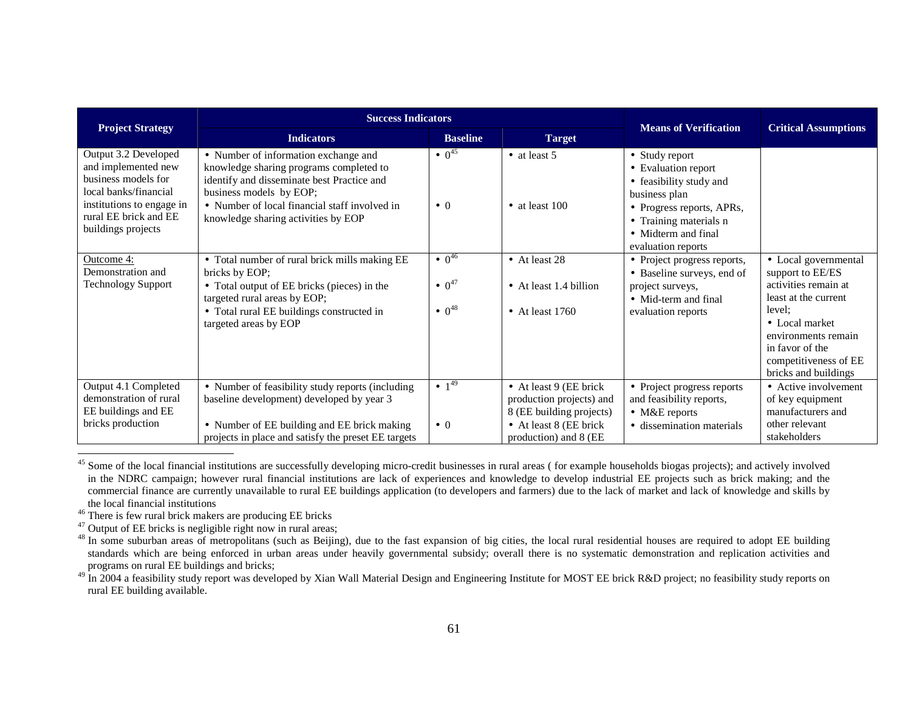| Project Strategy | Success Indicators | | | Means of Verification | Critical Assumptions |
|---|---|---|---|---|---|
| | Indicators | Baseline | Target | | |
| Output 3.2 Developed and implemented new business models for local banks/financial institutions to engage in rural EE brick and EE buildings projects | • Number of information exchange and knowledge sharing programs completed to identify and disseminate best Practice and business models by EOP;<br>• Number of local financial staff involved in knowledge sharing activities by EOP | • 0[45]<br><br>• 0 | • at least 5<br><br>• at least 100 | • Study report<br>• Evaluation report<br>• feasibility study and business plan<br>• Progress reports, APRs,<br>• Training materials n<br>• Midterm and final evaluation reports | |
| Outcome 4: Demonstration and Technology Support | • Total number of rural brick mills making EE bricks by EOP;<br>• Total output of EE bricks (pieces) in the targeted rural areas by EOP;<br>• Total rural EE buildings constructed in targeted areas by EOP | • 0[46]<br>• 0[47]<br>• 0[48] | • At least 28<br>• At least 1.4 billion<br>• At least 1760 | • Project progress reports,<br>• Baseline surveys, end of project surveys,<br>• Mid-term and final evaluation reports | • Local governmental support to EE/ES activities remain at least at the current level;<br>• Local market environments remain in favor of the competitiveness of EE bricks and buildings |
| Output 4.1 Completed demonstration of rural EE buildings and EE bricks production | • Number of feasibility study reports (including baseline development) developed by year 3<br><br>• Number of EE building and EE brick making projects in place and satisfy the preset EE targets | • 1[49]<br><br>• 0 | • At least 9 (EE brick production projects) and 8 (EE building projects)<br>• At least 8 (EE brick production) and 8 (EE | • Project progress reports and feasibility reports,<br>• M&E reports<br>• dissemination materials | • Active involvement of key equipment manufacturers and other relevant stakeholders |

[45] Some of the local financial institutions are successfully developing micro-credit businesses in rural areas ( for example households biogas projects); and actively involved in the NDRC campaign; however rural financial institutions are lack of experiences and knowledge to develop industrial EE projects such as brick making; and the commercial finance are currently unavailable to rural EE buildings application (to developers and farmers) due to the lack of market and lack of knowledge and skills by the local financial institutions

[46] There is few rural brick makers are producing EE bricks

[47] Output of EE bricks is negligible right now in rural areas;

[48] In some suburban areas of metropolitans (such as Beijing), due to the fast expansion of big cities, the local rural residential houses are required to adopt EE building standards which are being enforced in urban areas under heavily governmental subsidy; overall there is no systematic demonstration and replication activities and programs on rural EE buildings and bricks;

[49] In 2004 a feasibility study report was developed by Xian Wall Material Design and Engineering Institute for MOST EE brick R&D project; no feasibility study reports on rural EE building available.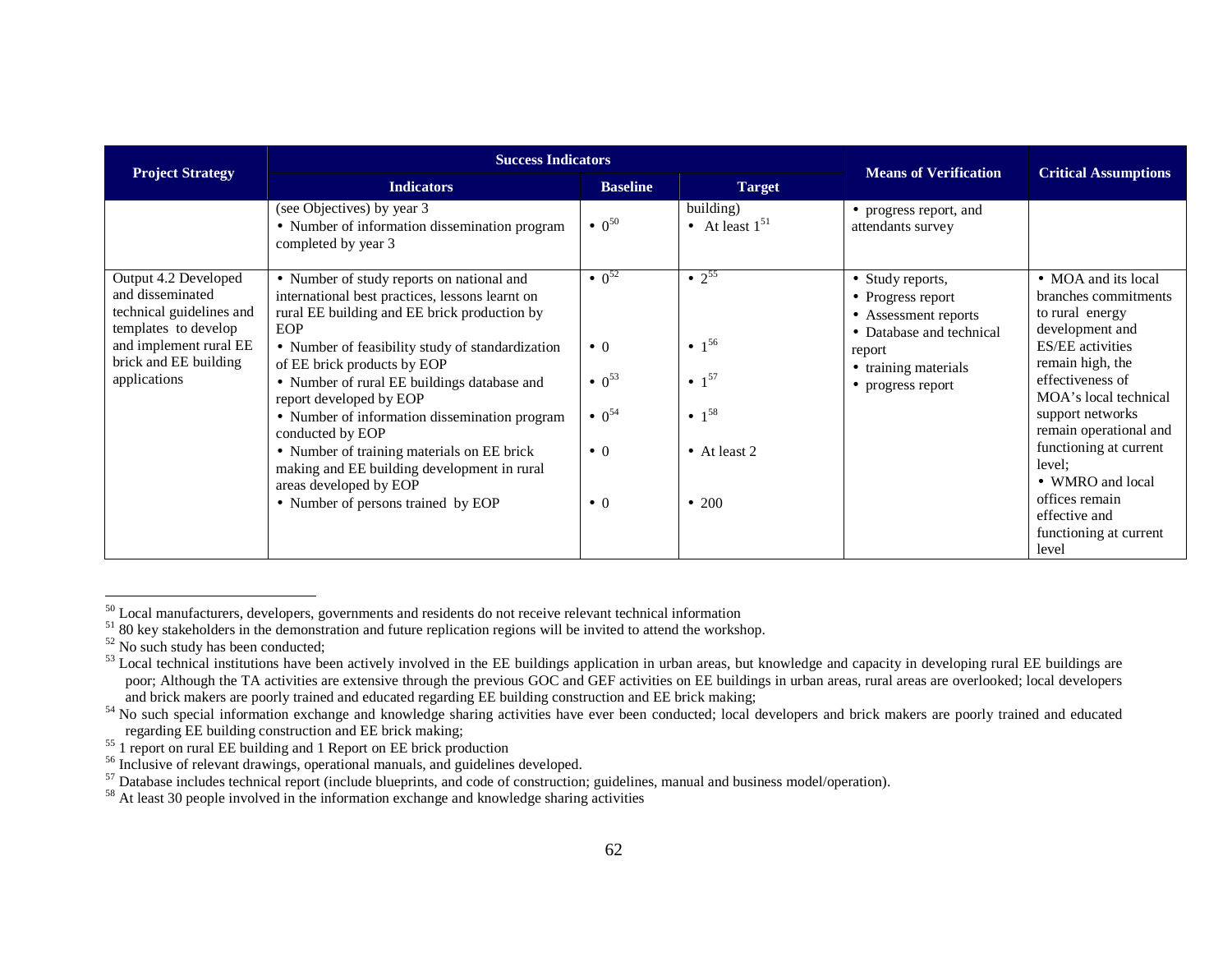| Project Strategy | Success Indicators | | | Means of Verification | Critical Assumptions |
|---|---|---|---|---|---|
| | Indicators | Baseline | Target | | |
| | (see Objectives) by year 3<br>• Number of information dissemination program completed by year 3 | • 0[50] | building)<br>• At least 1[51] | • progress report, and attendants survey | |
| Output 4.2 Developed and disseminated technical guidelines and templates to develop and implement rural EE brick and EE building applications | • Number of study reports on national and international best practices, lessons learnt on rural EE building and EE brick production by EOP<br>• Number of feasibility study of standardization of EE brick products by EOP<br>• Number of rural EE buildings database and report developed by EOP<br>• Number of information dissemination program conducted by EOP<br>• Number of training materials on EE brick making and EE building development in rural areas developed by EOP<br>• Number of persons trained by EOP | • 0[52]<br>• 0<br>• 0[53]<br>• 0[54]<br>• 0<br>• 0 | • 2[55]<br>• 1[56]<br>• 1[57]<br>• 1[58]<br>• At least 2<br>• 200 | • Study reports,<br>• Progress report<br>• Assessment reports<br>• Database and technical report<br>• training materials<br>• progress report | • MOA and its local branches commitments to rural energy development and ES/EE activities remain high, the effectiveness of MOA's local technical support networks remain operational and functioning at current level;<br>• WMRO and local offices remain effective and functioning at current level |

[50] Local manufacturers, developers, governments and residents do not receive relevant technical information

[51] 80 key stakeholders in the demonstration and future replication regions will be invited to attend the workshop.

[52] No such study has been conducted;

[53] Local technical institutions have been actively involved in the EE buildings application in urban areas, but knowledge and capacity in developing rural EE buildings are poor; Although the TA activities are extensive through the previous GOC and GEF activities on EE buildings in urban areas, rural areas are overlooked; local developers and brick makers are poorly trained and educated regarding EE building construction and EE brick making;

[54] No such special information exchange and knowledge sharing activities have ever been conducted; local developers and brick makers are poorly trained and educated regarding EE building construction and EE brick making;

[55] 1 report on rural EE building and 1 Report on EE brick production

[56] Inclusive of relevant drawings, operational manuals, and guidelines developed.

[57] Database includes technical report (include blueprints, and code of construction; guidelines, manual and business model/operation).

[58] At least 30 people involved in the information exchange and knowledge sharing activities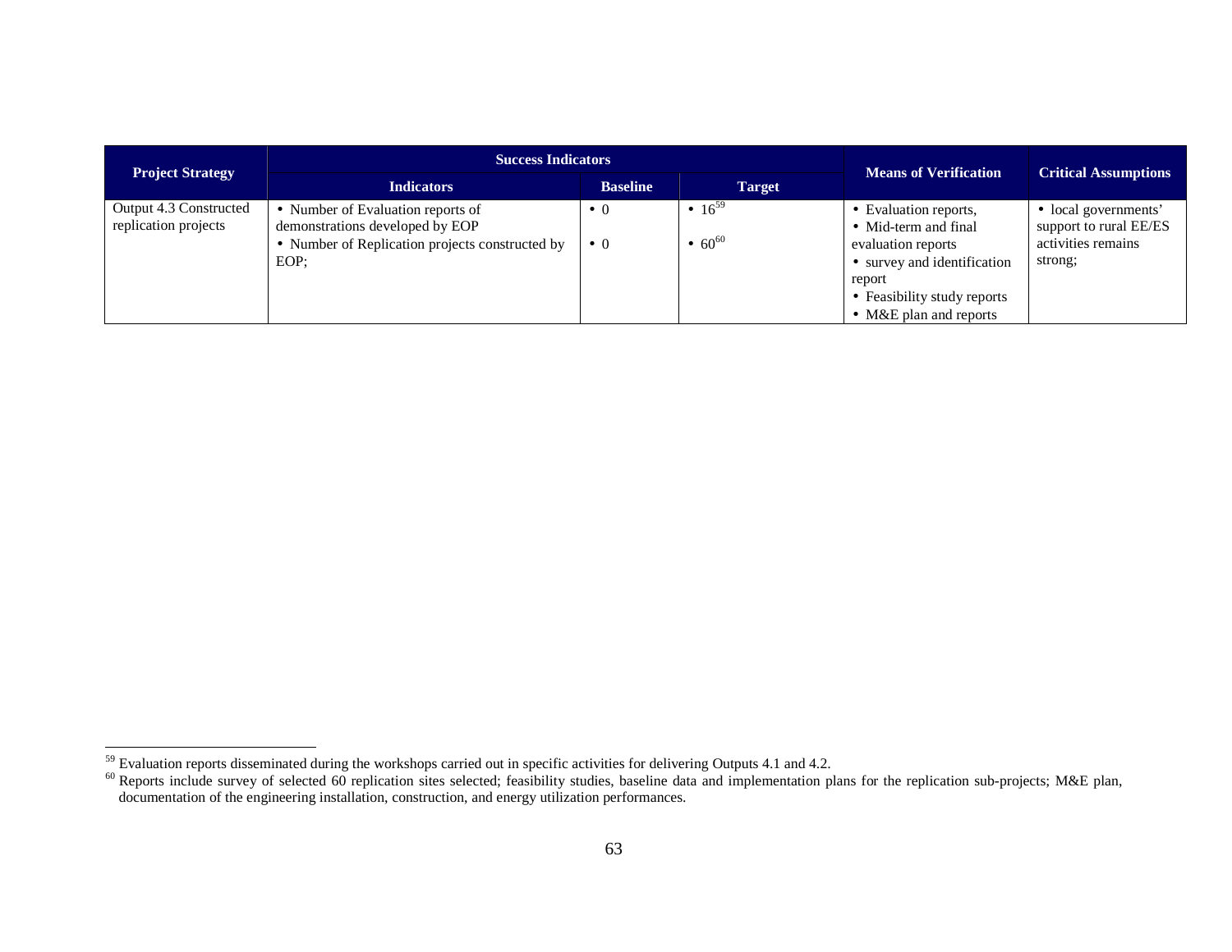| Project Strategy | Success Indicators | | | Means of Verification | Critical Assumptions |
|---|---|---|---|---|---|
| | Indicators | Baseline | Target | | |
| Output 4.3 Constructed replication projects | • Number of Evaluation reports of demonstrations developed by EOP<br>• Number of Replication projects constructed by EOP; | • 0<br>• 0 | • 16[59]<br>• 60[60] | • Evaluation reports,<br>• Mid-term and final evaluation reports<br>• survey and identification report<br>• Feasibility study reports<br>• M&E plan and reports | • local governments' support to rural EE/ES activities remains strong; |

[59] Evaluation reports disseminated during the workshops carried out in specific activities for delivering Outputs 4.1 and 4.2.

[60] Reports include survey of selected 60 replication sites selected; feasibility studies, baseline data and implementation plans for the replication sub-projects; M&E plan, documentation of the engineering installation, construction, and energy utilization performances.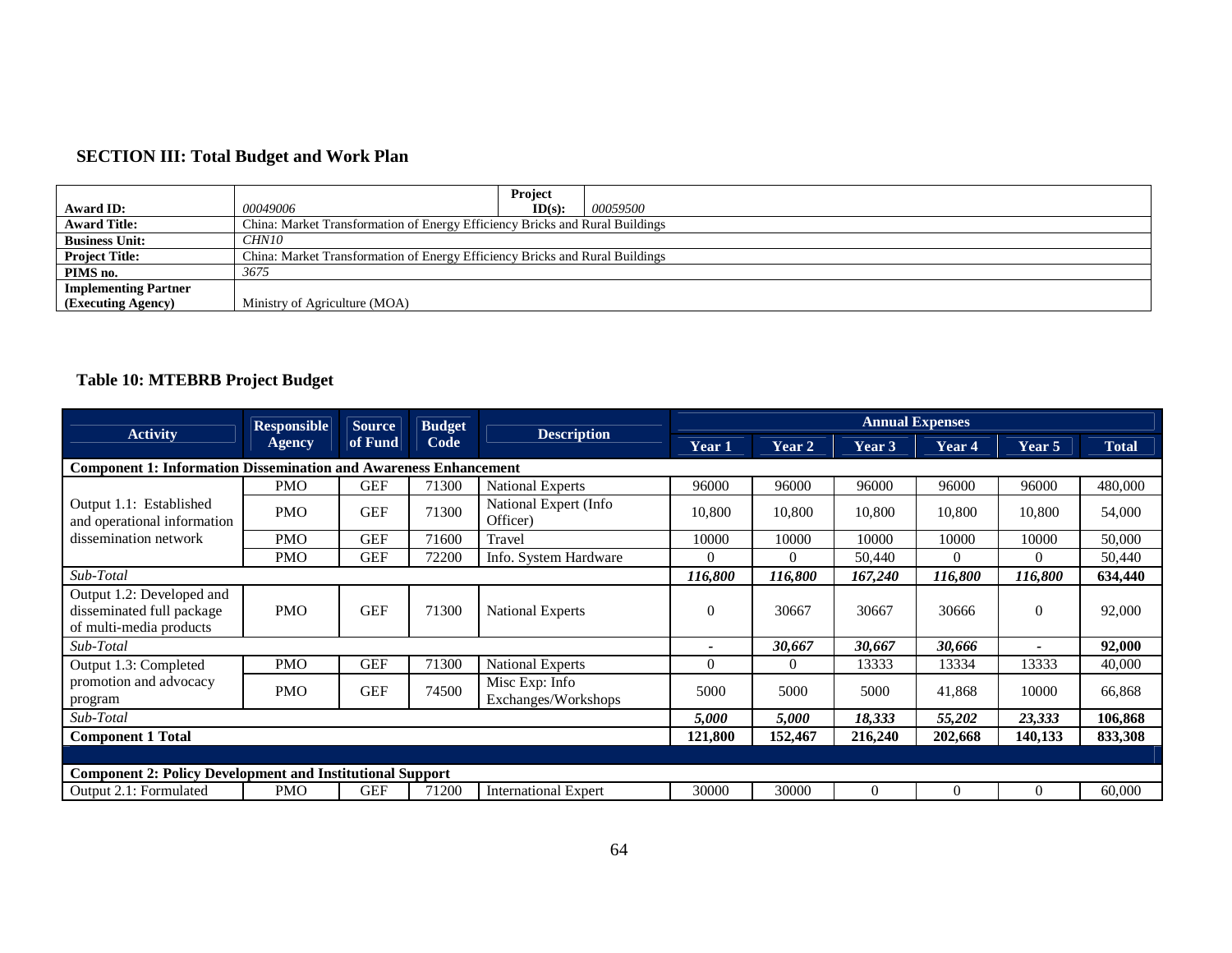## SECTION III: Total Budget and Work Plan

| | | | |
|---|---|---|---|
| **Award ID:** | *00049006* | **Project ID(s):** | *00059500* |
| **Award Title:** | China: Market Transformation of Energy Efficiency Bricks and Rural Buildings | | |
| **Business Unit:** | *CHN10* | | |
| **Project Title:** | China: Market Transformation of Energy Efficiency Bricks and Rural Buildings | | |
| **PIMS no.** | *3675* | | |
| **Implementing Partner (Executing Agency)** | Ministry of Agriculture (MOA) | | |

### Table 10: MTEBRB Project Budget

| Activity | Responsible Agency | Source of Fund | Budget Code | Description | Annual Expenses | | | | | |
|---|---|---|---|---|---|---|---|---|---|---|
| | | | | | Year 1 | Year 2 | Year 3 | Year 4 | Year 5 | Total |
| **Component 1: Information Dissemination and Awareness Enhancement** | | | | | | | | | | |
| Output 1.1: Established and operational information dissemination network | PMO | GEF | 71300 | National Experts | 96000 | 96000 | 96000 | 96000 | 96000 | 480,000 |
| | PMO | GEF | 71300 | National Expert (Info Officer) | 10,800 | 10,800 | 10,800 | 10,800 | 10,800 | 54,000 |
| | PMO | GEF | 71600 | Travel | 10000 | 10000 | 10000 | 10000 | 10000 | 50,000 |
| | PMO | GEF | 72200 | Info. System Hardware | 0 | 0 | 50,440 | 0 | 0 | 50,440 |
| *Sub-Total* | | | | | ***116,800*** | ***116,800*** | ***167,240*** | ***116,800*** | ***116,800*** | **634,440** |
| Output 1.2: Developed and disseminated full package of multi-media products | PMO | GEF | 71300 | National Experts | 0 | 30667 | 30667 | 30666 | 0 | 92,000 |
| *Sub-Total* | | | | | - | ***30,667*** | ***30,667*** | ***30,666*** | - | **92,000** |
| Output 1.3: Completed promotion and advocacy program | PMO | GEF | 71300 | National Experts | 0 | 0 | 13333 | 13334 | 13333 | 40,000 |
| | PMO | GEF | 74500 | Misc Exp: Info Exchanges/Workshops | 5000 | 5000 | 5000 | 41,868 | 10000 | 66,868 |
| *Sub-Total* | | | | | ***5,000*** | ***5,000*** | ***18,333*** | ***55,202*** | ***23,333*** | **106,868** |
| **Component 1 Total** | | | | | **121,800** | **152,467** | **216,240** | **202,668** | **140,133** | **833,308** |
| | | | | | | | | | | |
| **Component 2: Policy Development and Institutional Support** | | | | | | | | | | |
| Output 2.1: Formulated | PMO | GEF | 71200 | International Expert | 30000 | 30000 | 0 | 0 | 0 | 60,000 |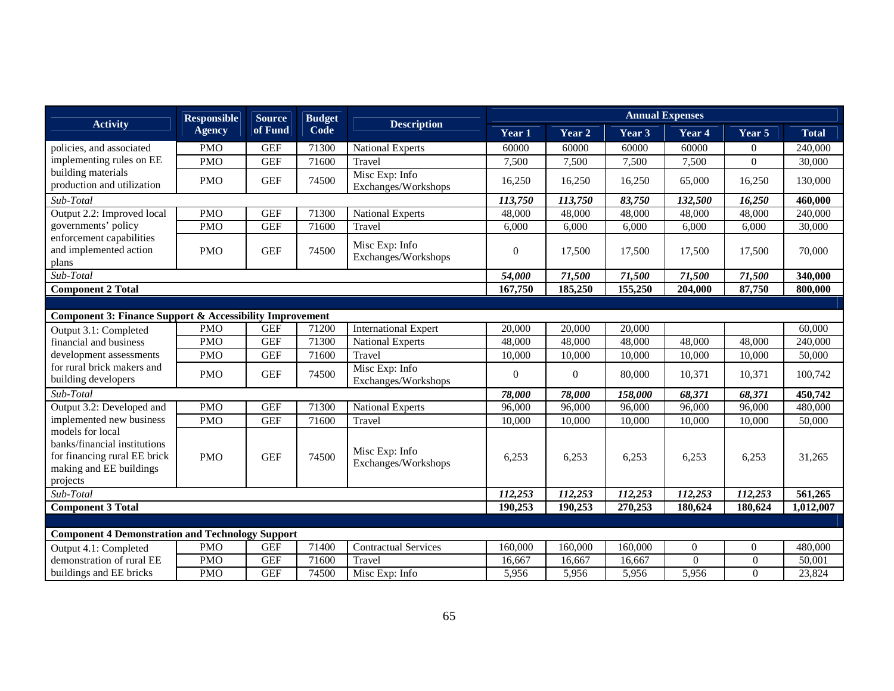| Activity | Responsible Agency | Source of Fund | Budget Code | Description | Annual Expenses | | | | | |
|---|---|---|---|---|---|---|---|---|---|---|
| | | | | | Year 1 | Year 2 | Year 3 | Year 4 | Year 5 | Total |
| policies, and associated implementing rules on EE building materials production and utilization | PMO | GEF | 71300 | National Experts | 60000 | 60000 | 60000 | 60000 | 0 | 240,000 |
| | PMO | GEF | 71600 | Travel | 7,500 | 7,500 | 7,500 | 7,500 | 0 | 30,000 |
| | PMO | GEF | 74500 | Misc Exp: Info Exchanges/Workshops | 16,250 | 16,250 | 16,250 | 65,000 | 16,250 | 130,000 |
| *Sub-Total* | | | | | ***113,750*** | ***113,750*** | ***83,750*** | ***132,500*** | ***16,250*** | **460,000** |
| Output 2.2: Improved local governments' policy enforcement capabilities and implemented action plans | PMO | GEF | 71300 | National Experts | 48,000 | 48,000 | 48,000 | 48,000 | 48,000 | 240,000 |
| | PMO | GEF | 71600 | Travel | 6,000 | 6,000 | 6,000 | 6,000 | 6,000 | 30,000 |
| | PMO | GEF | 74500 | Misc Exp: Info Exchanges/Workshops | 0 | 17,500 | 17,500 | 17,500 | 17,500 | 70,000 |
| *Sub-Total* | | | | | ***54,000*** | ***71,500*** | ***71,500*** | ***71,500*** | ***71,500*** | **340,000** |
| **Component 2 Total** | | | | | **167,750** | **185,250** | **155,250** | **204,000** | **87,750** | **800,000** |
| | | | | | | | | | | |
| **Component 3: Finance Support & Accessibility Improvement** | | | | | | | | | | |
| Output 3.1: Completed financial and business development assessments for rural brick makers and building developers | PMO | GEF | 71200 | International Expert | 20,000 | 20,000 | 20,000 | | | 60,000 |
| | PMO | GEF | 71300 | National Experts | 48,000 | 48,000 | 48,000 | 48,000 | 48,000 | 240,000 |
| | PMO | GEF | 71600 | Travel | 10,000 | 10,000 | 10,000 | 10,000 | 10,000 | 50,000 |
| | PMO | GEF | 74500 | Misc Exp: Info Exchanges/Workshops | 0 | 0 | 80,000 | 10,371 | 10,371 | 100,742 |
| *Sub-Total* | | | | | ***78,000*** | ***78,000*** | ***158,000*** | ***68,371*** | ***68,371*** | **450,742** |
| Output 3.2: Developed and implemented new business models for local banks/financial institutions for financing rural EE brick making and EE buildings projects | PMO | GEF | 71300 | National Experts | 96,000 | 96,000 | 96,000 | 96,000 | 96,000 | 480,000 |
| | PMO | GEF | 71600 | Travel | 10,000 | 10,000 | 10,000 | 10,000 | 10,000 | 50,000 |
| | PMO | GEF | 74500 | Misc Exp: Info Exchanges/Workshops | 6,253 | 6,253 | 6,253 | 6,253 | 6,253 | 31,265 |
| *Sub-Total* | | | | | ***112,253*** | ***112,253*** | ***112,253*** | ***112,253*** | ***112,253*** | **561,265** |
| **Component 3 Total** | | | | | **190,253** | **190,253** | **270,253** | **180,624** | **180,624** | **1,012,007** |
| | | | | | | | | | | |
| **Component 4 Demonstration and Technology Support** | | | | | | | | | | |
| Output 4.1: Completed demonstration of rural EE buildings and EE bricks | PMO | GEF | 71400 | Contractual Services | 160,000 | 160,000 | 160,000 | 0 | 0 | 480,000 |
| | PMO | GEF | 71600 | Travel | 16,667 | 16,667 | 16,667 | 0 | 0 | 50,001 |
| | PMO | GEF | 74500 | Misc Exp: Info | 5,956 | 5,956 | 5,956 | 5,956 | 0 | 23,824 |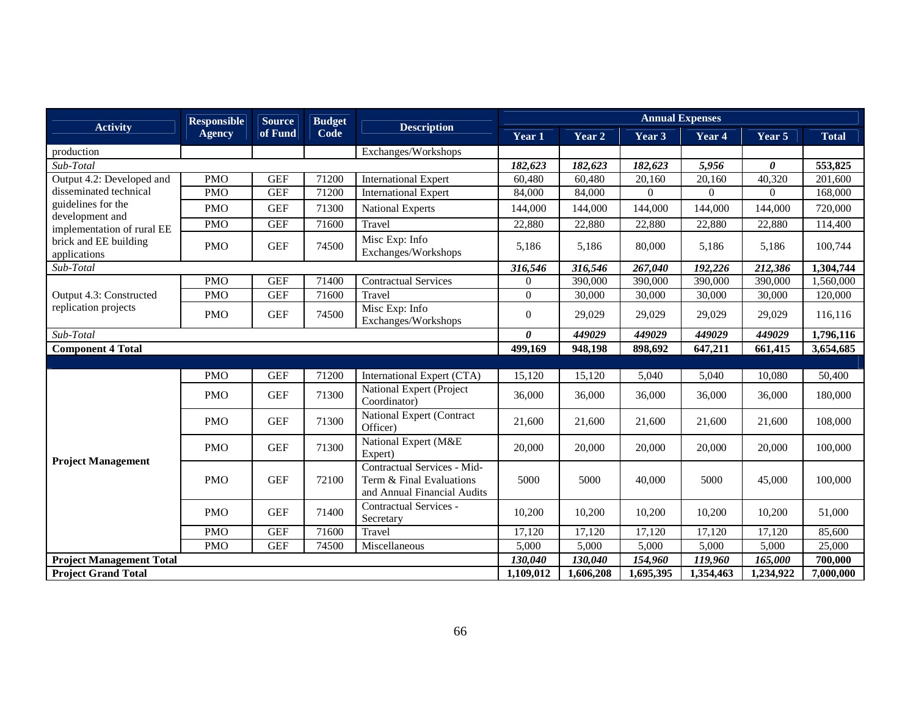| Activity | Responsible Agency | Source of Fund | Budget Code | Description | Annual Expenses | | | | | |
|---|---|---|---|---|---|---|---|---|---|---|
| | | | | | Year 1 | Year 2 | Year 3 | Year 4 | Year 5 | Total |
| production | | | | Exchanges/Workshops | | | | | | |
| *Sub-Total* | | | | | ***182,623*** | ***182,623*** | ***182,623*** | ***5,956*** | ***0*** | **553,825** |
| Output 4.2: Developed and disseminated technical guidelines for the development and implementation of rural EE brick and EE building applications | PMO | GEF | 71200 | International Expert | 60,480 | 60,480 | 20,160 | 20,160 | 40,320 | 201,600 |
| | PMO | GEF | 71200 | International Expert | 84,000 | 84,000 | 0 | 0 | 0 | 168,000 |
| | PMO | GEF | 71300 | National Experts | 144,000 | 144,000 | 144,000 | 144,000 | 144,000 | 720,000 |
| | PMO | GEF | 71600 | Travel | 22,880 | 22,880 | 22,880 | 22,880 | 22,880 | 114,400 |
| | PMO | GEF | 74500 | Misc Exp: Info Exchanges/Workshops | 5,186 | 5,186 | 80,000 | 5,186 | 5,186 | 100,744 |
| *Sub-Total* | | | | | ***316,546*** | ***316,546*** | ***267,040*** | ***192,226*** | ***212,386*** | **1,304,744** |
| Output 4.3: Constructed replication projects | PMO | GEF | 71400 | Contractual Services | 0 | 390,000 | 390,000 | 390,000 | 390,000 | 1,560,000 |
| | PMO | GEF | 71600 | Travel | 0 | 30,000 | 30,000 | 30,000 | 30,000 | 120,000 |
| | PMO | GEF | 74500 | Misc Exp: Info Exchanges/Workshops | 0 | 29,029 | 29,029 | 29,029 | 29,029 | 116,116 |
| *Sub-Total* | | | | | ***0*** | ***449029*** | ***449029*** | ***449029*** | ***449029*** | **1,796,116** |
| **Component 4 Total** | | | | | **499,169** | **948,198** | **898,692** | **647,211** | **661,415** | **3,654,685** |
| | | | | | | | | | | |
| **Project Management** | PMO | GEF | 71200 | International Expert (CTA) | 15,120 | 15,120 | 5,040 | 5,040 | 10,080 | 50,400 |
| | PMO | GEF | 71300 | National Expert (Project Coordinator) | 36,000 | 36,000 | 36,000 | 36,000 | 36,000 | 180,000 |
| | PMO | GEF | 71300 | National Expert (Contract Officer) | 21,600 | 21,600 | 21,600 | 21,600 | 21,600 | 108,000 |
| | PMO | GEF | 71300 | National Expert (M&E Expert) | 20,000 | 20,000 | 20,000 | 20,000 | 20,000 | 100,000 |
| | PMO | GEF | 72100 | Contractual Services - Mid-Term & Final Evaluations and Annual Financial Audits | 5000 | 5000 | 40,000 | 5000 | 45,000 | 100,000 |
| | PMO | GEF | 71400 | Contractual Services - Secretary | 10,200 | 10,200 | 10,200 | 10,200 | 10,200 | 51,000 |
| | PMO | GEF | 71600 | Travel | 17,120 | 17,120 | 17,120 | 17,120 | 17,120 | 85,600 |
| | PMO | GEF | 74500 | Miscellaneous | 5,000 | 5,000 | 5,000 | 5,000 | 5,000 | 25,000 |
| **Project Management Total** | | | | | ***130,040*** | ***130,040*** | ***154,960*** | ***119,960*** | ***165,000*** | **700,000** |
| **Project Grand Total** | | | | | **1,109,012** | **1,606,208** | **1,695,395** | **1,354,463** | **1,234,922** | **7,000,000** |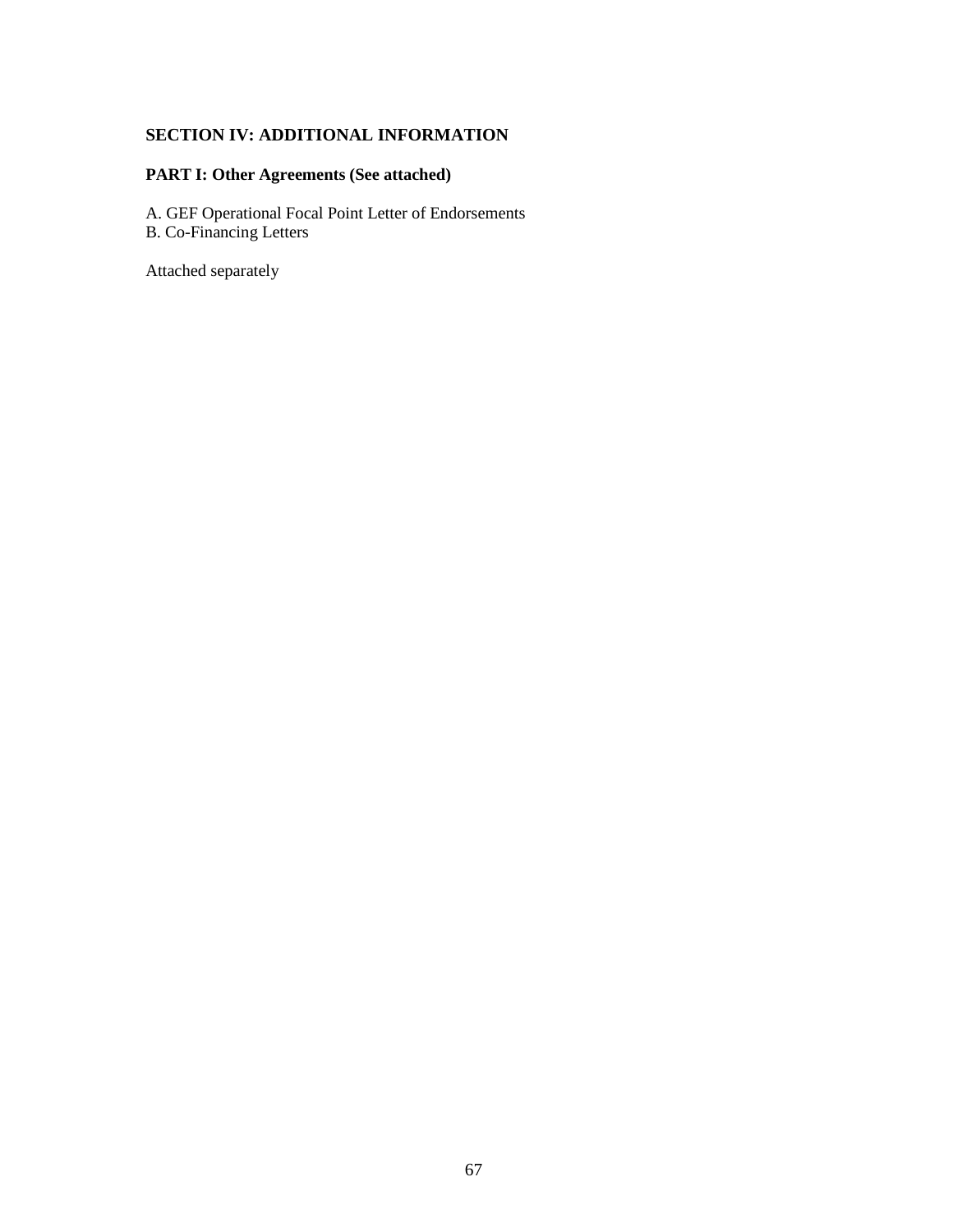## SECTION IV: ADDITIONAL INFORMATION

### PART I: Other Agreements (See attached)

A. GEF Operational Focal Point Letter of Endorsements
B. Co-Financing Letters

Attached separately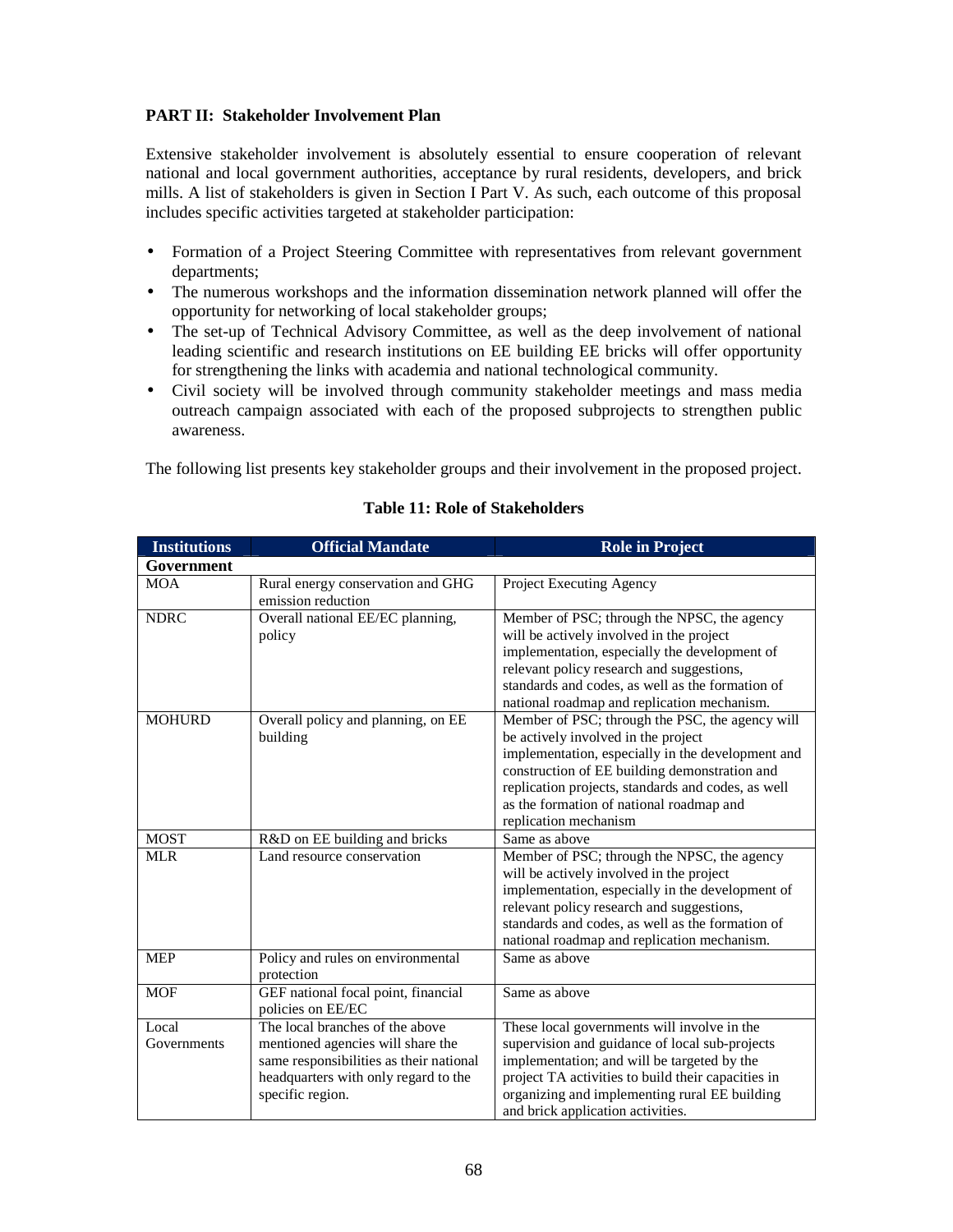**PART II: Stakeholder Involvement Plan**

Extensive stakeholder involvement is absolutely essential to ensure cooperation of relevant national and local government authorities, acceptance by rural residents, developers, and brick mills. A list of stakeholders is given in Section I Part V. As such, each outcome of this proposal includes specific activities targeted at stakeholder participation:

- Formation of a Project Steering Committee with representatives from relevant government departments;
- The numerous workshops and the information dissemination network planned will offer the opportunity for networking of local stakeholder groups;
- The set-up of Technical Advisory Committee, as well as the deep involvement of national leading scientific and research institutions on EE building EE bricks will offer opportunity for strengthening the links with academia and national technological community.
- Civil society will be involved through community stakeholder meetings and mass media outreach campaign associated with each of the proposed subprojects to strengthen public awareness.

The following list presents key stakeholder groups and their involvement in the proposed project.

**Table 11: Role of Stakeholders**

| Institutions | Official Mandate | Role in Project |
|---|---|---|
| **Government** | | |
| MOA | Rural energy conservation and GHG emission reduction | Project Executing Agency |
| NDRC | Overall national EE/EC planning, policy | Member of PSC; through the NPSC, the agency will be actively involved in the project implementation, especially the development of relevant policy research and suggestions, standards and codes, as well as the formation of national roadmap and replication mechanism. |
| MOHURD | Overall policy and planning, on EE building | Member of PSC; through the PSC, the agency will be actively involved in the project implementation, especially in the development and construction of EE building demonstration and replication projects, standards and codes, as well as the formation of national roadmap and replication mechanism |
| MOST | R&D on EE building and bricks | Same as above |
| MLR | Land resource conservation | Member of PSC; through the NPSC, the agency will be actively involved in the project implementation, especially in the development of relevant policy research and suggestions, standards and codes, as well as the formation of national roadmap and replication mechanism. |
| MEP | Policy and rules on environmental protection | Same as above |
| MOF | GEF national focal point, financial policies on EE/EC | Same as above |
| Local Governments | The local branches of the above mentioned agencies will share the same responsibilities as their national headquarters with only regard to the specific region. | These local governments will involve in the supervision and guidance of local sub-projects implementation; and will be targeted by the project TA activities to build their capacities in organizing and implementing rural EE building and brick application activities. |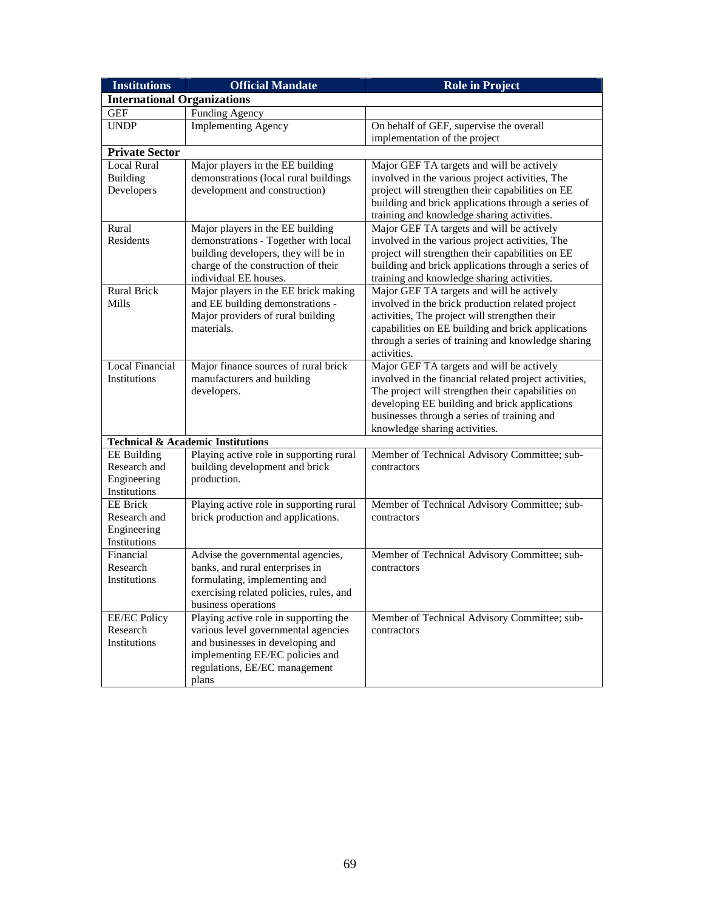| Institutions | Official Mandate | Role in Project |
|---|---|---|
| **International Organizations** | | |
| GEF | Funding Agency | |
| UNDP | Implementing Agency | On behalf of GEF, supervise the overall implementation of the project |
| **Private Sector** | | |
| Local Rural Building Developers | Major players in the EE building demonstrations (local rural buildings development and construction) | Major GEF TA targets and will be actively involved in the various project activities, The project will strengthen their capabilities on EE building and brick applications through a series of training and knowledge sharing activities. |
| Rural Residents | Major players in the EE building demonstrations - Together with local building developers, they will be in charge of the construction of their individual EE houses. | Major GEF TA targets and will be actively involved in the various project activities, The project will strengthen their capabilities on EE building and brick applications through a series of training and knowledge sharing activities. |
| Rural Brick Mills | Major players in the EE brick making and EE building demonstrations - Major providers of rural building materials. | Major GEF TA targets and will be actively involved in the brick production related project activities, The project will strengthen their capabilities on EE building and brick applications through a series of training and knowledge sharing activities. |
| Local Financial Institutions | Major finance sources of rural brick manufacturers and building developers. | Major GEF TA targets and will be actively involved in the financial related project activities, The project will strengthen their capabilities on developing EE building and brick applications businesses through a series of training and knowledge sharing activities. |
| **Technical & Academic Institutions** | | |
| EE Building Research and Engineering Institutions | Playing active role in supporting rural building development and brick production. | Member of Technical Advisory Committee; sub-contractors |
| EE Brick Research and Engineering Institutions | Playing active role in supporting rural brick production and applications. | Member of Technical Advisory Committee; sub-contractors |
| Financial Research Institutions | Advise the governmental agencies, banks, and rural enterprises in formulating, implementing and exercising related policies, rules, and business operations | Member of Technical Advisory Committee; sub-contractors |
| EE/EC Policy Research Institutions | Playing active role in supporting the various level governmental agencies and businesses in developing and implementing EE/EC policies and regulations, EE/EC management plans | Member of Technical Advisory Committee; sub-contractors |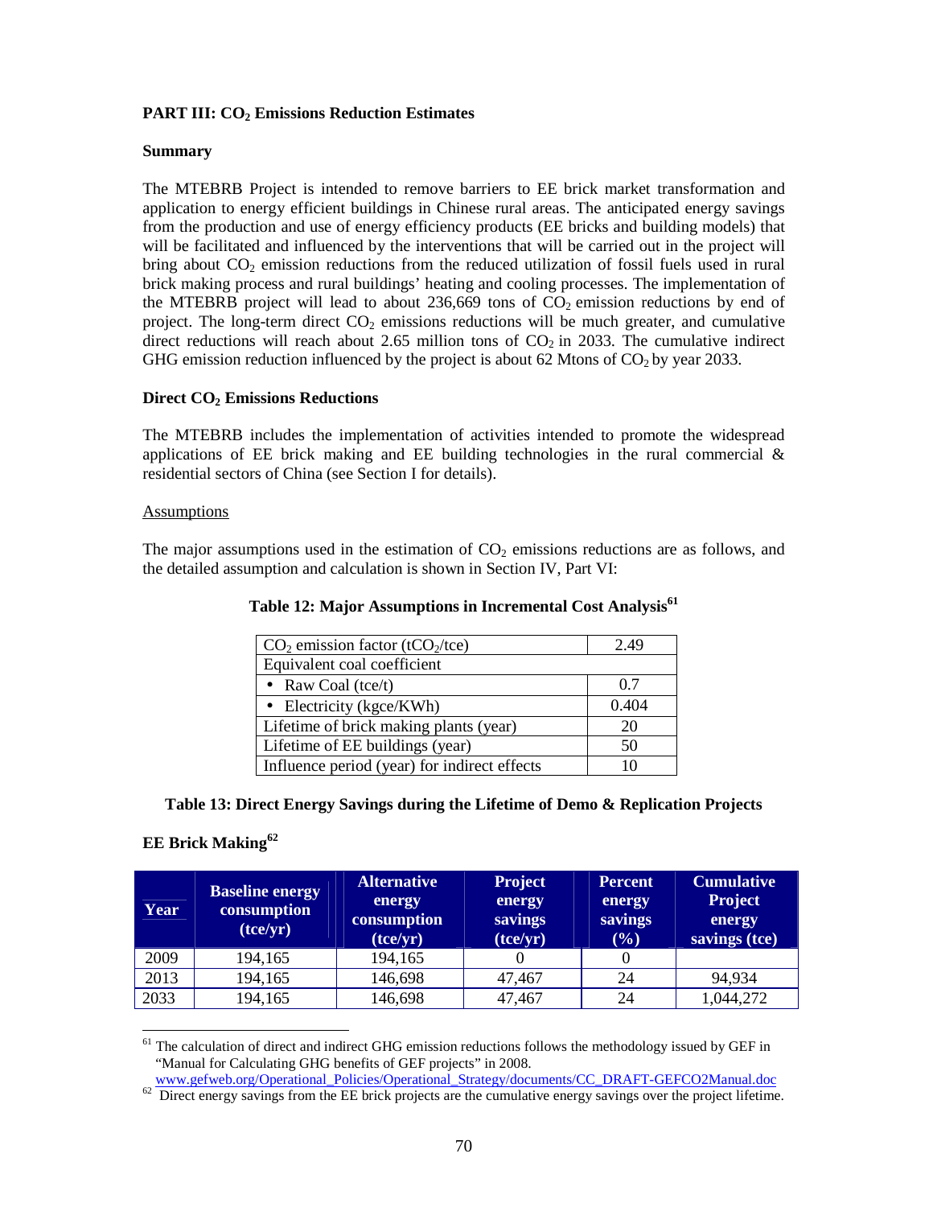**PART III: $CO_2$ Emissions Reduction Estimates**

**Summary**

The MTEBRB Project is intended to remove barriers to EE brick market transformation and application to energy efficient buildings in Chinese rural areas. The anticipated energy savings from the production and use of energy efficiency products (EE bricks and building models) that will be facilitated and influenced by the interventions that will be carried out in the project will bring about $CO_2$ emission reductions from the reduced utilization of fossil fuels used in rural brick making process and rural buildings' heating and cooling processes. The implementation of the MTEBRB project will lead to about 236,669 tons of $CO_2$ emission reductions by end of project. The long-term direct $CO_2$ emissions reductions will be much greater, and cumulative direct reductions will reach about 2.65 million tons of $CO_2$ in 2033. The cumulative indirect GHG emission reduction influenced by the project is about 62 Mtons of $CO_2$ by year 2033.

**Direct $CO_2$ Emissions Reductions**

The MTEBRB includes the implementation of activities intended to promote the widespread applications of EE brick making and EE building technologies in the rural commercial & residential sectors of China (see Section I for details).

Assumptions

The major assumptions used in the estimation of $CO_2$ emissions reductions are as follows, and the detailed assumption and calculation is shown in Section IV, Part VI:

**Table 12: Major Assumptions in Incremental Cost Analysis[61]**

| | |
|---|---|
| $CO_2$ emission factor ($tCO_2$/tce) | 2.49 |
| Equivalent coal coefficient | |
| • Raw Coal (tce/t) | 0.7 |
| • Electricity (kgce/KWh) | 0.404 |
| Lifetime of brick making plants (year) | 20 |
| Lifetime of EE buildings (year) | 50 |
| Influence period (year) for indirect effects | 10 |

**Table 13: Direct Energy Savings during the Lifetime of Demo & Replication Projects**

**EE Brick Making[62]**

| Year | Baseline energy consumption (tce/yr) | Alternative energy consumption (tce/yr) | Project energy savings (tce/yr) | Percent energy savings (%) | Cumulative Project energy savings (tce) |
|---|---|---|---|---|---|
| 2009 | 194,165 | 194,165 | 0 | 0 | |
| 2013 | 194,165 | 146,698 | 47,467 | 24 | 94,934 |
| 2033 | 194,165 | 146,698 | 47,467 | 24 | 1,044,272 |

[61] The calculation of direct and indirect GHG emission reductions follows the methodology issued by GEF in "Manual for Calculating GHG benefits of GEF projects" in 2008. www.gefweb.org/Operational_Policies/Operational_Strategy/documents/CC_DRAFT-GEFCO2Manual.doc

[62] Direct energy savings from the EE brick projects are the cumulative energy savings over the project lifetime.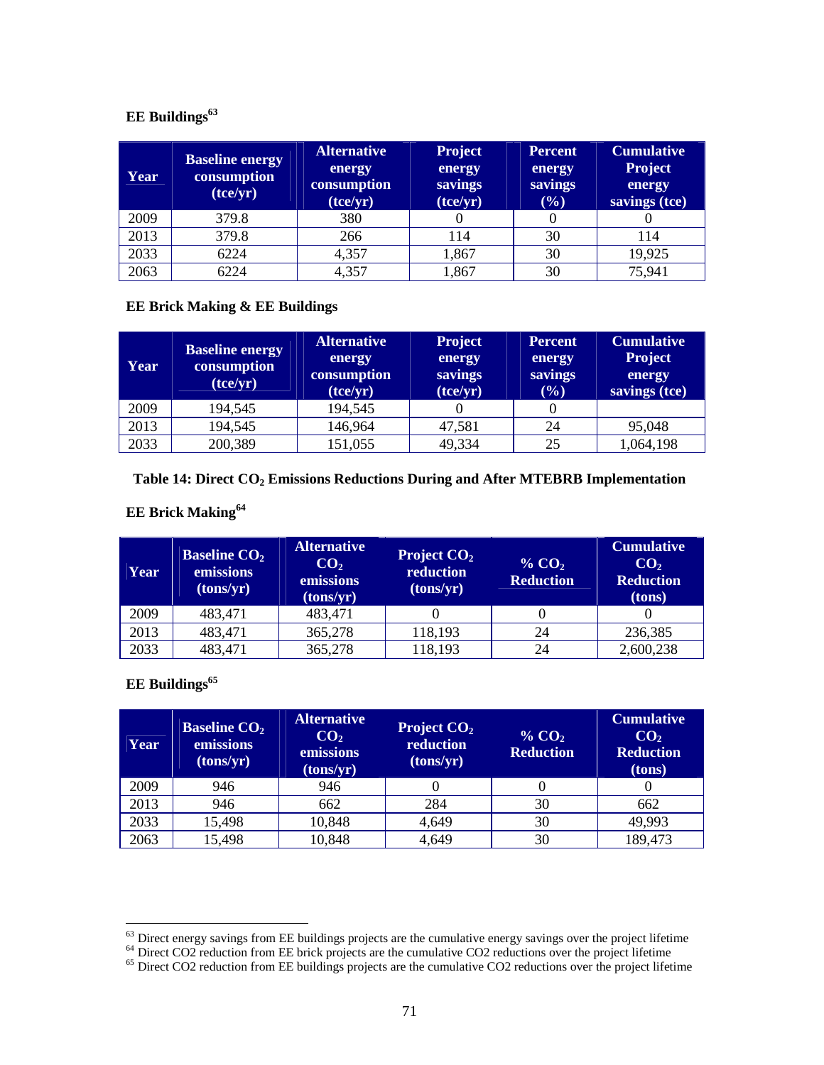**EE Buildings[63]**

| Year | Baseline energy consumption (tce/yr) | Alternative energy consumption (tce/yr) | Project energy savings (tce/yr) | Percent energy savings (%) | Cumulative Project energy savings (tce) |
|---|---|---|---|---|---|
| 2009 | 379.8 | 380 | 0 | 0 | 0 |
| 2013 | 379.8 | 266 | 114 | 30 | 114 |
| 2033 | 6224 | 4,357 | 1,867 | 30 | 19,925 |
| 2063 | 6224 | 4,357 | 1,867 | 30 | 75,941 |

**EE Brick Making & EE Buildings**

| Year | Baseline energy consumption (tce/yr) | Alternative energy consumption (tce/yr) | Project energy savings (tce/yr) | Percent energy savings (%) | Cumulative Project energy savings (tce) |
|---|---|---|---|---|---|
| 2009 | 194,545 | 194,545 | 0 | 0 | |
| 2013 | 194,545 | 146,964 | 47,581 | 24 | 95,048 |
| 2033 | 200,389 | 151,055 | 49,334 | 25 | 1,064,198 |

**Table 14: Direct $CO_2$ Emissions Reductions During and After MTEBRB Implementation**

**EE Brick Making[64]**

| Year | Baseline $CO_2$ emissions (tons/yr) | Alternative $CO_2$ emissions (tons/yr) | Project $CO_2$ reduction (tons/yr) | % $CO_2$ Reduction | Cumulative $CO_2$ Reduction (tons) |
|---|---|---|---|---|---|
| 2009 | 483,471 | 483,471 | 0 | 0 | 0 |
| 2013 | 483,471 | 365,278 | 118,193 | 24 | 236,385 |
| 2033 | 483,471 | 365,278 | 118,193 | 24 | 2,600,238 |

**EE Buildings[65]**

| Year | Baseline $CO_2$ emissions (tons/yr) | Alternative $CO_2$ emissions (tons/yr) | Project $CO_2$ reduction (tons/yr) | % $CO_2$ Reduction | Cumulative $CO_2$ Reduction (tons) |
|---|---|---|---|---|---|
| 2009 | 946 | 946 | 0 | 0 | 0 |
| 2013 | 946 | 662 | 284 | 30 | 662 |
| 2033 | 15,498 | 10,848 | 4,649 | 30 | 49,993 |
| 2063 | 15,498 | 10,848 | 4,649 | 30 | 189,473 |

[63] Direct energy savings from EE buildings projects are the cumulative energy savings over the project lifetime

[64] Direct CO2 reduction from EE brick projects are the cumulative CO2 reductions over the project lifetime

[65] Direct CO2 reduction from EE buildings projects are the cumulative CO2 reductions over the project lifetime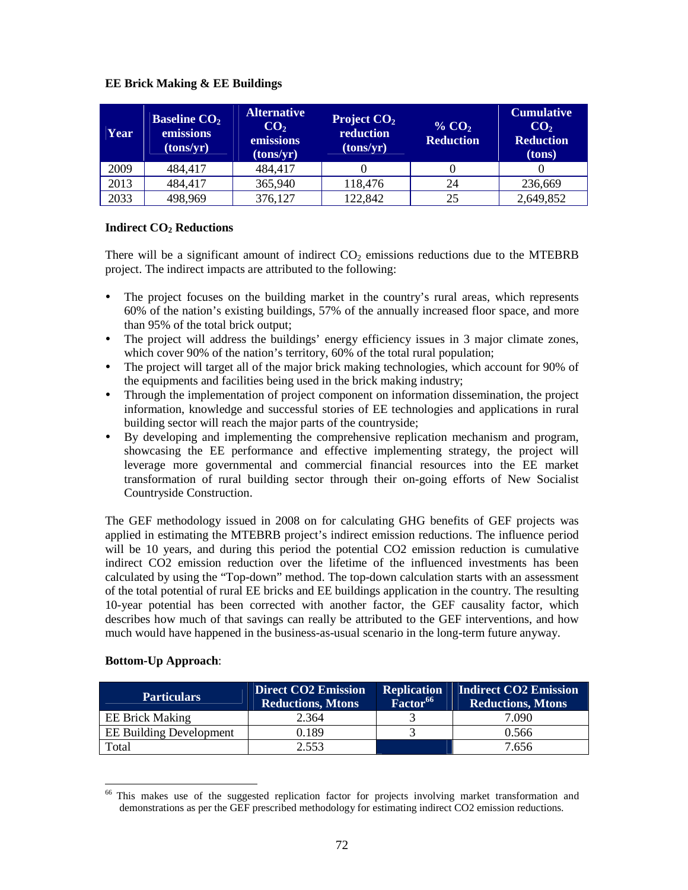**EE Brick Making & EE Buildings**

| Year | Baseline $CO_2$ emissions (tons/yr) | Alternative $CO_2$ emissions (tons/yr) | Project $CO_2$ reduction (tons/yr) | % $CO_2$ Reduction | Cumulative $CO_2$ Reduction (tons) |
|---|---|---|---|---|---|
| 2009 | 484,417 | 484,417 | 0 | 0 | 0 |
| 2013 | 484,417 | 365,940 | 118,476 | 24 | 236,669 |
| 2033 | 498,969 | 376,127 | 122,842 | 25 | 2,649,852 |

**Indirect $CO_2$ Reductions**

There will be a significant amount of indirect $CO_2$ emissions reductions due to the MTEBRB project. The indirect impacts are attributed to the following:

- The project focuses on the building market in the country's rural areas, which represents 60% of the nation's existing buildings, 57% of the annually increased floor space, and more than 95% of the total brick output;
- The project will address the buildings' energy efficiency issues in 3 major climate zones, which cover 90% of the nation's territory, 60% of the total rural population;
- The project will target all of the major brick making technologies, which account for 90% of the equipments and facilities being used in the brick making industry;
- Through the implementation of project component on information dissemination, the project information, knowledge and successful stories of EE technologies and applications in rural building sector will reach the major parts of the countryside;
- By developing and implementing the comprehensive replication mechanism and program, showcasing the EE performance and effective implementing strategy, the project will leverage more governmental and commercial financial resources into the EE market transformation of rural building sector through their on-going efforts of New Socialist Countryside Construction.

The GEF methodology issued in 2008 on for calculating GHG benefits of GEF projects was applied in estimating the MTEBRB project's indirect emission reductions. The influence period will be 10 years, and during this period the potential CO2 emission reduction is cumulative indirect CO2 emission reduction over the lifetime of the influenced investments has been calculated by using the "Top-down" method. The top-down calculation starts with an assessment of the total potential of rural EE bricks and EE buildings application in the country. The resulting 10-year potential has been corrected with another factor, the GEF causality factor, which describes how much of that savings can really be attributed to the GEF interventions, and how much would have happened in the business-as-usual scenario in the long-term future anyway.

**Bottom-Up Approach**:

| Particulars | Direct CO2 Emission Reductions, Mtons | Replication Factor[66] | Indirect CO2 Emission Reductions, Mtons |
|---|---|---|---|
| EE Brick Making | 2.364 | 3 | 7.090 |
| EE Building Development | 0.189 | 3 | 0.566 |
| Total | 2.553 | | 7.656 |

[66] This makes use of the suggested replication factor for projects involving market transformation and demonstrations as per the GEF prescribed methodology for estimating indirect CO2 emission reductions.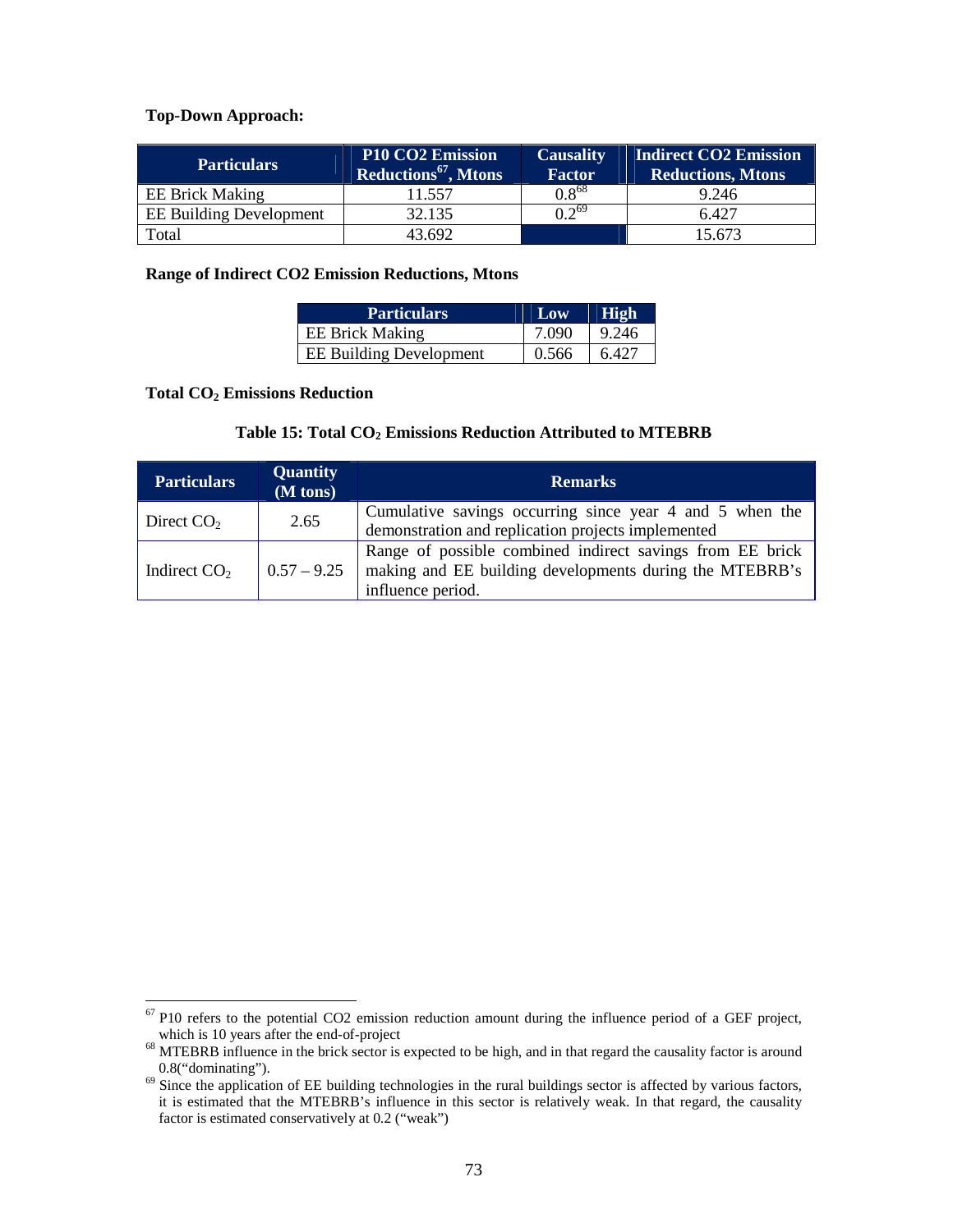**Top-Down Approach:**

| Particulars | P10 CO2 Emission Reductions[67], Mtons | Causality Factor | Indirect CO2 Emission Reductions, Mtons |
|---|---|---|---|
| EE Brick Making | 11.557 | 0.8[68] | 9.246 |
| EE Building Development | 32.135 | 0.2[69] | 6.427 |
| Total | 43.692 | | 15.673 |

**Range of Indirect CO2 Emission Reductions, Mtons**

| Particulars | Low | High |
|---|---|---|
| EE Brick Making | 7.090 | 9.246 |
| EE Building Development | 0.566 | 6.427 |

**Total $CO_2$ Emissions Reduction**

**Table 15: Total $CO_2$ Emissions Reduction Attributed to MTEBRB**

| Particulars | Quantity (M tons) | Remarks |
|---|---|---|
| Direct $CO_2$ | 2.65 | Cumulative savings occurring since year 4 and 5 when the demonstration and replication projects implemented |
| Indirect $CO_2$ | 0.57 – 9.25 | Range of possible combined indirect savings from EE brick making and EE building developments during the MTEBRB's influence period. |

---

[67] P10 refers to the potential CO2 emission reduction amount during the influence period of a GEF project, which is 10 years after the end-of-project

[68] MTEBRB influence in the brick sector is expected to be high, and in that regard the causality factor is around 0.8("dominating").

[69] Since the application of EE building technologies in the rural buildings sector is affected by various factors, it is estimated that the MTEBRB's influence in this sector is relatively weak. In that regard, the causality factor is estimated conservatively at 0.2 ("weak")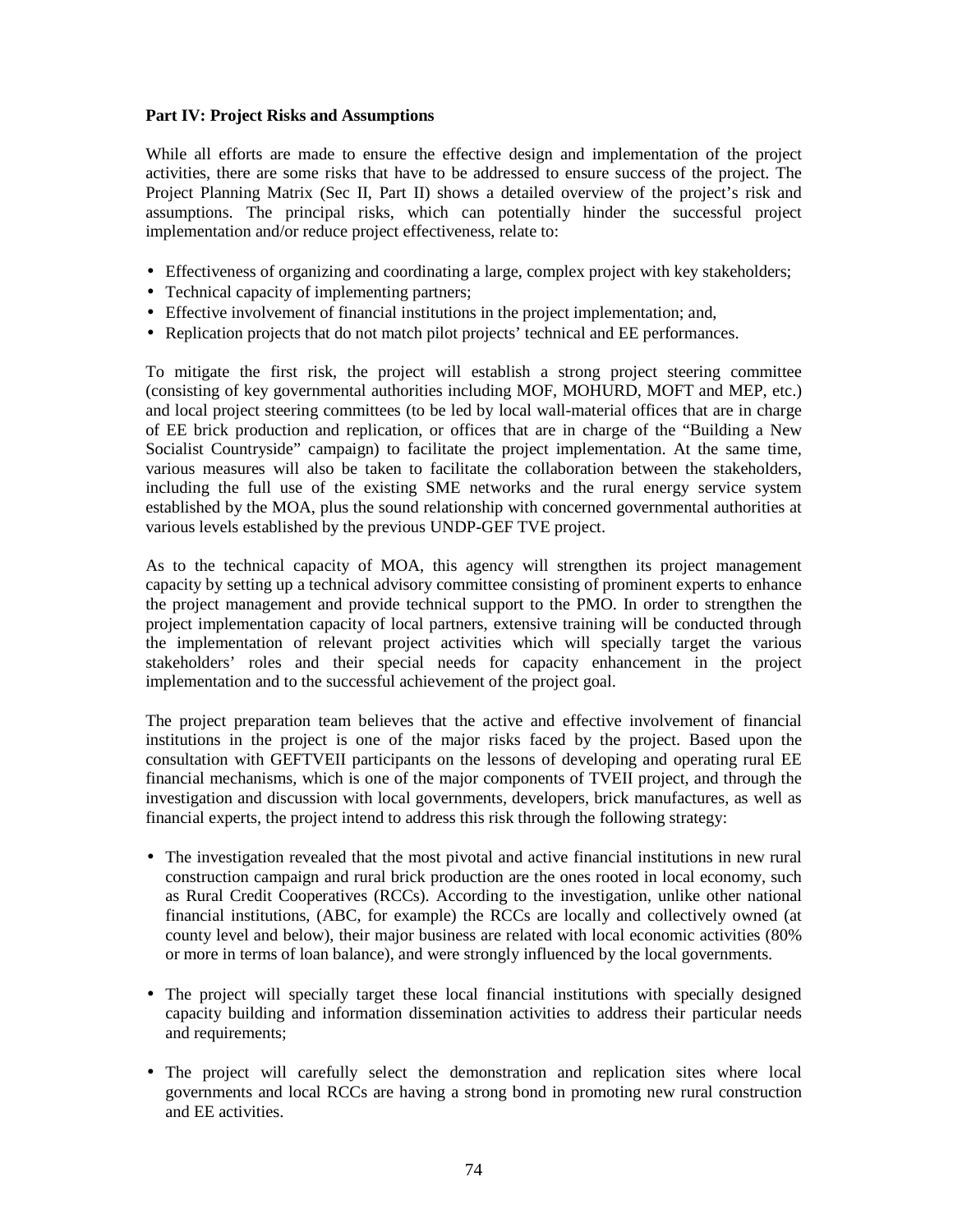**Part IV: Project Risks and Assumptions**

While all efforts are made to ensure the effective design and implementation of the project activities, there are some risks that have to be addressed to ensure success of the project. The Project Planning Matrix (Sec II, Part II) shows a detailed overview of the project's risk and assumptions. The principal risks, which can potentially hinder the successful project implementation and/or reduce project effectiveness, relate to:

- Effectiveness of organizing and coordinating a large, complex project with key stakeholders;
- Technical capacity of implementing partners;
- Effective involvement of financial institutions in the project implementation; and,
- Replication projects that do not match pilot projects' technical and EE performances.

To mitigate the first risk, the project will establish a strong project steering committee (consisting of key governmental authorities including MOF, MOHURD, MOFT and MEP, etc.) and local project steering committees (to be led by local wall-material offices that are in charge of EE brick production and replication, or offices that are in charge of the "Building a New Socialist Countryside" campaign) to facilitate the project implementation. At the same time, various measures will also be taken to facilitate the collaboration between the stakeholders, including the full use of the existing SME networks and the rural energy service system established by the MOA, plus the sound relationship with concerned governmental authorities at various levels established by the previous UNDP-GEF TVE project.

As to the technical capacity of MOA, this agency will strengthen its project management capacity by setting up a technical advisory committee consisting of prominent experts to enhance the project management and provide technical support to the PMO. In order to strengthen the project implementation capacity of local partners, extensive training will be conducted through the implementation of relevant project activities which will specially target the various stakeholders' roles and their special needs for capacity enhancement in the project implementation and to the successful achievement of the project goal.

The project preparation team believes that the active and effective involvement of financial institutions in the project is one of the major risks faced by the project. Based upon the consultation with GEFTVEII participants on the lessons of developing and operating rural EE financial mechanisms, which is one of the major components of TVEII project, and through the investigation and discussion with local governments, developers, brick manufactures, as well as financial experts, the project intend to address this risk through the following strategy:

- The investigation revealed that the most pivotal and active financial institutions in new rural construction campaign and rural brick production are the ones rooted in local economy, such as Rural Credit Cooperatives (RCCs). According to the investigation, unlike other national financial institutions, (ABC, for example) the RCCs are locally and collectively owned (at county level and below), their major business are related with local economic activities (80% or more in terms of loan balance), and were strongly influenced by the local governments.

- The project will specially target these local financial institutions with specially designed capacity building and information dissemination activities to address their particular needs and requirements;

- The project will carefully select the demonstration and replication sites where local governments and local RCCs are having a strong bond in promoting new rural construction and EE activities.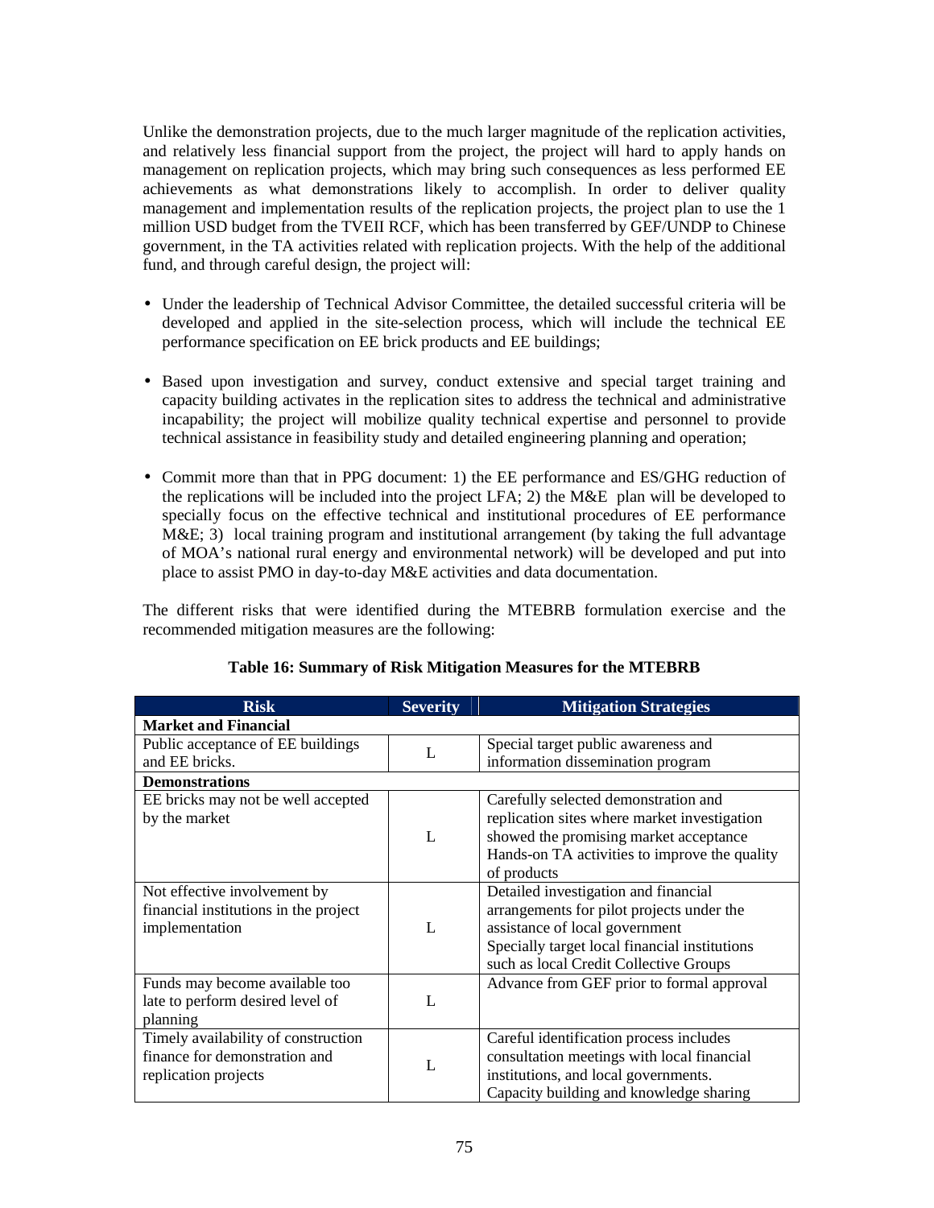Unlike the demonstration projects, due to the much larger magnitude of the replication activities, and relatively less financial support from the project, the project will hard to apply hands on management on replication projects, which may bring such consequences as less performed EE achievements as what demonstrations likely to accomplish. In order to deliver quality management and implementation results of the replication projects, the project plan to use the 1 million USD budget from the TVEII RCF, which has been transferred by GEF/UNDP to Chinese government, in the TA activities related with replication projects. With the help of the additional fund, and through careful design, the project will:

- Under the leadership of Technical Advisor Committee, the detailed successful criteria will be developed and applied in the site-selection process, which will include the technical EE performance specification on EE brick products and EE buildings;

- Based upon investigation and survey, conduct extensive and special target training and capacity building activates in the replication sites to address the technical and administrative incapability; the project will mobilize quality technical expertise and personnel to provide technical assistance in feasibility study and detailed engineering planning and operation;

- Commit more than that in PPG document: 1) the EE performance and ES/GHG reduction of the replications will be included into the project LFA; 2) the M&E plan will be developed to specially focus on the effective technical and institutional procedures of EE performance M&E; 3) local training program and institutional arrangement (by taking the full advantage of MOA's national rural energy and environmental network) will be developed and put into place to assist PMO in day-to-day M&E activities and data documentation.

The different risks that were identified during the MTEBRB formulation exercise and the recommended mitigation measures are the following:

**Table 16: Summary of Risk Mitigation Measures for the MTEBRB**

| Risk | Severity | Mitigation Strategies |
|---|---|---|
| **Market and Financial** | | |
| Public acceptance of EE buildings and EE bricks. | L | Special target public awareness and information dissemination program |
| **Demonstrations** | | |
| EE bricks may not be well accepted by the market | L | Carefully selected demonstration and replication sites where market investigation showed the promising market acceptance<br>Hands-on TA activities to improve the quality of products |
| Not effective involvement by financial institutions in the project implementation | L | Detailed investigation and financial arrangements for pilot projects under the assistance of local government<br>Specially target local financial institutions such as local Credit Collective Groups |
| Funds may become available too late to perform desired level of planning | L | Advance from GEF prior to formal approval |
| Timely availability of construction finance for demonstration and replication projects | L | Careful identification process includes consultation meetings with local financial institutions, and local governments.<br>Capacity building and knowledge sharing |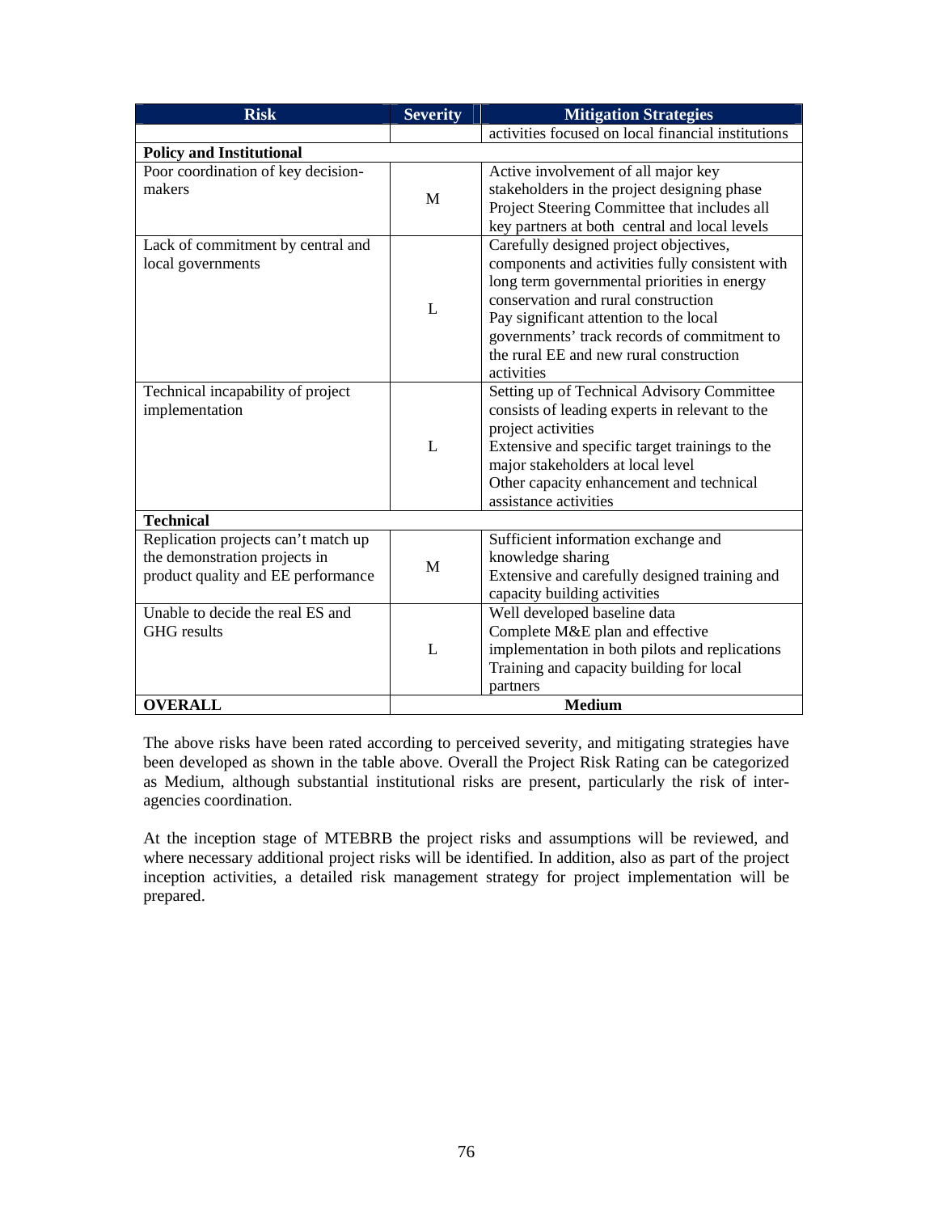| Risk | Severity | Mitigation Strategies |
|---|---|---|
| | | activities focused on local financial institutions |
| **Policy and Institutional** | | |
| Poor coordination of key decision-makers | M | Active involvement of all major key stakeholders in the project designing phase<br>Project Steering Committee that includes all key partners at both central and local levels |
| Lack of commitment by central and local governments | L | Carefully designed project objectives, components and activities fully consistent with long term governmental priorities in energy conservation and rural construction<br>Pay significant attention to the local governments' track records of commitment to the rural EE and new rural construction activities |
| Technical incapability of project implementation | L | Setting up of Technical Advisory Committee consists of leading experts in relevant to the project activities<br>Extensive and specific target trainings to the major stakeholders at local level<br>Other capacity enhancement and technical assistance activities |
| **Technical** | | |
| Replication projects can't match up the demonstration projects in product quality and EE performance | M | Sufficient information exchange and knowledge sharing<br>Extensive and carefully designed training and capacity building activities |
| Unable to decide the real ES and GHG results | L | Well developed baseline data<br>Complete M&E plan and effective implementation in both pilots and replications<br>Training and capacity building for local partners |
| **OVERALL** | **Medium** | |

The above risks have been rated according to perceived severity, and mitigating strategies have been developed as shown in the table above. Overall the Project Risk Rating can be categorized as Medium, although substantial institutional risks are present, particularly the risk of inter-agencies coordination.

At the inception stage of MTEBRB the project risks and assumptions will be reviewed, and where necessary additional project risks will be identified. In addition, also as part of the project inception activities, a detailed risk management strategy for project implementation will be prepared.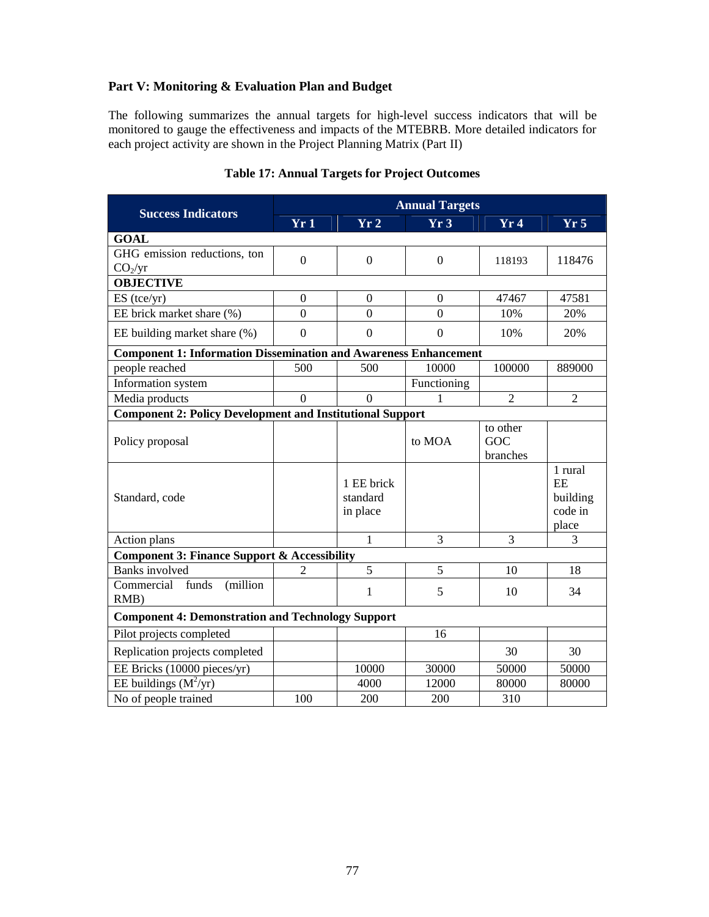### Part V: Monitoring & Evaluation Plan and Budget

The following summarizes the annual targets for high-level success indicators that will be monitored to gauge the effectiveness and impacts of the MTEBRB. More detailed indicators for each project activity are shown in the Project Planning Matrix (Part II)

**Table 17: Annual Targets for Project Outcomes**

| Success Indicators | Annual Targets | | | | |
|---|---|---|---|---|---|
| | Yr 1 | Yr 2 | Yr 3 | Yr 4 | Yr 5 |
| **GOAL** | | | | | |
| GHG emission reductions, ton $CO_2$/yr | 0 | 0 | 0 | 118193 | 118476 |
| **OBJECTIVE** | | | | | |
| ES (tce/yr) | 0 | 0 | 0 | 47467 | 47581 |
| EE brick market share (%) | 0 | 0 | 0 | 10% | 20% |
| EE building market share (%) | 0 | 0 | 0 | 10% | 20% |
| **Component 1: Information Dissemination and Awareness Enhancement** | | | | | |
| people reached | 500 | 500 | 10000 | 100000 | 889000 |
| Information system | | | Functioning | | |
| Media products | 0 | 0 | 1 | 2 | 2 |
| **Component 2: Policy Development and Institutional Support** | | | | | |
| Policy proposal | | | to MOA | to other GOC branches | |
| Standard, code | | 1 EE brick standard in place | | | 1 rural EE building code in place |
| Action plans | | 1 | 3 | 3 | 3 |
| **Component 3: Finance Support & Accessibility** | | | | | |
| Banks involved | 2 | 5 | 5 | 10 | 18 |
| Commercial funds (million RMB) | | 1 | 5 | 10 | 34 |
| **Component 4: Demonstration and Technology Support** | | | | | |
| Pilot projects completed | | | 16 | | |
| Replication projects completed | | | | 30 | 30 |
| EE Bricks (10000 pieces/yr) | | 10000 | 30000 | 50000 | 50000 |
| EE buildings ($M^2$/yr) | | 4000 | 12000 | 80000 | 80000 |
| No of people trained | 100 | 200 | 200 | 310 | |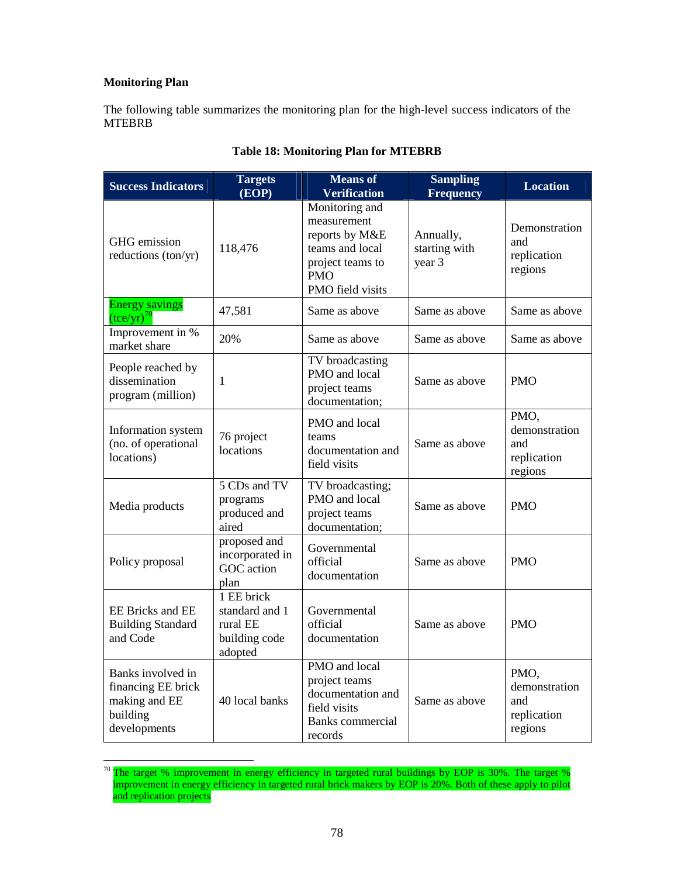**Monitoring Plan**

The following table summarizes the monitoring plan for the high-level success indicators of the MTEBRB

**Table 18: Monitoring Plan for MTEBRB**

| Success Indicators | Targets (EOP) | Means of Verification | Sampling Frequency | Location |
|---|---|---|---|---|
| GHG emission reductions (ton/yr) | 118,476 | Monitoring and measurement reports by M&E teams and local project teams to PMO<br>PMO field visits | Annually, starting with year 3 | Demonstration and replication regions |
| Energy savings (tce/yr)[70] | 47,581 | Same as above | Same as above | Same as above |
| Improvement in % market share | 20% | Same as above | Same as above | Same as above |
| People reached by dissemination program (million) | 1 | TV broadcasting PMO and local project teams documentation; | Same as above | PMO |
| Information system (no. of operational locations) | 76 project locations | PMO and local teams documentation and field visits | Same as above | PMO, demonstration and replication regions |
| Media products | 5 CDs and TV programs produced and aired | TV broadcasting; PMO and local project teams documentation; | Same as above | PMO |
| Policy proposal | proposed and incorporated in GOC action plan | Governmental official documentation | Same as above | PMO |
| EE Bricks and EE Building Standard and Code | 1 EE brick standard and 1 rural EE building code adopted | Governmental official documentation | Same as above | PMO |
| Banks involved in financing EE brick making and EE building developments | 40 local banks | PMO and local project teams documentation and field visits<br>Banks commercial records | Same as above | PMO, demonstration and replication regions |

[70] The target % improvement in energy efficiency in targeted rural buildings by EOP is 30%. The target % improvement in energy efficiency in targeted rural brick makers by EOP is 20%. Both of these apply to pilot and replication projects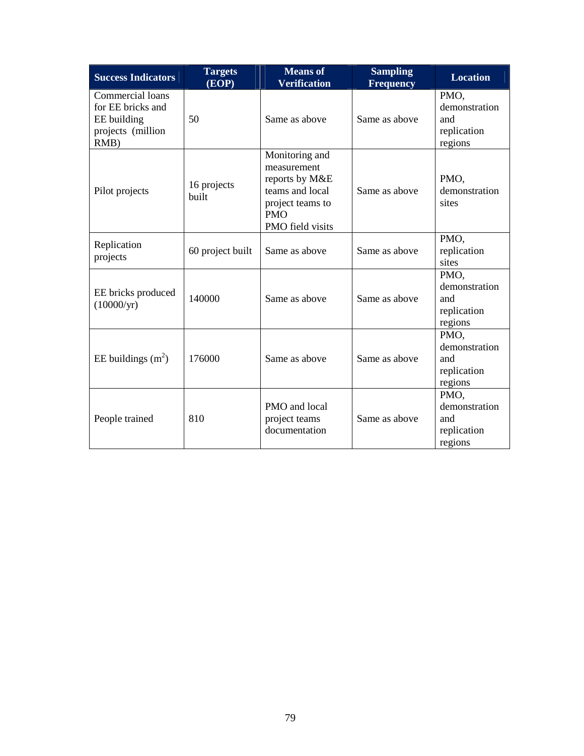| Success Indicators | Targets (EOP) | Means of Verification | Sampling Frequency | Location |
|---|---|---|---|---|
| Commercial loans for EE bricks and EE building projects (million RMB) | 50 | Same as above | Same as above | PMO, demonstration and replication regions |
| Pilot projects | 16 projects built | Monitoring and measurement reports by M&E teams and local project teams to PMO<br>PMO field visits | Same as above | PMO, demonstration sites |
| Replication projects | 60 project built | Same as above | Same as above | PMO, replication sites |
| EE bricks produced (10000/yr) | 140000 | Same as above | Same as above | PMO, demonstration and replication regions |
| EE buildings ($m^2$) | 176000 | Same as above | Same as above | PMO, demonstration and replication regions |
| People trained | 810 | PMO and local project teams documentation | Same as above | PMO, demonstration and replication regions |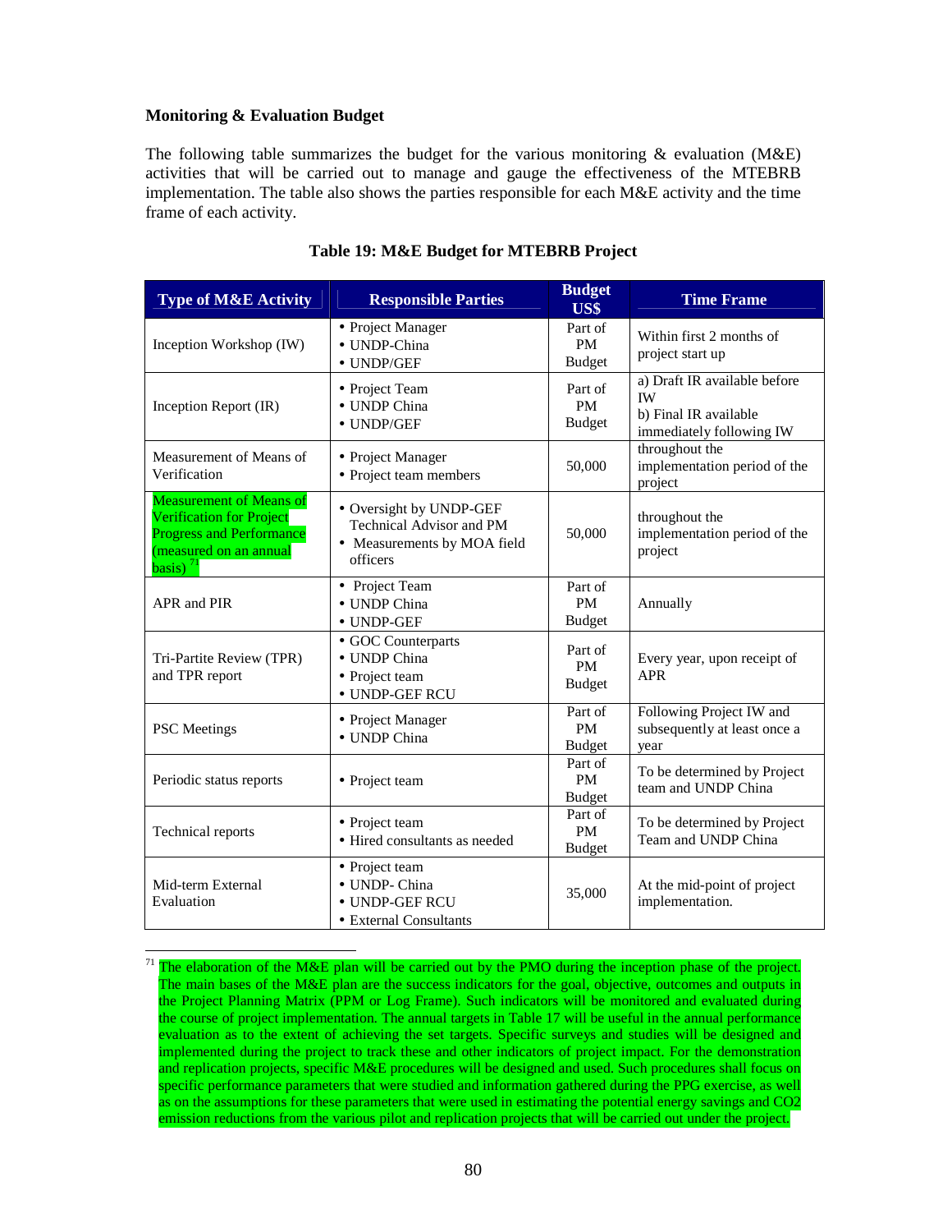**Monitoring & Evaluation Budget**

The following table summarizes the budget for the various monitoring & evaluation (M&E) activities that will be carried out to manage and gauge the effectiveness of the MTEBRB implementation. The table also shows the parties responsible for each M&E activity and the time frame of each activity.

**Table 19: M&E Budget for MTEBRB Project**

| Type of M&E Activity | Responsible Parties | Budget US$ | Time Frame |
|---|---|---|---|
| Inception Workshop (IW) | • Project Manager<br>• UNDP-China<br>• UNDP/GEF | Part of PM Budget | Within first 2 months of project start up |
| Inception Report (IR) | • Project Team<br>• UNDP China<br>• UNDP/GEF | Part of PM Budget | a) Draft IR available before IW<br>b) Final IR available immediately following IW |
| Measurement of Means of Verification | • Project Manager<br>• Project team members | 50,000 | throughout the implementation period of the project |
| Measurement of Means of Verification for Project Progress and Performance (measured on an annual basis) [71] | • Oversight by UNDP-GEF Technical Advisor and PM<br>• Measurements by MOA field officers | 50,000 | throughout the implementation period of the project |
| APR and PIR | • Project Team<br>• UNDP China<br>• UNDP-GEF | Part of PM Budget | Annually |
| Tri-Partite Review (TPR) and TPR report | • GOC Counterparts<br>• UNDP China<br>• Project team<br>• UNDP-GEF RCU | Part of PM Budget | Every year, upon receipt of APR |
| PSC Meetings | • Project Manager<br>• UNDP China | Part of PM Budget | Following Project IW and subsequently at least once a year |
| Periodic status reports | • Project team | Part of PM Budget | To be determined by Project team and UNDP China |
| Technical reports | • Project team<br>• Hired consultants as needed | Part of PM Budget | To be determined by Project Team and UNDP China |
| Mid-term External Evaluation | • Project team<br>• UNDP- China<br>• UNDP-GEF RCU<br>• External Consultants | 35,000 | At the mid-point of project implementation. |

[71] The elaboration of the M&E plan will be carried out by the PMO during the inception phase of the project. The main bases of the M&E plan are the success indicators for the goal, objective, outcomes and outputs in the Project Planning Matrix (PPM or Log Frame). Such indicators will be monitored and evaluated during the course of project implementation. The annual targets in Table 17 will be useful in the annual performance evaluation as to the extent of achieving the set targets. Specific surveys and studies will be designed and implemented during the project to track these and other indicators of project impact. For the demonstration and replication projects, specific M&E procedures will be designed and used. Such procedures shall focus on specific performance parameters that were studied and information gathered during the PPG exercise, as well as on the assumptions for these parameters that were used in estimating the potential energy savings and $CO_2$ emission reductions from the various pilot and replication projects that will be carried out under the project.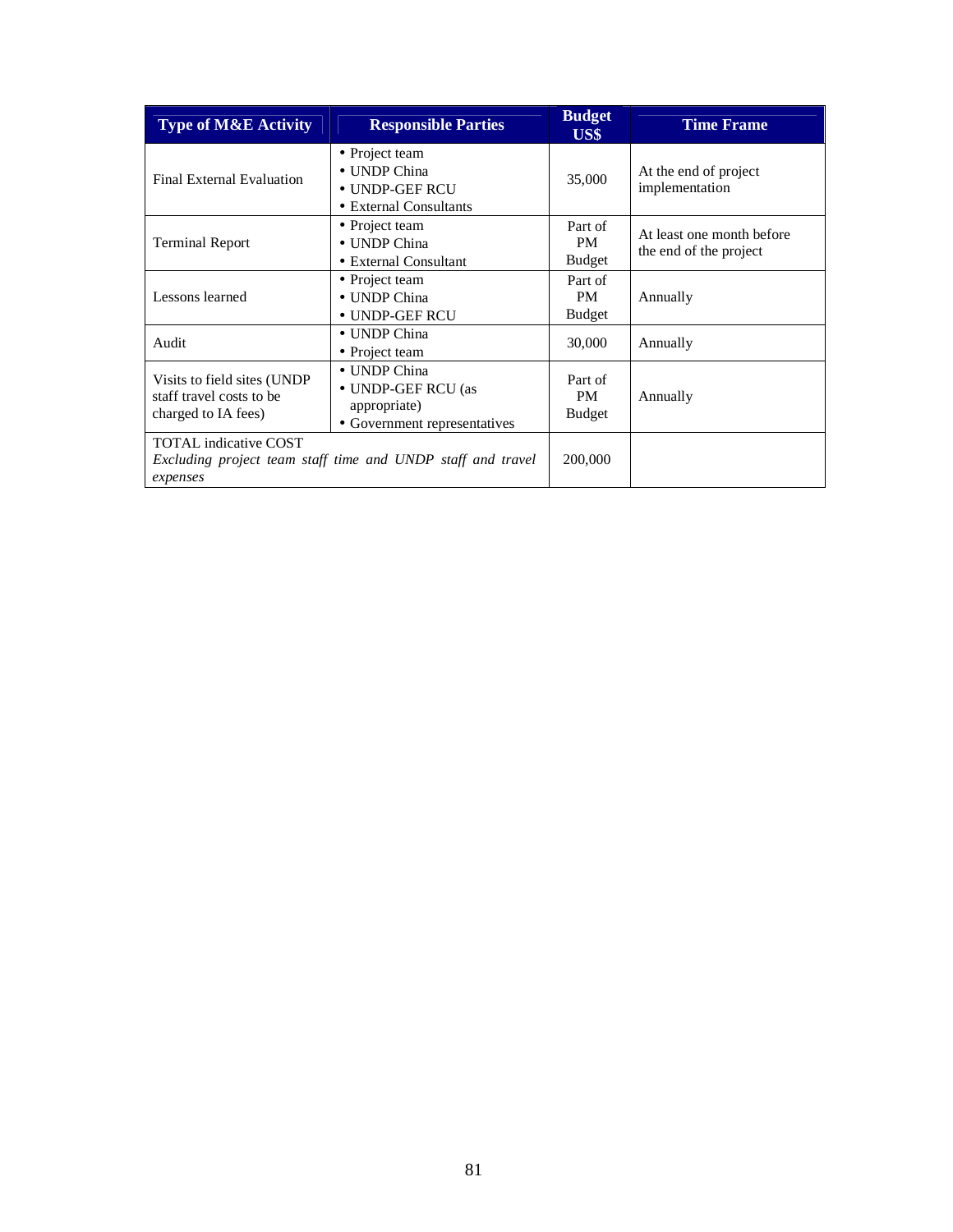| Type of M&E Activity | Responsible Parties | Budget US$ | Time Frame |
|---|---|---|---|
| Final External Evaluation | • Project team<br>• UNDP China<br>• UNDP-GEF RCU<br>• External Consultants | 35,000 | At the end of project implementation |
| Terminal Report | • Project team<br>• UNDP China<br>• External Consultant | Part of PM Budget | At least one month before the end of the project |
| Lessons learned | • Project team<br>• UNDP China<br>• UNDP-GEF RCU | Part of PM Budget | Annually |
| Audit | • UNDP China<br>• Project team | 30,000 | Annually |
| Visits to field sites (UNDP staff travel costs to be charged to IA fees) | • UNDP China<br>• UNDP-GEF RCU (as appropriate)<br>• Government representatives | Part of PM Budget | Annually |
| TOTAL indicative COST<br>*Excluding project team staff time and UNDP staff and travel expenses* | | 200,000 | |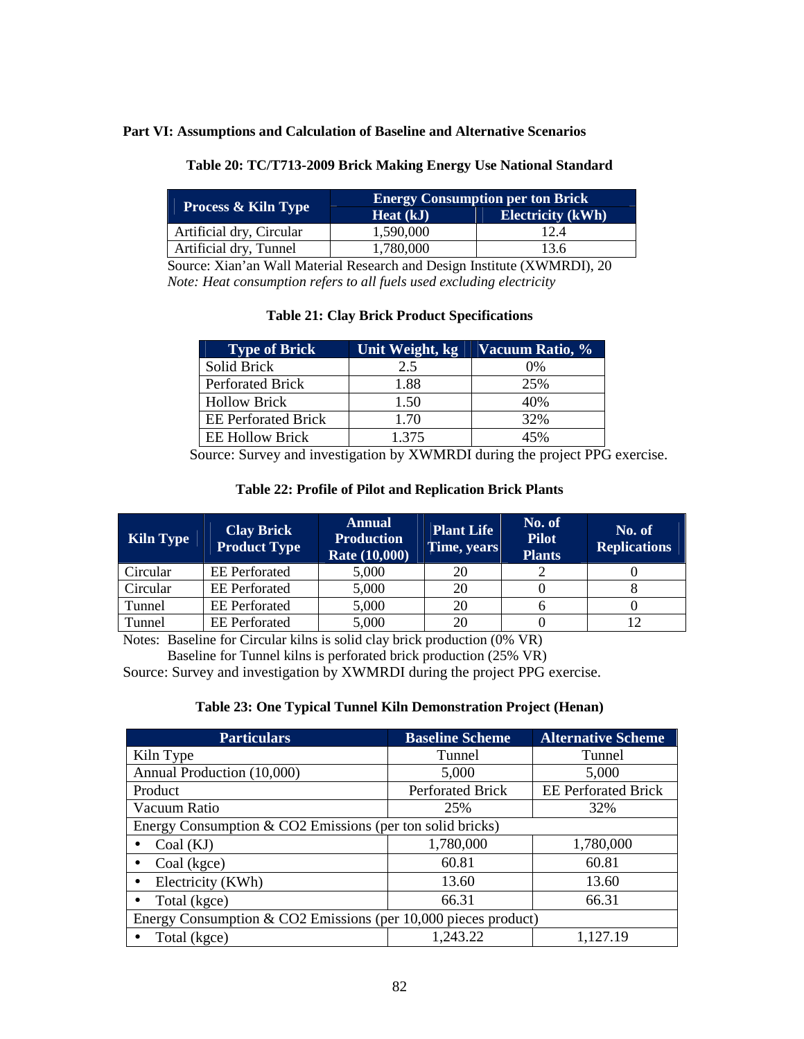## Part VI: Assumptions and Calculation of Baseline and Alternative Scenarios

**Table 20: TC/T713-2009 Brick Making Energy Use National Standard**

| Process & Kiln Type | Energy Consumption per ton Brick | |
|---|---|---|
| | Heat (kJ) | Electricity (kWh) |
| Artificial dry, Circular | 1,590,000 | 12.4 |
| Artificial dry, Tunnel | 1,780,000 | 13.6 |

Source: Xian'an Wall Material Research and Design Institute (XWMRDI), 20

*Note: Heat consumption refers to all fuels used excluding electricity*

**Table 21: Clay Brick Product Specifications**

| Type of Brick | Unit Weight, kg | Vacuum Ratio, % |
|---|---|---|
| Solid Brick | 2.5 | 0% |
| Perforated Brick | 1.88 | 25% |
| Hollow Brick | 1.50 | 40% |
| EE Perforated Brick | 1.70 | 32% |
| EE Hollow Brick | 1.375 | 45% |

Source: Survey and investigation by XWMRDI during the project PPG exercise.

**Table 22: Profile of Pilot and Replication Brick Plants**

| Kiln Type | Clay Brick Product Type | Annual Production Rate (10,000) | Plant Life Time, years | No. of Pilot Plants | No. of Replications |
|---|---|---|---|---|---|
| Circular | EE Perforated | 5,000 | 20 | 2 | 0 |
| Circular | EE Perforated | 5,000 | 20 | 0 | 8 |
| Tunnel | EE Perforated | 5,000 | 20 | 6 | 0 |
| Tunnel | EE Perforated | 5,000 | 20 | 0 | 12 |

Notes: Baseline for Circular kilns is solid clay brick production (0% VR)
Baseline for Tunnel kilns is perforated brick production (25% VR)

Source: Survey and investigation by XWMRDI during the project PPG exercise.

**Table 23: One Typical Tunnel Kiln Demonstration Project (Henan)**

| Particulars | Baseline Scheme | Alternative Scheme |
|---|---|---|
| Kiln Type | Tunnel | Tunnel |
| Annual Production (10,000) | 5,000 | 5,000 |
| Product | Perforated Brick | EE Perforated Brick |
| Vacuum Ratio | 25% | 32% |
| Energy Consumption & CO2 Emissions (per ton solid bricks) | | |
| • Coal (KJ) | 1,780,000 | 1,780,000 |
| • Coal (kgce) | 60.81 | 60.81 |
| • Electricity (KWh) | 13.60 | 13.60 |
| • Total (kgce) | 66.31 | 66.31 |
| Energy Consumption & CO2 Emissions (per 10,000 pieces product) | | |
| • Total (kgce) | 1,243.22 | 1,127.19 |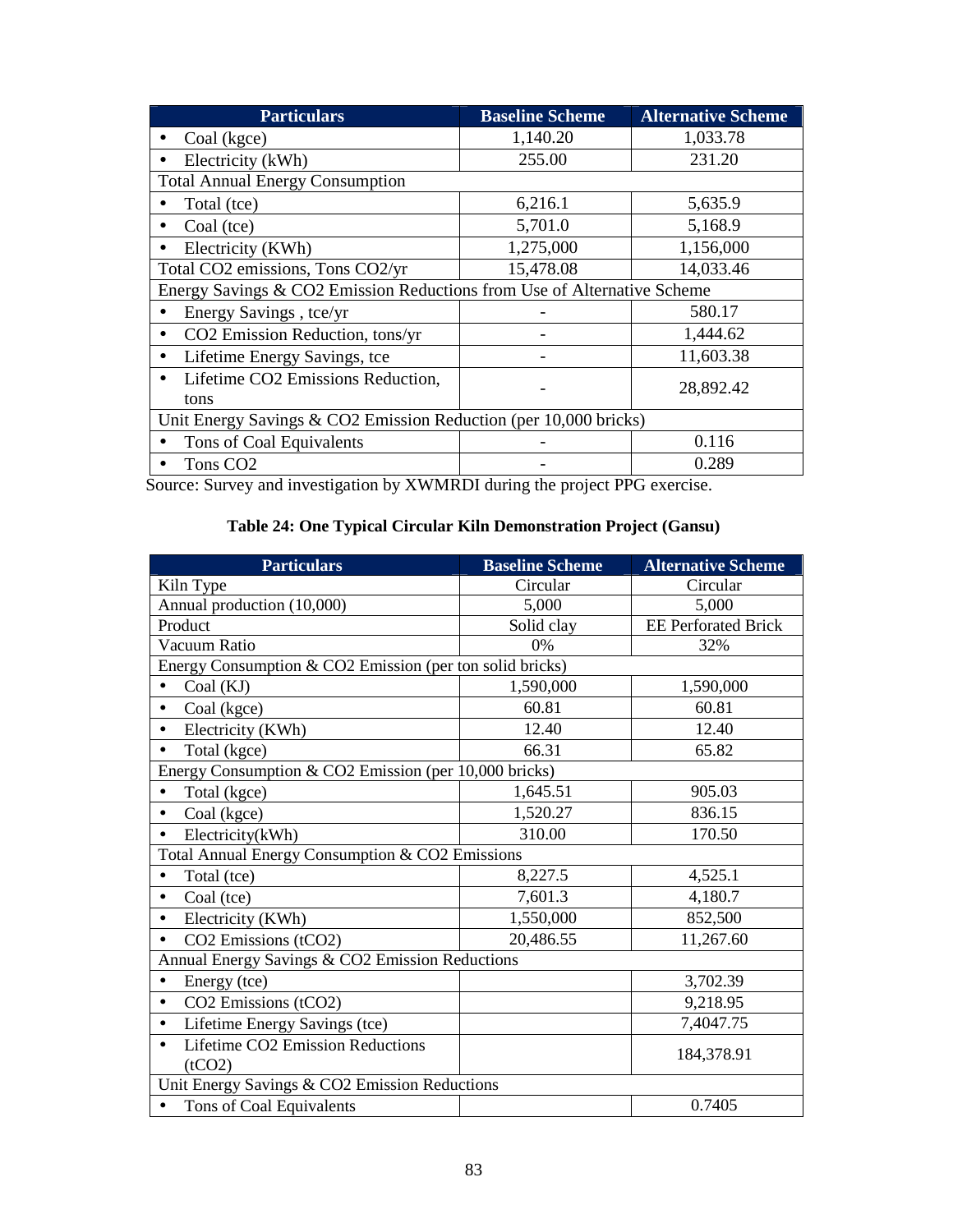| Particulars | Baseline Scheme | Alternative Scheme |
|---|---|---|
| • Coal (kgce) | 1,140.20 | 1,033.78 |
| • Electricity (kWh) | 255.00 | 231.20 |
| Total Annual Energy Consumption | | |
| • Total (tce) | 6,216.1 | 5,635.9 |
| • Coal (tce) | 5,701.0 | 5,168.9 |
| • Electricity (KWh) | 1,275,000 | 1,156,000 |
| Total $CO_2$ emissions, Tons $CO_2$/yr | 15,478.08 | 14,033.46 |
| Energy Savings & $CO_2$ Emission Reductions from Use of Alternative Scheme | | |
| • Energy Savings , tce/yr | - | 580.17 |
| • $CO_2$ Emission Reduction, tons/yr | - | 1,444.62 |
| • Lifetime Energy Savings, tce | - | 11,603.38 |
| • Lifetime $CO_2$ Emissions Reduction, tons | - | 28,892.42 |
| Unit Energy Savings & $CO_2$ Emission Reduction (per 10,000 bricks) | | |
| • Tons of Coal Equivalents | - | 0.116 |
| • Tons $CO_2$ | - | 0.289 |

Source: Survey and investigation by XWMRDI during the project PPG exercise.

**Table 24: One Typical Circular Kiln Demonstration Project (Gansu)**

| Particulars | Baseline Scheme | Alternative Scheme |
|---|---|---|
| Kiln Type | Circular | Circular |
| Annual production (10,000) | 5,000 | 5,000 |
| Product | Solid clay | EE Perforated Brick |
| Vacuum Ratio | 0% | 32% |
| Energy Consumption & $CO_2$ Emission (per ton solid bricks) | | |
| • Coal (KJ) | 1,590,000 | 1,590,000 |
| • Coal (kgce) | 60.81 | 60.81 |
| • Electricity (KWh) | 12.40 | 12.40 |
| • Total (kgce) | 66.31 | 65.82 |
| Energy Consumption & $CO_2$ Emission (per 10,000 bricks) | | |
| • Total (kgce) | 1,645.51 | 905.03 |
| • Coal (kgce) | 1,520.27 | 836.15 |
| • Electricity(kWh) | 310.00 | 170.50 |
| Total Annual Energy Consumption & $CO_2$ Emissions | | |
| • Total (tce) | 8,227.5 | 4,525.1 |
| • Coal (tce) | 7,601.3 | 4,180.7 |
| • Electricity (KWh) | 1,550,000 | 852,500 |
| • $CO_2$ Emissions ($tCO_2$) | 20,486.55 | 11,267.60 |
| Annual Energy Savings & $CO_2$ Emission Reductions | | |
| • Energy (tce) | | 3,702.39 |
| • $CO_2$ Emissions ($tCO_2$) | | 9,218.95 |
| • Lifetime Energy Savings (tce) | | 7,4047.75 |
| • Lifetime $CO_2$ Emission Reductions ($tCO_2$) | | 184,378.91 |
| Unit Energy Savings & $CO_2$ Emission Reductions | | |
| • Tons of Coal Equivalents | | 0.7405 |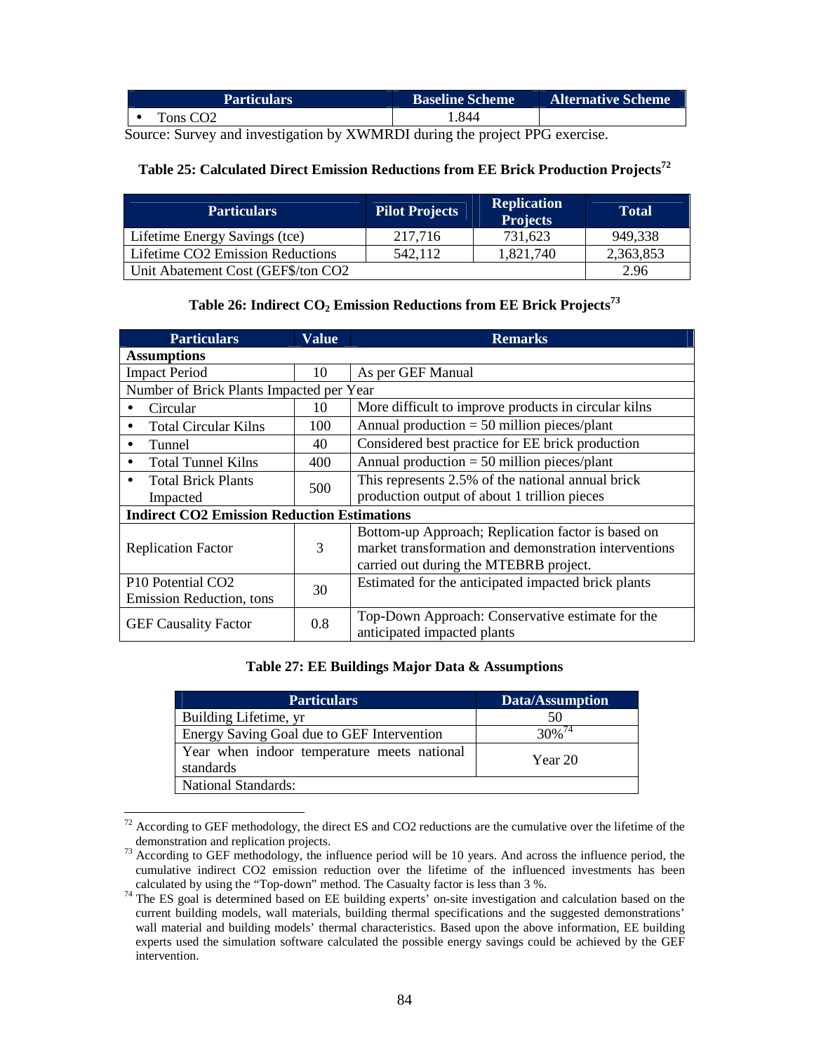| Particulars | Baseline Scheme | Alternative Scheme |
|---|---|---|
| • Tons CO2 | 1.844 | |

Source: Survey and investigation by XWMRDI during the project PPG exercise.

**Table 25: Calculated Direct Emission Reductions from EE Brick Production Projects[72]**

| Particulars | Pilot Projects | Replication Projects | Total |
|---|---|---|---|
| Lifetime Energy Savings (tce) | 217,716 | 731,623 | 949,338 |
| Lifetime CO2 Emission Reductions | 542,112 | 1,821,740 | 2,363,853 |
| Unit Abatement Cost (GEF$/ton CO2 | | | 2.96 |

**Table 26: Indirect $CO_2$ Emission Reductions from EE Brick Projects[73]**

| Particulars | Value | Remarks |
|---|---|---|
| **Assumptions** | | |
| Impact Period | 10 | As per GEF Manual |
| Number of Brick Plants Impacted per Year | | |
| • Circular | 10 | More difficult to improve products in circular kilns |
| • Total Circular Kilns | 100 | Annual production = 50 million pieces/plant |
| • Tunnel | 40 | Considered best practice for EE brick production |
| • Total Tunnel Kilns | 400 | Annual production = 50 million pieces/plant |
| • Total Brick Plants Impacted | 500 | This represents 2.5% of the national annual brick production output of about 1 trillion pieces |
| **Indirect CO2 Emission Reduction Estimations** | | |
| Replication Factor | 3 | Bottom-up Approach; Replication factor is based on market transformation and demonstration interventions carried out during the MTEBRB project. |
| P10 Potential CO2 Emission Reduction, tons | 30 | Estimated for the anticipated impacted brick plants |
| GEF Causality Factor | 0.8 | Top-Down Approach: Conservative estimate for the anticipated impacted plants |

**Table 27: EE Buildings Major Data & Assumptions**

| Particulars | Data/Assumption |
|---|---|
| Building Lifetime, yr | 50 |
| Energy Saving Goal due to GEF Intervention | 30%[74] |
| Year when indoor temperature meets national standards | Year 20 |
| National Standards: | |

[72] According to GEF methodology, the direct ES and CO2 reductions are the cumulative over the lifetime of the demonstration and replication projects.

[73] According to GEF methodology, the influence period will be 10 years. And across the influence period, the cumulative indirect CO2 emission reduction over the lifetime of the influenced investments has been calculated by using the "Top-down" method. The Casualty factor is less than 3 %.

[74] The ES goal is determined based on EE building experts' on-site investigation and calculation based on the current building models, wall materials, building thermal specifications and the suggested demonstrations' wall material and building models' thermal characteristics. Based upon the above information, EE building experts used the simulation software calculated the possible energy savings could be achieved by the GEF intervention.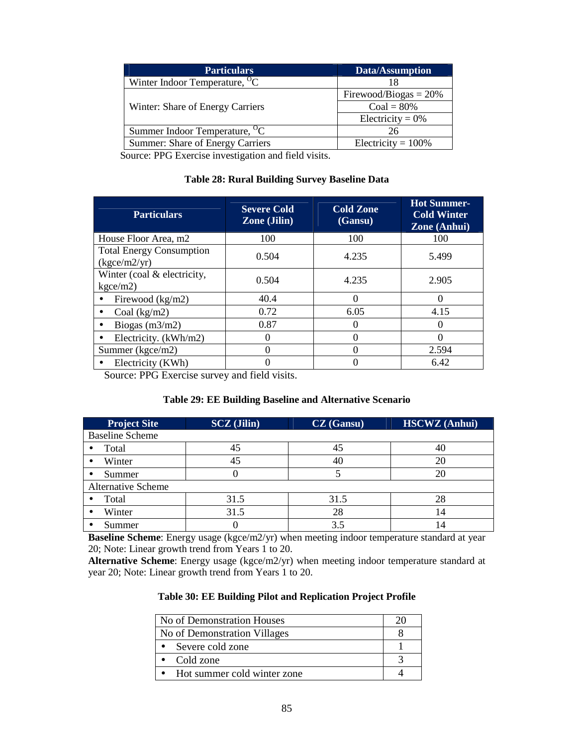| Particulars | Data/Assumption |
| --- | --- |
| Winter Indoor Temperature, $^{O}C$ | 18 |
| Winter: Share of Energy Carriers | Firewood/Biogas = 20% |
| | Coal = 80% |
| | Electricity = 0% |
| Summer Indoor Temperature, $^{O}C$ | 26 |
| Summer: Share of Energy Carriers | Electricity = 100% |

Source: PPG Exercise investigation and field visits.

**Table 28: Rural Building Survey Baseline Data**

| Particulars | Severe Cold Zone (Jilin) | Cold Zone (Gansu) | Hot Summer-Cold Winter Zone (Anhui) |
| --- | --- | --- | --- |
| House Floor Area, m2 | 100 | 100 | 100 |
| Total Energy Consumption (kgce/m2/yr) | 0.504 | 4.235 | 5.499 |
| Winter (coal & electricity, kgce/m2) | 0.504 | 4.235 | 2.905 |
| • Firewood (kg/m2) | 40.4 | 0 | 0 |
| • Coal (kg/m2) | 0.72 | 6.05 | 4.15 |
| • Biogas (m3/m2) | 0.87 | 0 | 0 |
| • Electricity. (kWh/m2) | 0 | 0 | 0 |
| Summer (kgce/m2) | 0 | 0 | 2.594 |
| • Electricity (KWh) | 0 | 0 | 6.42 |

Source: PPG Exercise survey and field visits.

**Table 29: EE Building Baseline and Alternative Scenario**

| Project Site | SCZ (Jilin) | CZ (Gansu) | HSCWZ (Anhui) |
| --- | --- | --- | --- |
| Baseline Scheme | | | |
| • Total | 45 | 45 | 40 |
| • Winter | 45 | 40 | 20 |
| • Summer | 0 | 5 | 20 |
| Alternative Scheme | | | |
| • Total | 31.5 | 31.5 | 28 |
| • Winter | 31.5 | 28 | 14 |
| • Summer | 0 | 3.5 | 14 |

**Baseline Scheme**: Energy usage (kgce/m2/yr) when meeting indoor temperature standard at year 20; Note: Linear growth trend from Years 1 to 20.

**Alternative Scheme**: Energy usage (kgce/m2/yr) when meeting indoor temperature standard at year 20; Note: Linear growth trend from Years 1 to 20.

**Table 30: EE Building Pilot and Replication Project Profile**

| No of Demonstration Houses | 20 |
| --- | --- |
| No of Demonstration Villages | 8 |
| • Severe cold zone | 1 |
| • Cold zone | 3 |
| • Hot summer cold winter zone | 4 |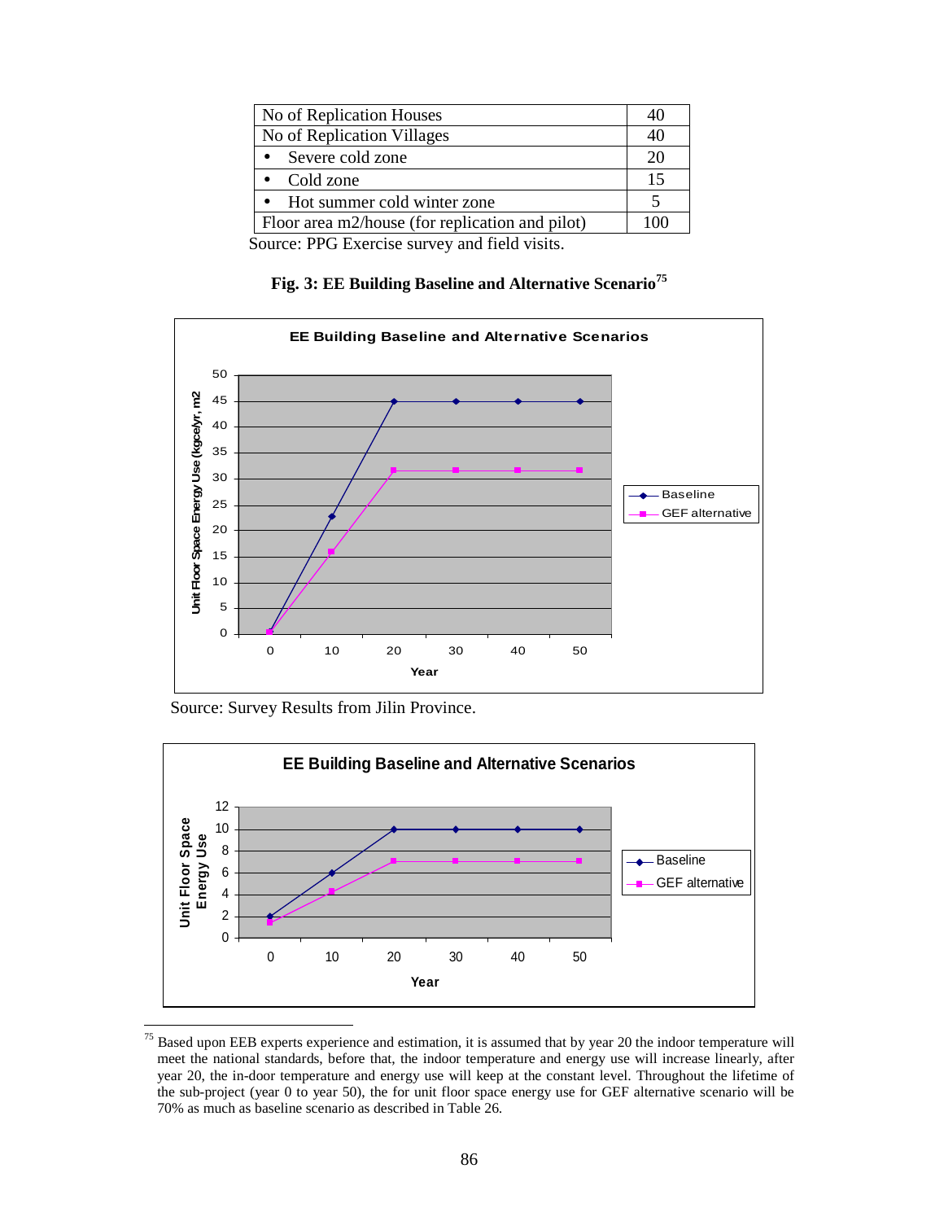| No of Replication Houses | 40 |
|---|---|
| No of Replication Villages | 40 |
| • Severe cold zone | 20 |
| • Cold zone | 15 |
| • Hot summer cold winter zone | 5 |
| Floor area m2/house (for replication and pilot) | 100 |

Source: PPG Exercise survey and field visits.

**Fig. 3: EE Building Baseline and Alternative Scenario[75]**

Source: Survey Results from Jilin Province.

---

[75] Based upon EEB experts experience and estimation, it is assumed that by year 20 the indoor temperature will meet the national standards, before that, the indoor temperature and energy use will increase linearly, after year 20, the in-door temperature and energy use will keep at the constant level. Throughout the lifetime of the sub-project (year 0 to year 50), the for unit floor space energy use for GEF alternative scenario will be 70% as much as baseline scenario as described in Table 26.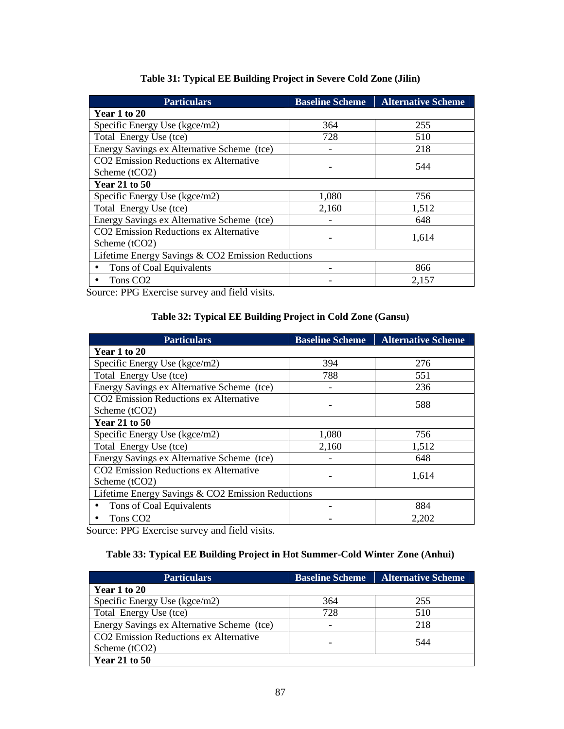**Table 31: Typical EE Building Project in Severe Cold Zone (Jilin)**

| Particulars | Baseline Scheme | Alternative Scheme |
|---|---|---|
| **Year 1 to 20** | | |
| Specific Energy Use (kgce/m2) | 364 | 255 |
| Total Energy Use (tce) | 728 | 510 |
| Energy Savings ex Alternative Scheme (tce) | - | 218 |
| $CO_2$ Emission Reductions ex Alternative Scheme ($tCO_2$) | - | 544 |
| **Year 21 to 50** | | |
| Specific Energy Use (kgce/m2) | 1,080 | 756 |
| Total Energy Use (tce) | 2,160 | 1,512 |
| Energy Savings ex Alternative Scheme (tce) | - | 648 |
| $CO_2$ Emission Reductions ex Alternative Scheme ($tCO_2$) | - | 1,614 |
| Lifetime Energy Savings & $CO_2$ Emission Reductions | | |
| • Tons of Coal Equivalents | - | 866 |
| • Tons $CO_2$ | - | 2,157 |

Source: PPG Exercise survey and field visits.

**Table 32: Typical EE Building Project in Cold Zone (Gansu)**

| Particulars | Baseline Scheme | Alternative Scheme |
|---|---|---|
| **Year 1 to 20** | | |
| Specific Energy Use (kgce/m2) | 394 | 276 |
| Total Energy Use (tce) | 788 | 551 |
| Energy Savings ex Alternative Scheme (tce) | - | 236 |
| $CO_2$ Emission Reductions ex Alternative Scheme ($tCO_2$) | - | 588 |
| **Year 21 to 50** | | |
| Specific Energy Use (kgce/m2) | 1,080 | 756 |
| Total Energy Use (tce) | 2,160 | 1,512 |
| Energy Savings ex Alternative Scheme (tce) | - | 648 |
| $CO_2$ Emission Reductions ex Alternative Scheme ($tCO_2$) | - | 1,614 |
| Lifetime Energy Savings & $CO_2$ Emission Reductions | | |
| • Tons of Coal Equivalents | - | 884 |
| • Tons $CO_2$ | - | 2,202 |

Source: PPG Exercise survey and field visits.

**Table 33: Typical EE Building Project in Hot Summer-Cold Winter Zone (Anhui)**

| Particulars | Baseline Scheme | Alternative Scheme |
|---|---|---|
| **Year 1 to 20** | | |
| Specific Energy Use (kgce/m2) | 364 | 255 |
| Total Energy Use (tce) | 728 | 510 |
| Energy Savings ex Alternative Scheme (tce) | - | 218 |
| $CO_2$ Emission Reductions ex Alternative Scheme ($tCO_2$) | - | 544 |
| **Year 21 to 50** | | |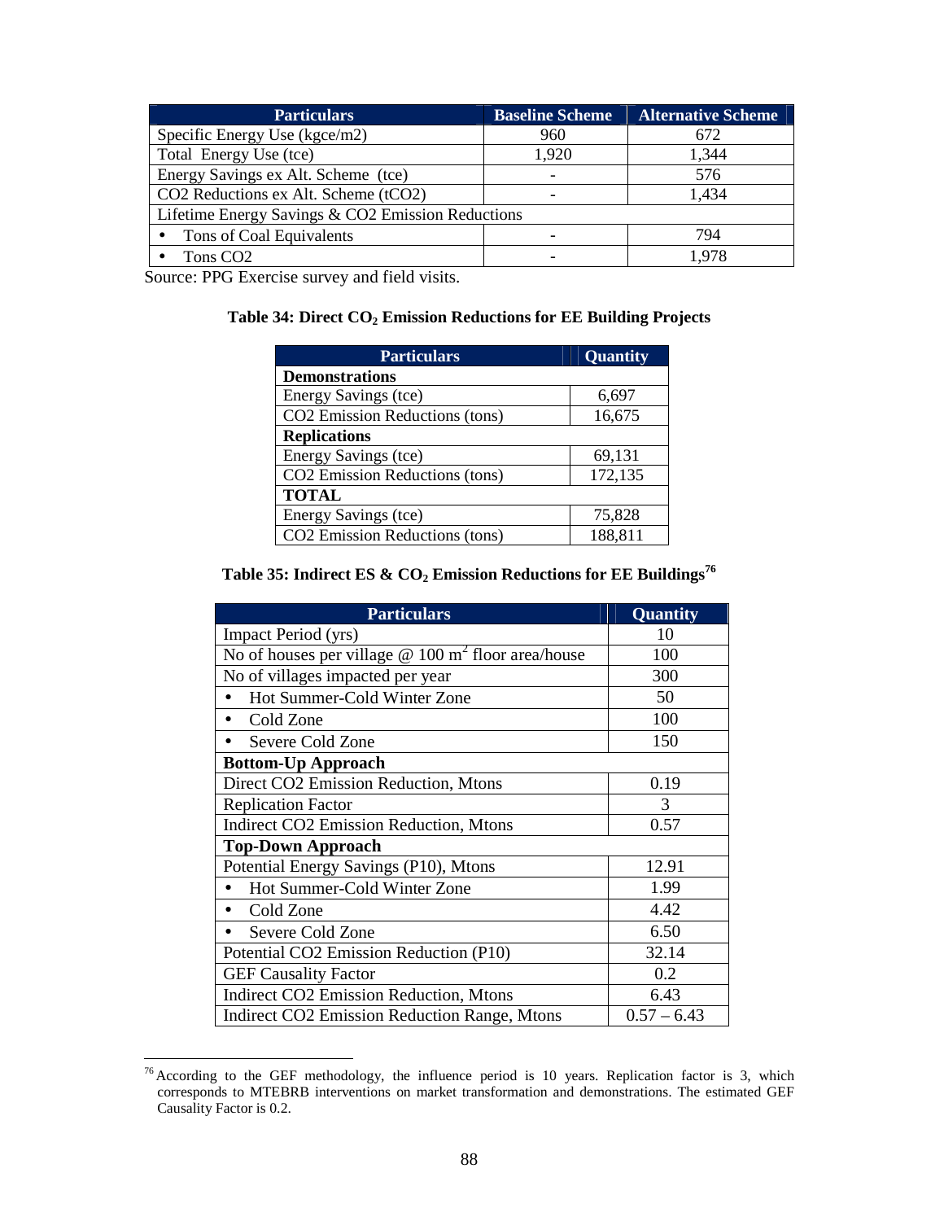| Particulars | Baseline Scheme | Alternative Scheme |
|---|---|---|
| Specific Energy Use (kgce/m2) | 960 | 672 |
| Total Energy Use (tce) | 1,920 | 1,344 |
| Energy Savings ex Alt. Scheme (tce) | - | 576 |
| CO2 Reductions ex Alt. Scheme (tCO2) | - | 1,434 |
| Lifetime Energy Savings & CO2 Emission Reductions | | |
| • Tons of Coal Equivalents | - | 794 |
| • Tons CO2 | - | 1,978 |

Source: PPG Exercise survey and field visits.

**Table 34: Direct $CO_2$ Emission Reductions for EE Building Projects**

| Particulars | Quantity |
|---|---|
| **Demonstrations** | |
| Energy Savings (tce) | 6,697 |
| CO2 Emission Reductions (tons) | 16,675 |
| **Replications** | |
| Energy Savings (tce) | 69,131 |
| CO2 Emission Reductions (tons) | 172,135 |
| **TOTAL** | |
| Energy Savings (tce) | 75,828 |
| CO2 Emission Reductions (tons) | 188,811 |

**Table 35: Indirect ES & $CO_2$ Emission Reductions for EE Buildings**[76]

| Particulars | Quantity |
|---|---|
| Impact Period (yrs) | 10 |
| No of houses per village @ 100 $m^2$ floor area/house | 100 |
| No of villages impacted per year | 300 |
| • Hot Summer-Cold Winter Zone | 50 |
| • Cold Zone | 100 |
| • Severe Cold Zone | 150 |
| **Bottom-Up Approach** | |
| Direct CO2 Emission Reduction, Mtons | 0.19 |
| Replication Factor | 3 |
| Indirect CO2 Emission Reduction, Mtons | 0.57 |
| **Top-Down Approach** | |
| Potential Energy Savings (P10), Mtons | 12.91 |
| • Hot Summer-Cold Winter Zone | 1.99 |
| • Cold Zone | 4.42 |
| • Severe Cold Zone | 6.50 |
| Potential CO2 Emission Reduction (P10) | 32.14 |
| GEF Causality Factor | 0.2 |
| Indirect CO2 Emission Reduction, Mtons | 6.43 |
| Indirect CO2 Emission Reduction Range, Mtons | 0.57 – 6.43 |

[76] According to the GEF methodology, the influence period is 10 years. Replication factor is 3, which corresponds to MTEBRB interventions on market transformation and demonstrations. The estimated GEF Causality Factor is 0.2.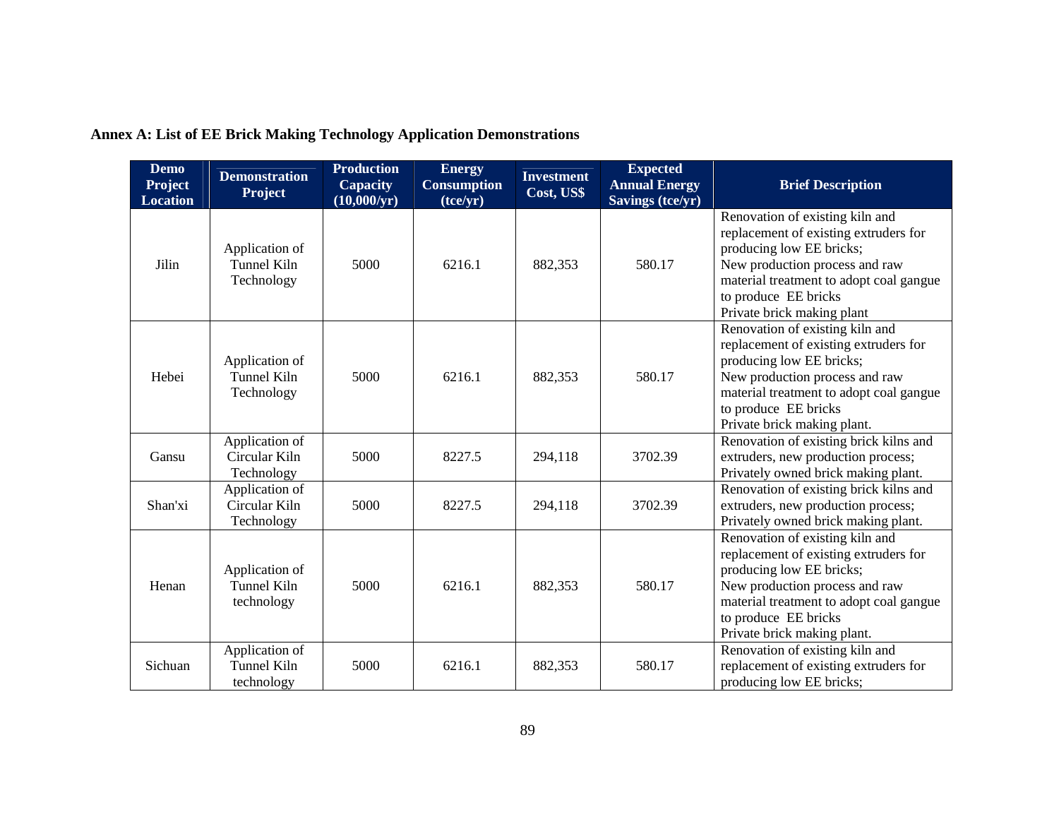**Annex A: List of EE Brick Making Technology Application Demonstrations**

| Demo Project Location | Demonstration Project | Production Capacity (10,000/yr) | Energy Consumption (tce/yr) | Investment Cost, US$ | Expected Annual Energy Savings (tce/yr) | Brief Description |
|---|---|---|---|---|---|---|
| Jilin | Application of Tunnel Kiln Technology | 5000 | 6216.1 | 882,353 | 580.17 | Renovation of existing kiln and replacement of existing extruders for producing low EE bricks;<br>New production process and raw material treatment to adopt coal gangue to produce EE bricks<br>Private brick making plant |
| Hebei | Application of Tunnel Kiln Technology | 5000 | 6216.1 | 882,353 | 580.17 | Renovation of existing kiln and replacement of existing extruders for producing low EE bricks;<br>New production process and raw material treatment to adopt coal gangue to produce EE bricks<br>Private brick making plant. |
| Gansu | Application of Circular Kiln Technology | 5000 | 8227.5 | 294,118 | 3702.39 | Renovation of existing brick kilns and extruders, new production process;<br>Privately owned brick making plant. |
| Shan'xi | Application of Circular Kiln Technology | 5000 | 8227.5 | 294,118 | 3702.39 | Renovation of existing brick kilns and extruders, new production process;<br>Privately owned brick making plant. |
| Henan | Application of Tunnel Kiln technology | 5000 | 6216.1 | 882,353 | 580.17 | Renovation of existing kiln and replacement of existing extruders for producing low EE bricks;<br>New production process and raw material treatment to adopt coal gangue to produce EE bricks<br>Private brick making plant. |
| Sichuan | Application of Tunnel Kiln technology | 5000 | 6216.1 | 882,353 | 580.17 | Renovation of existing kiln and replacement of existing extruders for producing low EE bricks; |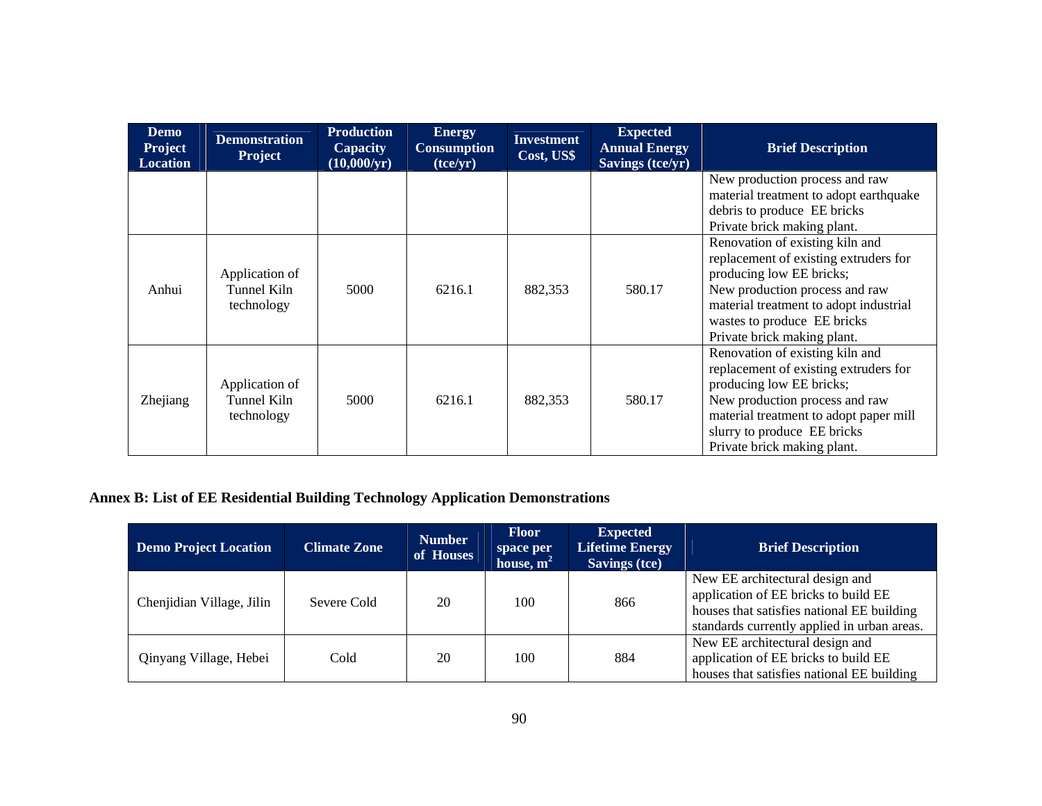| Demo Project Location | Demonstration Project | Production Capacity (10,000/yr) | Energy Consumption (tce/yr) | Investment Cost, US$ | Expected Annual Energy Savings (tce/yr) | Brief Description |
|---|---|---|---|---|---|---|
| | | | | | | New production process and raw material treatment to adopt earthquake debris to produce EE bricks<br>Private brick making plant. |
| Anhui | Application of Tunnel Kiln technology | 5000 | 6216.1 | 882,353 | 580.17 | Renovation of existing kiln and replacement of existing extruders for producing low EE bricks;<br>New production process and raw material treatment to adopt industrial wastes to produce EE bricks<br>Private brick making plant. |
| Zhejiang | Application of Tunnel Kiln technology | 5000 | 6216.1 | 882,353 | 580.17 | Renovation of existing kiln and replacement of existing extruders for producing low EE bricks;<br>New production process and raw material treatment to adopt paper mill slurry to produce EE bricks<br>Private brick making plant. |

**Annex B: List of EE Residential Building Technology Application Demonstrations**

| Demo Project Location | Climate Zone | Number of Houses | Floor space per house, $m^2$ | Expected Lifetime Energy Savings (tce) | Brief Description |
|---|---|---|---|---|---|
| Chenjidian Village, Jilin | Severe Cold | 20 | 100 | 866 | New EE architectural design and application of EE bricks to build EE houses that satisfies national EE building standards currently applied in urban areas. |
| Qinyang Village, Hebei | Cold | 20 | 100 | 884 | New EE architectural design and application of EE bricks to build EE houses that satisfies national EE building |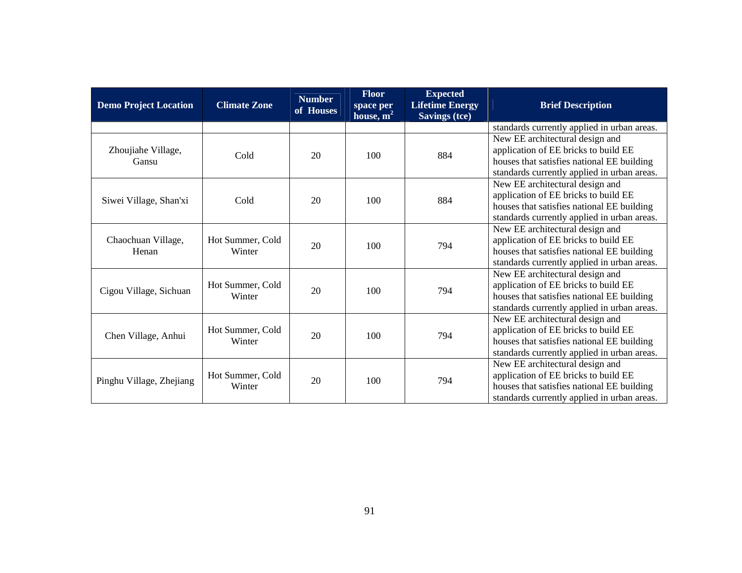| Demo Project Location | Climate Zone | Number of Houses | Floor space per house, $m^2$ | Expected Lifetime Energy Savings (tce) | Brief Description |
|---|---|---|---|---|---|
| | | | | | standards currently applied in urban areas. |
| Zhoujiahe Village, Gansu | Cold | 20 | 100 | 884 | New EE architectural design and application of EE bricks to build EE houses that satisfies national EE building standards currently applied in urban areas. |
| Siwei Village, Shan'xi | Cold | 20 | 100 | 884 | New EE architectural design and application of EE bricks to build EE houses that satisfies national EE building standards currently applied in urban areas. |
| Chaochuan Village, Henan | Hot Summer, Cold Winter | 20 | 100 | 794 | New EE architectural design and application of EE bricks to build EE houses that satisfies national EE building standards currently applied in urban areas. |
| Cigou Village, Sichuan | Hot Summer, Cold Winter | 20 | 100 | 794 | New EE architectural design and application of EE bricks to build EE houses that satisfies national EE building standards currently applied in urban areas. |
| Chen Village, Anhui | Hot Summer, Cold Winter | 20 | 100 | 794 | New EE architectural design and application of EE bricks to build EE houses that satisfies national EE building standards currently applied in urban areas. |
| Pinghu Village, Zhejiang | Hot Summer, Cold Winter | 20 | 100 | 794 | New EE architectural design and application of EE bricks to build EE houses that satisfies national EE building standards currently applied in urban areas. |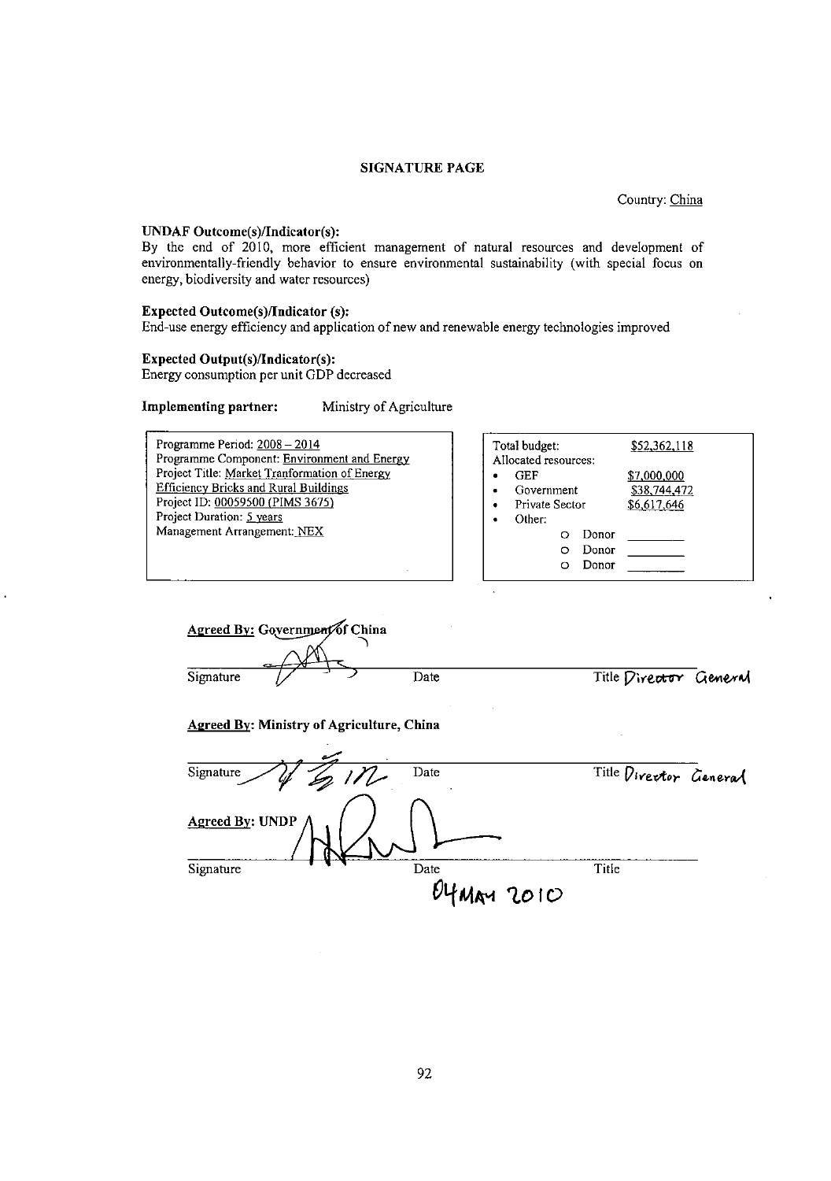**SIGNATURE PAGE**

Country: China

**UNDAF Outcome(s)/Indicator(s):**
By the end of 2010, more efficient management of natural resources and development of environmentally-friendly behavior to ensure environmental sustainability (with special focus on energy, biodiversity and water resources)

**Expected Outcome(s)/Indicator (s):**
End-use energy efficiency and application of new and renewable energy technologies improved

**Expected Output(s)/Indicator(s):**
Energy consumption per unit GDP decreased

**Implementing partner:** Ministry of Agriculture

Programme Period: 2008 – 2014
Programme Component: Environment and Energy
Project Title: Market Tranformation of Energy Efficiency Bricks and Rural Buildings
Project ID: 00059500 (PIMS 3675)
Project Duration: 5 years
Management Arrangement: NEX

Total budget: $52,362,118
Allocated resources:
- GEF $7,000,000
- Government $38,744,472
- Private Sector $6,617,646
- Other:
  - Donor ________
  - Donor ________
  - Donor ________

**Agreed By: Government of China**

Signature Date Title Director General

**Agreed By: Ministry of Agriculture, China**

Signature Date Title Director General

**Agreed By: UNDP**

Signature Date Title

04 MAY 2010